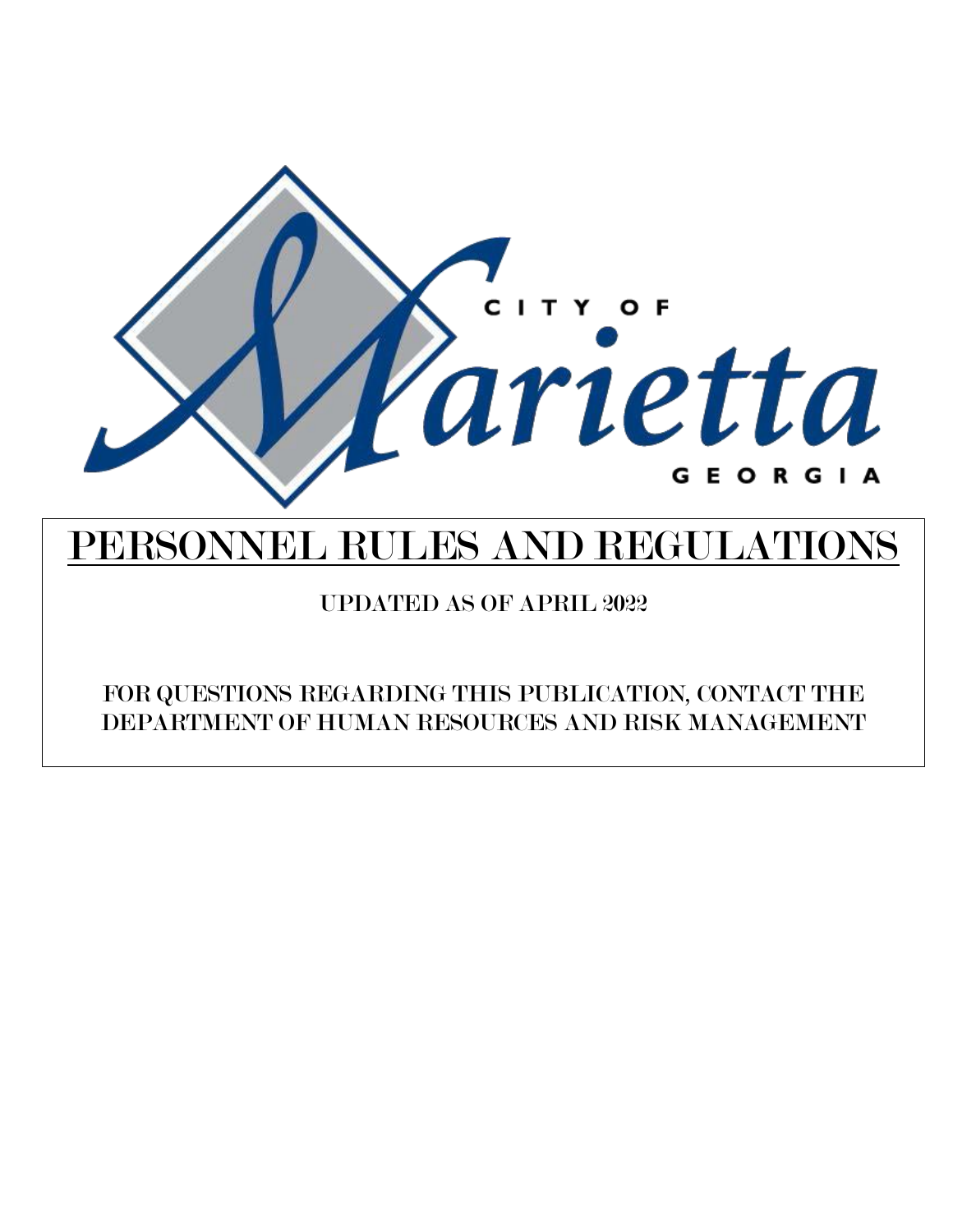CITY OF Marietta GEORGIA

# PERSONNEL RULES AND REGULATIONS

UPDATED AS OF APRIL 2022

FOR QUESTIONS REGARDING THIS PUBLICATION, CONTACT THE DEPARTMENT OF HUMAN RESOURCES AND RISK MANAGEMENT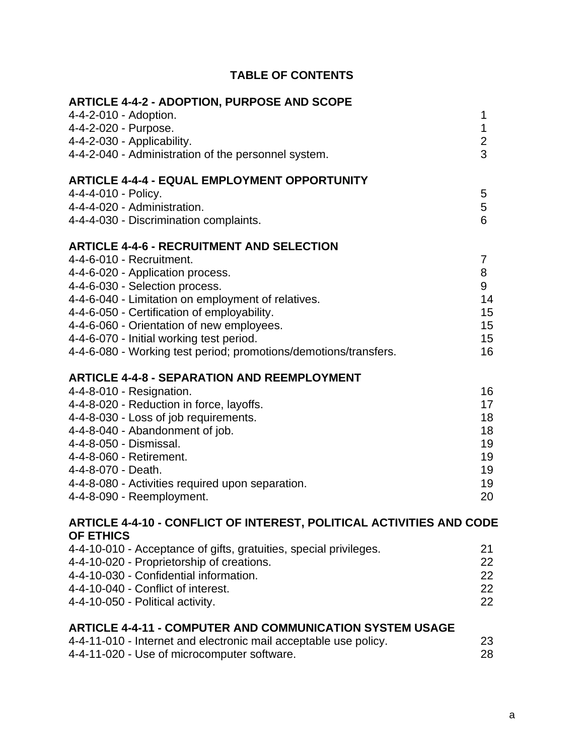# TABLE OF CONTENTS

## ARTICLE 4-4-2 - ADOPTION, PURPOSE AND SCOPE

| | |
|---|---|
| 4-4-2-010 - Adoption. | 1 |
| 4-4-2-020 - Purpose. | 1 |
| 4-4-2-030 - Applicability. | 2 |
| 4-4-2-040 - Administration of the personnel system. | 3 |

## ARTICLE 4-4-4 - EQUAL EMPLOYMENT OPPORTUNITY

| | |
|---|---|
| 4-4-4-010 - Policy. | 5 |
| 4-4-4-020 - Administration. | 5 |
| 4-4-4-030 - Discrimination complaints. | 6 |

## ARTICLE 4-4-6 - RECRUITMENT AND SELECTION

| | |
|---|---|
| 4-4-6-010 - Recruitment. | 7 |
| 4-4-6-020 - Application process. | 8 |
| 4-4-6-030 - Selection process. | 9 |
| 4-4-6-040 - Limitation on employment of relatives. | 14 |
| 4-4-6-050 - Certification of employability. | 15 |
| 4-4-6-060 - Orientation of new employees. | 15 |
| 4-4-6-070 - Initial working test period. | 15 |
| 4-4-6-080 - Working test period; promotions/demotions/transfers. | 16 |

## ARTICLE 4-4-8 - SEPARATION AND REEMPLOYMENT

| | |
|---|---|
| 4-4-8-010 - Resignation. | 16 |
| 4-4-8-020 - Reduction in force, layoffs. | 17 |
| 4-4-8-030 - Loss of job requirements. | 18 |
| 4-4-8-040 - Abandonment of job. | 18 |
| 4-4-8-050 - Dismissal. | 19 |
| 4-4-8-060 - Retirement. | 19 |
| 4-4-8-070 - Death. | 19 |
| 4-4-8-080 - Activities required upon separation. | 19 |
| 4-4-8-090 - Reemployment. | 20 |

## ARTICLE 4-4-10 - CONFLICT OF INTEREST, POLITICAL ACTIVITIES AND CODE OF ETHICS

| | |
|---|---|
| 4-4-10-010 - Acceptance of gifts, gratuities, special privileges. | 21 |
| 4-4-10-020 - Proprietorship of creations. | 22 |
| 4-4-10-030 - Confidential information. | 22 |
| 4-4-10-040 - Conflict of interest. | 22 |
| 4-4-10-050 - Political activity. | 22 |

## ARTICLE 4-4-11 - COMPUTER AND COMMUNICATION SYSTEM USAGE

| | |
|---|---|
| 4-4-11-010 - Internet and electronic mail acceptable use policy. | 23 |
| 4-4-11-020 - Use of microcomputer software. | 28 |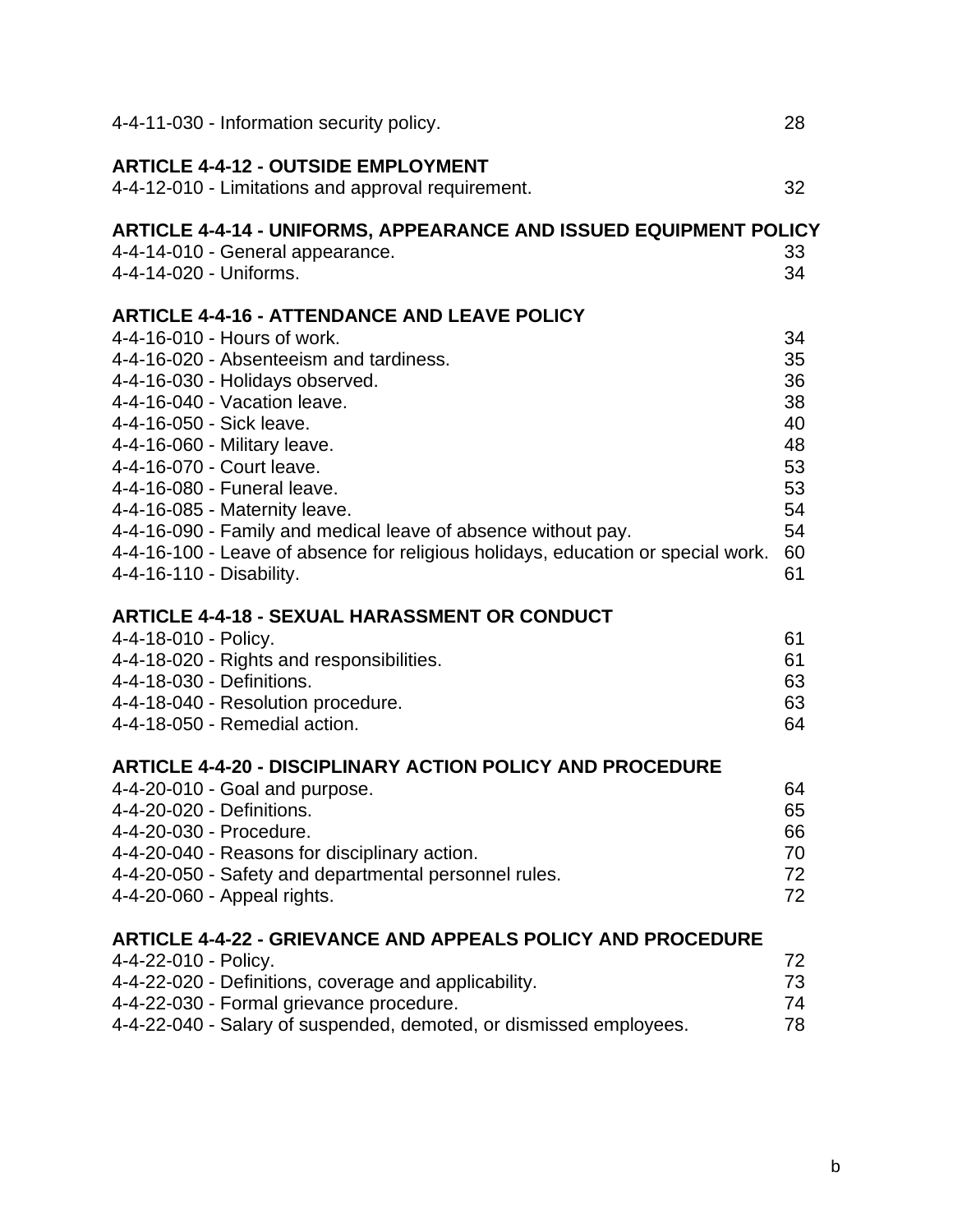4-4-11-030 - Information security policy. 28

**ARTICLE 4-4-12 - OUTSIDE EMPLOYMENT**

4-4-12-010 - Limitations and approval requirement. 32

**ARTICLE 4-4-14 - UNIFORMS, APPEARANCE AND ISSUED EQUIPMENT POLICY**

4-4-14-010 - General appearance. 33
4-4-14-020 - Uniforms. 34

**ARTICLE 4-4-16 - ATTENDANCE AND LEAVE POLICY**

4-4-16-010 - Hours of work. 34
4-4-16-020 - Absenteeism and tardiness. 35
4-4-16-030 - Holidays observed. 36
4-4-16-040 - Vacation leave. 38
4-4-16-050 - Sick leave. 40
4-4-16-060 - Military leave. 48
4-4-16-070 - Court leave. 53
4-4-16-080 - Funeral leave. 53
4-4-16-085 - Maternity leave. 54
4-4-16-090 - Family and medical leave of absence without pay. 54
4-4-16-100 - Leave of absence for religious holidays, education or special work. 60
4-4-16-110 - Disability. 61

**ARTICLE 4-4-18 - SEXUAL HARASSMENT OR CONDUCT**

4-4-18-010 - Policy. 61
4-4-18-020 - Rights and responsibilities. 61
4-4-18-030 - Definitions. 63
4-4-18-040 - Resolution procedure. 63
4-4-18-050 - Remedial action. 64

**ARTICLE 4-4-20 - DISCIPLINARY ACTION POLICY AND PROCEDURE**

4-4-20-010 - Goal and purpose. 64
4-4-20-020 - Definitions. 65
4-4-20-030 - Procedure. 66
4-4-20-040 - Reasons for disciplinary action. 70
4-4-20-050 - Safety and departmental personnel rules. 72
4-4-20-060 - Appeal rights. 72

**ARTICLE 4-4-22 - GRIEVANCE AND APPEALS POLICY AND PROCEDURE**

4-4-22-010 - Policy. 72
4-4-22-020 - Definitions, coverage and applicability. 73
4-4-22-030 - Formal grievance procedure. 74
4-4-22-040 - Salary of suspended, demoted, or dismissed employees. 78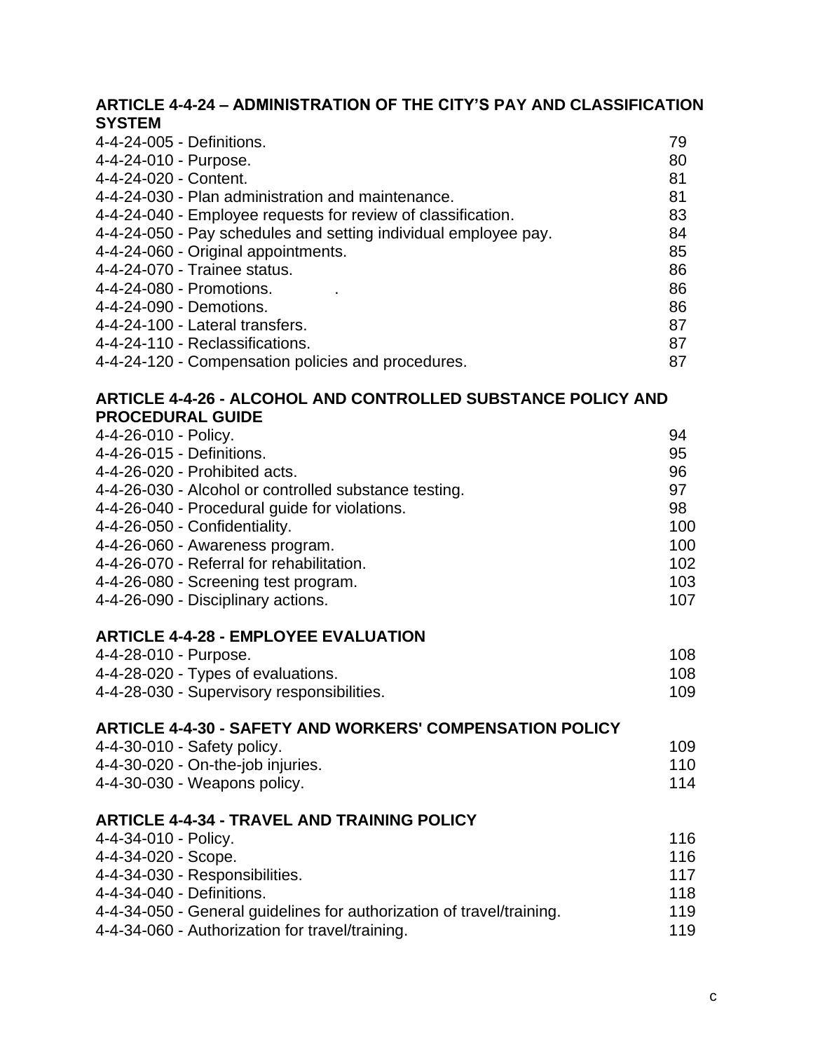**ARTICLE 4-4-24 – ADMINISTRATION OF THE CITY'S PAY AND CLASSIFICATION SYSTEM**

| | |
|---|---|
| 4-4-24-005 - Definitions. | 79 |
| 4-4-24-010 - Purpose. | 80 |
| 4-4-24-020 - Content. | 81 |
| 4-4-24-030 - Plan administration and maintenance. | 81 |
| 4-4-24-040 - Employee requests for review of classification. | 83 |
| 4-4-24-050 - Pay schedules and setting individual employee pay. | 84 |
| 4-4-24-060 - Original appointments. | 85 |
| 4-4-24-070 - Trainee status. | 86 |
| 4-4-24-080 - Promotions. . | 86 |
| 4-4-24-090 - Demotions. | 86 |
| 4-4-24-100 - Lateral transfers. | 87 |
| 4-4-24-110 - Reclassifications. | 87 |
| 4-4-24-120 - Compensation policies and procedures. | 87 |

**ARTICLE 4-4-26 - ALCOHOL AND CONTROLLED SUBSTANCE POLICY AND PROCEDURAL GUIDE**

| | |
|---|---|
| 4-4-26-010 - Policy. | 94 |
| 4-4-26-015 - Definitions. | 95 |
| 4-4-26-020 - Prohibited acts. | 96 |
| 4-4-26-030 - Alcohol or controlled substance testing. | 97 |
| 4-4-26-040 - Procedural guide for violations. | 98 |
| 4-4-26-050 - Confidentiality. | 100 |
| 4-4-26-060 - Awareness program. | 100 |
| 4-4-26-070 - Referral for rehabilitation. | 102 |
| 4-4-26-080 - Screening test program. | 103 |
| 4-4-26-090 - Disciplinary actions. | 107 |

**ARTICLE 4-4-28 - EMPLOYEE EVALUATION**

| | |
|---|---|
| 4-4-28-010 - Purpose. | 108 |
| 4-4-28-020 - Types of evaluations. | 108 |
| 4-4-28-030 - Supervisory responsibilities. | 109 |

**ARTICLE 4-4-30 - SAFETY AND WORKERS' COMPENSATION POLICY**

| | |
|---|---|
| 4-4-30-010 - Safety policy. | 109 |
| 4-4-30-020 - On-the-job injuries. | 110 |
| 4-4-30-030 - Weapons policy. | 114 |

**ARTICLE 4-4-34 - TRAVEL AND TRAINING POLICY**

| | |
|---|---|
| 4-4-34-010 - Policy. | 116 |
| 4-4-34-020 - Scope. | 116 |
| 4-4-34-030 - Responsibilities. | 117 |
| 4-4-34-040 - Definitions. | 118 |
| 4-4-34-050 - General guidelines for authorization of travel/training. | 119 |
| 4-4-34-060 - Authorization for travel/training. | 119 |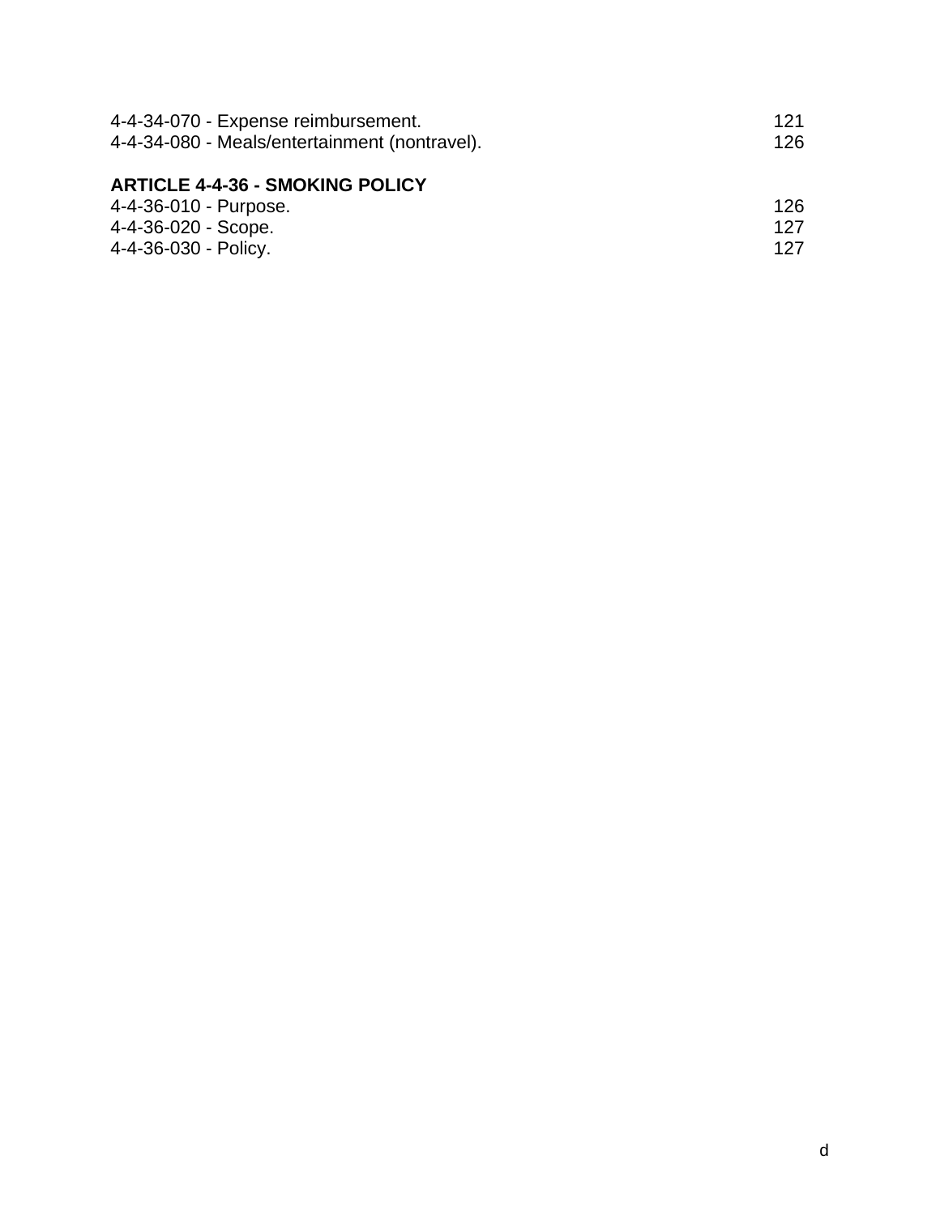4-4-34-070 - Expense reimbursement. 121
4-4-34-080 - Meals/entertainment (nontravel). 126

**ARTICLE 4-4-36 - SMOKING POLICY**

4-4-36-010 - Purpose. 126
4-4-36-020 - Scope. 127
4-4-36-030 - Policy. 127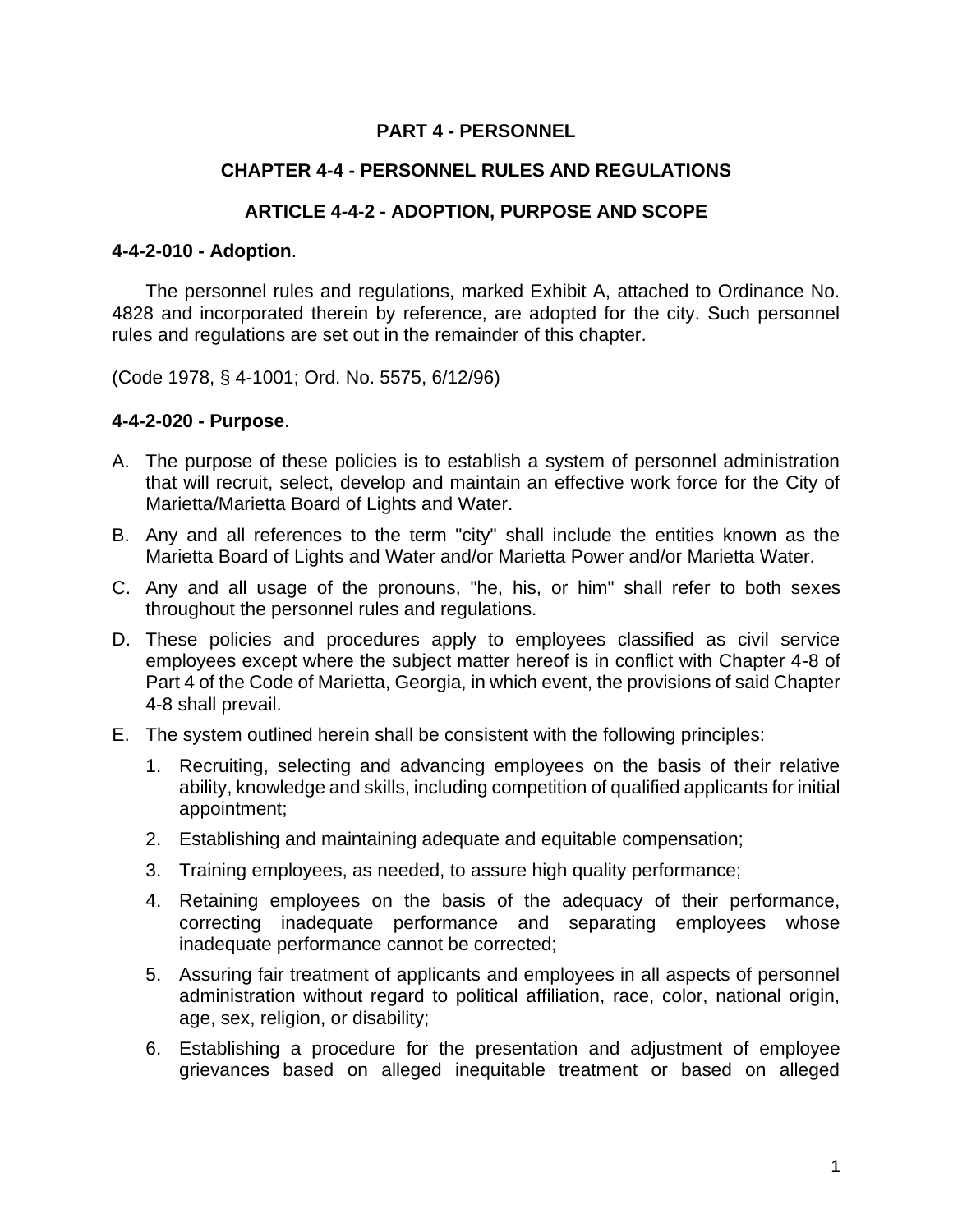# PART 4 - PERSONNEL

## CHAPTER 4-4 - PERSONNEL RULES AND REGULATIONS

### ARTICLE 4-4-2 - ADOPTION, PURPOSE AND SCOPE

**4-4-2-010 - Adoption**.

The personnel rules and regulations, marked Exhibit A, attached to Ordinance No. 4828 and incorporated therein by reference, are adopted for the city. Such personnel rules and regulations are set out in the remainder of this chapter.

(Code 1978, § 4-1001; Ord. No. 5575, 6/12/96)

**4-4-2-020 - Purpose**.

A. The purpose of these policies is to establish a system of personnel administration that will recruit, select, develop and maintain an effective work force for the City of Marietta/Marietta Board of Lights and Water.

B. Any and all references to the term "city" shall include the entities known as the Marietta Board of Lights and Water and/or Marietta Power and/or Marietta Water.

C. Any and all usage of the pronouns, "he, his, or him" shall refer to both sexes throughout the personnel rules and regulations.

D. These policies and procedures apply to employees classified as civil service employees except where the subject matter hereof is in conflict with Chapter 4-8 of Part 4 of the Code of Marietta, Georgia, in which event, the provisions of said Chapter 4-8 shall prevail.

E. The system outlined herein shall be consistent with the following principles:

   1. Recruiting, selecting and advancing employees on the basis of their relative ability, knowledge and skills, including competition of qualified applicants for initial appointment;

   2. Establishing and maintaining adequate and equitable compensation;

   3. Training employees, as needed, to assure high quality performance;

   4. Retaining employees on the basis of the adequacy of their performance, correcting inadequate performance and separating employees whose inadequate performance cannot be corrected;

   5. Assuring fair treatment of applicants and employees in all aspects of personnel administration without regard to political affiliation, race, color, national origin, age, sex, religion, or disability;

   6. Establishing a procedure for the presentation and adjustment of employee grievances based on alleged inequitable treatment or based on alleged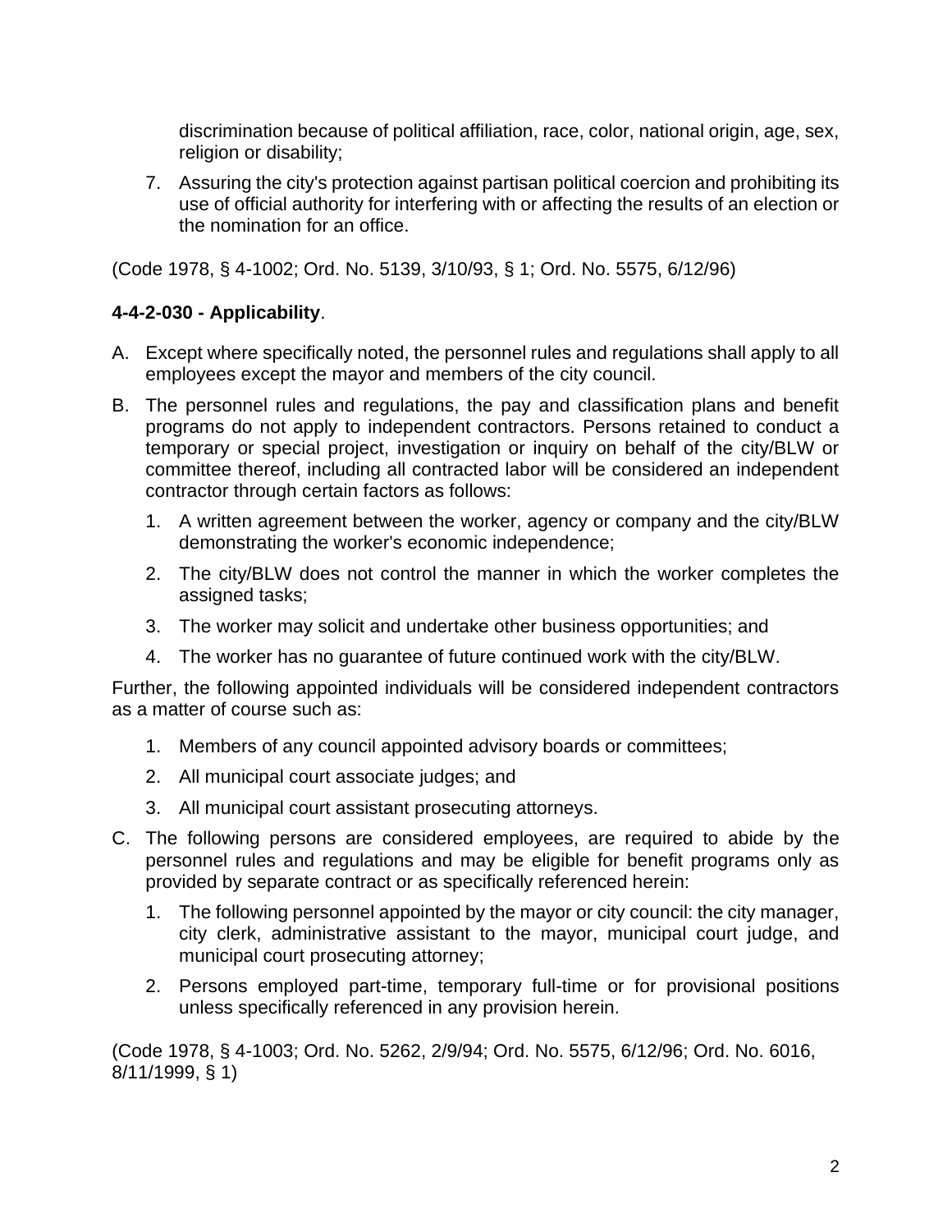discrimination because of political affiliation, race, color, national origin, age, sex, religion or disability;

7. Assuring the city's protection against partisan political coercion and prohibiting its use of official authority for interfering with or affecting the results of an election or the nomination for an office.

(Code 1978, § 4-1002; Ord. No. 5139, 3/10/93, § 1; Ord. No. 5575, 6/12/96)

**4-4-2-030 - Applicability**.

A. Except where specifically noted, the personnel rules and regulations shall apply to all employees except the mayor and members of the city council.

B. The personnel rules and regulations, the pay and classification plans and benefit programs do not apply to independent contractors. Persons retained to conduct a temporary or special project, investigation or inquiry on behalf of the city/BLW or committee thereof, including all contracted labor will be considered an independent contractor through certain factors as follows:

   1. A written agreement between the worker, agency or company and the city/BLW demonstrating the worker's economic independence;
   2. The city/BLW does not control the manner in which the worker completes the assigned tasks;
   3. The worker may solicit and undertake other business opportunities; and
   4. The worker has no guarantee of future continued work with the city/BLW.

Further, the following appointed individuals will be considered independent contractors as a matter of course such as:

   1. Members of any council appointed advisory boards or committees;
   2. All municipal court associate judges; and
   3. All municipal court assistant prosecuting attorneys.

C. The following persons are considered employees, are required to abide by the personnel rules and regulations and may be eligible for benefit programs only as provided by separate contract or as specifically referenced herein:

   1. The following personnel appointed by the mayor or city council: the city manager, city clerk, administrative assistant to the mayor, municipal court judge, and municipal court prosecuting attorney;
   2. Persons employed part-time, temporary full-time or for provisional positions unless specifically referenced in any provision herein.

(Code 1978, § 4-1003; Ord. No. 5262, 2/9/94; Ord. No. 5575, 6/12/96; Ord. No. 6016, 8/11/1999, § 1)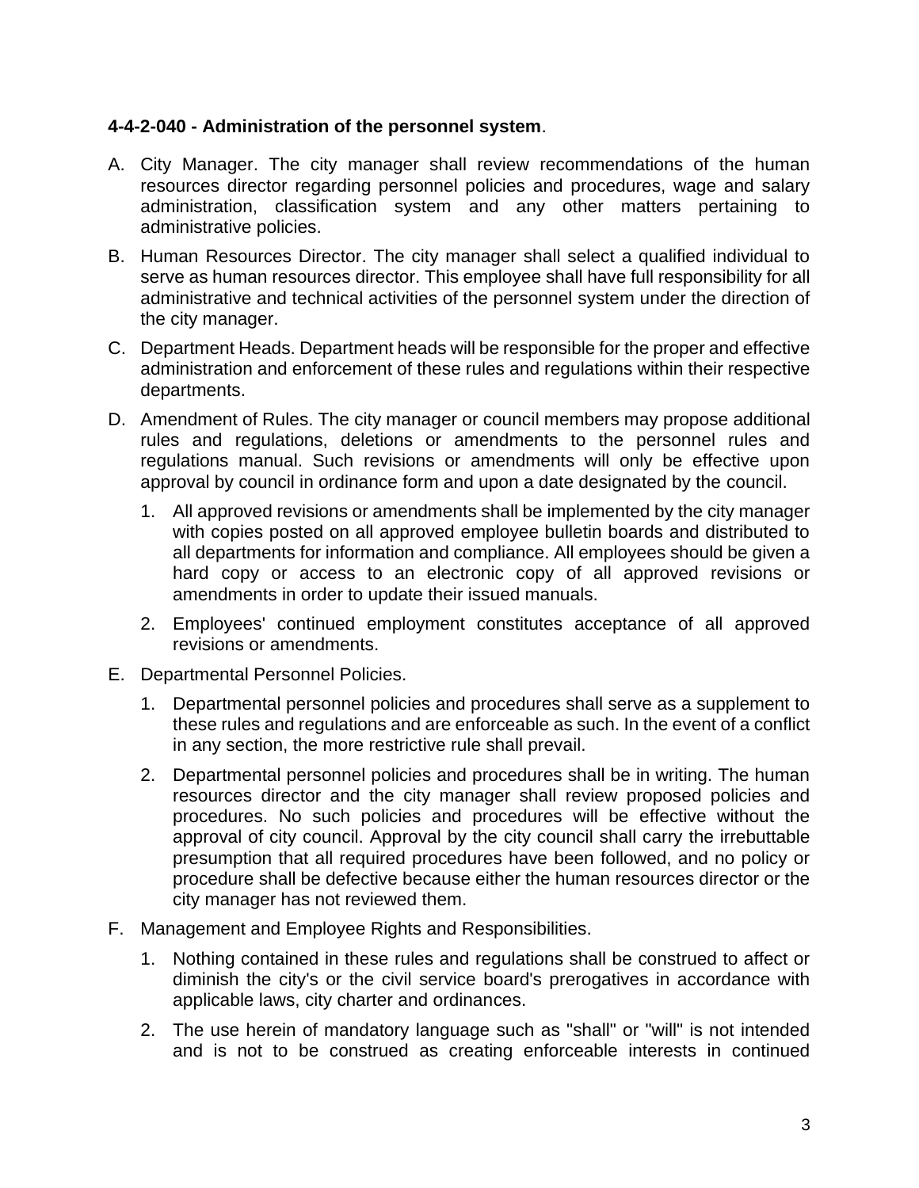**4-4-2-040 - Administration of the personnel system**.

A. City Manager. The city manager shall review recommendations of the human resources director regarding personnel policies and procedures, wage and salary administration, classification system and any other matters pertaining to administrative policies.

B. Human Resources Director. The city manager shall select a qualified individual to serve as human resources director. This employee shall have full responsibility for all administrative and technical activities of the personnel system under the direction of the city manager.

C. Department Heads. Department heads will be responsible for the proper and effective administration and enforcement of these rules and regulations within their respective departments.

D. Amendment of Rules. The city manager or council members may propose additional rules and regulations, deletions or amendments to the personnel rules and regulations manual. Such revisions or amendments will only be effective upon approval by council in ordinance form and upon a date designated by the council.

   1. All approved revisions or amendments shall be implemented by the city manager with copies posted on all approved employee bulletin boards and distributed to all departments for information and compliance. All employees should be given a hard copy or access to an electronic copy of all approved revisions or amendments in order to update their issued manuals.

   2. Employees' continued employment constitutes acceptance of all approved revisions or amendments.

E. Departmental Personnel Policies.

   1. Departmental personnel policies and procedures shall serve as a supplement to these rules and regulations and are enforceable as such. In the event of a conflict in any section, the more restrictive rule shall prevail.

   2. Departmental personnel policies and procedures shall be in writing. The human resources director and the city manager shall review proposed policies and procedures. No such policies and procedures will be effective without the approval of city council. Approval by the city council shall carry the irrebuttable presumption that all required procedures have been followed, and no policy or procedure shall be defective because either the human resources director or the city manager has not reviewed them.

F. Management and Employee Rights and Responsibilities.

   1. Nothing contained in these rules and regulations shall be construed to affect or diminish the city's or the civil service board's prerogatives in accordance with applicable laws, city charter and ordinances.

   2. The use herein of mandatory language such as "shall" or "will" is not intended and is not to be construed as creating enforceable interests in continued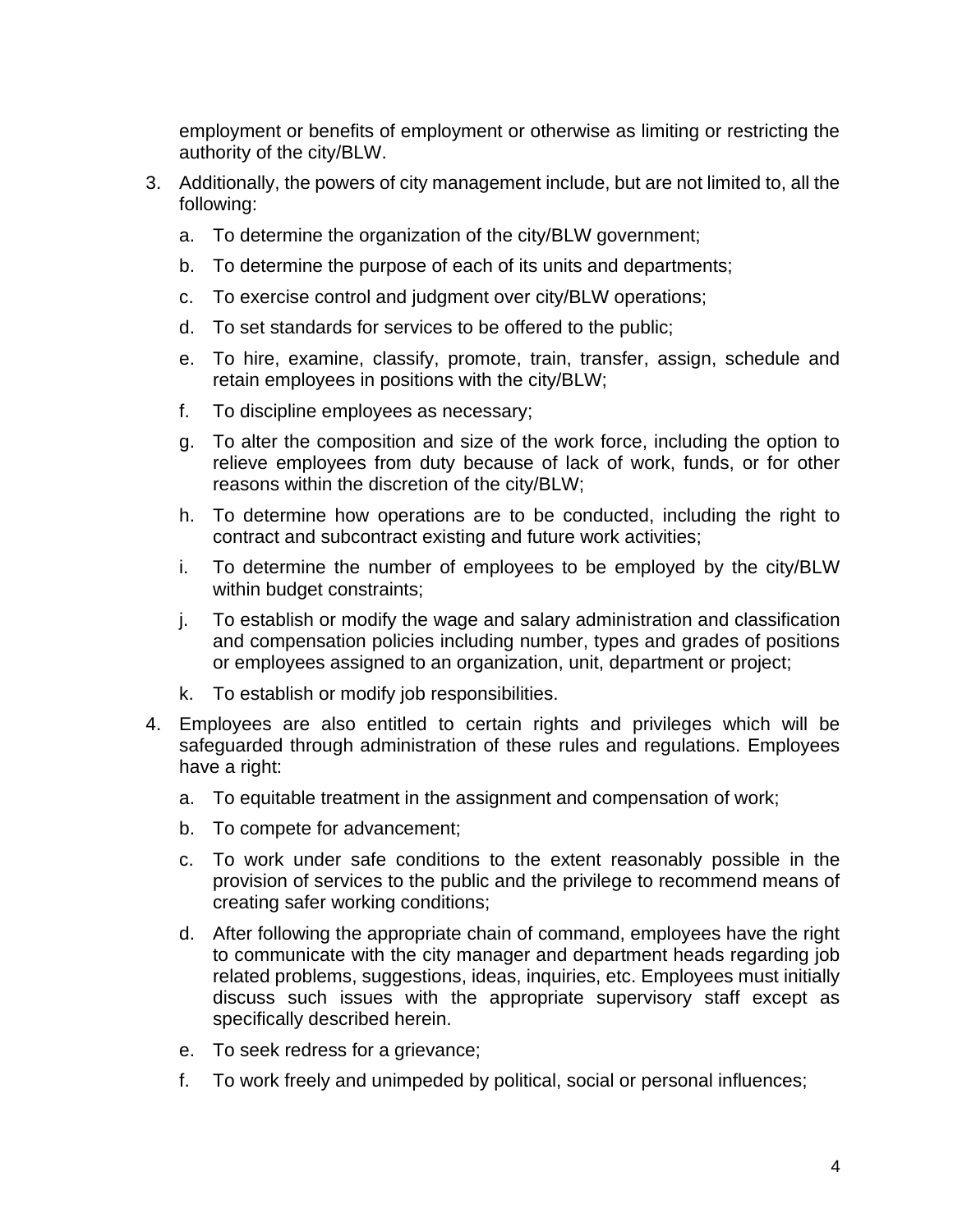employment or benefits of employment or otherwise as limiting or restricting the authority of the city/BLW.

3. Additionally, the powers of city management include, but are not limited to, all the following:
   a. To determine the organization of the city/BLW government;
   b. To determine the purpose of each of its units and departments;
   c. To exercise control and judgment over city/BLW operations;
   d. To set standards for services to be offered to the public;
   e. To hire, examine, classify, promote, train, transfer, assign, schedule and retain employees in positions with the city/BLW;
   f. To discipline employees as necessary;
   g. To alter the composition and size of the work force, including the option to relieve employees from duty because of lack of work, funds, or for other reasons within the discretion of the city/BLW;
   h. To determine how operations are to be conducted, including the right to contract and subcontract existing and future work activities;
   i. To determine the number of employees to be employed by the city/BLW within budget constraints;
   j. To establish or modify the wage and salary administration and classification and compensation policies including number, types and grades of positions or employees assigned to an organization, unit, department or project;
   k. To establish or modify job responsibilities.

4. Employees are also entitled to certain rights and privileges which will be safeguarded through administration of these rules and regulations. Employees have a right:
   a. To equitable treatment in the assignment and compensation of work;
   b. To compete for advancement;
   c. To work under safe conditions to the extent reasonably possible in the provision of services to the public and the privilege to recommend means of creating safer working conditions;
   d. After following the appropriate chain of command, employees have the right to communicate with the city manager and department heads regarding job related problems, suggestions, ideas, inquiries, etc. Employees must initially discuss such issues with the appropriate supervisory staff except as specifically described herein.
   e. To seek redress for a grievance;
   f. To work freely and unimpeded by political, social or personal influences;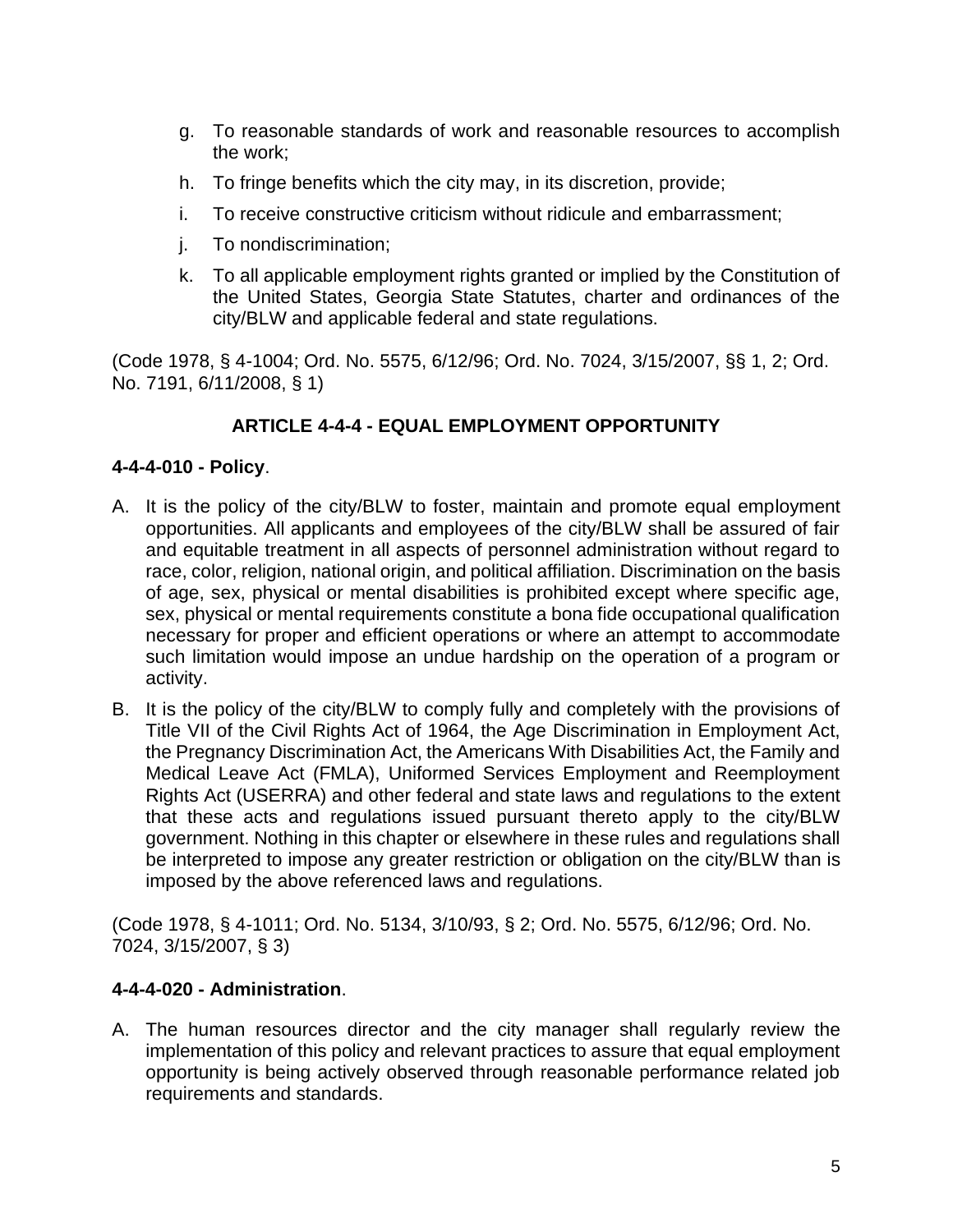g. To reasonable standards of work and reasonable resources to accomplish the work;

h. To fringe benefits which the city may, in its discretion, provide;

i. To receive constructive criticism without ridicule and embarrassment;

j. To nondiscrimination;

k. To all applicable employment rights granted or implied by the Constitution of the United States, Georgia State Statutes, charter and ordinances of the city/BLW and applicable federal and state regulations.

(Code 1978, § 4-1004; Ord. No. 5575, 6/12/96; Ord. No. 7024, 3/15/2007, §§ 1, 2; Ord. No. 7191, 6/11/2008, § 1)

## ARTICLE 4-4-4 - EQUAL EMPLOYMENT OPPORTUNITY

**4-4-4-010 - Policy**.

A. It is the policy of the city/BLW to foster, maintain and promote equal employment opportunities. All applicants and employees of the city/BLW shall be assured of fair and equitable treatment in all aspects of personnel administration without regard to race, color, religion, national origin, and political affiliation. Discrimination on the basis of age, sex, physical or mental disabilities is prohibited except where specific age, sex, physical or mental requirements constitute a bona fide occupational qualification necessary for proper and efficient operations or where an attempt to accommodate such limitation would impose an undue hardship on the operation of a program or activity.

B. It is the policy of the city/BLW to comply fully and completely with the provisions of Title VII of the Civil Rights Act of 1964, the Age Discrimination in Employment Act, the Pregnancy Discrimination Act, the Americans With Disabilities Act, the Family and Medical Leave Act (FMLA), Uniformed Services Employment and Reemployment Rights Act (USERRA) and other federal and state laws and regulations to the extent that these acts and regulations issued pursuant thereto apply to the city/BLW government. Nothing in this chapter or elsewhere in these rules and regulations shall be interpreted to impose any greater restriction or obligation on the city/BLW than is imposed by the above referenced laws and regulations.

(Code 1978, § 4-1011; Ord. No. 5134, 3/10/93, § 2; Ord. No. 5575, 6/12/96; Ord. No. 7024, 3/15/2007, § 3)

**4-4-4-020 - Administration**.

A. The human resources director and the city manager shall regularly review the implementation of this policy and relevant practices to assure that equal employment opportunity is being actively observed through reasonable performance related job requirements and standards.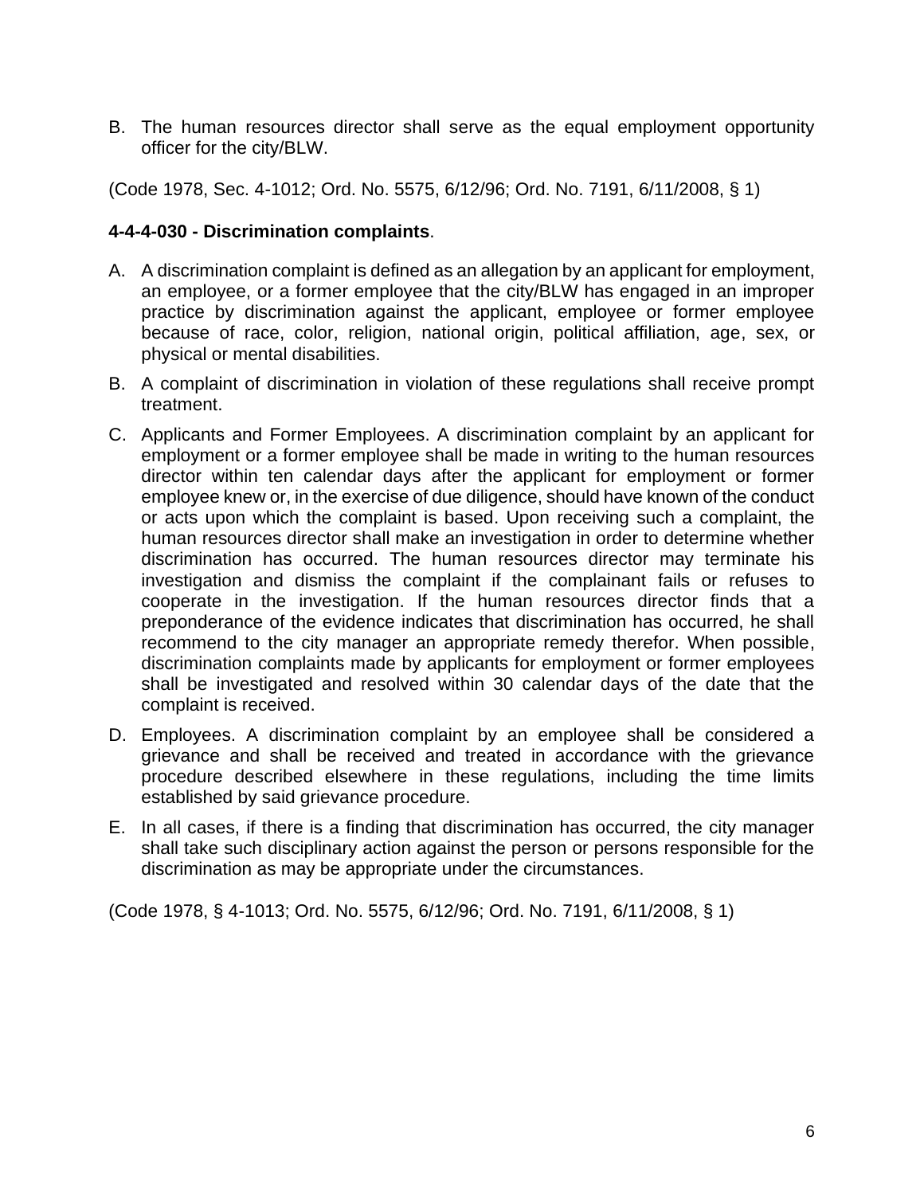B. The human resources director shall serve as the equal employment opportunity officer for the city/BLW.

(Code 1978, Sec. 4-1012; Ord. No. 5575, 6/12/96; Ord. No. 7191, 6/11/2008, § 1)

**4-4-4-030 - Discrimination complaints**.

A. A discrimination complaint is defined as an allegation by an applicant for employment, an employee, or a former employee that the city/BLW has engaged in an improper practice by discrimination against the applicant, employee or former employee because of race, color, religion, national origin, political affiliation, age, sex, or physical or mental disabilities.

B. A complaint of discrimination in violation of these regulations shall receive prompt treatment.

C. Applicants and Former Employees. A discrimination complaint by an applicant for employment or a former employee shall be made in writing to the human resources director within ten calendar days after the applicant for employment or former employee knew or, in the exercise of due diligence, should have known of the conduct or acts upon which the complaint is based. Upon receiving such a complaint, the human resources director shall make an investigation in order to determine whether discrimination has occurred. The human resources director may terminate his investigation and dismiss the complaint if the complainant fails or refuses to cooperate in the investigation. If the human resources director finds that a preponderance of the evidence indicates that discrimination has occurred, he shall recommend to the city manager an appropriate remedy therefor. When possible, discrimination complaints made by applicants for employment or former employees shall be investigated and resolved within 30 calendar days of the date that the complaint is received.

D. Employees. A discrimination complaint by an employee shall be considered a grievance and shall be received and treated in accordance with the grievance procedure described elsewhere in these regulations, including the time limits established by said grievance procedure.

E. In all cases, if there is a finding that discrimination has occurred, the city manager shall take such disciplinary action against the person or persons responsible for the discrimination as may be appropriate under the circumstances.

(Code 1978, § 4-1013; Ord. No. 5575, 6/12/96; Ord. No. 7191, 6/11/2008, § 1)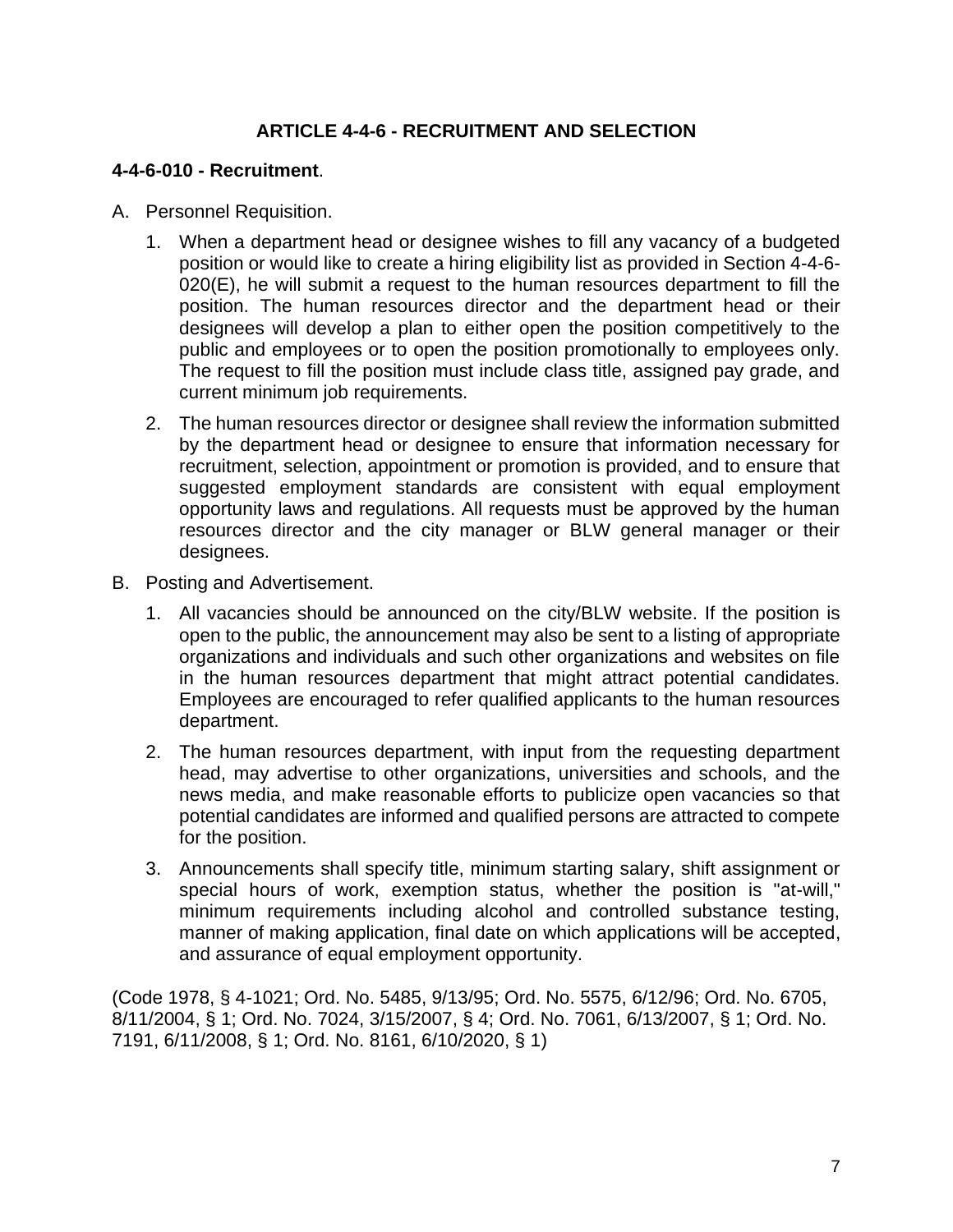## ARTICLE 4-4-6 - RECRUITMENT AND SELECTION

### 4-4-6-010 - Recruitment.

A. Personnel Requisition.

1. When a department head or designee wishes to fill any vacancy of a budgeted position or would like to create a hiring eligibility list as provided in Section 4-4-6-020(E), he will submit a request to the human resources department to fill the position. The human resources director and the department head or their designees will develop a plan to either open the position competitively to the public and employees or to open the position promotionally to employees only. The request to fill the position must include class title, assigned pay grade, and current minimum job requirements.

2. The human resources director or designee shall review the information submitted by the department head or designee to ensure that information necessary for recruitment, selection, appointment or promotion is provided, and to ensure that suggested employment standards are consistent with equal employment opportunity laws and regulations. All requests must be approved by the human resources director and the city manager or BLW general manager or their designees.

B. Posting and Advertisement.

1. All vacancies should be announced on the city/BLW website. If the position is open to the public, the announcement may also be sent to a listing of appropriate organizations and individuals and such other organizations and websites on file in the human resources department that might attract potential candidates. Employees are encouraged to refer qualified applicants to the human resources department.

2. The human resources department, with input from the requesting department head, may advertise to other organizations, universities and schools, and the news media, and make reasonable efforts to publicize open vacancies so that potential candidates are informed and qualified persons are attracted to compete for the position.

3. Announcements shall specify title, minimum starting salary, shift assignment or special hours of work, exemption status, whether the position is "at-will," minimum requirements including alcohol and controlled substance testing, manner of making application, final date on which applications will be accepted, and assurance of equal employment opportunity.

(Code 1978, § 4-1021; Ord. No. 5485, 9/13/95; Ord. No. 5575, 6/12/96; Ord. No. 6705, 8/11/2004, § 1; Ord. No. 7024, 3/15/2007, § 4; Ord. No. 7061, 6/13/2007, § 1; Ord. No. 7191, 6/11/2008, § 1; Ord. No. 8161, 6/10/2020, § 1)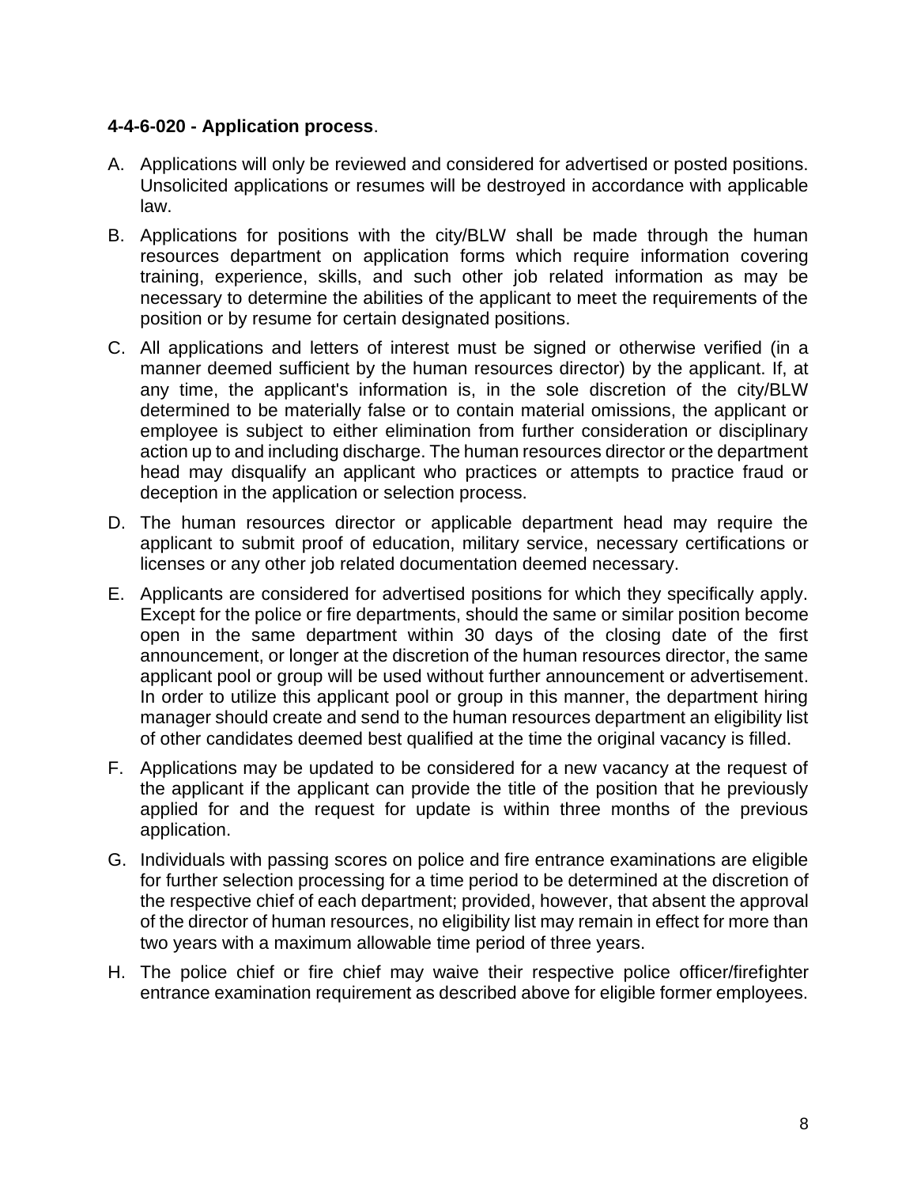**4-4-6-020 - Application process**.

A. Applications will only be reviewed and considered for advertised or posted positions. Unsolicited applications or resumes will be destroyed in accordance with applicable law.

B. Applications for positions with the city/BLW shall be made through the human resources department on application forms which require information covering training, experience, skills, and such other job related information as may be necessary to determine the abilities of the applicant to meet the requirements of the position or by resume for certain designated positions.

C. All applications and letters of interest must be signed or otherwise verified (in a manner deemed sufficient by the human resources director) by the applicant. If, at any time, the applicant's information is, in the sole discretion of the city/BLW determined to be materially false or to contain material omissions, the applicant or employee is subject to either elimination from further consideration or disciplinary action up to and including discharge. The human resources director or the department head may disqualify an applicant who practices or attempts to practice fraud or deception in the application or selection process.

D. The human resources director or applicable department head may require the applicant to submit proof of education, military service, necessary certifications or licenses or any other job related documentation deemed necessary.

E. Applicants are considered for advertised positions for which they specifically apply. Except for the police or fire departments, should the same or similar position become open in the same department within 30 days of the closing date of the first announcement, or longer at the discretion of the human resources director, the same applicant pool or group will be used without further announcement or advertisement. In order to utilize this applicant pool or group in this manner, the department hiring manager should create and send to the human resources department an eligibility list of other candidates deemed best qualified at the time the original vacancy is filled.

F. Applications may be updated to be considered for a new vacancy at the request of the applicant if the applicant can provide the title of the position that he previously applied for and the request for update is within three months of the previous application.

G. Individuals with passing scores on police and fire entrance examinations are eligible for further selection processing for a time period to be determined at the discretion of the respective chief of each department; provided, however, that absent the approval of the director of human resources, no eligibility list may remain in effect for more than two years with a maximum allowable time period of three years.

H. The police chief or fire chief may waive their respective police officer/firefighter entrance examination requirement as described above for eligible former employees.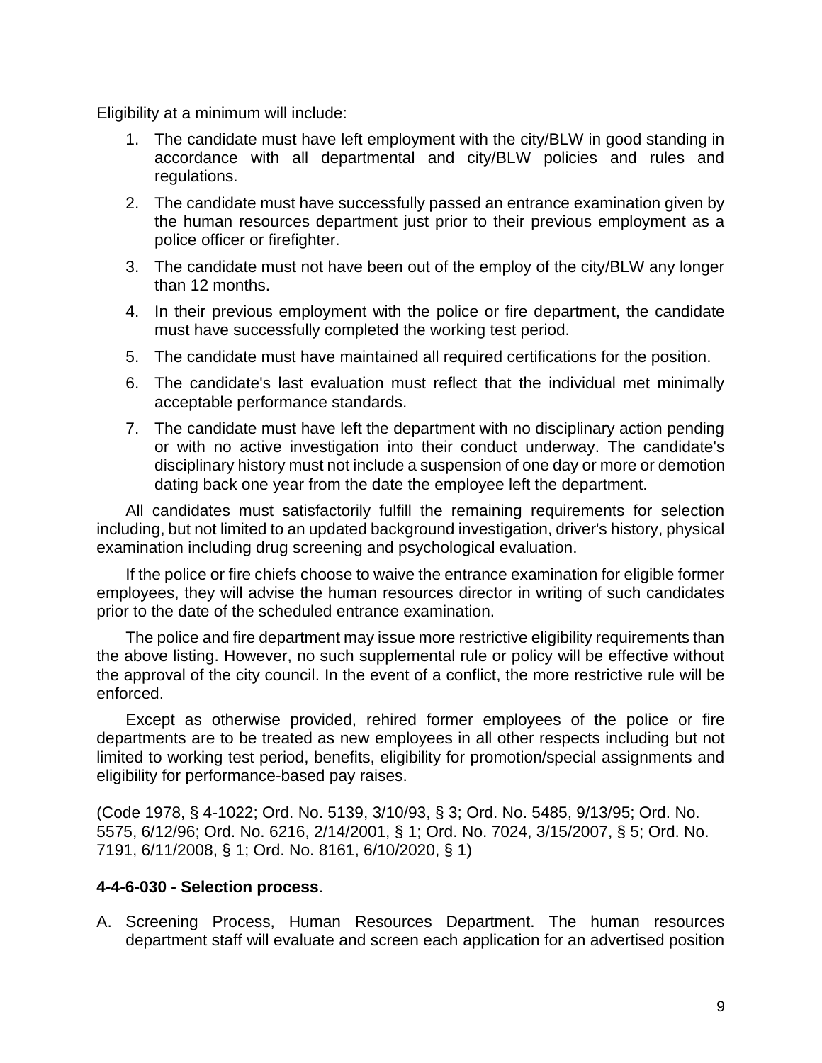Eligibility at a minimum will include:

1. The candidate must have left employment with the city/BLW in good standing in accordance with all departmental and city/BLW policies and rules and regulations.
2. The candidate must have successfully passed an entrance examination given by the human resources department just prior to their previous employment as a police officer or firefighter.
3. The candidate must not have been out of the employ of the city/BLW any longer than 12 months.
4. In their previous employment with the police or fire department, the candidate must have successfully completed the working test period.
5. The candidate must have maintained all required certifications for the position.
6. The candidate's last evaluation must reflect that the individual met minimally acceptable performance standards.
7. The candidate must have left the department with no disciplinary action pending or with no active investigation into their conduct underway. The candidate's disciplinary history must not include a suspension of one day or more or demotion dating back one year from the date the employee left the department.

All candidates must satisfactorily fulfill the remaining requirements for selection including, but not limited to an updated background investigation, driver's history, physical examination including drug screening and psychological evaluation.

If the police or fire chiefs choose to waive the entrance examination for eligible former employees, they will advise the human resources director in writing of such candidates prior to the date of the scheduled entrance examination.

The police and fire department may issue more restrictive eligibility requirements than the above listing. However, no such supplemental rule or policy will be effective without the approval of the city council. In the event of a conflict, the more restrictive rule will be enforced.

Except as otherwise provided, rehired former employees of the police or fire departments are to be treated as new employees in all other respects including but not limited to working test period, benefits, eligibility for promotion/special assignments and eligibility for performance-based pay raises.

(Code 1978, § 4-1022; Ord. No. 5139, 3/10/93, § 3; Ord. No. 5485, 9/13/95; Ord. No. 5575, 6/12/96; Ord. No. 6216, 2/14/2001, § 1; Ord. No. 7024, 3/15/2007, § 5; Ord. No. 7191, 6/11/2008, § 1; Ord. No. 8161, 6/10/2020, § 1)

**4-4-6-030 - Selection process**.

A. Screening Process, Human Resources Department. The human resources department staff will evaluate and screen each application for an advertised position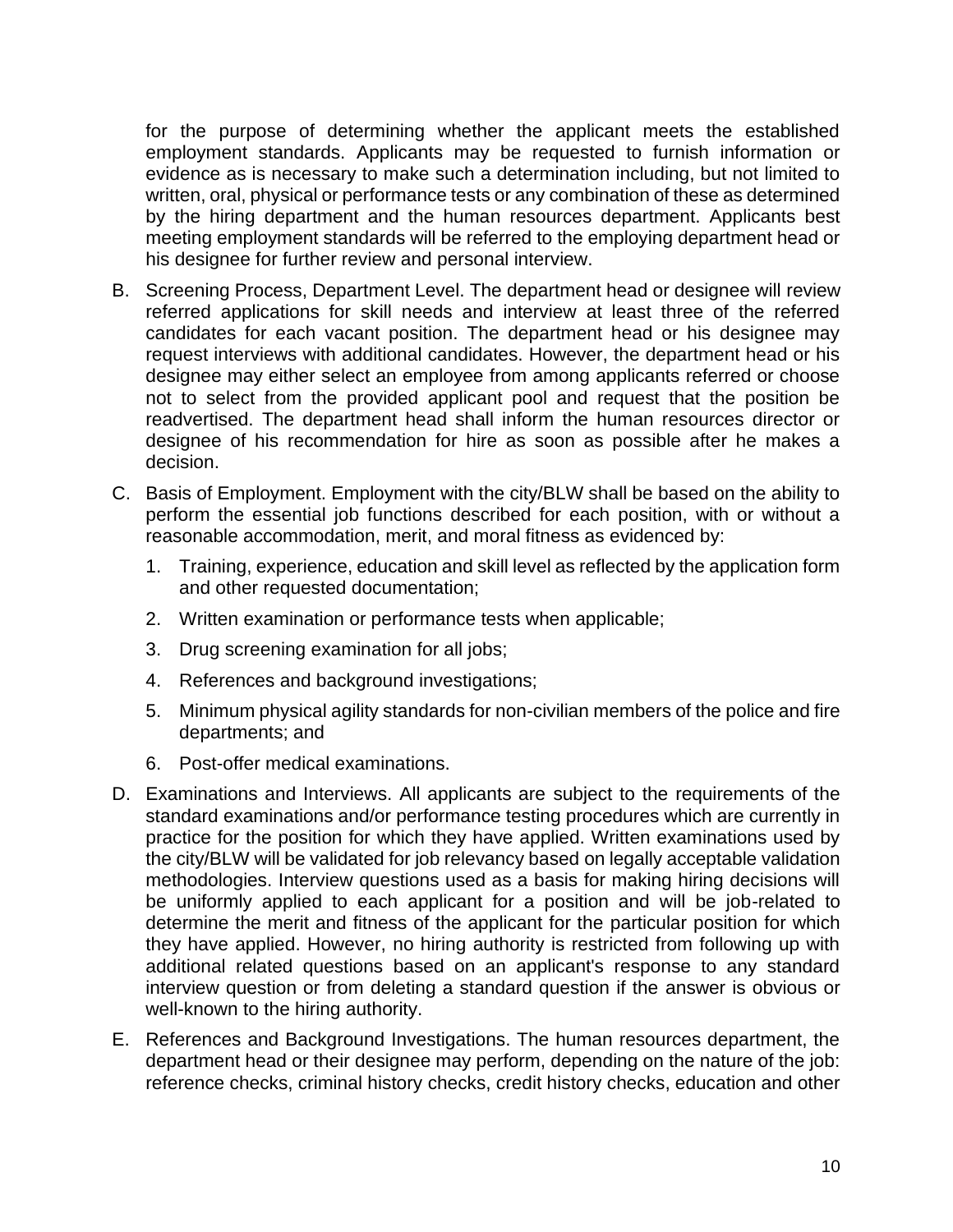for the purpose of determining whether the applicant meets the established employment standards. Applicants may be requested to furnish information or evidence as is necessary to make such a determination including, but not limited to written, oral, physical or performance tests or any combination of these as determined by the hiring department and the human resources department. Applicants best meeting employment standards will be referred to the employing department head or his designee for further review and personal interview.

B. Screening Process, Department Level. The department head or designee will review referred applications for skill needs and interview at least three of the referred candidates for each vacant position. The department head or his designee may request interviews with additional candidates. However, the department head or his designee may either select an employee from among applicants referred or choose not to select from the provided applicant pool and request that the position be readvertised. The department head shall inform the human resources director or designee of his recommendation for hire as soon as possible after he makes a decision.

C. Basis of Employment. Employment with the city/BLW shall be based on the ability to perform the essential job functions described for each position, with or without a reasonable accommodation, merit, and moral fitness as evidenced by:

   1. Training, experience, education and skill level as reflected by the application form and other requested documentation;
   2. Written examination or performance tests when applicable;
   3. Drug screening examination for all jobs;
   4. References and background investigations;
   5. Minimum physical agility standards for non-civilian members of the police and fire departments; and
   6. Post-offer medical examinations.

D. Examinations and Interviews. All applicants are subject to the requirements of the standard examinations and/or performance testing procedures which are currently in practice for the position for which they have applied. Written examinations used by the city/BLW will be validated for job relevancy based on legally acceptable validation methodologies. Interview questions used as a basis for making hiring decisions will be uniformly applied to each applicant for a position and will be job-related to determine the merit and fitness of the applicant for the particular position for which they have applied. However, no hiring authority is restricted from following up with additional related questions based on an applicant's response to any standard interview question or from deleting a standard question if the answer is obvious or well-known to the hiring authority.

E. References and Background Investigations. The human resources department, the department head or their designee may perform, depending on the nature of the job: reference checks, criminal history checks, credit history checks, education and other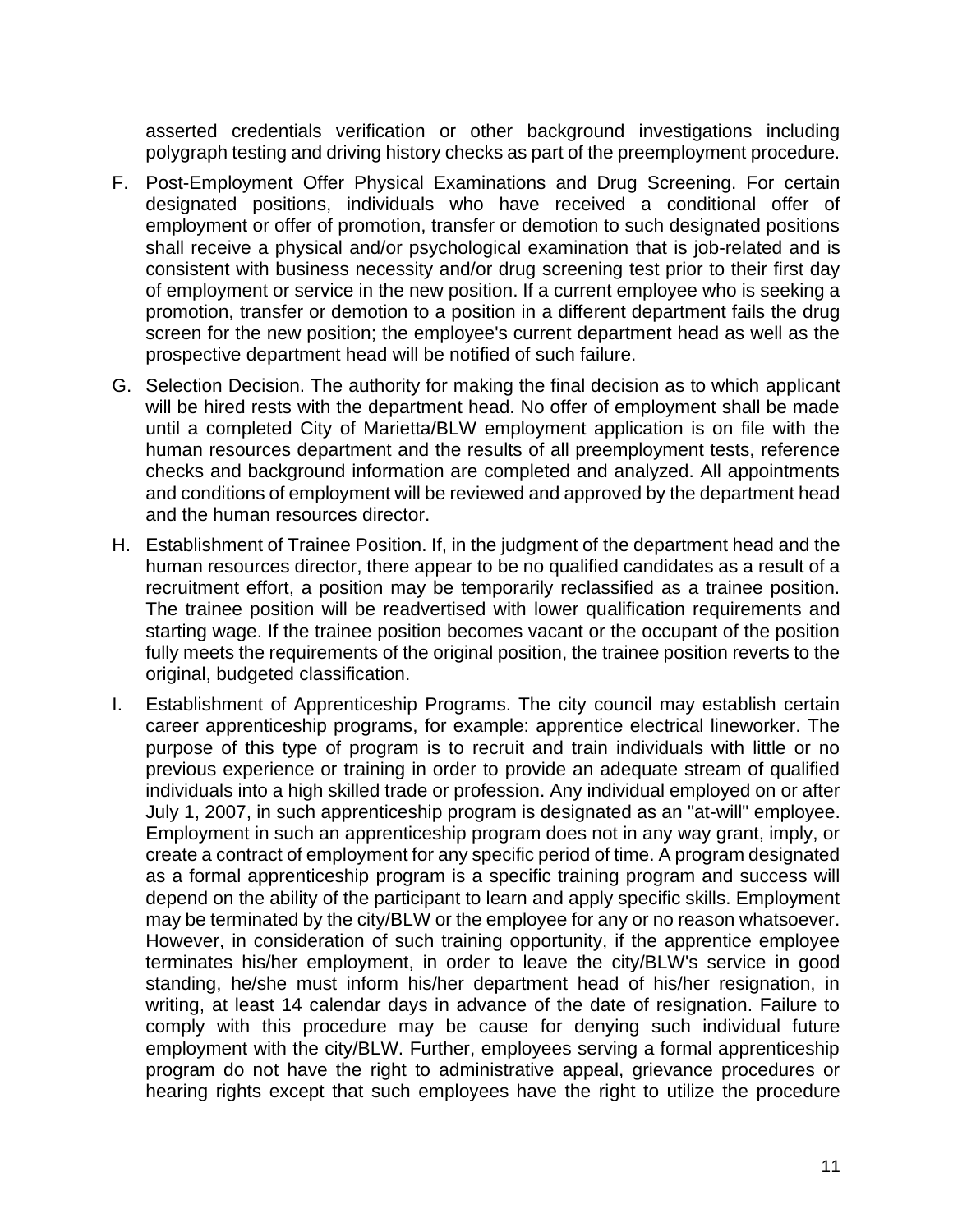asserted credentials verification or other background investigations including polygraph testing and driving history checks as part of the preemployment procedure.

F. Post-Employment Offer Physical Examinations and Drug Screening. For certain designated positions, individuals who have received a conditional offer of employment or offer of promotion, transfer or demotion to such designated positions shall receive a physical and/or psychological examination that is job-related and is consistent with business necessity and/or drug screening test prior to their first day of employment or service in the new position. If a current employee who is seeking a promotion, transfer or demotion to a position in a different department fails the drug screen for the new position; the employee's current department head as well as the prospective department head will be notified of such failure.

G. Selection Decision. The authority for making the final decision as to which applicant will be hired rests with the department head. No offer of employment shall be made until a completed City of Marietta/BLW employment application is on file with the human resources department and the results of all preemployment tests, reference checks and background information are completed and analyzed. All appointments and conditions of employment will be reviewed and approved by the department head and the human resources director.

H. Establishment of Trainee Position. If, in the judgment of the department head and the human resources director, there appear to be no qualified candidates as a result of a recruitment effort, a position may be temporarily reclassified as a trainee position. The trainee position will be readvertised with lower qualification requirements and starting wage. If the trainee position becomes vacant or the occupant of the position fully meets the requirements of the original position, the trainee position reverts to the original, budgeted classification.

I. Establishment of Apprenticeship Programs. The city council may establish certain career apprenticeship programs, for example: apprentice electrical lineworker. The purpose of this type of program is to recruit and train individuals with little or no previous experience or training in order to provide an adequate stream of qualified individuals into a high skilled trade or profession. Any individual employed on or after July 1, 2007, in such apprenticeship program is designated as an "at-will" employee. Employment in such an apprenticeship program does not in any way grant, imply, or create a contract of employment for any specific period of time. A program designated as a formal apprenticeship program is a specific training program and success will depend on the ability of the participant to learn and apply specific skills. Employment may be terminated by the city/BLW or the employee for any or no reason whatsoever. However, in consideration of such training opportunity, if the apprentice employee terminates his/her employment, in order to leave the city/BLW's service in good standing, he/she must inform his/her department head of his/her resignation, in writing, at least 14 calendar days in advance of the date of resignation. Failure to comply with this procedure may be cause for denying such individual future employment with the city/BLW. Further, employees serving a formal apprenticeship program do not have the right to administrative appeal, grievance procedures or hearing rights except that such employees have the right to utilize the procedure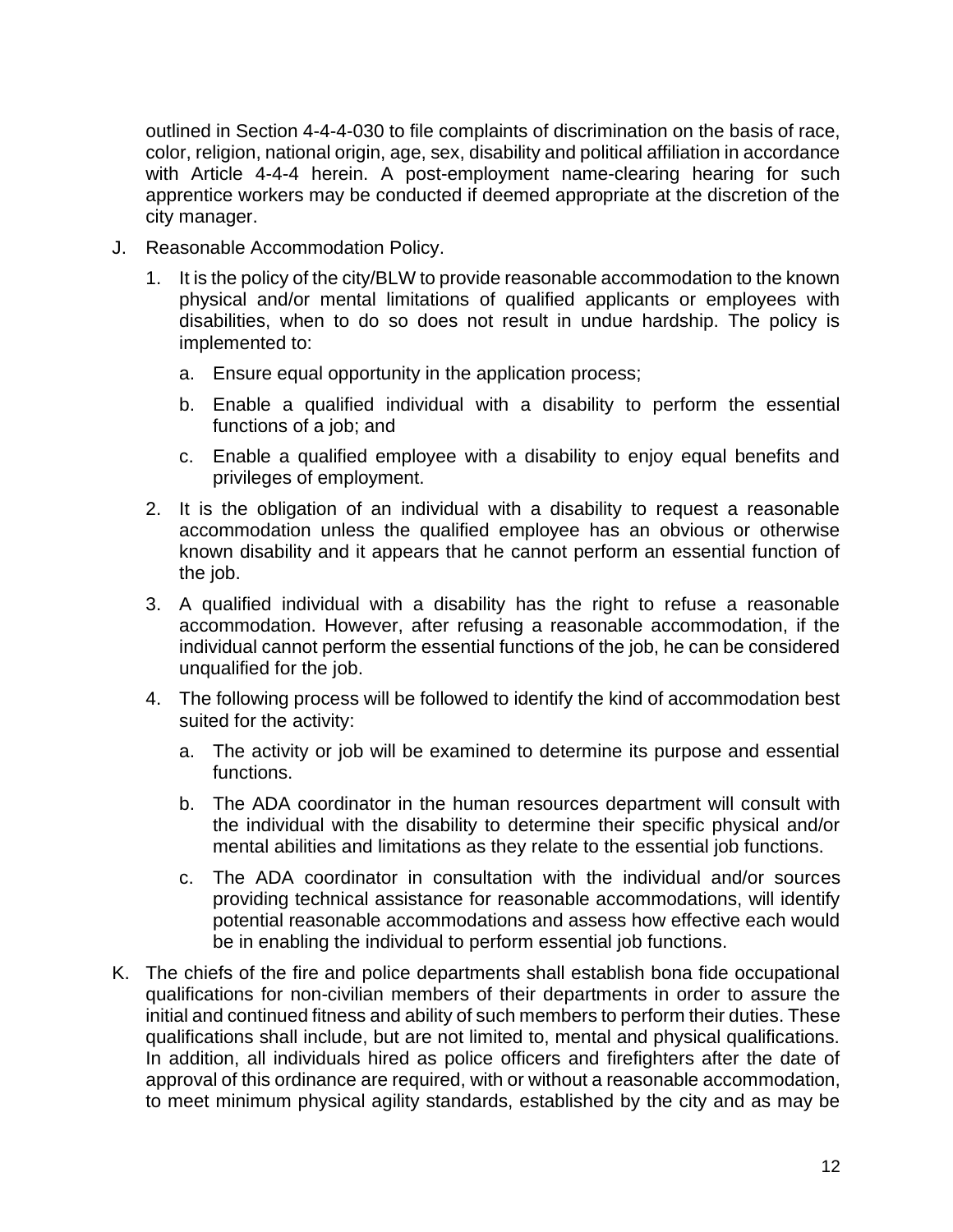outlined in Section 4-4-4-030 to file complaints of discrimination on the basis of race, color, religion, national origin, age, sex, disability and political affiliation in accordance with Article 4-4-4 herein. A post-employment name-clearing hearing for such apprentice workers may be conducted if deemed appropriate at the discretion of the city manager.

J. Reasonable Accommodation Policy.

   1. It is the policy of the city/BLW to provide reasonable accommodation to the known physical and/or mental limitations of qualified applicants or employees with disabilities, when to do so does not result in undue hardship. The policy is implemented to:

      a. Ensure equal opportunity in the application process;

      b. Enable a qualified individual with a disability to perform the essential functions of a job; and

      c. Enable a qualified employee with a disability to enjoy equal benefits and privileges of employment.

   2. It is the obligation of an individual with a disability to request a reasonable accommodation unless the qualified employee has an obvious or otherwise known disability and it appears that he cannot perform an essential function of the job.

   3. A qualified individual with a disability has the right to refuse a reasonable accommodation. However, after refusing a reasonable accommodation, if the individual cannot perform the essential functions of the job, he can be considered unqualified for the job.

   4. The following process will be followed to identify the kind of accommodation best suited for the activity:

      a. The activity or job will be examined to determine its purpose and essential functions.

      b. The ADA coordinator in the human resources department will consult with the individual with the disability to determine their specific physical and/or mental abilities and limitations as they relate to the essential job functions.

      c. The ADA coordinator in consultation with the individual and/or sources providing technical assistance for reasonable accommodations, will identify potential reasonable accommodations and assess how effective each would be in enabling the individual to perform essential job functions.

K. The chiefs of the fire and police departments shall establish bona fide occupational qualifications for non-civilian members of their departments in order to assure the initial and continued fitness and ability of such members to perform their duties. These qualifications shall include, but are not limited to, mental and physical qualifications. In addition, all individuals hired as police officers and firefighters after the date of approval of this ordinance are required, with or without a reasonable accommodation, to meet minimum physical agility standards, established by the city and as may be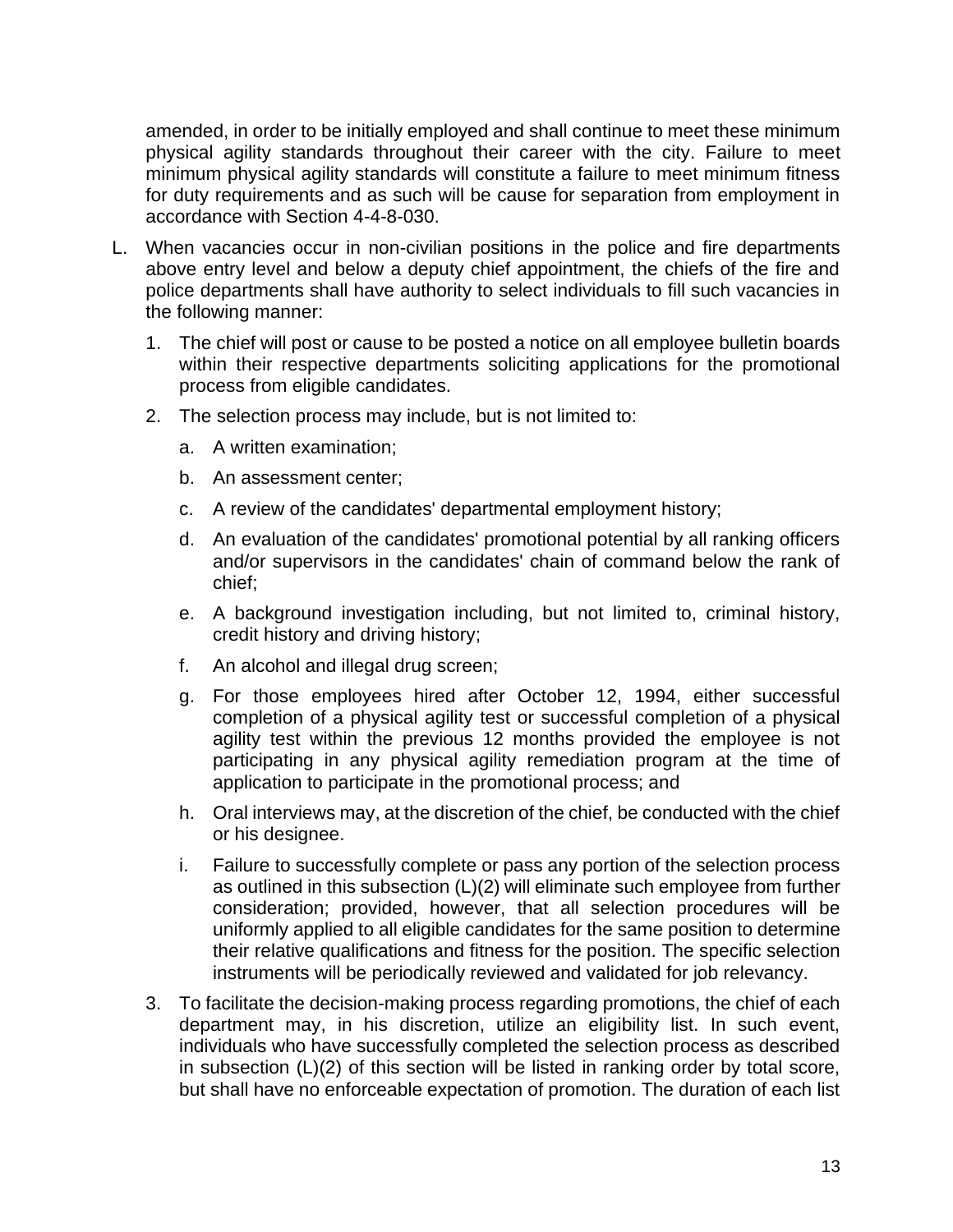amended, in order to be initially employed and shall continue to meet these minimum physical agility standards throughout their career with the city. Failure to meet minimum physical agility standards will constitute a failure to meet minimum fitness for duty requirements and as such will be cause for separation from employment in accordance with Section 4-4-8-030.

L. When vacancies occur in non-civilian positions in the police and fire departments above entry level and below a deputy chief appointment, the chiefs of the fire and police departments shall have authority to select individuals to fill such vacancies in the following manner:

   1. The chief will post or cause to be posted a notice on all employee bulletin boards within their respective departments soliciting applications for the promotional process from eligible candidates.

   2. The selection process may include, but is not limited to:

      a. A written examination;

      b. An assessment center;

      c. A review of the candidates' departmental employment history;

      d. An evaluation of the candidates' promotional potential by all ranking officers and/or supervisors in the candidates' chain of command below the rank of chief;

      e. A background investigation including, but not limited to, criminal history, credit history and driving history;

      f. An alcohol and illegal drug screen;

      g. For those employees hired after October 12, 1994, either successful completion of a physical agility test or successful completion of a physical agility test within the previous 12 months provided the employee is not participating in any physical agility remediation program at the time of application to participate in the promotional process; and

      h. Oral interviews may, at the discretion of the chief, be conducted with the chief or his designee.

      i. Failure to successfully complete or pass any portion of the selection process as outlined in this subsection (L)(2) will eliminate such employee from further consideration; provided, however, that all selection procedures will be uniformly applied to all eligible candidates for the same position to determine their relative qualifications and fitness for the position. The specific selection instruments will be periodically reviewed and validated for job relevancy.

   3. To facilitate the decision-making process regarding promotions, the chief of each department may, in his discretion, utilize an eligibility list. In such event, individuals who have successfully completed the selection process as described in subsection (L)(2) of this section will be listed in ranking order by total score, but shall have no enforceable expectation of promotion. The duration of each list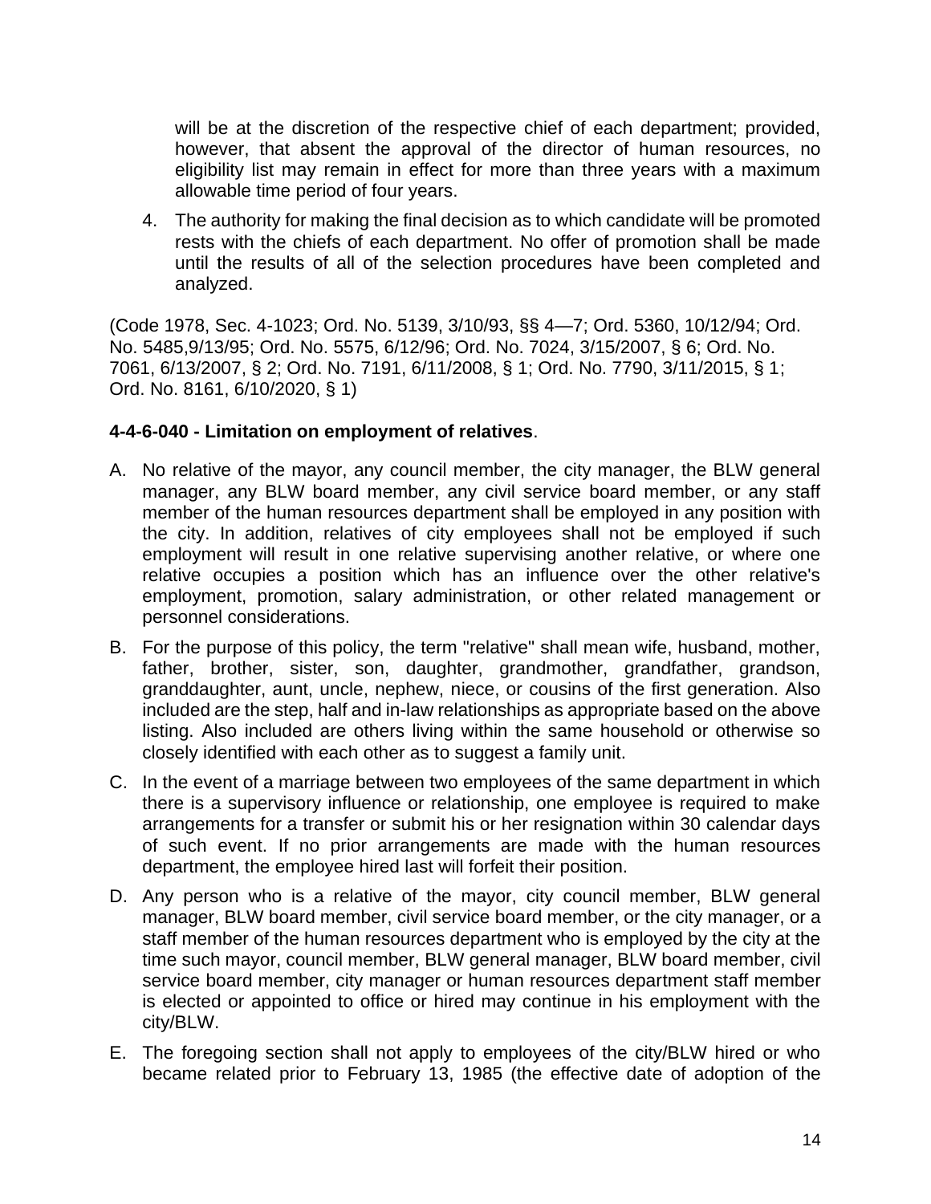will be at the discretion of the respective chief of each department; provided, however, that absent the approval of the director of human resources, no eligibility list may remain in effect for more than three years with a maximum allowable time period of four years.

4. The authority for making the final decision as to which candidate will be promoted rests with the chiefs of each department. No offer of promotion shall be made until the results of all of the selection procedures have been completed and analyzed.

(Code 1978, Sec. 4-1023; Ord. No. 5139, 3/10/93, §§ 4—7; Ord. 5360, 10/12/94; Ord. No. 5485,9/13/95; Ord. No. 5575, 6/12/96; Ord. No. 7024, 3/15/2007, § 6; Ord. No. 7061, 6/13/2007, § 2; Ord. No. 7191, 6/11/2008, § 1; Ord. No. 7790, 3/11/2015, § 1; Ord. No. 8161, 6/10/2020, § 1)

**4-4-6-040 - Limitation on employment of relatives**.

A. No relative of the mayor, any council member, the city manager, the BLW general manager, any BLW board member, any civil service board member, or any staff member of the human resources department shall be employed in any position with the city. In addition, relatives of city employees shall not be employed if such employment will result in one relative supervising another relative, or where one relative occupies a position which has an influence over the other relative's employment, promotion, salary administration, or other related management or personnel considerations.

B. For the purpose of this policy, the term "relative" shall mean wife, husband, mother, father, brother, sister, son, daughter, grandmother, grandfather, grandson, granddaughter, aunt, uncle, nephew, niece, or cousins of the first generation. Also included are the step, half and in-law relationships as appropriate based on the above listing. Also included are others living within the same household or otherwise so closely identified with each other as to suggest a family unit.

C. In the event of a marriage between two employees of the same department in which there is a supervisory influence or relationship, one employee is required to make arrangements for a transfer or submit his or her resignation within 30 calendar days of such event. If no prior arrangements are made with the human resources department, the employee hired last will forfeit their position.

D. Any person who is a relative of the mayor, city council member, BLW general manager, BLW board member, civil service board member, or the city manager, or a staff member of the human resources department who is employed by the city at the time such mayor, council member, BLW general manager, BLW board member, civil service board member, city manager or human resources department staff member is elected or appointed to office or hired may continue in his employment with the city/BLW.

E. The foregoing section shall not apply to employees of the city/BLW hired or who became related prior to February 13, 1985 (the effective date of adoption of the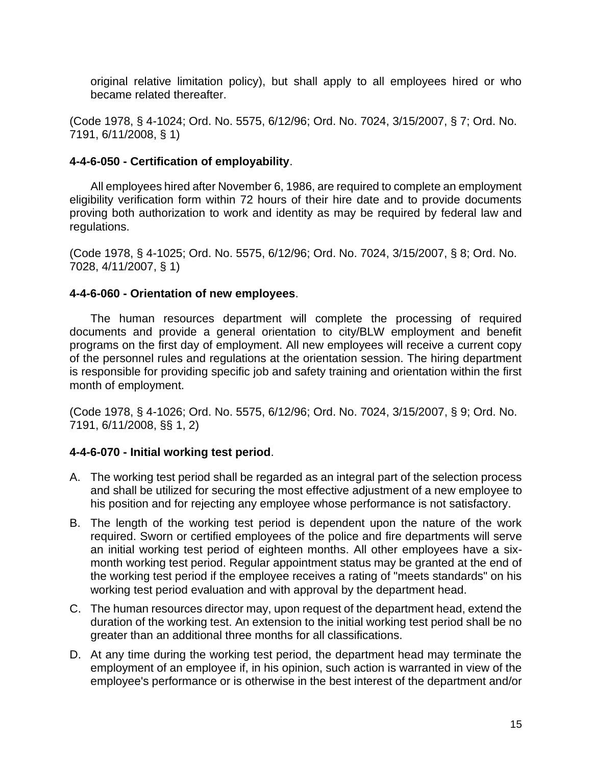original relative limitation policy), but shall apply to all employees hired or who became related thereafter.

(Code 1978, § 4-1024; Ord. No. 5575, 6/12/96; Ord. No. 7024, 3/15/2007, § 7; Ord. No. 7191, 6/11/2008, § 1)

**4-4-6-050 - Certification of employability**.

All employees hired after November 6, 1986, are required to complete an employment eligibility verification form within 72 hours of their hire date and to provide documents proving both authorization to work and identity as may be required by federal law and regulations.

(Code 1978, § 4-1025; Ord. No. 5575, 6/12/96; Ord. No. 7024, 3/15/2007, § 8; Ord. No. 7028, 4/11/2007, § 1)

**4-4-6-060 - Orientation of new employees**.

The human resources department will complete the processing of required documents and provide a general orientation to city/BLW employment and benefit programs on the first day of employment. All new employees will receive a current copy of the personnel rules and regulations at the orientation session. The hiring department is responsible for providing specific job and safety training and orientation within the first month of employment.

(Code 1978, § 4-1026; Ord. No. 5575, 6/12/96; Ord. No. 7024, 3/15/2007, § 9; Ord. No. 7191, 6/11/2008, §§ 1, 2)

**4-4-6-070 - Initial working test period**.

A. The working test period shall be regarded as an integral part of the selection process and shall be utilized for securing the most effective adjustment of a new employee to his position and for rejecting any employee whose performance is not satisfactory.

B. The length of the working test period is dependent upon the nature of the work required. Sworn or certified employees of the police and fire departments will serve an initial working test period of eighteen months. All other employees have a six-month working test period. Regular appointment status may be granted at the end of the working test period if the employee receives a rating of "meets standards" on his working test period evaluation and with approval by the department head.

C. The human resources director may, upon request of the department head, extend the duration of the working test. An extension to the initial working test period shall be no greater than an additional three months for all classifications.

D. At any time during the working test period, the department head may terminate the employment of an employee if, in his opinion, such action is warranted in view of the employee's performance or is otherwise in the best interest of the department and/or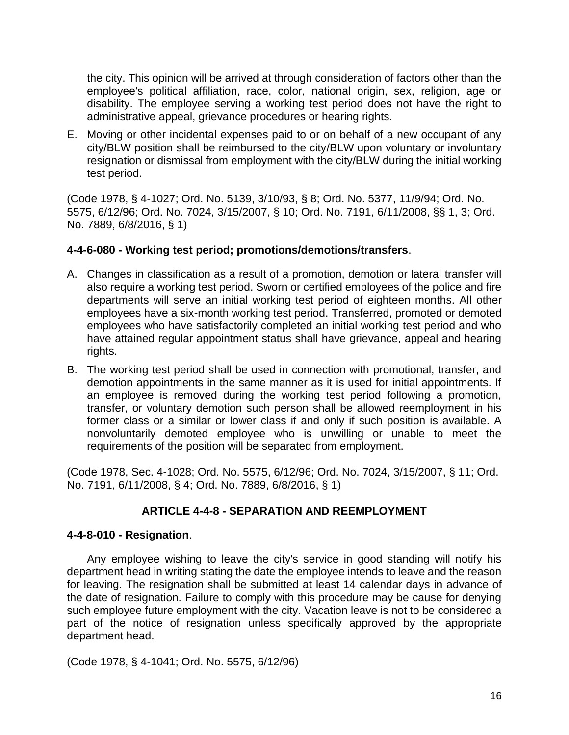the city. This opinion will be arrived at through consideration of factors other than the employee's political affiliation, race, color, national origin, sex, religion, age or disability. The employee serving a working test period does not have the right to administrative appeal, grievance procedures or hearing rights.

E. Moving or other incidental expenses paid to or on behalf of a new occupant of any city/BLW position shall be reimbursed to the city/BLW upon voluntary or involuntary resignation or dismissal from employment with the city/BLW during the initial working test period.

(Code 1978, § 4-1027; Ord. No. 5139, 3/10/93, § 8; Ord. No. 5377, 11/9/94; Ord. No. 5575, 6/12/96; Ord. No. 7024, 3/15/2007, § 10; Ord. No. 7191, 6/11/2008, §§ 1, 3; Ord. No. 7889, 6/8/2016, § 1)

**4-4-6-080 - Working test period; promotions/demotions/transfers**.

A. Changes in classification as a result of a promotion, demotion or lateral transfer will also require a working test period. Sworn or certified employees of the police and fire departments will serve an initial working test period of eighteen months. All other employees have a six-month working test period. Transferred, promoted or demoted employees who have satisfactorily completed an initial working test period and who have attained regular appointment status shall have grievance, appeal and hearing rights.

B. The working test period shall be used in connection with promotional, transfer, and demotion appointments in the same manner as it is used for initial appointments. If an employee is removed during the working test period following a promotion, transfer, or voluntary demotion such person shall be allowed reemployment in his former class or a similar or lower class if and only if such position is available. A nonvoluntarily demoted employee who is unwilling or unable to meet the requirements of the position will be separated from employment.

(Code 1978, Sec. 4-1028; Ord. No. 5575, 6/12/96; Ord. No. 7024, 3/15/2007, § 11; Ord. No. 7191, 6/11/2008, § 4; Ord. No. 7889, 6/8/2016, § 1)

## ARTICLE 4-4-8 - SEPARATION AND REEMPLOYMENT

**4-4-8-010 - Resignation**.

Any employee wishing to leave the city's service in good standing will notify his department head in writing stating the date the employee intends to leave and the reason for leaving. The resignation shall be submitted at least 14 calendar days in advance of the date of resignation. Failure to comply with this procedure may be cause for denying such employee future employment with the city. Vacation leave is not to be considered a part of the notice of resignation unless specifically approved by the appropriate department head.

(Code 1978, § 4-1041; Ord. No. 5575, 6/12/96)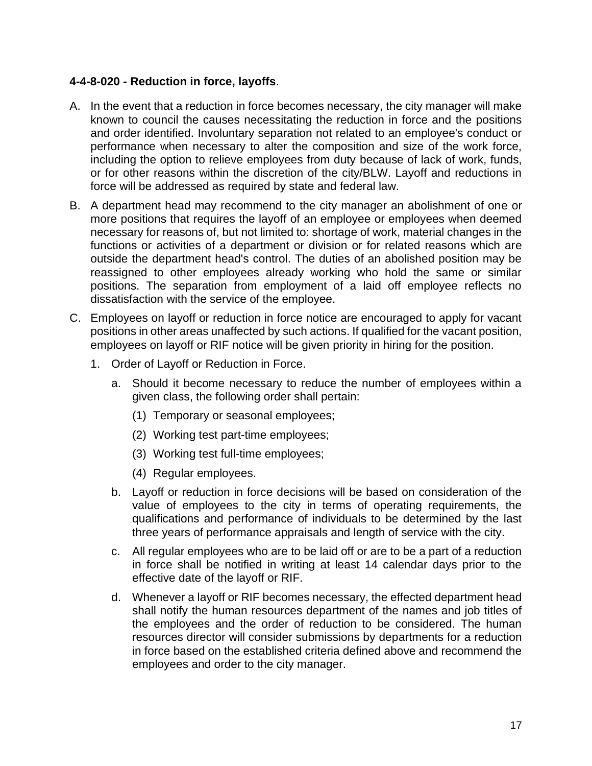**4-4-8-020 - Reduction in force, layoffs**.

A. In the event that a reduction in force becomes necessary, the city manager will make known to council the causes necessitating the reduction in force and the positions and order identified. Involuntary separation not related to an employee's conduct or performance when necessary to alter the composition and size of the work force, including the option to relieve employees from duty because of lack of work, funds, or for other reasons within the discretion of the city/BLW. Layoff and reductions in force will be addressed as required by state and federal law.

B. A department head may recommend to the city manager an abolishment of one or more positions that requires the layoff of an employee or employees when deemed necessary for reasons of, but not limited to: shortage of work, material changes in the functions or activities of a department or division or for related reasons which are outside the department head's control. The duties of an abolished position may be reassigned to other employees already working who hold the same or similar positions. The separation from employment of a laid off employee reflects no dissatisfaction with the service of the employee.

C. Employees on layoff or reduction in force notice are encouraged to apply for vacant positions in other areas unaffected by such actions. If qualified for the vacant position, employees on layoff or RIF notice will be given priority in hiring for the position.

   1. Order of Layoff or Reduction in Force.

      a. Should it become necessary to reduce the number of employees within a given class, the following order shall pertain:

         (1) Temporary or seasonal employees;

         (2) Working test part-time employees;

         (3) Working test full-time employees;

         (4) Regular employees.

      b. Layoff or reduction in force decisions will be based on consideration of the value of employees to the city in terms of operating requirements, the qualifications and performance of individuals to be determined by the last three years of performance appraisals and length of service with the city.

      c. All regular employees who are to be laid off or are to be a part of a reduction in force shall be notified in writing at least 14 calendar days prior to the effective date of the layoff or RIF.

      d. Whenever a layoff or RIF becomes necessary, the effected department head shall notify the human resources department of the names and job titles of the employees and the order of reduction to be considered. The human resources director will consider submissions by departments for a reduction in force based on the established criteria defined above and recommend the employees and order to the city manager.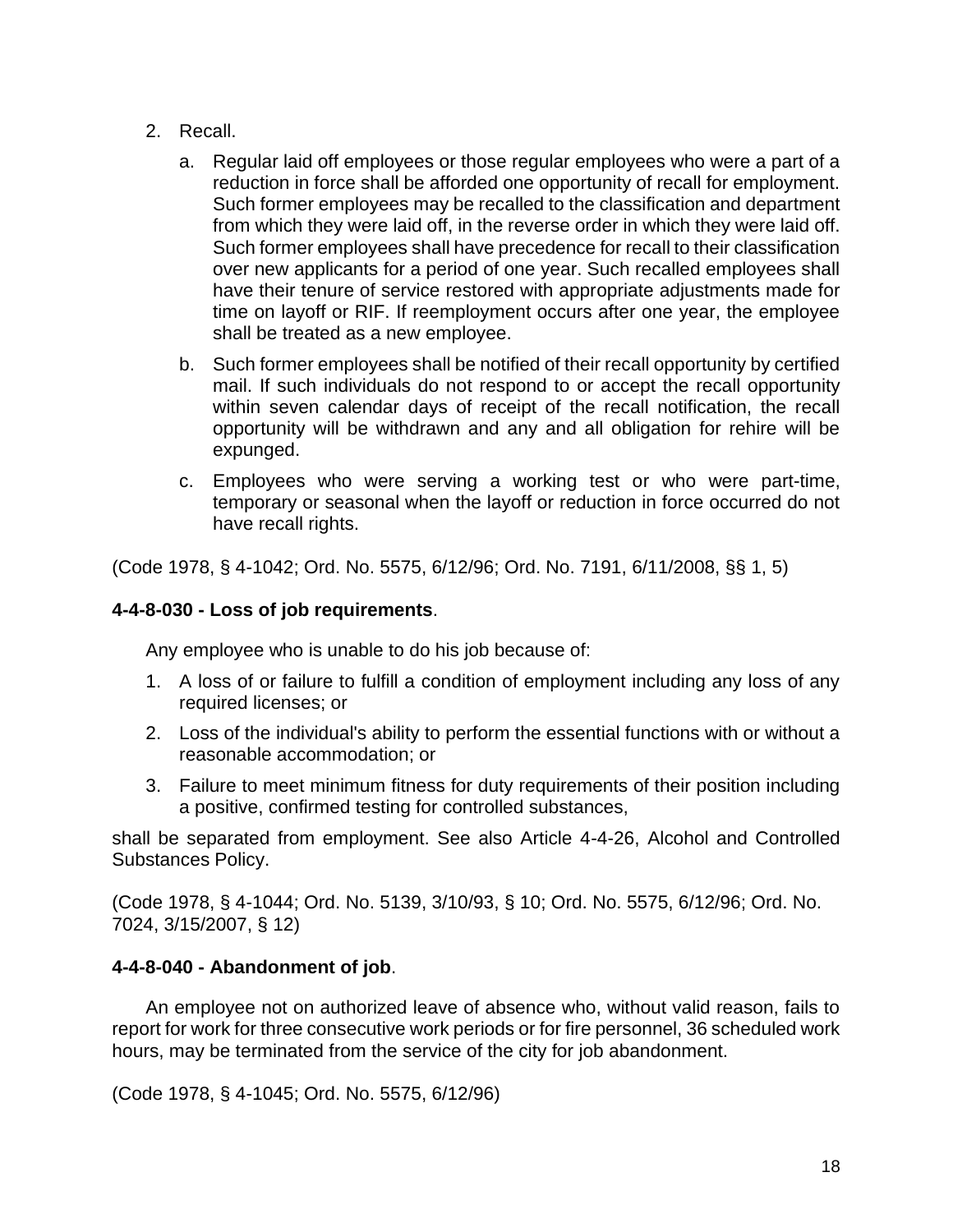2. Recall.

   a. Regular laid off employees or those regular employees who were a part of a reduction in force shall be afforded one opportunity of recall for employment. Such former employees may be recalled to the classification and department from which they were laid off, in the reverse order in which they were laid off. Such former employees shall have precedence for recall to their classification over new applicants for a period of one year. Such recalled employees shall have their tenure of service restored with appropriate adjustments made for time on layoff or RIF. If reemployment occurs after one year, the employee shall be treated as a new employee.

   b. Such former employees shall be notified of their recall opportunity by certified mail. If such individuals do not respond to or accept the recall opportunity within seven calendar days of receipt of the recall notification, the recall opportunity will be withdrawn and any and all obligation for rehire will be expunged.

   c. Employees who were serving a working test or who were part-time, temporary or seasonal when the layoff or reduction in force occurred do not have recall rights.

(Code 1978, § 4-1042; Ord. No. 5575, 6/12/96; Ord. No. 7191, 6/11/2008, §§ 1, 5)

**4-4-8-030 - Loss of job requirements**.

Any employee who is unable to do his job because of:

1. A loss of or failure to fulfill a condition of employment including any loss of any required licenses; or
2. Loss of the individual's ability to perform the essential functions with or without a reasonable accommodation; or
3. Failure to meet minimum fitness for duty requirements of their position including a positive, confirmed testing for controlled substances,

shall be separated from employment. See also Article 4-4-26, Alcohol and Controlled Substances Policy.

(Code 1978, § 4-1044; Ord. No. 5139, 3/10/93, § 10; Ord. No. 5575, 6/12/96; Ord. No. 7024, 3/15/2007, § 12)

**4-4-8-040 - Abandonment of job**.

An employee not on authorized leave of absence who, without valid reason, fails to report for work for three consecutive work periods or for fire personnel, 36 scheduled work hours, may be terminated from the service of the city for job abandonment.

(Code 1978, § 4-1045; Ord. No. 5575, 6/12/96)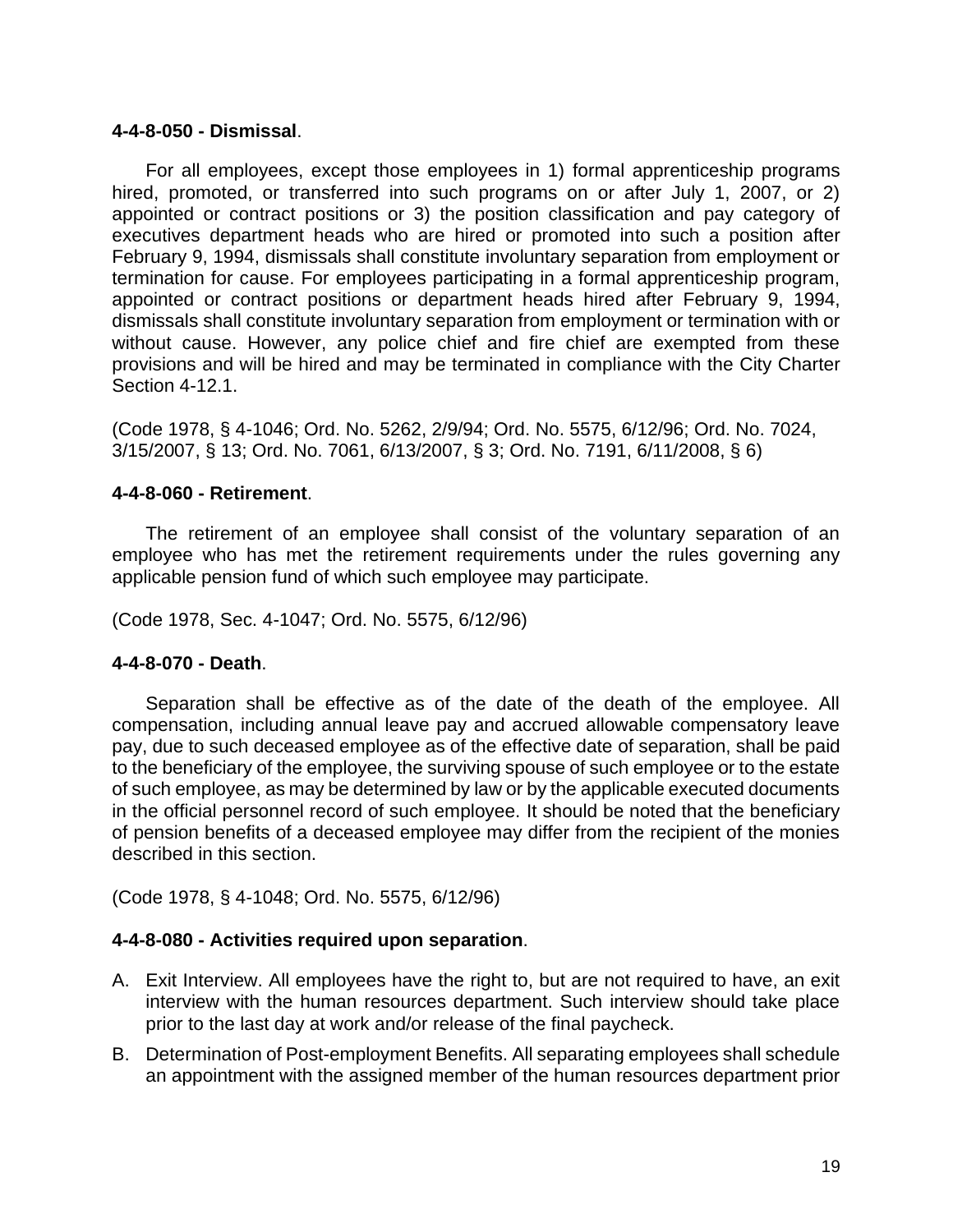**4-4-8-050 - Dismissal**.

For all employees, except those employees in 1) formal apprenticeship programs hired, promoted, or transferred into such programs on or after July 1, 2007, or 2) appointed or contract positions or 3) the position classification and pay category of executives department heads who are hired or promoted into such a position after February 9, 1994, dismissals shall constitute involuntary separation from employment or termination for cause. For employees participating in a formal apprenticeship program, appointed or contract positions or department heads hired after February 9, 1994, dismissals shall constitute involuntary separation from employment or termination with or without cause. However, any police chief and fire chief are exempted from these provisions and will be hired and may be terminated in compliance with the City Charter Section 4-12.1.

(Code 1978, § 4-1046; Ord. No. 5262, 2/9/94; Ord. No. 5575, 6/12/96; Ord. No. 7024, 3/15/2007, § 13; Ord. No. 7061, 6/13/2007, § 3; Ord. No. 7191, 6/11/2008, § 6)

**4-4-8-060 - Retirement**.

The retirement of an employee shall consist of the voluntary separation of an employee who has met the retirement requirements under the rules governing any applicable pension fund of which such employee may participate.

(Code 1978, Sec. 4-1047; Ord. No. 5575, 6/12/96)

**4-4-8-070 - Death**.

Separation shall be effective as of the date of the death of the employee. All compensation, including annual leave pay and accrued allowable compensatory leave pay, due to such deceased employee as of the effective date of separation, shall be paid to the beneficiary of the employee, the surviving spouse of such employee or to the estate of such employee, as may be determined by law or by the applicable executed documents in the official personnel record of such employee. It should be noted that the beneficiary of pension benefits of a deceased employee may differ from the recipient of the monies described in this section.

(Code 1978, § 4-1048; Ord. No. 5575, 6/12/96)

**4-4-8-080 - Activities required upon separation**.

A. Exit Interview. All employees have the right to, but are not required to have, an exit interview with the human resources department. Such interview should take place prior to the last day at work and/or release of the final paycheck.

B. Determination of Post-employment Benefits. All separating employees shall schedule an appointment with the assigned member of the human resources department prior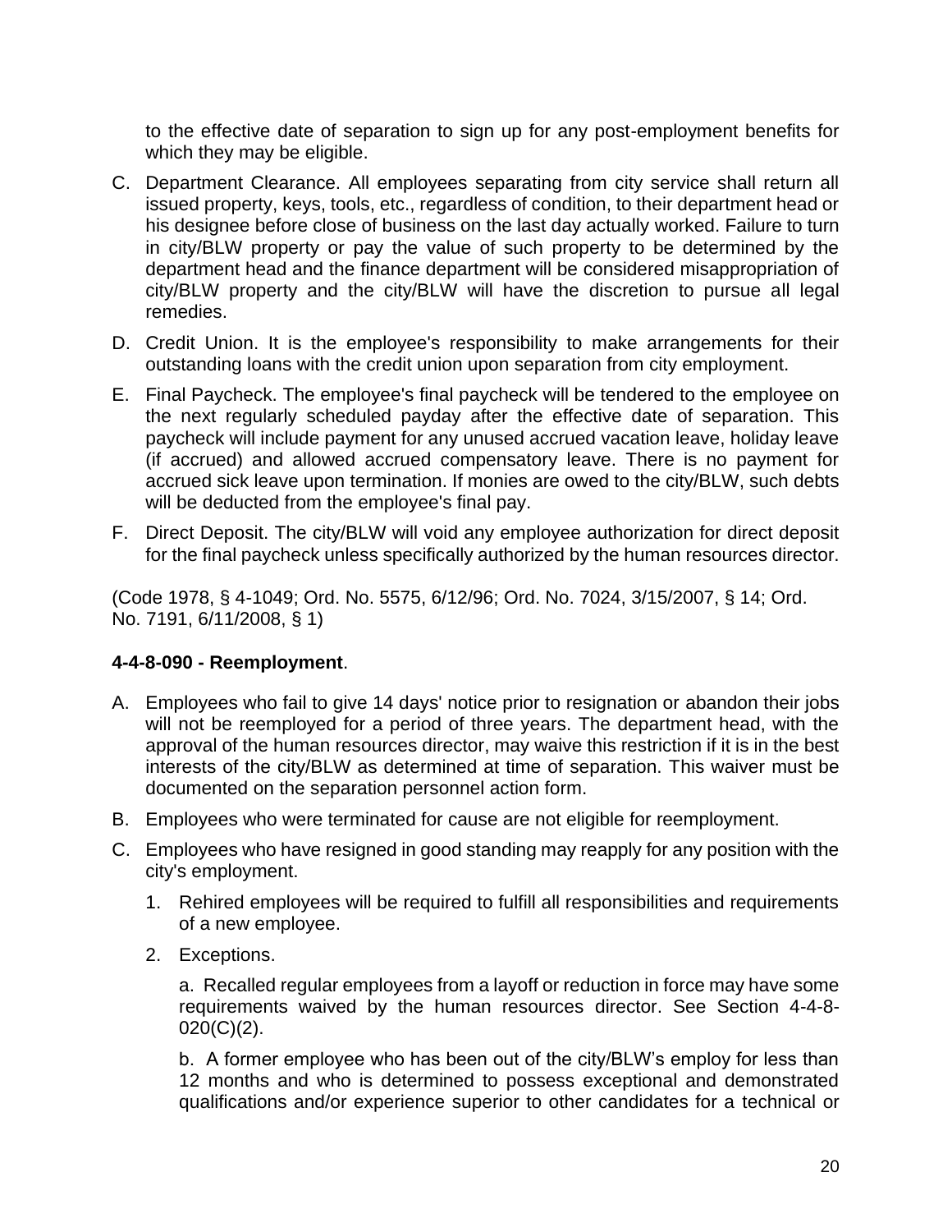to the effective date of separation to sign up for any post-employment benefits for which they may be eligible.

C. Department Clearance. All employees separating from city service shall return all issued property, keys, tools, etc., regardless of condition, to their department head or his designee before close of business on the last day actually worked. Failure to turn in city/BLW property or pay the value of such property to be determined by the department head and the finance department will be considered misappropriation of city/BLW property and the city/BLW will have the discretion to pursue all legal remedies.

D. Credit Union. It is the employee's responsibility to make arrangements for their outstanding loans with the credit union upon separation from city employment.

E. Final Paycheck. The employee's final paycheck will be tendered to the employee on the next regularly scheduled payday after the effective date of separation. This paycheck will include payment for any unused accrued vacation leave, holiday leave (if accrued) and allowed accrued compensatory leave. There is no payment for accrued sick leave upon termination. If monies are owed to the city/BLW, such debts will be deducted from the employee's final pay.

F. Direct Deposit. The city/BLW will void any employee authorization for direct deposit for the final paycheck unless specifically authorized by the human resources director.

(Code 1978, § 4-1049; Ord. No. 5575, 6/12/96; Ord. No. 7024, 3/15/2007, § 14; Ord. No. 7191, 6/11/2008, § 1)

**4-4-8-090 - Reemployment**.

A. Employees who fail to give 14 days' notice prior to resignation or abandon their jobs will not be reemployed for a period of three years. The department head, with the approval of the human resources director, may waive this restriction if it is in the best interests of the city/BLW as determined at time of separation. This waiver must be documented on the separation personnel action form.

B. Employees who were terminated for cause are not eligible for reemployment.

C. Employees who have resigned in good standing may reapply for any position with the city's employment.

   1. Rehired employees will be required to fulfill all responsibilities and requirements of a new employee.

   2. Exceptions.

      a. Recalled regular employees from a layoff or reduction in force may have some requirements waived by the human resources director. See Section 4-4-8-020(C)(2).

      b. A former employee who has been out of the city/BLW's employ for less than 12 months and who is determined to possess exceptional and demonstrated qualifications and/or experience superior to other candidates for a technical or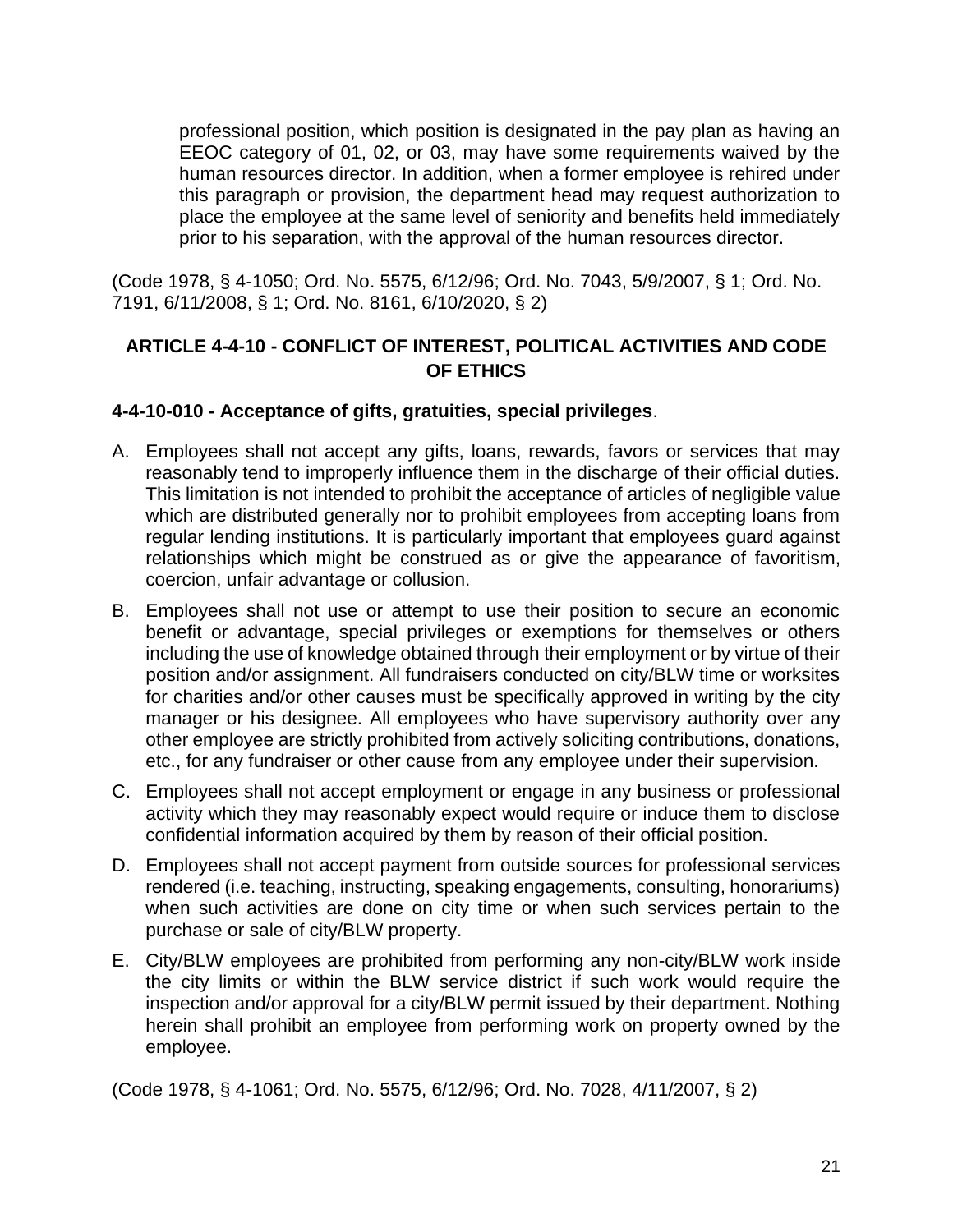professional position, which position is designated in the pay plan as having an EEOC category of 01, 02, or 03, may have some requirements waived by the human resources director. In addition, when a former employee is rehired under this paragraph or provision, the department head may request authorization to place the employee at the same level of seniority and benefits held immediately prior to his separation, with the approval of the human resources director.

(Code 1978, § 4-1050; Ord. No. 5575, 6/12/96; Ord. No. 7043, 5/9/2007, § 1; Ord. No. 7191, 6/11/2008, § 1; Ord. No. 8161, 6/10/2020, § 2)

## ARTICLE 4-4-10 - CONFLICT OF INTEREST, POLITICAL ACTIVITIES AND CODE OF ETHICS

**4-4-10-010 - Acceptance of gifts, gratuities, special privileges**.

A. Employees shall not accept any gifts, loans, rewards, favors or services that may reasonably tend to improperly influence them in the discharge of their official duties. This limitation is not intended to prohibit the acceptance of articles of negligible value which are distributed generally nor to prohibit employees from accepting loans from regular lending institutions. It is particularly important that employees guard against relationships which might be construed as or give the appearance of favoritism, coercion, unfair advantage or collusion.

B. Employees shall not use or attempt to use their position to secure an economic benefit or advantage, special privileges or exemptions for themselves or others including the use of knowledge obtained through their employment or by virtue of their position and/or assignment. All fundraisers conducted on city/BLW time or worksites for charities and/or other causes must be specifically approved in writing by the city manager or his designee. All employees who have supervisory authority over any other employee are strictly prohibited from actively soliciting contributions, donations, etc., for any fundraiser or other cause from any employee under their supervision.

C. Employees shall not accept employment or engage in any business or professional activity which they may reasonably expect would require or induce them to disclose confidential information acquired by them by reason of their official position.

D. Employees shall not accept payment from outside sources for professional services rendered (i.e. teaching, instructing, speaking engagements, consulting, honorariums) when such activities are done on city time or when such services pertain to the purchase or sale of city/BLW property.

E. City/BLW employees are prohibited from performing any non-city/BLW work inside the city limits or within the BLW service district if such work would require the inspection and/or approval for a city/BLW permit issued by their department. Nothing herein shall prohibit an employee from performing work on property owned by the employee.

(Code 1978, § 4-1061; Ord. No. 5575, 6/12/96; Ord. No. 7028, 4/11/2007, § 2)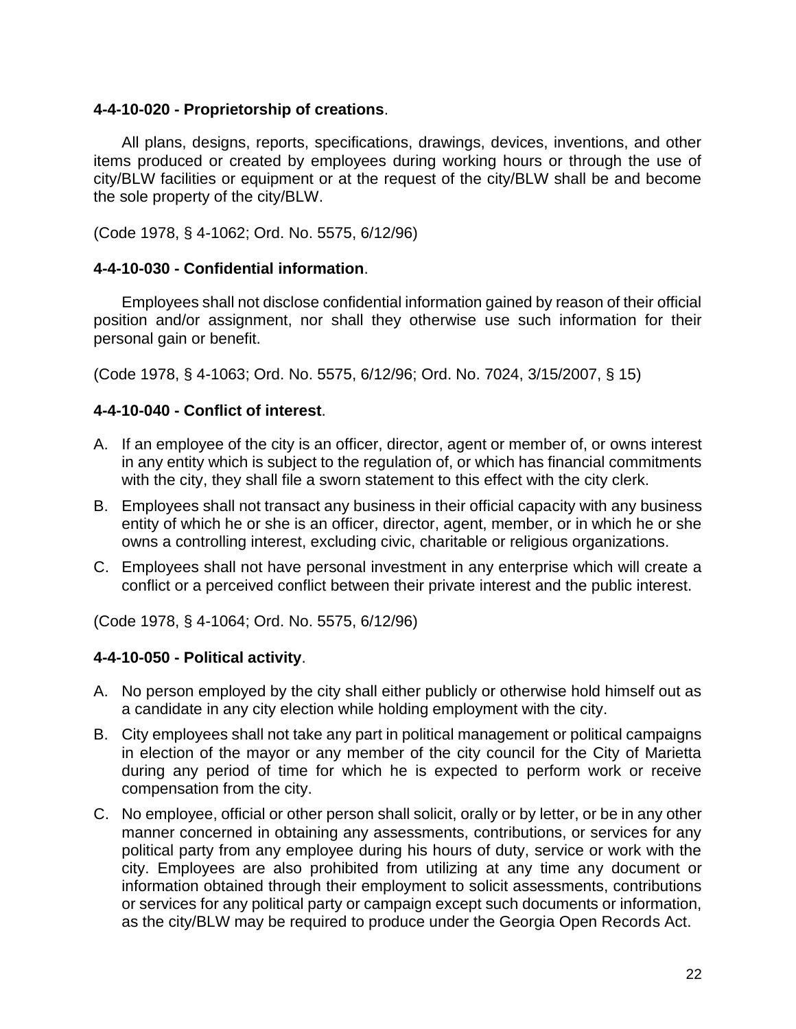**4-4-10-020 - Proprietorship of creations**.

All plans, designs, reports, specifications, drawings, devices, inventions, and other items produced or created by employees during working hours or through the use of city/BLW facilities or equipment or at the request of the city/BLW shall be and become the sole property of the city/BLW.

(Code 1978, § 4-1062; Ord. No. 5575, 6/12/96)

**4-4-10-030 - Confidential information**.

Employees shall not disclose confidential information gained by reason of their official position and/or assignment, nor shall they otherwise use such information for their personal gain or benefit.

(Code 1978, § 4-1063; Ord. No. 5575, 6/12/96; Ord. No. 7024, 3/15/2007, § 15)

**4-4-10-040 - Conflict of interest**.

A. If an employee of the city is an officer, director, agent or member of, or owns interest in any entity which is subject to the regulation of, or which has financial commitments with the city, they shall file a sworn statement to this effect with the city clerk.

B. Employees shall not transact any business in their official capacity with any business entity of which he or she is an officer, director, agent, member, or in which he or she owns a controlling interest, excluding civic, charitable or religious organizations.

C. Employees shall not have personal investment in any enterprise which will create a conflict or a perceived conflict between their private interest and the public interest.

(Code 1978, § 4-1064; Ord. No. 5575, 6/12/96)

**4-4-10-050 - Political activity**.

A. No person employed by the city shall either publicly or otherwise hold himself out as a candidate in any city election while holding employment with the city.

B. City employees shall not take any part in political management or political campaigns in election of the mayor or any member of the city council for the City of Marietta during any period of time for which he is expected to perform work or receive compensation from the city.

C. No employee, official or other person shall solicit, orally or by letter, or be in any other manner concerned in obtaining any assessments, contributions, or services for any political party from any employee during his hours of duty, service or work with the city. Employees are also prohibited from utilizing at any time any document or information obtained through their employment to solicit assessments, contributions or services for any political party or campaign except such documents or information, as the city/BLW may be required to produce under the Georgia Open Records Act.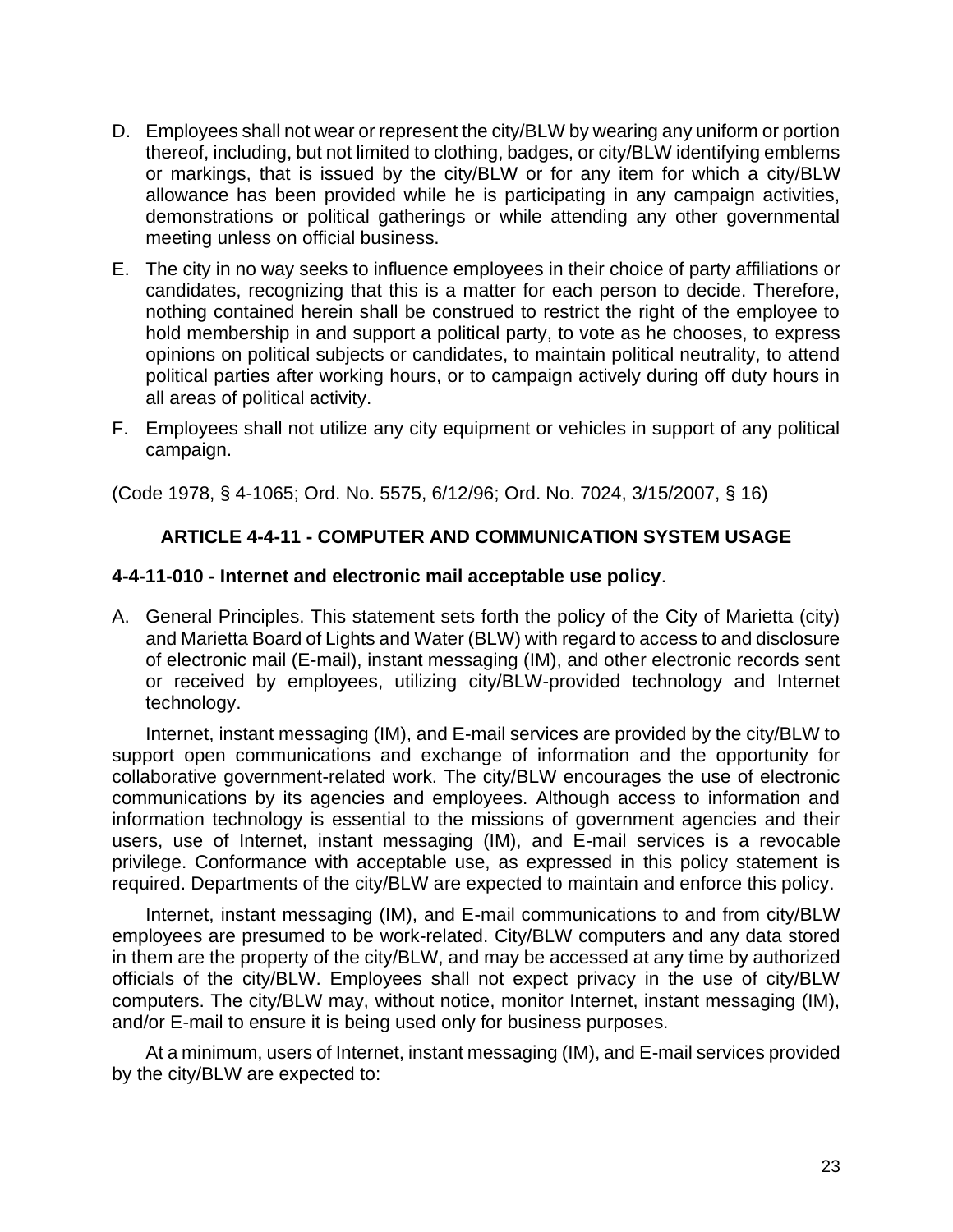D. Employees shall not wear or represent the city/BLW by wearing any uniform or portion thereof, including, but not limited to clothing, badges, or city/BLW identifying emblems or markings, that is issued by the city/BLW or for any item for which a city/BLW allowance has been provided while he is participating in any campaign activities, demonstrations or political gatherings or while attending any other governmental meeting unless on official business.

E. The city in no way seeks to influence employees in their choice of party affiliations or candidates, recognizing that this is a matter for each person to decide. Therefore, nothing contained herein shall be construed to restrict the right of the employee to hold membership in and support a political party, to vote as he chooses, to express opinions on political subjects or candidates, to maintain political neutrality, to attend political parties after working hours, or to campaign actively during off duty hours in all areas of political activity.

F. Employees shall not utilize any city equipment or vehicles in support of any political campaign.

(Code 1978, § 4-1065; Ord. No. 5575, 6/12/96; Ord. No. 7024, 3/15/2007, § 16)

## ARTICLE 4-4-11 - COMPUTER AND COMMUNICATION SYSTEM USAGE

**4-4-11-010 - Internet and electronic mail acceptable use policy**.

A. General Principles. This statement sets forth the policy of the City of Marietta (city) and Marietta Board of Lights and Water (BLW) with regard to access to and disclosure of electronic mail (E-mail), instant messaging (IM), and other electronic records sent or received by employees, utilizing city/BLW-provided technology and Internet technology.

Internet, instant messaging (IM), and E-mail services are provided by the city/BLW to support open communications and exchange of information and the opportunity for collaborative government-related work. The city/BLW encourages the use of electronic communications by its agencies and employees. Although access to information and information technology is essential to the missions of government agencies and their users, use of Internet, instant messaging (IM), and E-mail services is a revocable privilege. Conformance with acceptable use, as expressed in this policy statement is required. Departments of the city/BLW are expected to maintain and enforce this policy.

Internet, instant messaging (IM), and E-mail communications to and from city/BLW employees are presumed to be work-related. City/BLW computers and any data stored in them are the property of the city/BLW, and may be accessed at any time by authorized officials of the city/BLW. Employees shall not expect privacy in the use of city/BLW computers. The city/BLW may, without notice, monitor Internet, instant messaging (IM), and/or E-mail to ensure it is being used only for business purposes.

At a minimum, users of Internet, instant messaging (IM), and E-mail services provided by the city/BLW are expected to: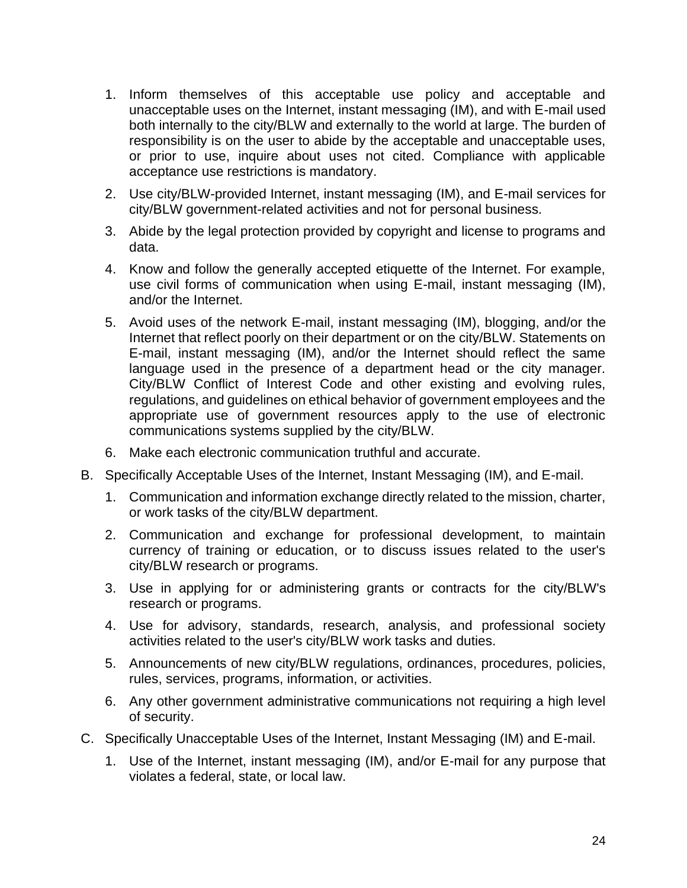1. Inform themselves of this acceptable use policy and acceptable and unacceptable uses on the Internet, instant messaging (IM), and with E-mail used both internally to the city/BLW and externally to the world at large. The burden of responsibility is on the user to abide by the acceptable and unacceptable uses, or prior to use, inquire about uses not cited. Compliance with applicable acceptance use restrictions is mandatory.
2. Use city/BLW-provided Internet, instant messaging (IM), and E-mail services for city/BLW government-related activities and not for personal business.
3. Abide by the legal protection provided by copyright and license to programs and data.
4. Know and follow the generally accepted etiquette of the Internet. For example, use civil forms of communication when using E-mail, instant messaging (IM), and/or the Internet.
5. Avoid uses of the network E-mail, instant messaging (IM), blogging, and/or the Internet that reflect poorly on their department or on the city/BLW. Statements on E-mail, instant messaging (IM), and/or the Internet should reflect the same language used in the presence of a department head or the city manager. City/BLW Conflict of Interest Code and other existing and evolving rules, regulations, and guidelines on ethical behavior of government employees and the appropriate use of government resources apply to the use of electronic communications systems supplied by the city/BLW.
6. Make each electronic communication truthful and accurate.

B. Specifically Acceptable Uses of the Internet, Instant Messaging (IM), and E-mail.

1. Communication and information exchange directly related to the mission, charter, or work tasks of the city/BLW department.
2. Communication and exchange for professional development, to maintain currency of training or education, or to discuss issues related to the user's city/BLW research or programs.
3. Use in applying for or administering grants or contracts for the city/BLW's research or programs.
4. Use for advisory, standards, research, analysis, and professional society activities related to the user's city/BLW work tasks and duties.
5. Announcements of new city/BLW regulations, ordinances, procedures, policies, rules, services, programs, information, or activities.
6. Any other government administrative communications not requiring a high level of security.

C. Specifically Unacceptable Uses of the Internet, Instant Messaging (IM) and E-mail.

1. Use of the Internet, instant messaging (IM), and/or E-mail for any purpose that violates a federal, state, or local law.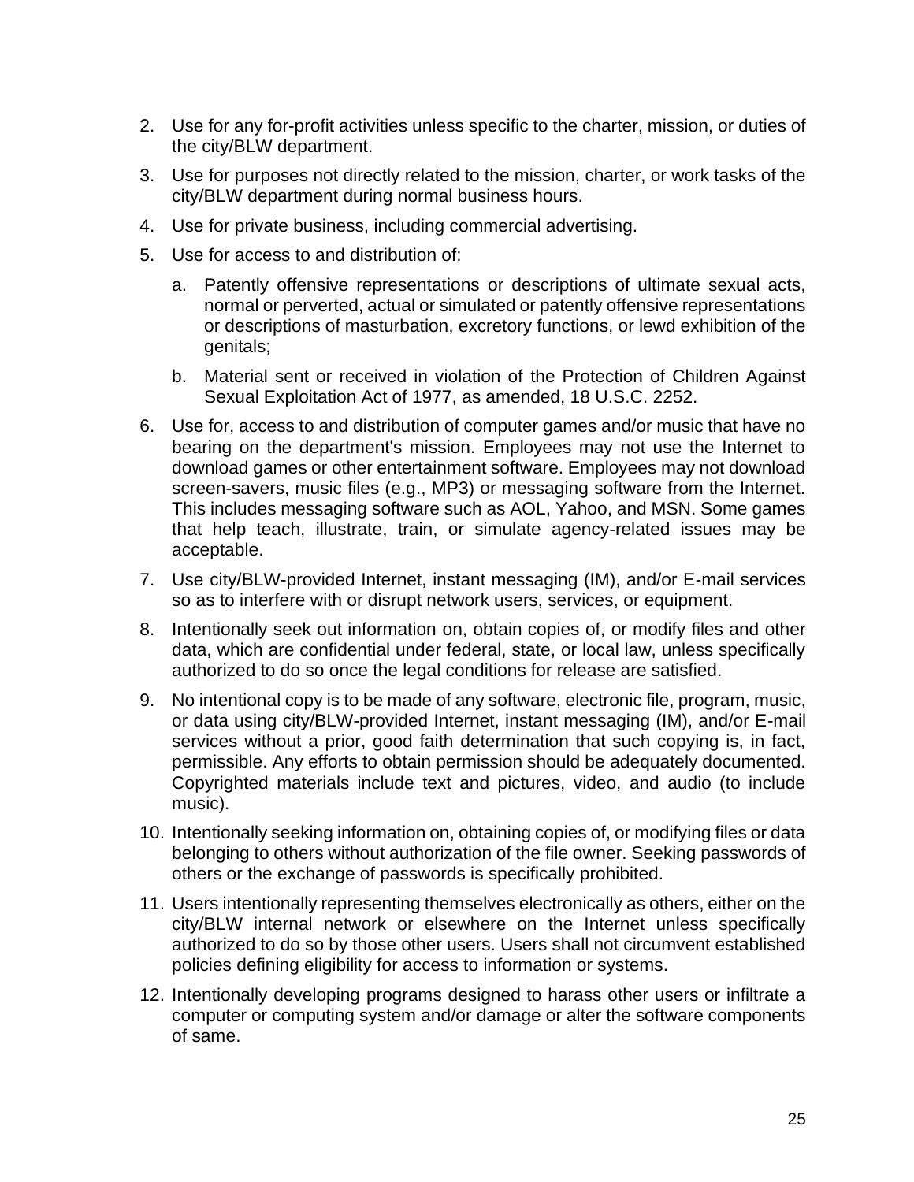2. Use for any for-profit activities unless specific to the charter, mission, or duties of the city/BLW department.
3. Use for purposes not directly related to the mission, charter, or work tasks of the city/BLW department during normal business hours.
4. Use for private business, including commercial advertising.
5. Use for access to and distribution of:
    a. Patently offensive representations or descriptions of ultimate sexual acts, normal or perverted, actual or simulated or patently offensive representations or descriptions of masturbation, excretory functions, or lewd exhibition of the genitals;
    b. Material sent or received in violation of the Protection of Children Against Sexual Exploitation Act of 1977, as amended, 18 U.S.C. 2252.
6. Use for, access to and distribution of computer games and/or music that have no bearing on the department's mission. Employees may not use the Internet to download games or other entertainment software. Employees may not download screen-savers, music files (e.g., MP3) or messaging software from the Internet. This includes messaging software such as AOL, Yahoo, and MSN. Some games that help teach, illustrate, train, or simulate agency-related issues may be acceptable.
7. Use city/BLW-provided Internet, instant messaging (IM), and/or E-mail services so as to interfere with or disrupt network users, services, or equipment.
8. Intentionally seek out information on, obtain copies of, or modify files and other data, which are confidential under federal, state, or local law, unless specifically authorized to do so once the legal conditions for release are satisfied.
9. No intentional copy is to be made of any software, electronic file, program, music, or data using city/BLW-provided Internet, instant messaging (IM), and/or E-mail services without a prior, good faith determination that such copying is, in fact, permissible. Any efforts to obtain permission should be adequately documented. Copyrighted materials include text and pictures, video, and audio (to include music).
10. Intentionally seeking information on, obtaining copies of, or modifying files or data belonging to others without authorization of the file owner. Seeking passwords of others or the exchange of passwords is specifically prohibited.
11. Users intentionally representing themselves electronically as others, either on the city/BLW internal network or elsewhere on the Internet unless specifically authorized to do so by those other users. Users shall not circumvent established policies defining eligibility for access to information or systems.
12. Intentionally developing programs designed to harass other users or infiltrate a computer or computing system and/or damage or alter the software components of same.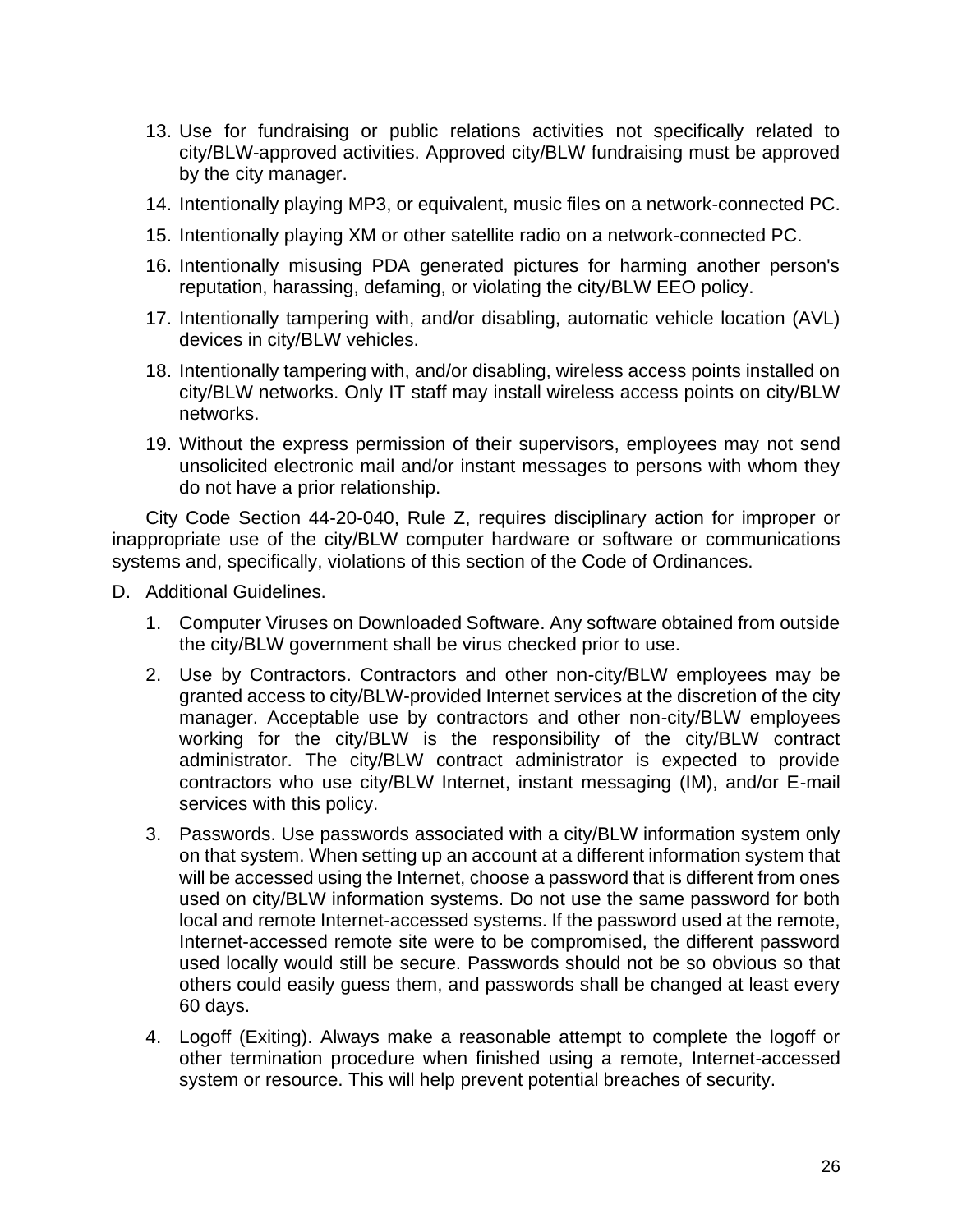13. Use for fundraising or public relations activities not specifically related to city/BLW-approved activities. Approved city/BLW fundraising must be approved by the city manager.
14. Intentionally playing MP3, or equivalent, music files on a network-connected PC.
15. Intentionally playing XM or other satellite radio on a network-connected PC.
16. Intentionally misusing PDA generated pictures for harming another person's reputation, harassing, defaming, or violating the city/BLW EEO policy.
17. Intentionally tampering with, and/or disabling, automatic vehicle location (AVL) devices in city/BLW vehicles.
18. Intentionally tampering with, and/or disabling, wireless access points installed on city/BLW networks. Only IT staff may install wireless access points on city/BLW networks.
19. Without the express permission of their supervisors, employees may not send unsolicited electronic mail and/or instant messages to persons with whom they do not have a prior relationship.

City Code Section 44-20-040, Rule Z, requires disciplinary action for improper or inappropriate use of the city/BLW computer hardware or software or communications systems and, specifically, violations of this section of the Code of Ordinances.

D. Additional Guidelines.

1. Computer Viruses on Downloaded Software. Any software obtained from outside the city/BLW government shall be virus checked prior to use.
2. Use by Contractors. Contractors and other non-city/BLW employees may be granted access to city/BLW-provided Internet services at the discretion of the city manager. Acceptable use by contractors and other non-city/BLW employees working for the city/BLW is the responsibility of the city/BLW contract administrator. The city/BLW contract administrator is expected to provide contractors who use city/BLW Internet, instant messaging (IM), and/or E-mail services with this policy.
3. Passwords. Use passwords associated with a city/BLW information system only on that system. When setting up an account at a different information system that will be accessed using the Internet, choose a password that is different from ones used on city/BLW information systems. Do not use the same password for both local and remote Internet-accessed systems. If the password used at the remote, Internet-accessed remote site were to be compromised, the different password used locally would still be secure. Passwords should not be so obvious so that others could easily guess them, and passwords shall be changed at least every 60 days.
4. Logoff (Exiting). Always make a reasonable attempt to complete the logoff or other termination procedure when finished using a remote, Internet-accessed system or resource. This will help prevent potential breaches of security.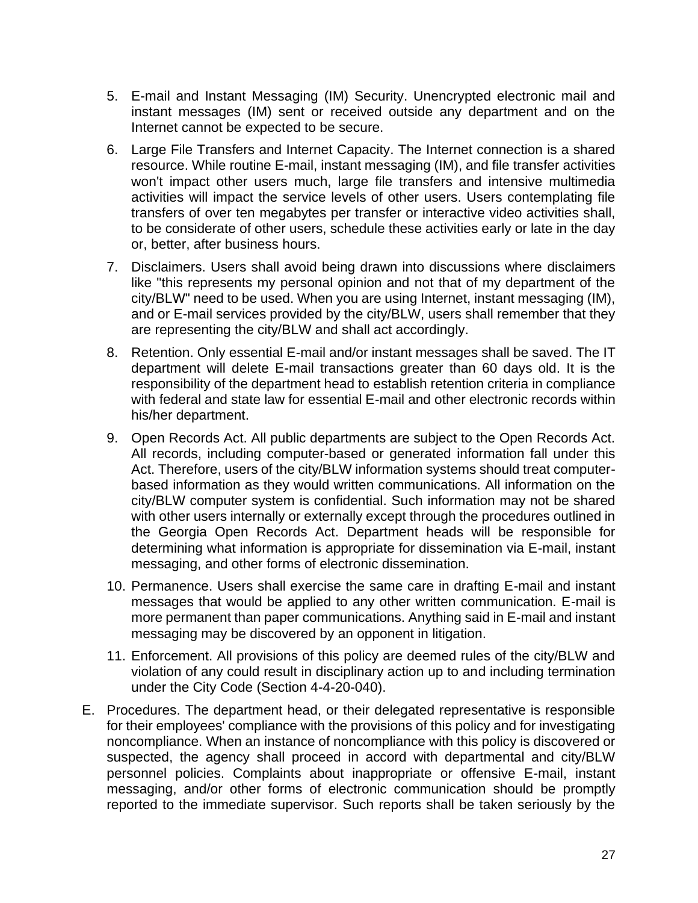5. E-mail and Instant Messaging (IM) Security. Unencrypted electronic mail and instant messages (IM) sent or received outside any department and on the Internet cannot be expected to be secure.

6. Large File Transfers and Internet Capacity. The Internet connection is a shared resource. While routine E-mail, instant messaging (IM), and file transfer activities won't impact other users much, large file transfers and intensive multimedia activities will impact the service levels of other users. Users contemplating file transfers of over ten megabytes per transfer or interactive video activities shall, to be considerate of other users, schedule these activities early or late in the day or, better, after business hours.

7. Disclaimers. Users shall avoid being drawn into discussions where disclaimers like "this represents my personal opinion and not that of my department of the city/BLW" need to be used. When you are using Internet, instant messaging (IM), and or E-mail services provided by the city/BLW, users shall remember that they are representing the city/BLW and shall act accordingly.

8. Retention. Only essential E-mail and/or instant messages shall be saved. The IT department will delete E-mail transactions greater than 60 days old. It is the responsibility of the department head to establish retention criteria in compliance with federal and state law for essential E-mail and other electronic records within his/her department.

9. Open Records Act. All public departments are subject to the Open Records Act. All records, including computer-based or generated information fall under this Act. Therefore, users of the city/BLW information systems should treat computer-based information as they would written communications. All information on the city/BLW computer system is confidential. Such information may not be shared with other users internally or externally except through the procedures outlined in the Georgia Open Records Act. Department heads will be responsible for determining what information is appropriate for dissemination via E-mail, instant messaging, and other forms of electronic dissemination.

10. Permanence. Users shall exercise the same care in drafting E-mail and instant messages that would be applied to any other written communication. E-mail is more permanent than paper communications. Anything said in E-mail and instant messaging may be discovered by an opponent in litigation.

11. Enforcement. All provisions of this policy are deemed rules of the city/BLW and violation of any could result in disciplinary action up to and including termination under the City Code (Section 4-4-20-040).

E. Procedures. The department head, or their delegated representative is responsible for their employees' compliance with the provisions of this policy and for investigating noncompliance. When an instance of noncompliance with this policy is discovered or suspected, the agency shall proceed in accord with departmental and city/BLW personnel policies. Complaints about inappropriate or offensive E-mail, instant messaging, and/or other forms of electronic communication should be promptly reported to the immediate supervisor. Such reports shall be taken seriously by the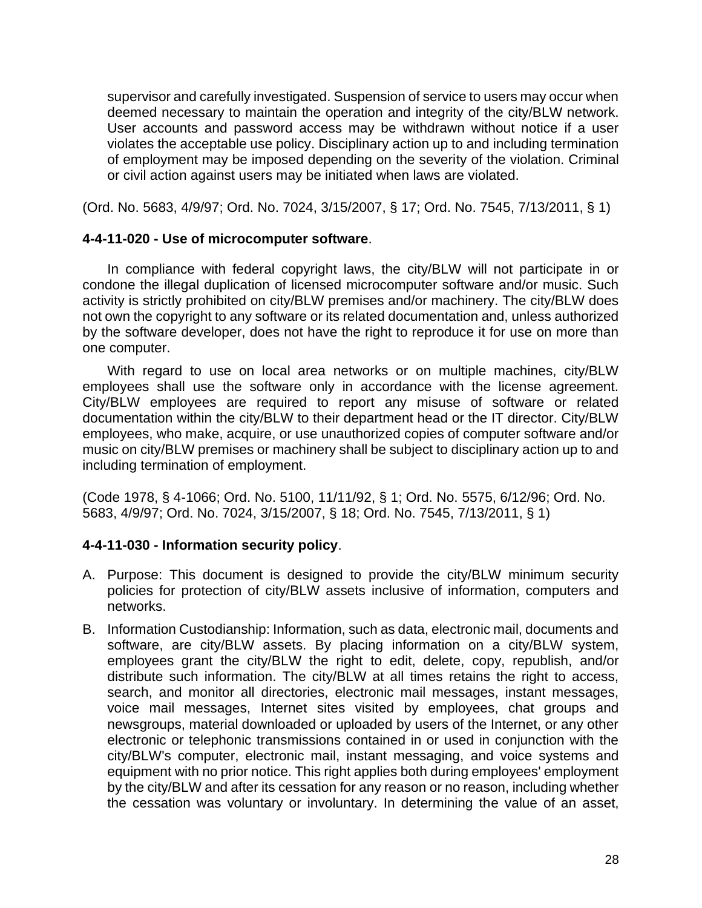supervisor and carefully investigated. Suspension of service to users may occur when deemed necessary to maintain the operation and integrity of the city/BLW network. User accounts and password access may be withdrawn without notice if a user violates the acceptable use policy. Disciplinary action up to and including termination of employment may be imposed depending on the severity of the violation. Criminal or civil action against users may be initiated when laws are violated.

(Ord. No. 5683, 4/9/97; Ord. No. 7024, 3/15/2007, § 17; Ord. No. 7545, 7/13/2011, § 1)

**4-4-11-020 - Use of microcomputer software**.

In compliance with federal copyright laws, the city/BLW will not participate in or condone the illegal duplication of licensed microcomputer software and/or music. Such activity is strictly prohibited on city/BLW premises and/or machinery. The city/BLW does not own the copyright to any software or its related documentation and, unless authorized by the software developer, does not have the right to reproduce it for use on more than one computer.

With regard to use on local area networks or on multiple machines, city/BLW employees shall use the software only in accordance with the license agreement. City/BLW employees are required to report any misuse of software or related documentation within the city/BLW to their department head or the IT director. City/BLW employees, who make, acquire, or use unauthorized copies of computer software and/or music on city/BLW premises or machinery shall be subject to disciplinary action up to and including termination of employment.

(Code 1978, § 4-1066; Ord. No. 5100, 11/11/92, § 1; Ord. No. 5575, 6/12/96; Ord. No. 5683, 4/9/97; Ord. No. 7024, 3/15/2007, § 18; Ord. No. 7545, 7/13/2011, § 1)

**4-4-11-030 - Information security policy**.

A. Purpose: This document is designed to provide the city/BLW minimum security policies for protection of city/BLW assets inclusive of information, computers and networks.

B. Information Custodianship: Information, such as data, electronic mail, documents and software, are city/BLW assets. By placing information on a city/BLW system, employees grant the city/BLW the right to edit, delete, copy, republish, and/or distribute such information. The city/BLW at all times retains the right to access, search, and monitor all directories, electronic mail messages, instant messages, voice mail messages, Internet sites visited by employees, chat groups and newsgroups, material downloaded or uploaded by users of the Internet, or any other electronic or telephonic transmissions contained in or used in conjunction with the city/BLW's computer, electronic mail, instant messaging, and voice systems and equipment with no prior notice. This right applies both during employees' employment by the city/BLW and after its cessation for any reason or no reason, including whether the cessation was voluntary or involuntary. In determining the value of an asset,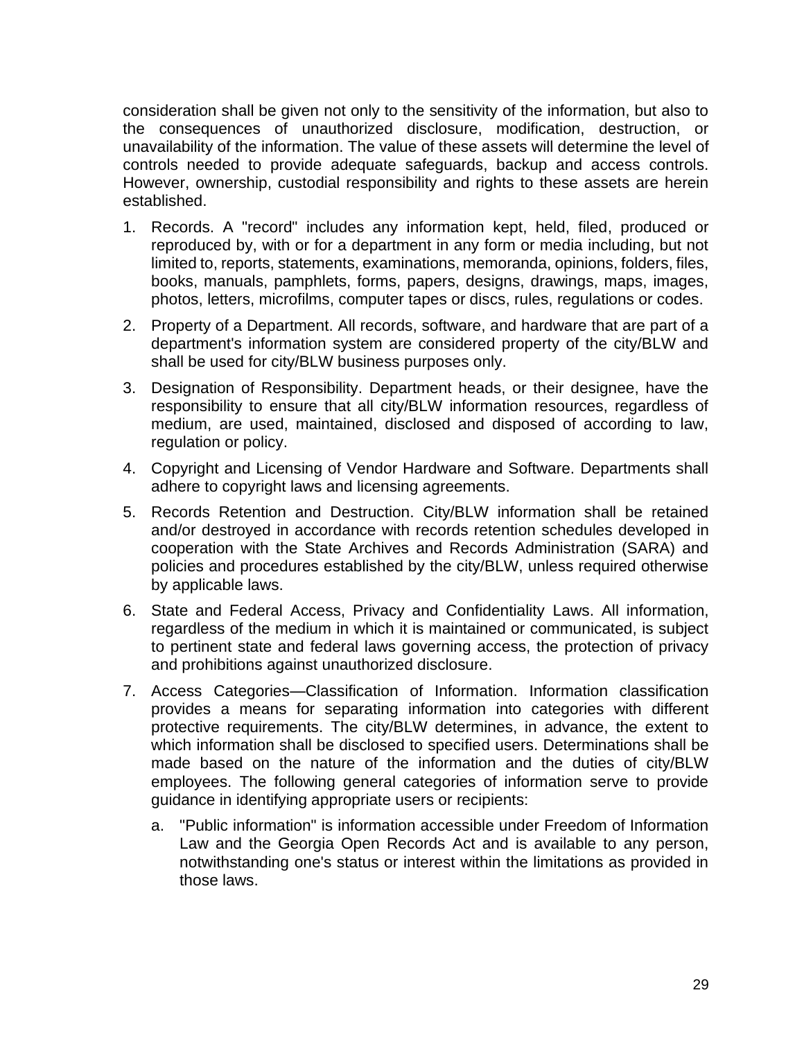consideration shall be given not only to the sensitivity of the information, but also to the consequences of unauthorized disclosure, modification, destruction, or unavailability of the information. The value of these assets will determine the level of controls needed to provide adequate safeguards, backup and access controls. However, ownership, custodial responsibility and rights to these assets are herein established.

1. Records. A "record" includes any information kept, held, filed, produced or reproduced by, with or for a department in any form or media including, but not limited to, reports, statements, examinations, memoranda, opinions, folders, files, books, manuals, pamphlets, forms, papers, designs, drawings, maps, images, photos, letters, microfilms, computer tapes or discs, rules, regulations or codes.
2. Property of a Department. All records, software, and hardware that are part of a department's information system are considered property of the city/BLW and shall be used for city/BLW business purposes only.
3. Designation of Responsibility. Department heads, or their designee, have the responsibility to ensure that all city/BLW information resources, regardless of medium, are used, maintained, disclosed and disposed of according to law, regulation or policy.
4. Copyright and Licensing of Vendor Hardware and Software. Departments shall adhere to copyright laws and licensing agreements.
5. Records Retention and Destruction. City/BLW information shall be retained and/or destroyed in accordance with records retention schedules developed in cooperation with the State Archives and Records Administration (SARA) and policies and procedures established by the city/BLW, unless required otherwise by applicable laws.
6. State and Federal Access, Privacy and Confidentiality Laws. All information, regardless of the medium in which it is maintained or communicated, is subject to pertinent state and federal laws governing access, the protection of privacy and prohibitions against unauthorized disclosure.
7. Access Categories—Classification of Information. Information classification provides a means for separating information into categories with different protective requirements. The city/BLW determines, in advance, the extent to which information shall be disclosed to specified users. Determinations shall be made based on the nature of the information and the duties of city/BLW employees. The following general categories of information serve to provide guidance in identifying appropriate users or recipients:
   a. "Public information" is information accessible under Freedom of Information Law and the Georgia Open Records Act and is available to any person, notwithstanding one's status or interest within the limitations as provided in those laws.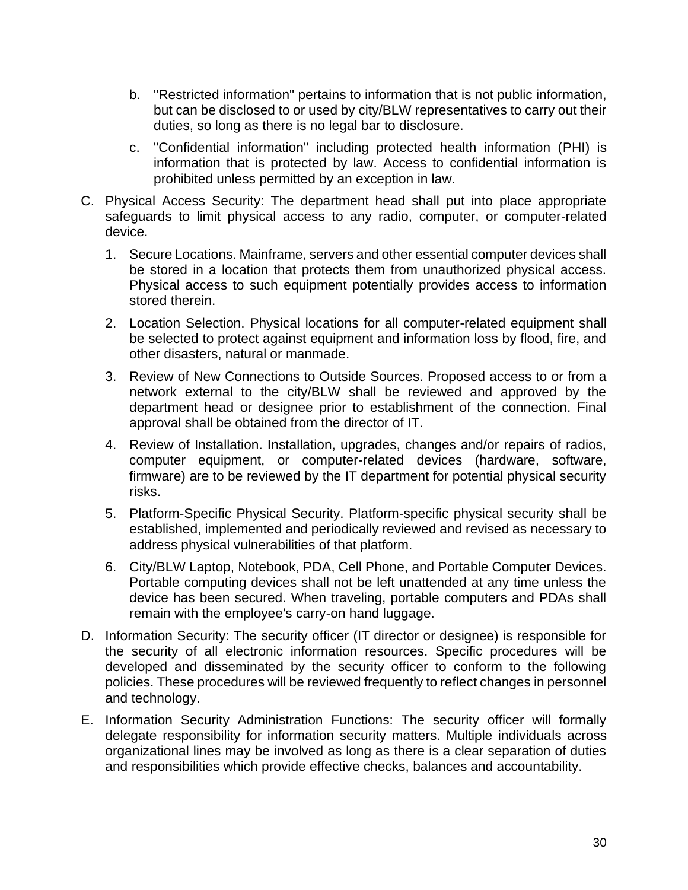b. "Restricted information" pertains to information that is not public information, but can be disclosed to or used by city/BLW representatives to carry out their duties, so long as there is no legal bar to disclosure.

   c. "Confidential information" including protected health information (PHI) is information that is protected by law. Access to confidential information is prohibited unless permitted by an exception in law.

C. Physical Access Security: The department head shall put into place appropriate safeguards to limit physical access to any radio, computer, or computer-related device.

   1. Secure Locations. Mainframe, servers and other essential computer devices shall be stored in a location that protects them from unauthorized physical access. Physical access to such equipment potentially provides access to information stored therein.

   2. Location Selection. Physical locations for all computer-related equipment shall be selected to protect against equipment and information loss by flood, fire, and other disasters, natural or manmade.

   3. Review of New Connections to Outside Sources. Proposed access to or from a network external to the city/BLW shall be reviewed and approved by the department head or designee prior to establishment of the connection. Final approval shall be obtained from the director of IT.

   4. Review of Installation. Installation, upgrades, changes and/or repairs of radios, computer equipment, or computer-related devices (hardware, software, firmware) are to be reviewed by the IT department for potential physical security risks.

   5. Platform-Specific Physical Security. Platform-specific physical security shall be established, implemented and periodically reviewed and revised as necessary to address physical vulnerabilities of that platform.

   6. City/BLW Laptop, Notebook, PDA, Cell Phone, and Portable Computer Devices. Portable computing devices shall not be left unattended at any time unless the device has been secured. When traveling, portable computers and PDAs shall remain with the employee's carry-on hand luggage.

D. Information Security: The security officer (IT director or designee) is responsible for the security of all electronic information resources. Specific procedures will be developed and disseminated by the security officer to conform to the following policies. These procedures will be reviewed frequently to reflect changes in personnel and technology.

E. Information Security Administration Functions: The security officer will formally delegate responsibility for information security matters. Multiple individuals across organizational lines may be involved as long as there is a clear separation of duties and responsibilities which provide effective checks, balances and accountability.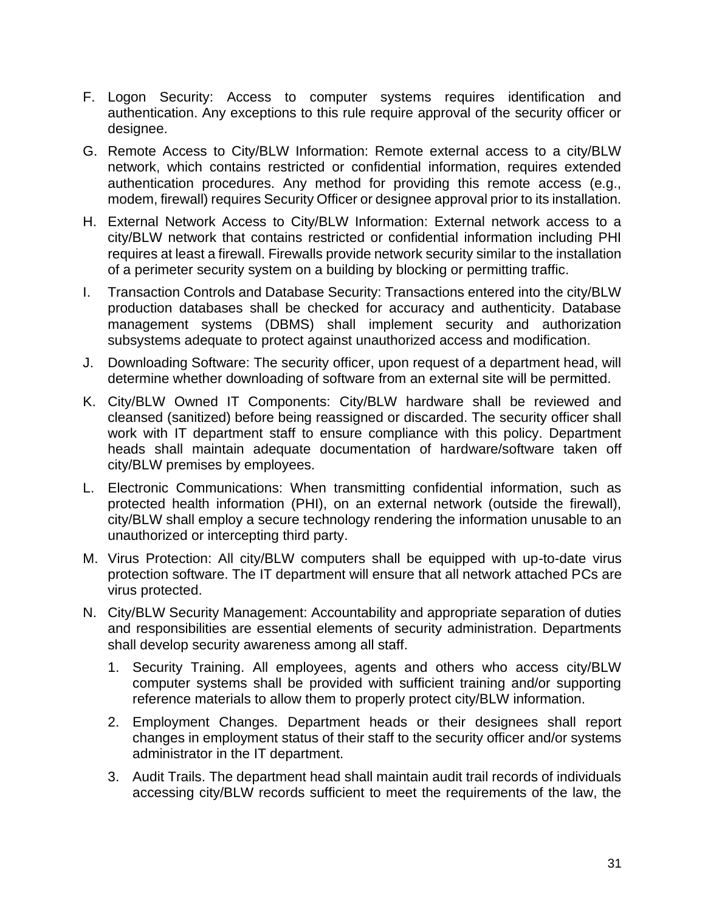F. Logon Security: Access to computer systems requires identification and authentication. Any exceptions to this rule require approval of the security officer or designee.

G. Remote Access to City/BLW Information: Remote external access to a city/BLW network, which contains restricted or confidential information, requires extended authentication procedures. Any method for providing this remote access (e.g., modem, firewall) requires Security Officer or designee approval prior to its installation.

H. External Network Access to City/BLW Information: External network access to a city/BLW network that contains restricted or confidential information including PHI requires at least a firewall. Firewalls provide network security similar to the installation of a perimeter security system on a building by blocking or permitting traffic.

I. Transaction Controls and Database Security: Transactions entered into the city/BLW production databases shall be checked for accuracy and authenticity. Database management systems (DBMS) shall implement security and authorization subsystems adequate to protect against unauthorized access and modification.

J. Downloading Software: The security officer, upon request of a department head, will determine whether downloading of software from an external site will be permitted.

K. City/BLW Owned IT Components: City/BLW hardware shall be reviewed and cleansed (sanitized) before being reassigned or discarded. The security officer shall work with IT department staff to ensure compliance with this policy. Department heads shall maintain adequate documentation of hardware/software taken off city/BLW premises by employees.

L. Electronic Communications: When transmitting confidential information, such as protected health information (PHI), on an external network (outside the firewall), city/BLW shall employ a secure technology rendering the information unusable to an unauthorized or intercepting third party.

M. Virus Protection: All city/BLW computers shall be equipped with up-to-date virus protection software. The IT department will ensure that all network attached PCs are virus protected.

N. City/BLW Security Management: Accountability and appropriate separation of duties and responsibilities are essential elements of security administration. Departments shall develop security awareness among all staff.

   1. Security Training. All employees, agents and others who access city/BLW computer systems shall be provided with sufficient training and/or supporting reference materials to allow them to properly protect city/BLW information.

   2. Employment Changes. Department heads or their designees shall report changes in employment status of their staff to the security officer and/or systems administrator in the IT department.

   3. Audit Trails. The department head shall maintain audit trail records of individuals accessing city/BLW records sufficient to meet the requirements of the law, the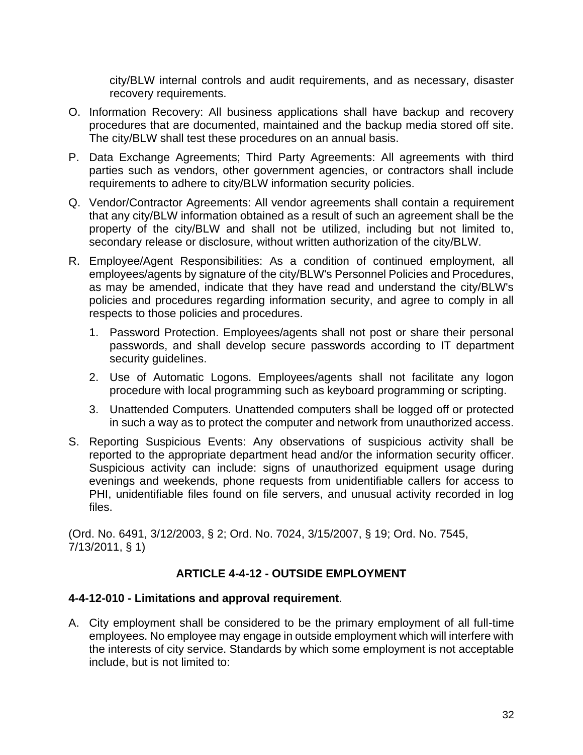city/BLW internal controls and audit requirements, and as necessary, disaster recovery requirements.

O. Information Recovery: All business applications shall have backup and recovery procedures that are documented, maintained and the backup media stored off site. The city/BLW shall test these procedures on an annual basis.

P. Data Exchange Agreements; Third Party Agreements: All agreements with third parties such as vendors, other government agencies, or contractors shall include requirements to adhere to city/BLW information security policies.

Q. Vendor/Contractor Agreements: All vendor agreements shall contain a requirement that any city/BLW information obtained as a result of such an agreement shall be the property of the city/BLW and shall not be utilized, including but not limited to, secondary release or disclosure, without written authorization of the city/BLW.

R. Employee/Agent Responsibilities: As a condition of continued employment, all employees/agents by signature of the city/BLW's Personnel Policies and Procedures, as may be amended, indicate that they have read and understand the city/BLW's policies and procedures regarding information security, and agree to comply in all respects to those policies and procedures.

   1. Password Protection. Employees/agents shall not post or share their personal passwords, and shall develop secure passwords according to IT department security guidelines.

   2. Use of Automatic Logons. Employees/agents shall not facilitate any logon procedure with local programming such as keyboard programming or scripting.

   3. Unattended Computers. Unattended computers shall be logged off or protected in such a way as to protect the computer and network from unauthorized access.

S. Reporting Suspicious Events: Any observations of suspicious activity shall be reported to the appropriate department head and/or the information security officer. Suspicious activity can include: signs of unauthorized equipment usage during evenings and weekends, phone requests from unidentifiable callers for access to PHI, unidentifiable files found on file servers, and unusual activity recorded in log files.

(Ord. No. 6491, 3/12/2003, § 2; Ord. No. 7024, 3/15/2007, § 19; Ord. No. 7545, 7/13/2011, § 1)

## ARTICLE 4-4-12 - OUTSIDE EMPLOYMENT

### 4-4-12-010 - Limitations and approval requirement.

A. City employment shall be considered to be the primary employment of all full-time employees. No employee may engage in outside employment which will interfere with the interests of city service. Standards by which some employment is not acceptable include, but is not limited to: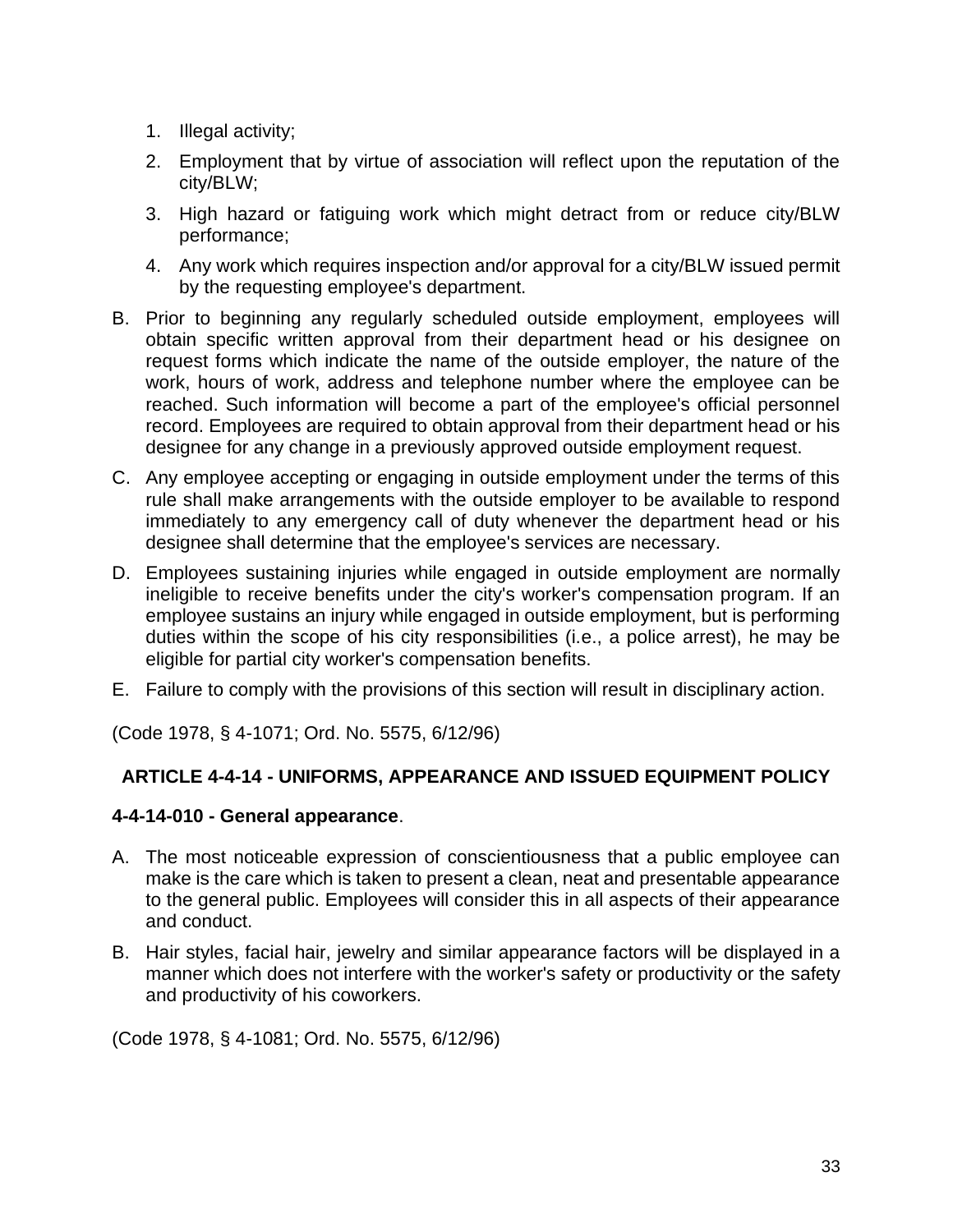1. Illegal activity;
2. Employment that by virtue of association will reflect upon the reputation of the city/BLW;
3. High hazard or fatiguing work which might detract from or reduce city/BLW performance;
4. Any work which requires inspection and/or approval for a city/BLW issued permit by the requesting employee's department.

B. Prior to beginning any regularly scheduled outside employment, employees will obtain specific written approval from their department head or his designee on request forms which indicate the name of the outside employer, the nature of the work, hours of work, address and telephone number where the employee can be reached. Such information will become a part of the employee's official personnel record. Employees are required to obtain approval from their department head or his designee for any change in a previously approved outside employment request.

C. Any employee accepting or engaging in outside employment under the terms of this rule shall make arrangements with the outside employer to be available to respond immediately to any emergency call of duty whenever the department head or his designee shall determine that the employee's services are necessary.

D. Employees sustaining injuries while engaged in outside employment are normally ineligible to receive benefits under the city's worker's compensation program. If an employee sustains an injury while engaged in outside employment, but is performing duties within the scope of his city responsibilities (i.e., a police arrest), he may be eligible for partial city worker's compensation benefits.

E. Failure to comply with the provisions of this section will result in disciplinary action.

(Code 1978, § 4-1071; Ord. No. 5575, 6/12/96)

## ARTICLE 4-4-14 - UNIFORMS, APPEARANCE AND ISSUED EQUIPMENT POLICY

### 4-4-14-010 - General appearance.

A. The most noticeable expression of conscientiousness that a public employee can make is the care which is taken to present a clean, neat and presentable appearance to the general public. Employees will consider this in all aspects of their appearance and conduct.

B. Hair styles, facial hair, jewelry and similar appearance factors will be displayed in a manner which does not interfere with the worker's safety or productivity or the safety and productivity of his coworkers.

(Code 1978, § 4-1081; Ord. No. 5575, 6/12/96)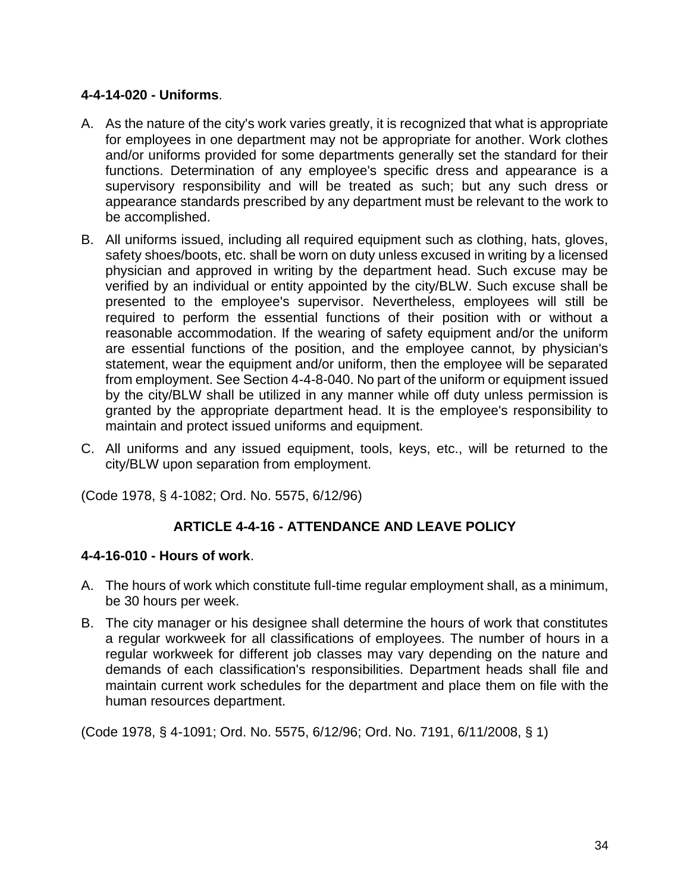**4-4-14-020 - Uniforms**.

A. As the nature of the city's work varies greatly, it is recognized that what is appropriate for employees in one department may not be appropriate for another. Work clothes and/or uniforms provided for some departments generally set the standard for their functions. Determination of any employee's specific dress and appearance is a supervisory responsibility and will be treated as such; but any such dress or appearance standards prescribed by any department must be relevant to the work to be accomplished.

B. All uniforms issued, including all required equipment such as clothing, hats, gloves, safety shoes/boots, etc. shall be worn on duty unless excused in writing by a licensed physician and approved in writing by the department head. Such excuse may be verified by an individual or entity appointed by the city/BLW. Such excuse shall be presented to the employee's supervisor. Nevertheless, employees will still be required to perform the essential functions of their position with or without a reasonable accommodation. If the wearing of safety equipment and/or the uniform are essential functions of the position, and the employee cannot, by physician's statement, wear the equipment and/or uniform, then the employee will be separated from employment. See Section 4-4-8-040. No part of the uniform or equipment issued by the city/BLW shall be utilized in any manner while off duty unless permission is granted by the appropriate department head. It is the employee's responsibility to maintain and protect issued uniforms and equipment.

C. All uniforms and any issued equipment, tools, keys, etc., will be returned to the city/BLW upon separation from employment.

(Code 1978, § 4-1082; Ord. No. 5575, 6/12/96)

## ARTICLE 4-4-16 - ATTENDANCE AND LEAVE POLICY

**4-4-16-010 - Hours of work**.

A. The hours of work which constitute full-time regular employment shall, as a minimum, be 30 hours per week.

B. The city manager or his designee shall determine the hours of work that constitutes a regular workweek for all classifications of employees. The number of hours in a regular workweek for different job classes may vary depending on the nature and demands of each classification's responsibilities. Department heads shall file and maintain current work schedules for the department and place them on file with the human resources department.

(Code 1978, § 4-1091; Ord. No. 5575, 6/12/96; Ord. No. 7191, 6/11/2008, § 1)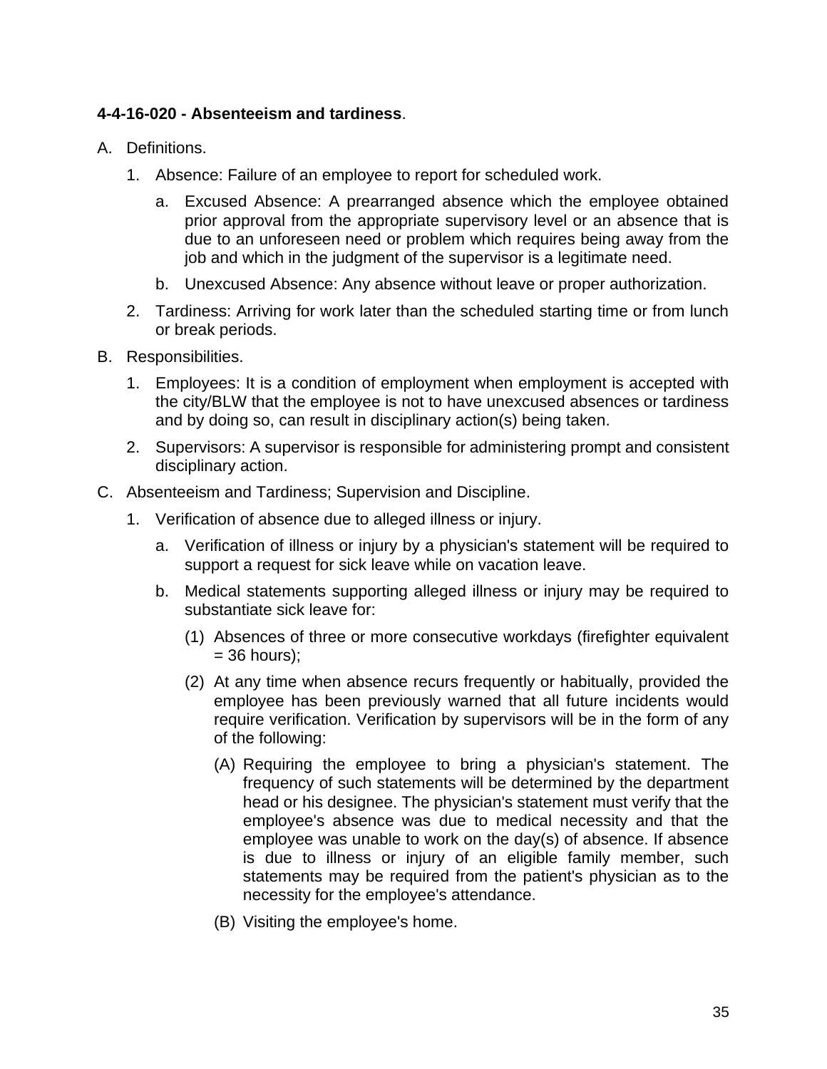**4-4-16-020 - Absenteeism and tardiness**.

A. Definitions.

   1. Absence: Failure of an employee to report for scheduled work.

      a. Excused Absence: A prearranged absence which the employee obtained prior approval from the appropriate supervisory level or an absence that is due to an unforeseen need or problem which requires being away from the job and which in the judgment of the supervisor is a legitimate need.

      b. Unexcused Absence: Any absence without leave or proper authorization.

   2. Tardiness: Arriving for work later than the scheduled starting time or from lunch or break periods.

B. Responsibilities.

   1. Employees: It is a condition of employment when employment is accepted with the city/BLW that the employee is not to have unexcused absences or tardiness and by doing so, can result in disciplinary action(s) being taken.

   2. Supervisors: A supervisor is responsible for administering prompt and consistent disciplinary action.

C. Absenteeism and Tardiness; Supervision and Discipline.

   1. Verification of absence due to alleged illness or injury.

      a. Verification of illness or injury by a physician's statement will be required to support a request for sick leave while on vacation leave.

      b. Medical statements supporting alleged illness or injury may be required to substantiate sick leave for:

         (1) Absences of three or more consecutive workdays (firefighter equivalent = 36 hours);

         (2) At any time when absence recurs frequently or habitually, provided the employee has been previously warned that all future incidents would require verification. Verification by supervisors will be in the form of any of the following:

            (A) Requiring the employee to bring a physician's statement. The frequency of such statements will be determined by the department head or his designee. The physician's statement must verify that the employee's absence was due to medical necessity and that the employee was unable to work on the day(s) of absence. If absence is due to illness or injury of an eligible family member, such statements may be required from the patient's physician as to the necessity for the employee's attendance.

            (B) Visiting the employee's home.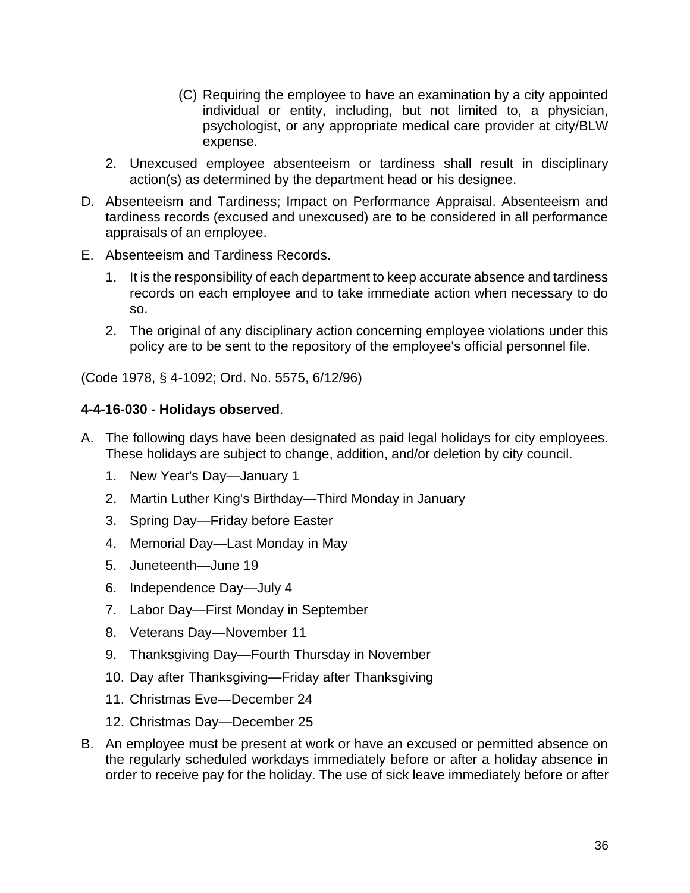(C) Requiring the employee to have an examination by a city appointed individual or entity, including, but not limited to, a physician, psychologist, or any appropriate medical care provider at city/BLW expense.

2. Unexcused employee absenteeism or tardiness shall result in disciplinary action(s) as determined by the department head or his designee.

D. Absenteeism and Tardiness; Impact on Performance Appraisal. Absenteeism and tardiness records (excused and unexcused) are to be considered in all performance appraisals of an employee.

E. Absenteeism and Tardiness Records.

   1. It is the responsibility of each department to keep accurate absence and tardiness records on each employee and to take immediate action when necessary to do so.

   2. The original of any disciplinary action concerning employee violations under this policy are to be sent to the repository of the employee's official personnel file.

(Code 1978, § 4-1092; Ord. No. 5575, 6/12/96)

**4-4-16-030 - Holidays observed**.

A. The following days have been designated as paid legal holidays for city employees. These holidays are subject to change, addition, and/or deletion by city council.

   1. New Year's Day—January 1
   2. Martin Luther King's Birthday—Third Monday in January
   3. Spring Day—Friday before Easter
   4. Memorial Day—Last Monday in May
   5. Juneteenth—June 19
   6. Independence Day—July 4
   7. Labor Day—First Monday in September
   8. Veterans Day—November 11
   9. Thanksgiving Day—Fourth Thursday in November
   10. Day after Thanksgiving—Friday after Thanksgiving
   11. Christmas Eve—December 24
   12. Christmas Day—December 25

B. An employee must be present at work or have an excused or permitted absence on the regularly scheduled workdays immediately before or after a holiday absence in order to receive pay for the holiday. The use of sick leave immediately before or after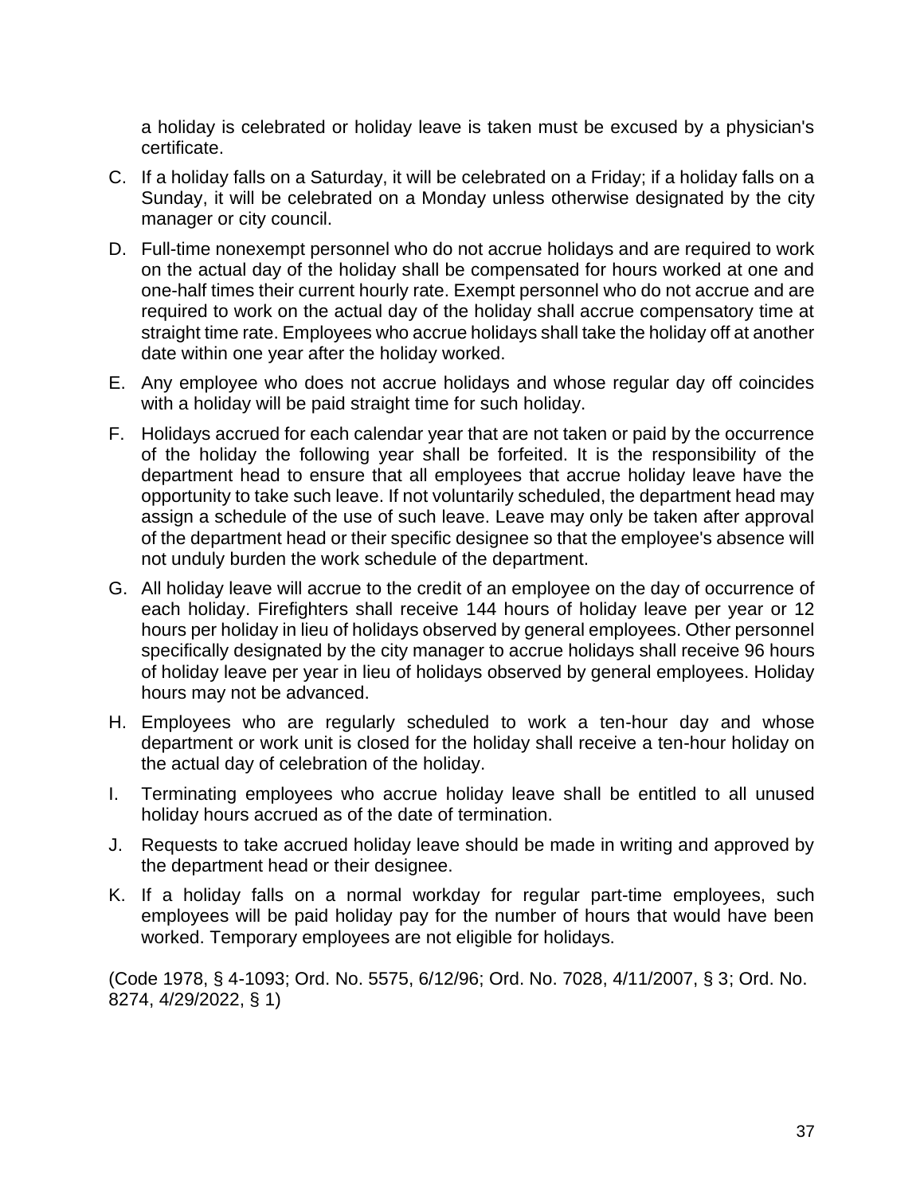a holiday is celebrated or holiday leave is taken must be excused by a physician's certificate.

C. If a holiday falls on a Saturday, it will be celebrated on a Friday; if a holiday falls on a Sunday, it will be celebrated on a Monday unless otherwise designated by the city manager or city council.

D. Full-time nonexempt personnel who do not accrue holidays and are required to work on the actual day of the holiday shall be compensated for hours worked at one and one-half times their current hourly rate. Exempt personnel who do not accrue and are required to work on the actual day of the holiday shall accrue compensatory time at straight time rate. Employees who accrue holidays shall take the holiday off at another date within one year after the holiday worked.

E. Any employee who does not accrue holidays and whose regular day off coincides with a holiday will be paid straight time for such holiday.

F. Holidays accrued for each calendar year that are not taken or paid by the occurrence of the holiday the following year shall be forfeited. It is the responsibility of the department head to ensure that all employees that accrue holiday leave have the opportunity to take such leave. If not voluntarily scheduled, the department head may assign a schedule of the use of such leave. Leave may only be taken after approval of the department head or their specific designee so that the employee's absence will not unduly burden the work schedule of the department.

G. All holiday leave will accrue to the credit of an employee on the day of occurrence of each holiday. Firefighters shall receive 144 hours of holiday leave per year or 12 hours per holiday in lieu of holidays observed by general employees. Other personnel specifically designated by the city manager to accrue holidays shall receive 96 hours of holiday leave per year in lieu of holidays observed by general employees. Holiday hours may not be advanced.

H. Employees who are regularly scheduled to work a ten-hour day and whose department or work unit is closed for the holiday shall receive a ten-hour holiday on the actual day of celebration of the holiday.

I. Terminating employees who accrue holiday leave shall be entitled to all unused holiday hours accrued as of the date of termination.

J. Requests to take accrued holiday leave should be made in writing and approved by the department head or their designee.

K. If a holiday falls on a normal workday for regular part-time employees, such employees will be paid holiday pay for the number of hours that would have been worked. Temporary employees are not eligible for holidays.

(Code 1978, § 4-1093; Ord. No. 5575, 6/12/96; Ord. No. 7028, 4/11/2007, § 3; Ord. No. 8274, 4/29/2022, § 1)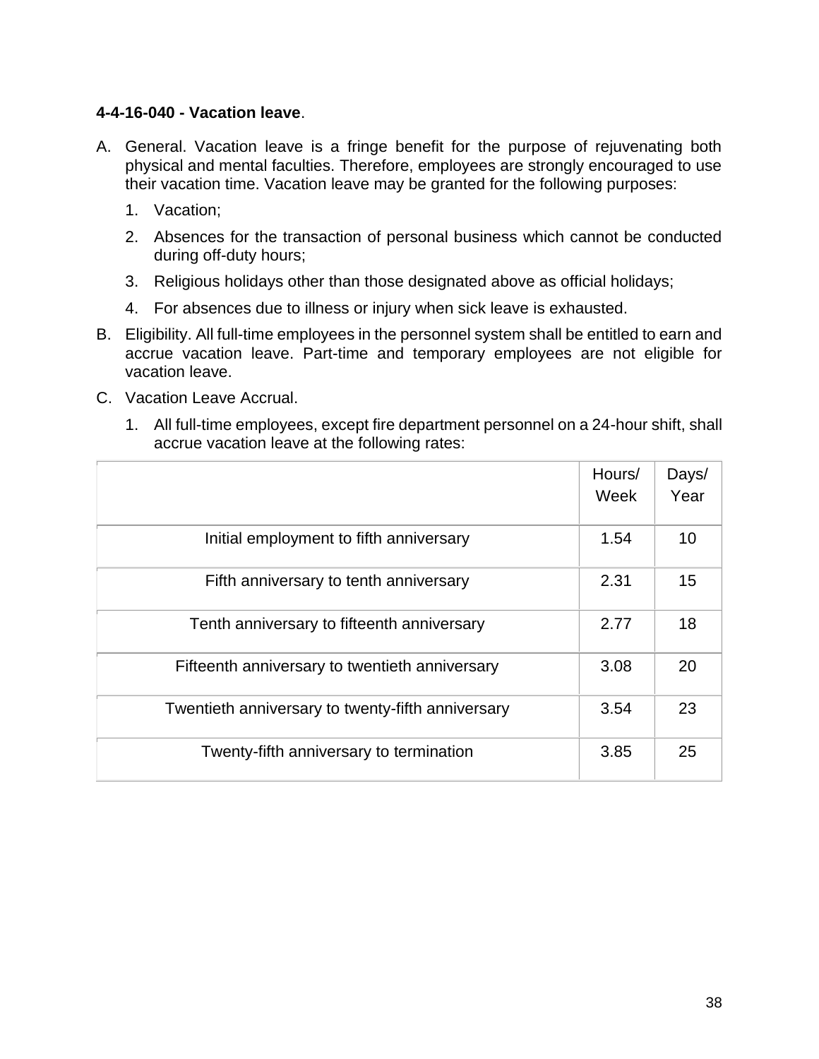**4-4-16-040 - Vacation leave**.

A. General. Vacation leave is a fringe benefit for the purpose of rejuvenating both physical and mental faculties. Therefore, employees are strongly encouraged to use their vacation time. Vacation leave may be granted for the following purposes:

   1. Vacation;

   2. Absences for the transaction of personal business which cannot be conducted during off-duty hours;

   3. Religious holidays other than those designated above as official holidays;

   4. For absences due to illness or injury when sick leave is exhausted.

B. Eligibility. All full-time employees in the personnel system shall be entitled to earn and accrue vacation leave. Part-time and temporary employees are not eligible for vacation leave.

C. Vacation Leave Accrual.

   1. All full-time employees, except fire department personnel on a 24-hour shift, shall accrue vacation leave at the following rates:

| | Hours/ Week | Days/ Year |
|---|---|---|
| Initial employment to fifth anniversary | 1.54 | 10 |
| Fifth anniversary to tenth anniversary | 2.31 | 15 |
| Tenth anniversary to fifteenth anniversary | 2.77 | 18 |
| Fifteenth anniversary to twentieth anniversary | 3.08 | 20 |
| Twentieth anniversary to twenty-fifth anniversary | 3.54 | 23 |
| Twenty-fifth anniversary to termination | 3.85 | 25 |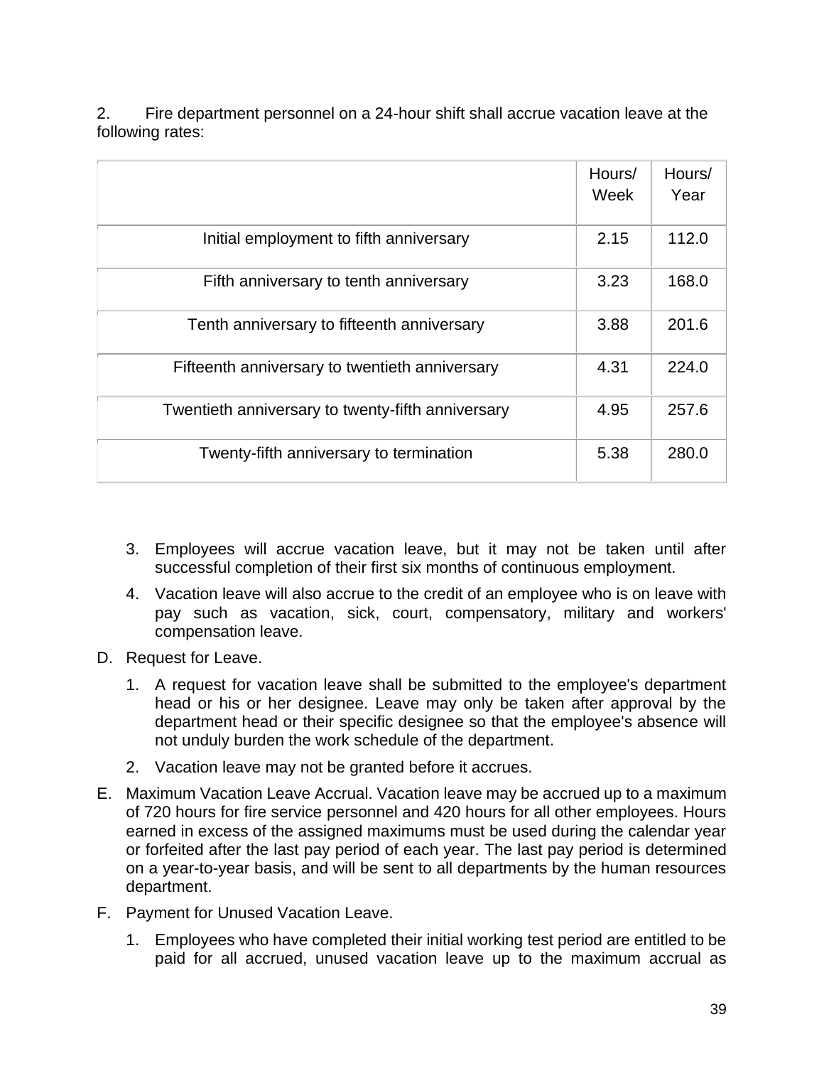2. Fire department personnel on a 24-hour shift shall accrue vacation leave at the following rates:

| | Hours/ Week | Hours/ Year |
|---|---|---|
| Initial employment to fifth anniversary | 2.15 | 112.0 |
| Fifth anniversary to tenth anniversary | 3.23 | 168.0 |
| Tenth anniversary to fifteenth anniversary | 3.88 | 201.6 |
| Fifteenth anniversary to twentieth anniversary | 4.31 | 224.0 |
| Twentieth anniversary to twenty-fifth anniversary | 4.95 | 257.6 |
| Twenty-fifth anniversary to termination | 5.38 | 280.0 |

3. Employees will accrue vacation leave, but it may not be taken until after successful completion of their first six months of continuous employment.
4. Vacation leave will also accrue to the credit of an employee who is on leave with pay such as vacation, sick, court, compensatory, military and workers' compensation leave.

D. Request for Leave.

1. A request for vacation leave shall be submitted to the employee's department head or his or her designee. Leave may only be taken after approval by the department head or their specific designee so that the employee's absence will not unduly burden the work schedule of the department.
2. Vacation leave may not be granted before it accrues.

E. Maximum Vacation Leave Accrual. Vacation leave may be accrued up to a maximum of 720 hours for fire service personnel and 420 hours for all other employees. Hours earned in excess of the assigned maximums must be used during the calendar year or forfeited after the last pay period of each year. The last pay period is determined on a year-to-year basis, and will be sent to all departments by the human resources department.

F. Payment for Unused Vacation Leave.

1. Employees who have completed their initial working test period are entitled to be paid for all accrued, unused vacation leave up to the maximum accrual as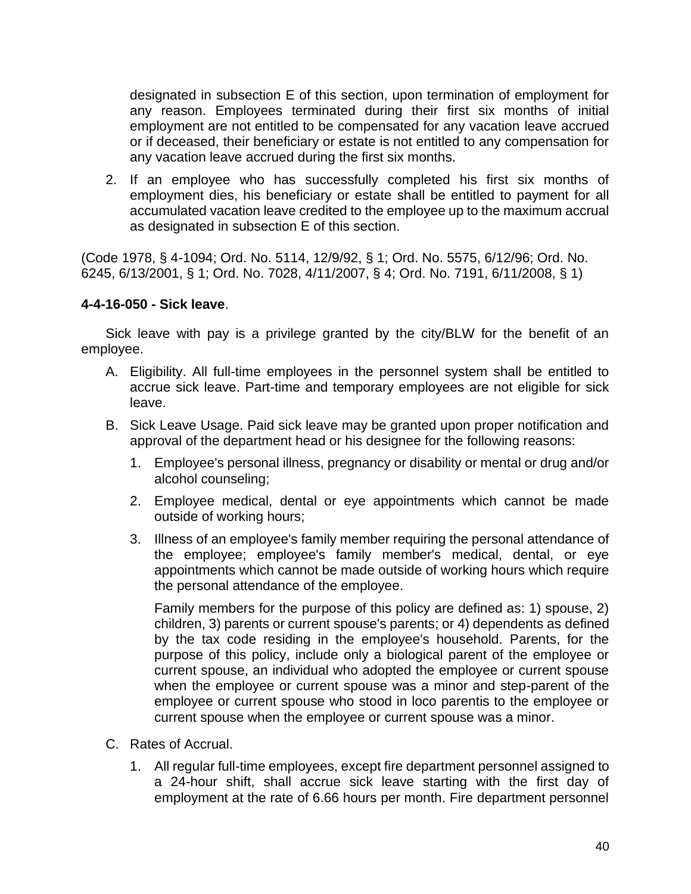designated in subsection E of this section, upon termination of employment for any reason. Employees terminated during their first six months of initial employment are not entitled to be compensated for any vacation leave accrued or if deceased, their beneficiary or estate is not entitled to any compensation for any vacation leave accrued during the first six months.

2. If an employee who has successfully completed his first six months of employment dies, his beneficiary or estate shall be entitled to payment for all accumulated vacation leave credited to the employee up to the maximum accrual as designated in subsection E of this section.

(Code 1978, § 4-1094; Ord. No. 5114, 12/9/92, § 1; Ord. No. 5575, 6/12/96; Ord. No. 6245, 6/13/2001, § 1; Ord. No. 7028, 4/11/2007, § 4; Ord. No. 7191, 6/11/2008, § 1)

**4-4-16-050 - Sick leave**.

Sick leave with pay is a privilege granted by the city/BLW for the benefit of an employee.

A. Eligibility. All full-time employees in the personnel system shall be entitled to accrue sick leave. Part-time and temporary employees are not eligible for sick leave.

B. Sick Leave Usage. Paid sick leave may be granted upon proper notification and approval of the department head or his designee for the following reasons:

   1. Employee's personal illness, pregnancy or disability or mental or drug and/or alcohol counseling;

   2. Employee medical, dental or eye appointments which cannot be made outside of working hours;

   3. Illness of an employee's family member requiring the personal attendance of the employee; employee's family member's medical, dental, or eye appointments which cannot be made outside of working hours which require the personal attendance of the employee.

      Family members for the purpose of this policy are defined as: 1) spouse, 2) children, 3) parents or current spouse's parents; or 4) dependents as defined by the tax code residing in the employee's household. Parents, for the purpose of this policy, include only a biological parent of the employee or current spouse, an individual who adopted the employee or current spouse when the employee or current spouse was a minor and step-parent of the employee or current spouse who stood in loco parentis to the employee or current spouse when the employee or current spouse was a minor.

C. Rates of Accrual.

   1. All regular full-time employees, except fire department personnel assigned to a 24-hour shift, shall accrue sick leave starting with the first day of employment at the rate of 6.66 hours per month. Fire department personnel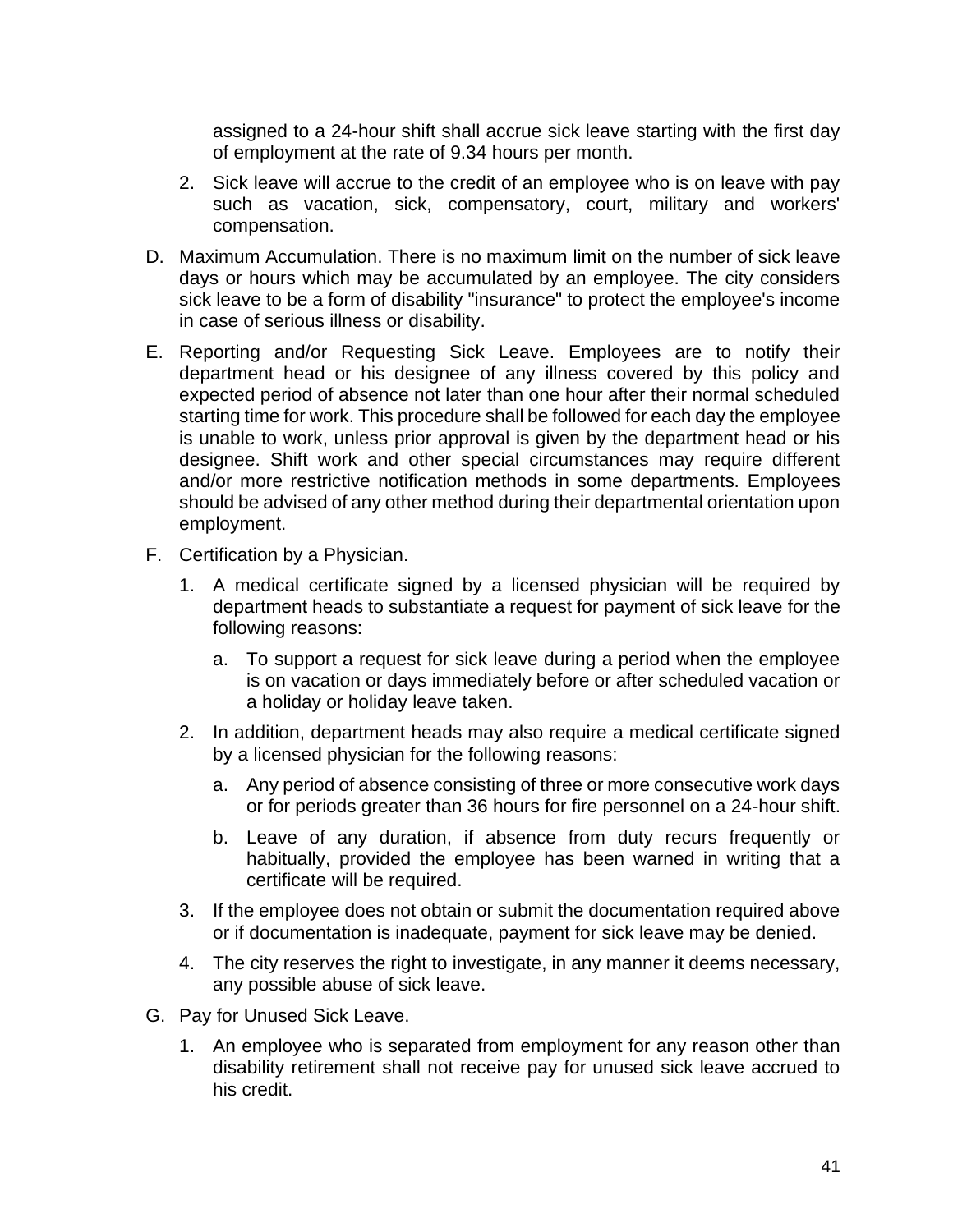assigned to a 24-hour shift shall accrue sick leave starting with the first day of employment at the rate of 9.34 hours per month.

2. Sick leave will accrue to the credit of an employee who is on leave with pay such as vacation, sick, compensatory, court, military and workers' compensation.

D. Maximum Accumulation. There is no maximum limit on the number of sick leave days or hours which may be accumulated by an employee. The city considers sick leave to be a form of disability "insurance" to protect the employee's income in case of serious illness or disability.

E. Reporting and/or Requesting Sick Leave. Employees are to notify their department head or his designee of any illness covered by this policy and expected period of absence not later than one hour after their normal scheduled starting time for work. This procedure shall be followed for each day the employee is unable to work, unless prior approval is given by the department head or his designee. Shift work and other special circumstances may require different and/or more restrictive notification methods in some departments. Employees should be advised of any other method during their departmental orientation upon employment.

F. Certification by a Physician.

   1. A medical certificate signed by a licensed physician will be required by department heads to substantiate a request for payment of sick leave for the following reasons:

      a. To support a request for sick leave during a period when the employee is on vacation or days immediately before or after scheduled vacation or a holiday or holiday leave taken.

   2. In addition, department heads may also require a medical certificate signed by a licensed physician for the following reasons:

      a. Any period of absence consisting of three or more consecutive work days or for periods greater than 36 hours for fire personnel on a 24-hour shift.

      b. Leave of any duration, if absence from duty recurs frequently or habitually, provided the employee has been warned in writing that a certificate will be required.

   3. If the employee does not obtain or submit the documentation required above or if documentation is inadequate, payment for sick leave may be denied.

   4. The city reserves the right to investigate, in any manner it deems necessary, any possible abuse of sick leave.

G. Pay for Unused Sick Leave.

   1. An employee who is separated from employment for any reason other than disability retirement shall not receive pay for unused sick leave accrued to his credit.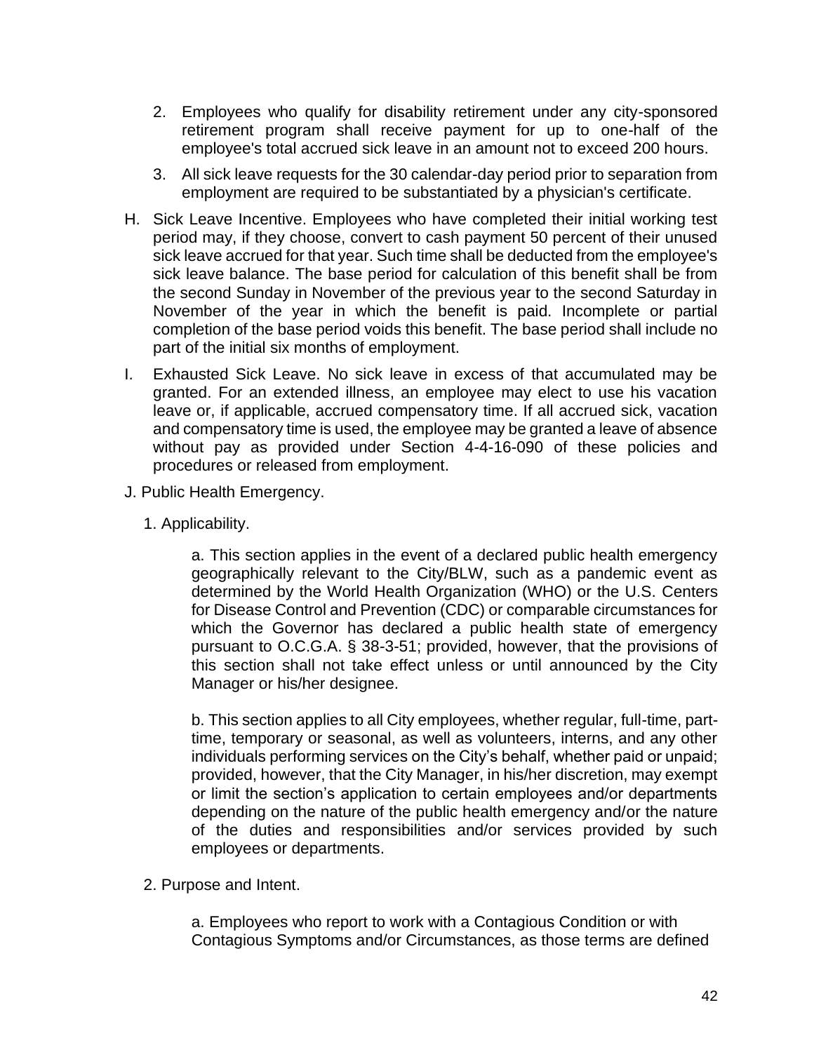2. Employees who qualify for disability retirement under any city-sponsored retirement program shall receive payment for up to one-half of the employee's total accrued sick leave in an amount not to exceed 200 hours.

3. All sick leave requests for the 30 calendar-day period prior to separation from employment are required to be substantiated by a physician's certificate.

H. Sick Leave Incentive. Employees who have completed their initial working test period may, if they choose, convert to cash payment 50 percent of their unused sick leave accrued for that year. Such time shall be deducted from the employee's sick leave balance. The base period for calculation of this benefit shall be from the second Sunday in November of the previous year to the second Saturday in November of the year in which the benefit is paid. Incomplete or partial completion of the base period voids this benefit. The base period shall include no part of the initial six months of employment.

I. Exhausted Sick Leave. No sick leave in excess of that accumulated may be granted. For an extended illness, an employee may elect to use his vacation leave or, if applicable, accrued compensatory time. If all accrued sick, vacation and compensatory time is used, the employee may be granted a leave of absence without pay as provided under Section 4-4-16-090 of these policies and procedures or released from employment.

J. Public Health Emergency.

1. Applicability.

a. This section applies in the event of a declared public health emergency geographically relevant to the City/BLW, such as a pandemic event as determined by the World Health Organization (WHO) or the U.S. Centers for Disease Control and Prevention (CDC) or comparable circumstances for which the Governor has declared a public health state of emergency pursuant to O.C.G.A. § 38-3-51; provided, however, that the provisions of this section shall not take effect unless or until announced by the City Manager or his/her designee.

b. This section applies to all City employees, whether regular, full-time, part-time, temporary or seasonal, as well as volunteers, interns, and any other individuals performing services on the City's behalf, whether paid or unpaid; provided, however, that the City Manager, in his/her discretion, may exempt or limit the section's application to certain employees and/or departments depending on the nature of the public health emergency and/or the nature of the duties and responsibilities and/or services provided by such employees or departments.

2. Purpose and Intent.

a. Employees who report to work with a Contagious Condition or with Contagious Symptoms and/or Circumstances, as those terms are defined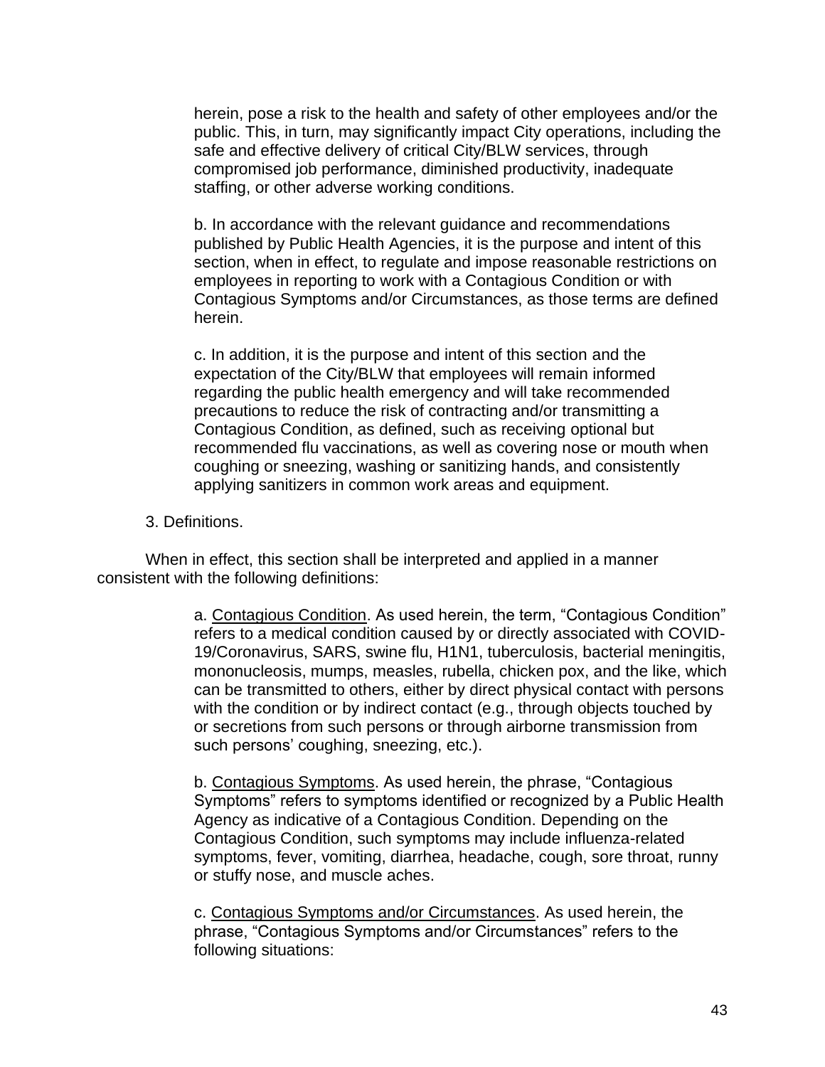herein, pose a risk to the health and safety of other employees and/or the public. This, in turn, may significantly impact City operations, including the safe and effective delivery of critical City/BLW services, through compromised job performance, diminished productivity, inadequate staffing, or other adverse working conditions.

b. In accordance with the relevant guidance and recommendations published by Public Health Agencies, it is the purpose and intent of this section, when in effect, to regulate and impose reasonable restrictions on employees in reporting to work with a Contagious Condition or with Contagious Symptoms and/or Circumstances, as those terms are defined herein.

c. In addition, it is the purpose and intent of this section and the expectation of the City/BLW that employees will remain informed regarding the public health emergency and will take recommended precautions to reduce the risk of contracting and/or transmitting a Contagious Condition, as defined, such as receiving optional but recommended flu vaccinations, as well as covering nose or mouth when coughing or sneezing, washing or sanitizing hands, and consistently applying sanitizers in common work areas and equipment.

3. Definitions.

When in effect, this section shall be interpreted and applied in a manner consistent with the following definitions:

a. Contagious Condition. As used herein, the term, “Contagious Condition” refers to a medical condition caused by or directly associated with COVID-19/Coronavirus, SARS, swine flu, H1N1, tuberculosis, bacterial meningitis, mononucleosis, mumps, measles, rubella, chicken pox, and the like, which can be transmitted to others, either by direct physical contact with persons with the condition or by indirect contact (e.g., through objects touched by or secretions from such persons or through airborne transmission from such persons’ coughing, sneezing, etc.).

b. Contagious Symptoms. As used herein, the phrase, “Contagious Symptoms” refers to symptoms identified or recognized by a Public Health Agency as indicative of a Contagious Condition. Depending on the Contagious Condition, such symptoms may include influenza-related symptoms, fever, vomiting, diarrhea, headache, cough, sore throat, runny or stuffy nose, and muscle aches.

c. Contagious Symptoms and/or Circumstances. As used herein, the phrase, “Contagious Symptoms and/or Circumstances” refers to the following situations: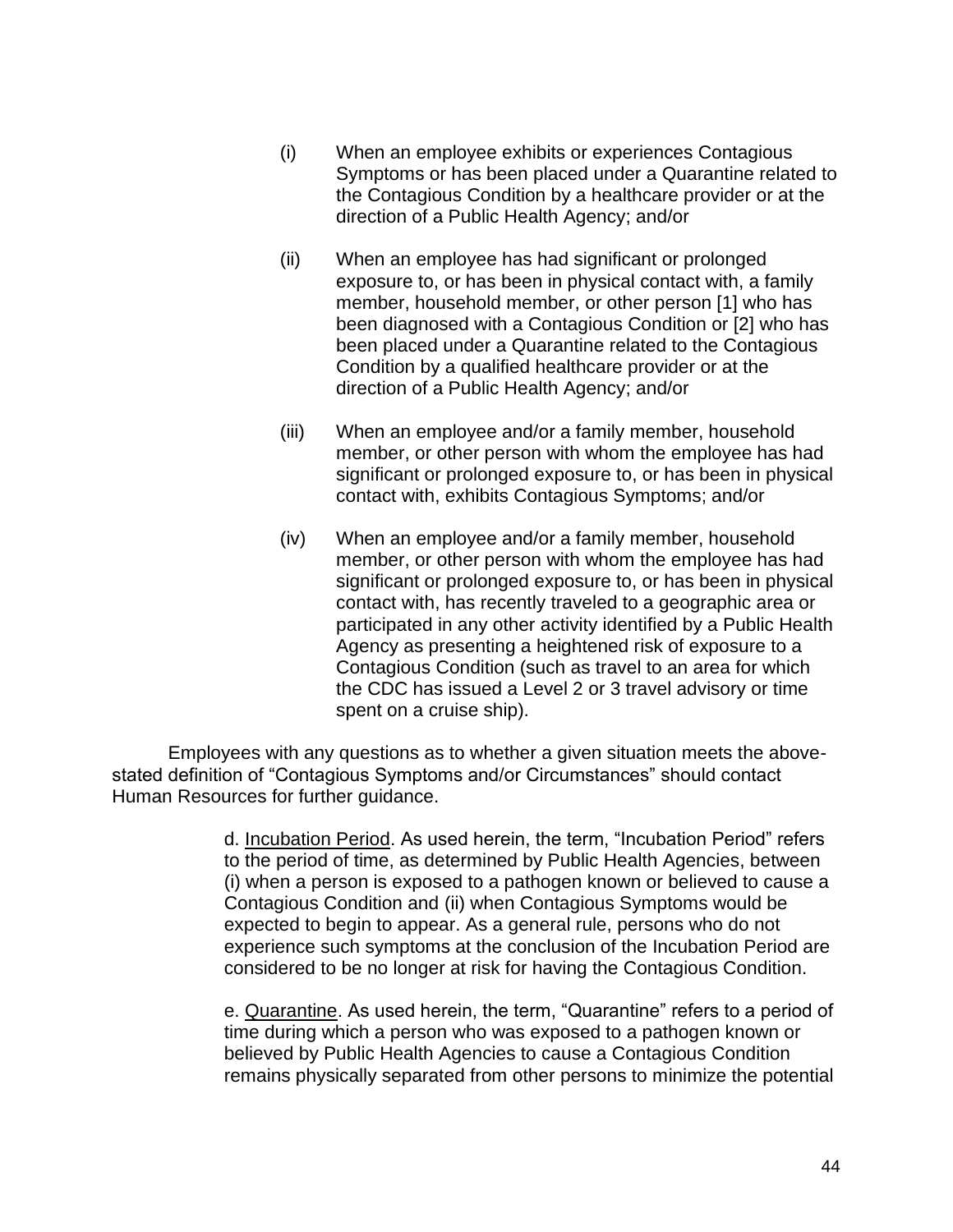(i) When an employee exhibits or experiences Contagious Symptoms or has been placed under a Quarantine related to the Contagious Condition by a healthcare provider or at the direction of a Public Health Agency; and/or

(ii) When an employee has had significant or prolonged exposure to, or has been in physical contact with, a family member, household member, or other person [1] who has been diagnosed with a Contagious Condition or [2] who has been placed under a Quarantine related to the Contagious Condition by a qualified healthcare provider or at the direction of a Public Health Agency; and/or

(iii) When an employee and/or a family member, household member, or other person with whom the employee has had significant or prolonged exposure to, or has been in physical contact with, exhibits Contagious Symptoms; and/or

(iv) When an employee and/or a family member, household member, or other person with whom the employee has had significant or prolonged exposure to, or has been in physical contact with, has recently traveled to a geographic area or participated in any other activity identified by a Public Health Agency as presenting a heightened risk of exposure to a Contagious Condition (such as travel to an area for which the CDC has issued a Level 2 or 3 travel advisory or time spent on a cruise ship).

Employees with any questions as to whether a given situation meets the above-stated definition of "Contagious Symptoms and/or Circumstances" should contact Human Resources for further guidance.

d. Incubation Period. As used herein, the term, "Incubation Period" refers to the period of time, as determined by Public Health Agencies, between (i) when a person is exposed to a pathogen known or believed to cause a Contagious Condition and (ii) when Contagious Symptoms would be expected to begin to appear. As a general rule, persons who do not experience such symptoms at the conclusion of the Incubation Period are considered to be no longer at risk for having the Contagious Condition.

e. Quarantine. As used herein, the term, "Quarantine" refers to a period of time during which a person who was exposed to a pathogen known or believed by Public Health Agencies to cause a Contagious Condition remains physically separated from other persons to minimize the potential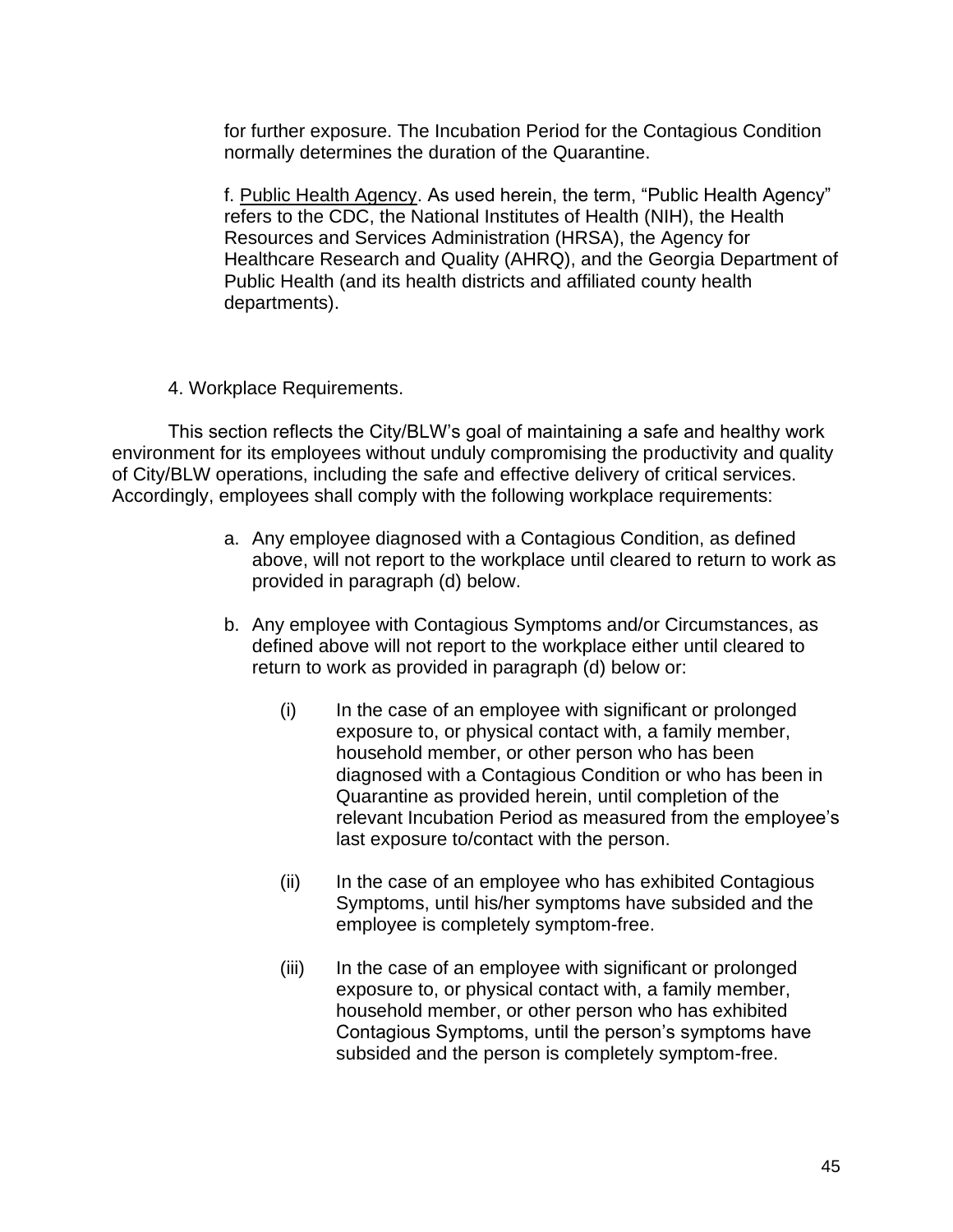for further exposure. The Incubation Period for the Contagious Condition normally determines the duration of the Quarantine.

f. Public Health Agency. As used herein, the term, "Public Health Agency" refers to the CDC, the National Institutes of Health (NIH), the Health Resources and Services Administration (HRSA), the Agency for Healthcare Research and Quality (AHRQ), and the Georgia Department of Public Health (and its health districts and affiliated county health departments).

4. Workplace Requirements.

This section reflects the City/BLW's goal of maintaining a safe and healthy work environment for its employees without unduly compromising the productivity and quality of City/BLW operations, including the safe and effective delivery of critical services. Accordingly, employees shall comply with the following workplace requirements:

a. Any employee diagnosed with a Contagious Condition, as defined above, will not report to the workplace until cleared to return to work as provided in paragraph (d) below.

b. Any employee with Contagious Symptoms and/or Circumstances, as defined above will not report to the workplace either until cleared to return to work as provided in paragraph (d) below or:

  (i) In the case of an employee with significant or prolonged exposure to, or physical contact with, a family member, household member, or other person who has been diagnosed with a Contagious Condition or who has been in Quarantine as provided herein, until completion of the relevant Incubation Period as measured from the employee's last exposure to/contact with the person.

  (ii) In the case of an employee who has exhibited Contagious Symptoms, until his/her symptoms have subsided and the employee is completely symptom-free.

  (iii) In the case of an employee with significant or prolonged exposure to, or physical contact with, a family member, household member, or other person who has exhibited Contagious Symptoms, until the person's symptoms have subsided and the person is completely symptom-free.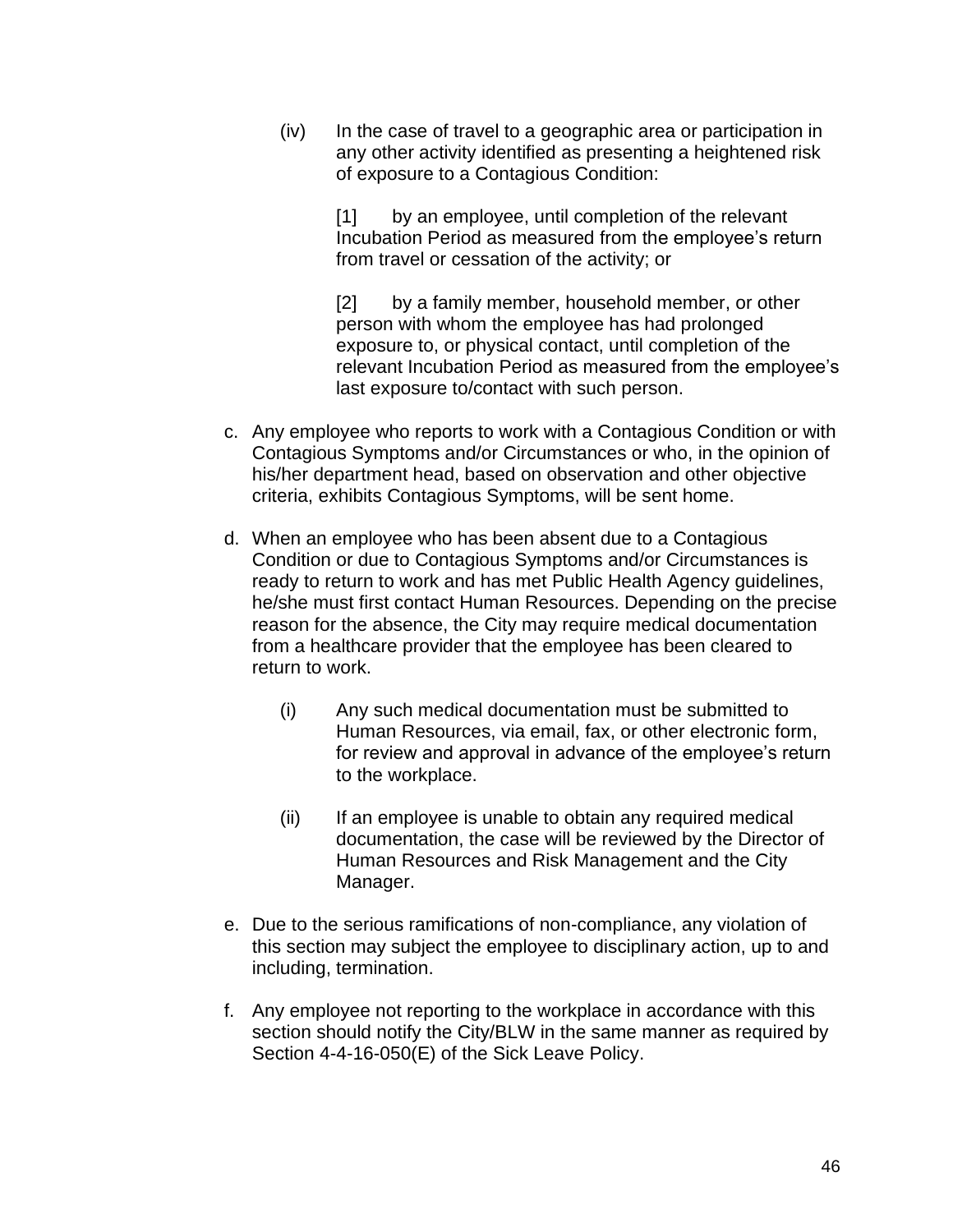(iv) In the case of travel to a geographic area or participation in any other activity identified as presenting a heightened risk of exposure to a Contagious Condition:

[1] by an employee, until completion of the relevant Incubation Period as measured from the employee's return from travel or cessation of the activity; or

[2] by a family member, household member, or other person with whom the employee has had prolonged exposure to, or physical contact, until completion of the relevant Incubation Period as measured from the employee's last exposure to/contact with such person.

c. Any employee who reports to work with a Contagious Condition or with Contagious Symptoms and/or Circumstances or who, in the opinion of his/her department head, based on observation and other objective criteria, exhibits Contagious Symptoms, will be sent home.

d. When an employee who has been absent due to a Contagious Condition or due to Contagious Symptoms and/or Circumstances is ready to return to work and has met Public Health Agency guidelines, he/she must first contact Human Resources. Depending on the precise reason for the absence, the City may require medical documentation from a healthcare provider that the employee has been cleared to return to work.

(i) Any such medical documentation must be submitted to Human Resources, via email, fax, or other electronic form, for review and approval in advance of the employee's return to the workplace.

(ii) If an employee is unable to obtain any required medical documentation, the case will be reviewed by the Director of Human Resources and Risk Management and the City Manager.

e. Due to the serious ramifications of non-compliance, any violation of this section may subject the employee to disciplinary action, up to and including, termination.

f. Any employee not reporting to the workplace in accordance with this section should notify the City/BLW in the same manner as required by Section 4-4-16-050(E) of the Sick Leave Policy.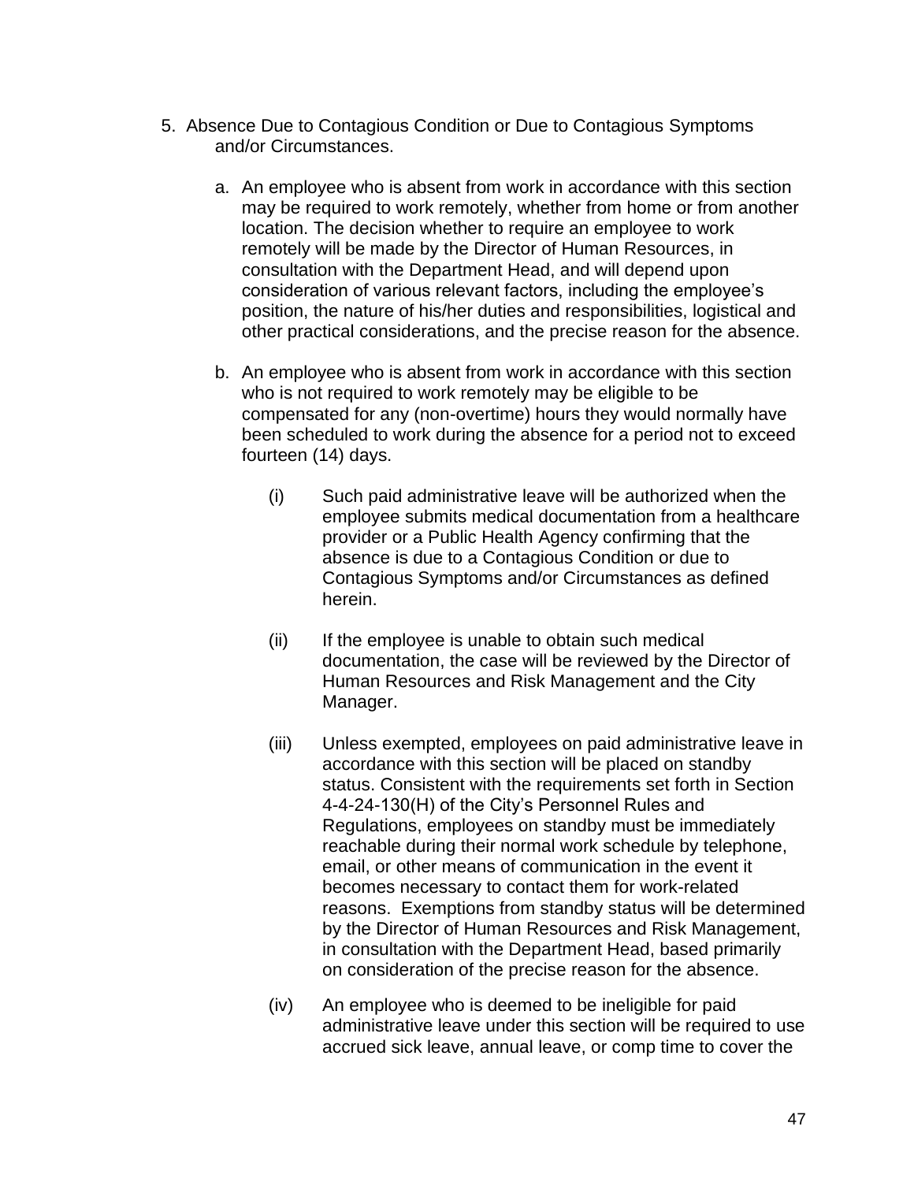5. Absence Due to Contagious Condition or Due to Contagious Symptoms and/or Circumstances.

   a. An employee who is absent from work in accordance with this section may be required to work remotely, whether from home or from another location. The decision whether to require an employee to work remotely will be made by the Director of Human Resources, in consultation with the Department Head, and will depend upon consideration of various relevant factors, including the employee's position, the nature of his/her duties and responsibilities, logistical and other practical considerations, and the precise reason for the absence.

   b. An employee who is absent from work in accordance with this section who is not required to work remotely may be eligible to be compensated for any (non-overtime) hours they would normally have been scheduled to work during the absence for a period not to exceed fourteen (14) days.

      (i) Such paid administrative leave will be authorized when the employee submits medical documentation from a healthcare provider or a Public Health Agency confirming that the absence is due to a Contagious Condition or due to Contagious Symptoms and/or Circumstances as defined herein.

      (ii) If the employee is unable to obtain such medical documentation, the case will be reviewed by the Director of Human Resources and Risk Management and the City Manager.

      (iii) Unless exempted, employees on paid administrative leave in accordance with this section will be placed on standby status. Consistent with the requirements set forth in Section 4-4-24-130(H) of the City's Personnel Rules and Regulations, employees on standby must be immediately reachable during their normal work schedule by telephone, email, or other means of communication in the event it becomes necessary to contact them for work-related reasons. Exemptions from standby status will be determined by the Director of Human Resources and Risk Management, in consultation with the Department Head, based primarily on consideration of the precise reason for the absence.

      (iv) An employee who is deemed to be ineligible for paid administrative leave under this section will be required to use accrued sick leave, annual leave, or comp time to cover the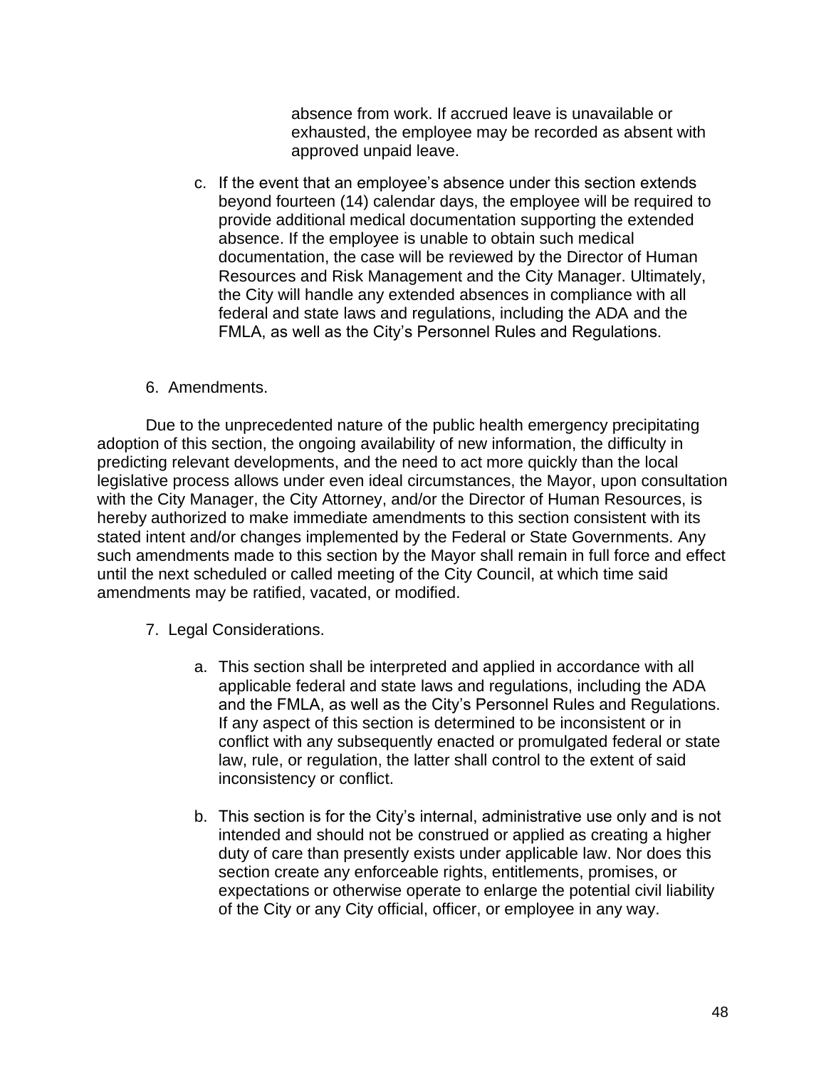absence from work. If accrued leave is unavailable or exhausted, the employee may be recorded as absent with approved unpaid leave.

c. If the event that an employee's absence under this section extends beyond fourteen (14) calendar days, the employee will be required to provide additional medical documentation supporting the extended absence. If the employee is unable to obtain such medical documentation, the case will be reviewed by the Director of Human Resources and Risk Management and the City Manager. Ultimately, the City will handle any extended absences in compliance with all federal and state laws and regulations, including the ADA and the FMLA, as well as the City's Personnel Rules and Regulations.

6. Amendments.

Due to the unprecedented nature of the public health emergency precipitating adoption of this section, the ongoing availability of new information, the difficulty in predicting relevant developments, and the need to act more quickly than the local legislative process allows under even ideal circumstances, the Mayor, upon consultation with the City Manager, the City Attorney, and/or the Director of Human Resources, is hereby authorized to make immediate amendments to this section consistent with its stated intent and/or changes implemented by the Federal or State Governments. Any such amendments made to this section by the Mayor shall remain in full force and effect until the next scheduled or called meeting of the City Council, at which time said amendments may be ratified, vacated, or modified.

7. Legal Considerations.

a. This section shall be interpreted and applied in accordance with all applicable federal and state laws and regulations, including the ADA and the FMLA, as well as the City's Personnel Rules and Regulations. If any aspect of this section is determined to be inconsistent or in conflict with any subsequently enacted or promulgated federal or state law, rule, or regulation, the latter shall control to the extent of said inconsistency or conflict.

b. This section is for the City's internal, administrative use only and is not intended and should not be construed or applied as creating a higher duty of care than presently exists under applicable law. Nor does this section create any enforceable rights, entitlements, promises, or expectations or otherwise operate to enlarge the potential civil liability of the City or any City official, officer, or employee in any way.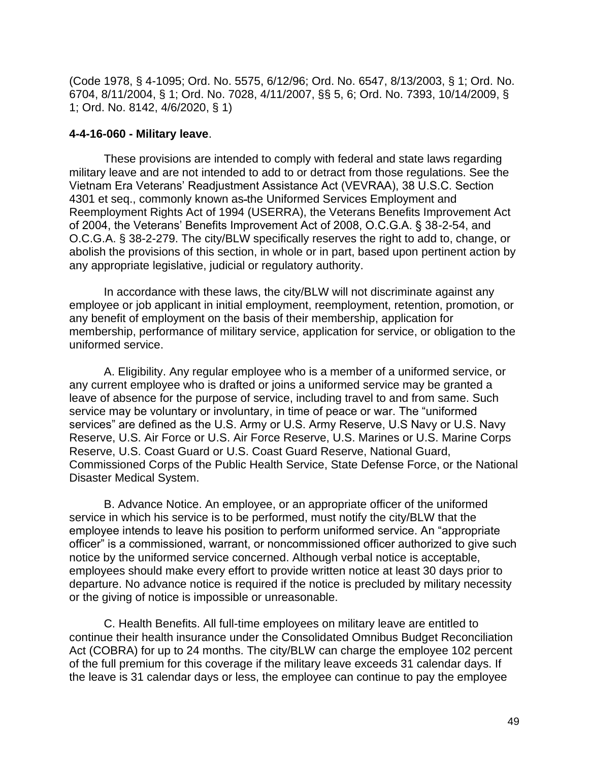(Code 1978, § 4-1095; Ord. No. 5575, 6/12/96; Ord. No. 6547, 8/13/2003, § 1; Ord. No. 6704, 8/11/2004, § 1; Ord. No. 7028, 4/11/2007, §§ 5, 6; Ord. No. 7393, 10/14/2009, § 1; Ord. No. 8142, 4/6/2020, § 1)

**4-4-16-060 - Military leave**.

These provisions are intended to comply with federal and state laws regarding military leave and are not intended to add to or detract from those regulations. See the Vietnam Era Veterans' Readjustment Assistance Act (VEVRAA), 38 U.S.C. Section 4301 et seq., commonly known as the Uniformed Services Employment and Reemployment Rights Act of 1994 (USERRA), the Veterans Benefits Improvement Act of 2004, the Veterans' Benefits Improvement Act of 2008, O.C.G.A. § 38-2-54, and O.C.G.A. § 38-2-279. The city/BLW specifically reserves the right to add to, change, or abolish the provisions of this section, in whole or in part, based upon pertinent action by any appropriate legislative, judicial or regulatory authority.

In accordance with these laws, the city/BLW will not discriminate against any employee or job applicant in initial employment, reemployment, retention, promotion, or any benefit of employment on the basis of their membership, application for membership, performance of military service, application for service, or obligation to the uniformed service.

A. Eligibility. Any regular employee who is a member of a uniformed service, or any current employee who is drafted or joins a uniformed service may be granted a leave of absence for the purpose of service, including travel to and from same. Such service may be voluntary or involuntary, in time of peace or war. The "uniformed services" are defined as the U.S. Army or U.S. Army Reserve, U.S Navy or U.S. Navy Reserve, U.S. Air Force or U.S. Air Force Reserve, U.S. Marines or U.S. Marine Corps Reserve, U.S. Coast Guard or U.S. Coast Guard Reserve, National Guard, Commissioned Corps of the Public Health Service, State Defense Force, or the National Disaster Medical System.

B. Advance Notice. An employee, or an appropriate officer of the uniformed service in which his service is to be performed, must notify the city/BLW that the employee intends to leave his position to perform uniformed service. An "appropriate officer" is a commissioned, warrant, or noncommissioned officer authorized to give such notice by the uniformed service concerned. Although verbal notice is acceptable, employees should make every effort to provide written notice at least 30 days prior to departure. No advance notice is required if the notice is precluded by military necessity or the giving of notice is impossible or unreasonable.

C. Health Benefits. All full-time employees on military leave are entitled to continue their health insurance under the Consolidated Omnibus Budget Reconciliation Act (COBRA) for up to 24 months. The city/BLW can charge the employee 102 percent of the full premium for this coverage if the military leave exceeds 31 calendar days. If the leave is 31 calendar days or less, the employee can continue to pay the employee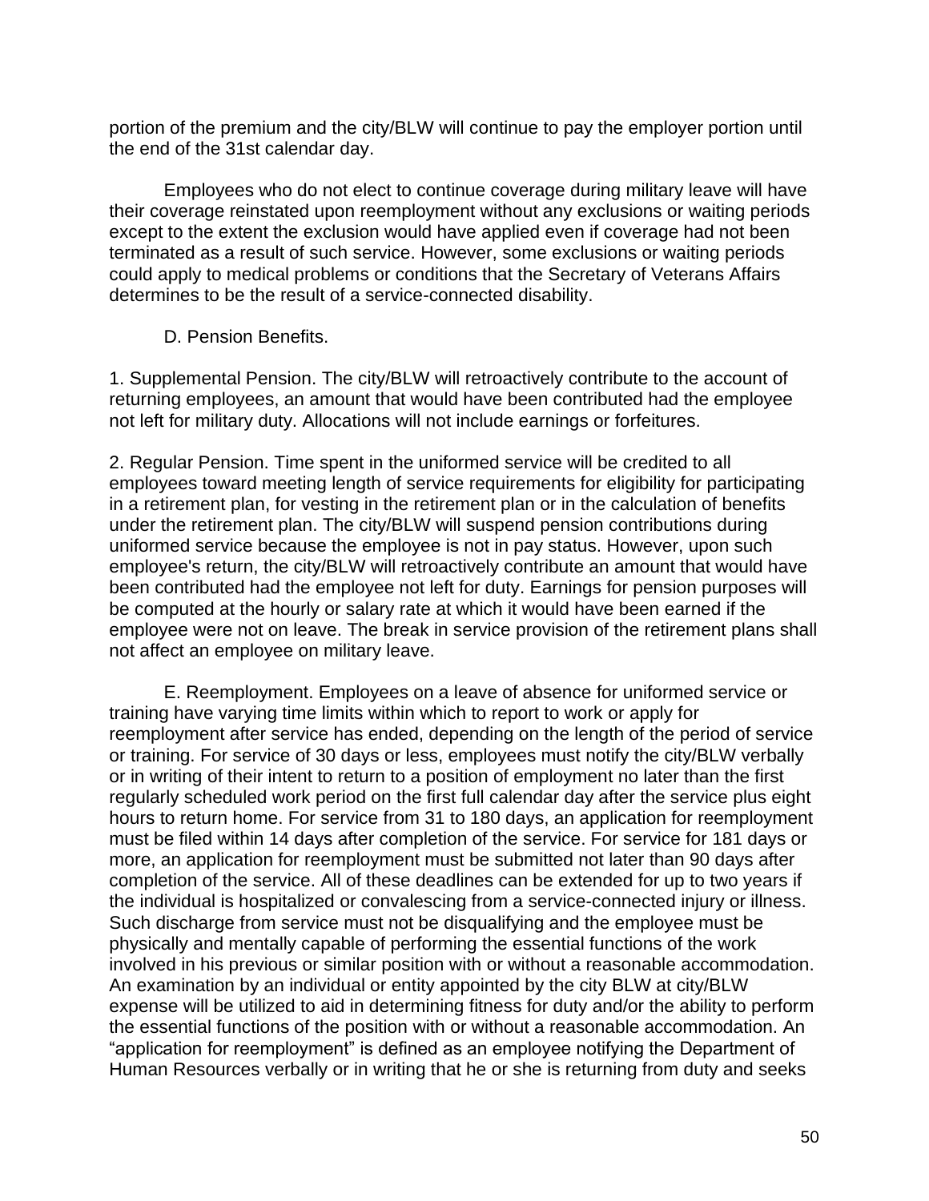portion of the premium and the city/BLW will continue to pay the employer portion until the end of the 31st calendar day.

Employees who do not elect to continue coverage during military leave will have their coverage reinstated upon reemployment without any exclusions or waiting periods except to the extent the exclusion would have applied even if coverage had not been terminated as a result of such service. However, some exclusions or waiting periods could apply to medical problems or conditions that the Secretary of Veterans Affairs determines to be the result of a service-connected disability.

D. Pension Benefits.

1. Supplemental Pension. The city/BLW will retroactively contribute to the account of returning employees, an amount that would have been contributed had the employee not left for military duty. Allocations will not include earnings or forfeitures.

2. Regular Pension. Time spent in the uniformed service will be credited to all employees toward meeting length of service requirements for eligibility for participating in a retirement plan, for vesting in the retirement plan or in the calculation of benefits under the retirement plan. The city/BLW will suspend pension contributions during uniformed service because the employee is not in pay status. However, upon such employee's return, the city/BLW will retroactively contribute an amount that would have been contributed had the employee not left for duty. Earnings for pension purposes will be computed at the hourly or salary rate at which it would have been earned if the employee were not on leave. The break in service provision of the retirement plans shall not affect an employee on military leave.

E. Reemployment. Employees on a leave of absence for uniformed service or training have varying time limits within which to report to work or apply for reemployment after service has ended, depending on the length of the period of service or training. For service of 30 days or less, employees must notify the city/BLW verbally or in writing of their intent to return to a position of employment no later than the first regularly scheduled work period on the first full calendar day after the service plus eight hours to return home. For service from 31 to 180 days, an application for reemployment must be filed within 14 days after completion of the service. For service for 181 days or more, an application for reemployment must be submitted not later than 90 days after completion of the service. All of these deadlines can be extended for up to two years if the individual is hospitalized or convalescing from a service-connected injury or illness. Such discharge from service must not be disqualifying and the employee must be physically and mentally capable of performing the essential functions of the work involved in his previous or similar position with or without a reasonable accommodation. An examination by an individual or entity appointed by the city BLW at city/BLW expense will be utilized to aid in determining fitness for duty and/or the ability to perform the essential functions of the position with or without a reasonable accommodation. An “application for reemployment” is defined as an employee notifying the Department of Human Resources verbally or in writing that he or she is returning from duty and seeks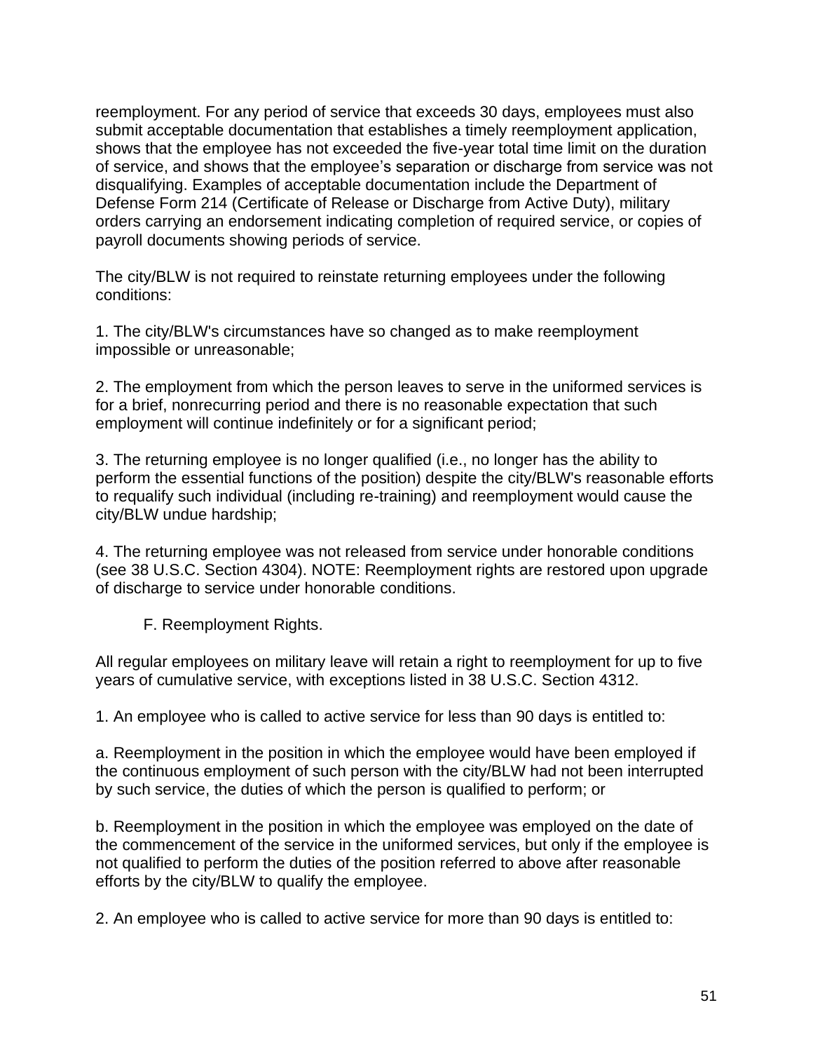reemployment. For any period of service that exceeds 30 days, employees must also submit acceptable documentation that establishes a timely reemployment application, shows that the employee has not exceeded the five-year total time limit on the duration of service, and shows that the employee's separation or discharge from service was not disqualifying. Examples of acceptable documentation include the Department of Defense Form 214 (Certificate of Release or Discharge from Active Duty), military orders carrying an endorsement indicating completion of required service, or copies of payroll documents showing periods of service.

The city/BLW is not required to reinstate returning employees under the following conditions:

1. The city/BLW's circumstances have so changed as to make reemployment impossible or unreasonable;

2. The employment from which the person leaves to serve in the uniformed services is for a brief, nonrecurring period and there is no reasonable expectation that such employment will continue indefinitely or for a significant period;

3. The returning employee is no longer qualified (i.e., no longer has the ability to perform the essential functions of the position) despite the city/BLW's reasonable efforts to requalify such individual (including re-training) and reemployment would cause the city/BLW undue hardship;

4. The returning employee was not released from service under honorable conditions (see 38 U.S.C. Section 4304). NOTE: Reemployment rights are restored upon upgrade of discharge to service under honorable conditions.

F. Reemployment Rights.

All regular employees on military leave will retain a right to reemployment for up to five years of cumulative service, with exceptions listed in 38 U.S.C. Section 4312.

1. An employee who is called to active service for less than 90 days is entitled to:

a. Reemployment in the position in which the employee would have been employed if the continuous employment of such person with the city/BLW had not been interrupted by such service, the duties of which the person is qualified to perform; or

b. Reemployment in the position in which the employee was employed on the date of the commencement of the service in the uniformed services, but only if the employee is not qualified to perform the duties of the position referred to above after reasonable efforts by the city/BLW to qualify the employee.

2. An employee who is called to active service for more than 90 days is entitled to: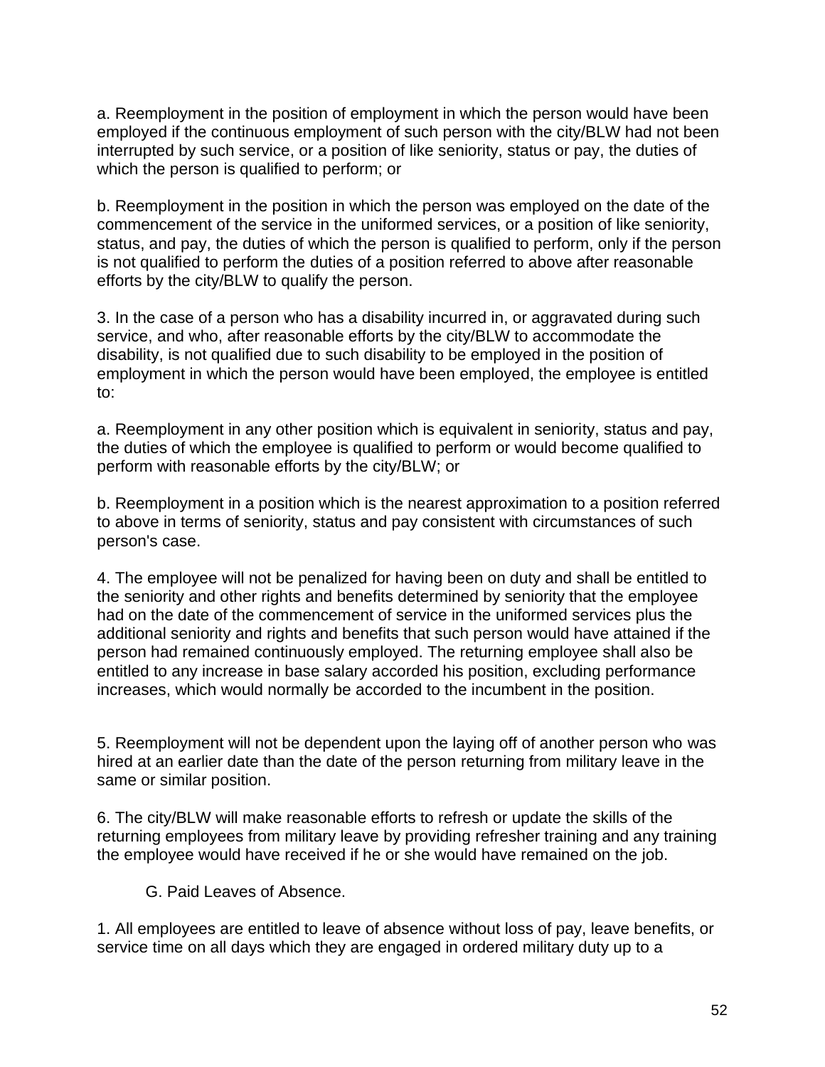a. Reemployment in the position of employment in which the person would have been employed if the continuous employment of such person with the city/BLW had not been interrupted by such service, or a position of like seniority, status or pay, the duties of which the person is qualified to perform; or

b. Reemployment in the position in which the person was employed on the date of the commencement of the service in the uniformed services, or a position of like seniority, status, and pay, the duties of which the person is qualified to perform, only if the person is not qualified to perform the duties of a position referred to above after reasonable efforts by the city/BLW to qualify the person.

3. In the case of a person who has a disability incurred in, or aggravated during such service, and who, after reasonable efforts by the city/BLW to accommodate the disability, is not qualified due to such disability to be employed in the position of employment in which the person would have been employed, the employee is entitled to:

a. Reemployment in any other position which is equivalent in seniority, status and pay, the duties of which the employee is qualified to perform or would become qualified to perform with reasonable efforts by the city/BLW; or

b. Reemployment in a position which is the nearest approximation to a position referred to above in terms of seniority, status and pay consistent with circumstances of such person's case.

4. The employee will not be penalized for having been on duty and shall be entitled to the seniority and other rights and benefits determined by seniority that the employee had on the date of the commencement of service in the uniformed services plus the additional seniority and rights and benefits that such person would have attained if the person had remained continuously employed. The returning employee shall also be entitled to any increase in base salary accorded his position, excluding performance increases, which would normally be accorded to the incumbent in the position.

5. Reemployment will not be dependent upon the laying off of another person who was hired at an earlier date than the date of the person returning from military leave in the same or similar position.

6. The city/BLW will make reasonable efforts to refresh or update the skills of the returning employees from military leave by providing refresher training and any training the employee would have received if he or she would have remained on the job.

G. Paid Leaves of Absence.

1. All employees are entitled to leave of absence without loss of pay, leave benefits, or service time on all days which they are engaged in ordered military duty up to a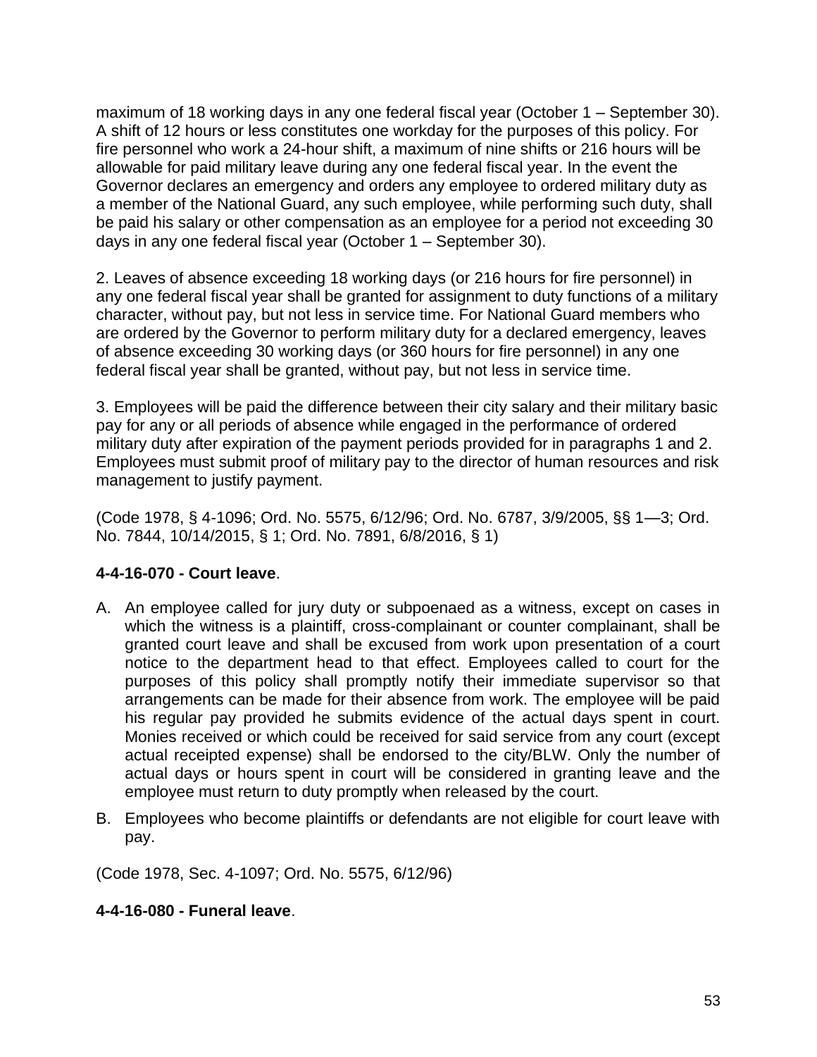maximum of 18 working days in any one federal fiscal year (October 1 – September 30). A shift of 12 hours or less constitutes one workday for the purposes of this policy. For fire personnel who work a 24-hour shift, a maximum of nine shifts or 216 hours will be allowable for paid military leave during any one federal fiscal year. In the event the Governor declares an emergency and orders any employee to ordered military duty as a member of the National Guard, any such employee, while performing such duty, shall be paid his salary or other compensation as an employee for a period not exceeding 30 days in any one federal fiscal year (October 1 – September 30).

2. Leaves of absence exceeding 18 working days (or 216 hours for fire personnel) in any one federal fiscal year shall be granted for assignment to duty functions of a military character, without pay, but not less in service time. For National Guard members who are ordered by the Governor to perform military duty for a declared emergency, leaves of absence exceeding 30 working days (or 360 hours for fire personnel) in any one federal fiscal year shall be granted, without pay, but not less in service time.

3. Employees will be paid the difference between their city salary and their military basic pay for any or all periods of absence while engaged in the performance of ordered military duty after expiration of the payment periods provided for in paragraphs 1 and 2. Employees must submit proof of military pay to the director of human resources and risk management to justify payment.

(Code 1978, § 4-1096; Ord. No. 5575, 6/12/96; Ord. No. 6787, 3/9/2005, §§ 1—3; Ord. No. 7844, 10/14/2015, § 1; Ord. No. 7891, 6/8/2016, § 1)

**4-4-16-070 - Court leave**.

A. An employee called for jury duty or subpoenaed as a witness, except on cases in which the witness is a plaintiff, cross-complainant or counter complainant, shall be granted court leave and shall be excused from work upon presentation of a court notice to the department head to that effect. Employees called to court for the purposes of this policy shall promptly notify their immediate supervisor so that arrangements can be made for their absence from work. The employee will be paid his regular pay provided he submits evidence of the actual days spent in court. Monies received or which could be received for said service from any court (except actual receipted expense) shall be endorsed to the city/BLW. Only the number of actual days or hours spent in court will be considered in granting leave and the employee must return to duty promptly when released by the court.

B. Employees who become plaintiffs or defendants are not eligible for court leave with pay.

(Code 1978, Sec. 4-1097; Ord. No. 5575, 6/12/96)

**4-4-16-080 - Funeral leave**.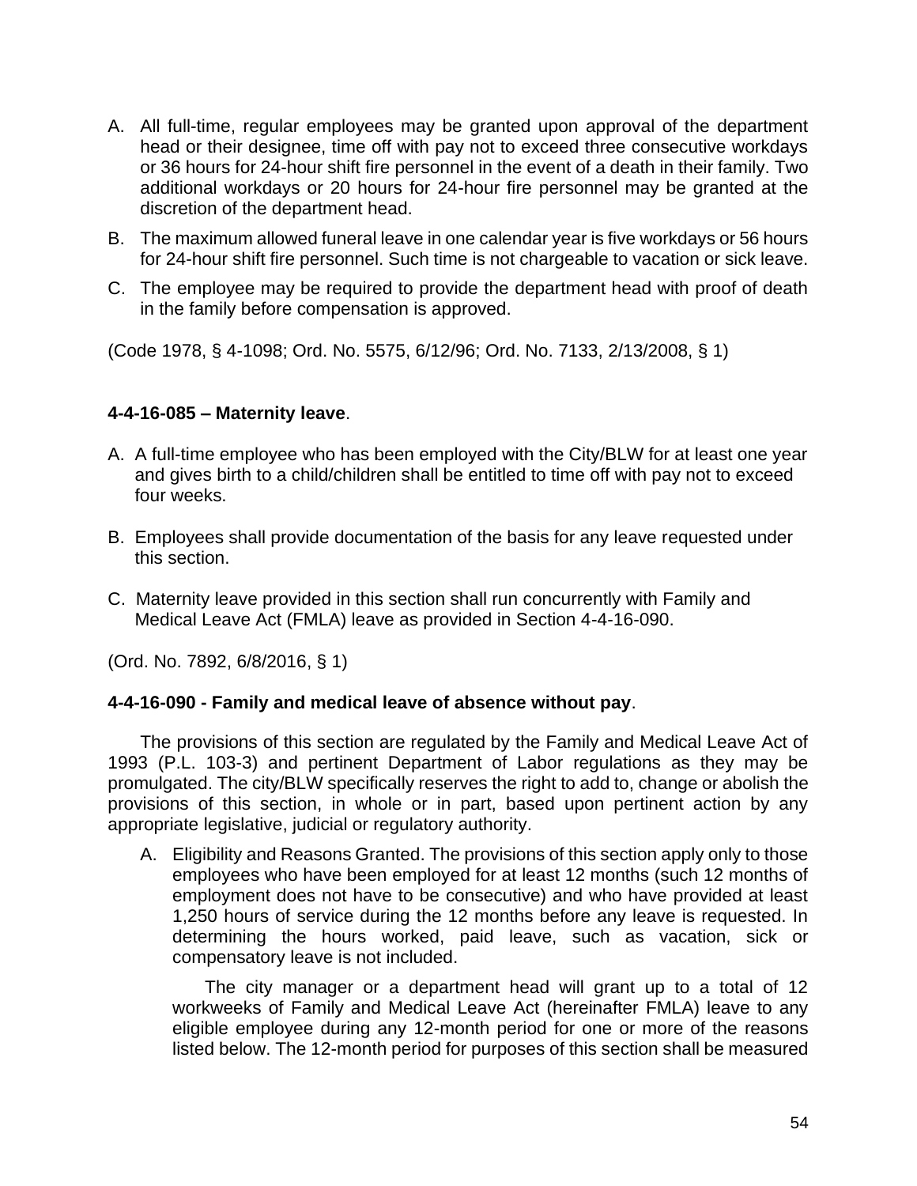A. All full-time, regular employees may be granted upon approval of the department head or their designee, time off with pay not to exceed three consecutive workdays or 36 hours for 24-hour shift fire personnel in the event of a death in their family. Two additional workdays or 20 hours for 24-hour fire personnel may be granted at the discretion of the department head.

B. The maximum allowed funeral leave in one calendar year is five workdays or 56 hours for 24-hour shift fire personnel. Such time is not chargeable to vacation or sick leave.

C. The employee may be required to provide the department head with proof of death in the family before compensation is approved.

(Code 1978, § 4-1098; Ord. No. 5575, 6/12/96; Ord. No. 7133, 2/13/2008, § 1)

**4-4-16-085 – Maternity leave**.

A. A full-time employee who has been employed with the City/BLW for at least one year and gives birth to a child/children shall be entitled to time off with pay not to exceed four weeks.

B. Employees shall provide documentation of the basis for any leave requested under this section.

C. Maternity leave provided in this section shall run concurrently with Family and Medical Leave Act (FMLA) leave as provided in Section 4-4-16-090.

(Ord. No. 7892, 6/8/2016, § 1)

**4-4-16-090 - Family and medical leave of absence without pay**.

The provisions of this section are regulated by the Family and Medical Leave Act of 1993 (P.L. 103-3) and pertinent Department of Labor regulations as they may be promulgated. The city/BLW specifically reserves the right to add to, change or abolish the provisions of this section, in whole or in part, based upon pertinent action by any appropriate legislative, judicial or regulatory authority.

A. Eligibility and Reasons Granted. The provisions of this section apply only to those employees who have been employed for at least 12 months (such 12 months of employment does not have to be consecutive) and who have provided at least 1,250 hours of service during the 12 months before any leave is requested. In determining the hours worked, paid leave, such as vacation, sick or compensatory leave is not included.

   The city manager or a department head will grant up to a total of 12 workweeks of Family and Medical Leave Act (hereinafter FMLA) leave to any eligible employee during any 12-month period for one or more of the reasons listed below. The 12-month period for purposes of this section shall be measured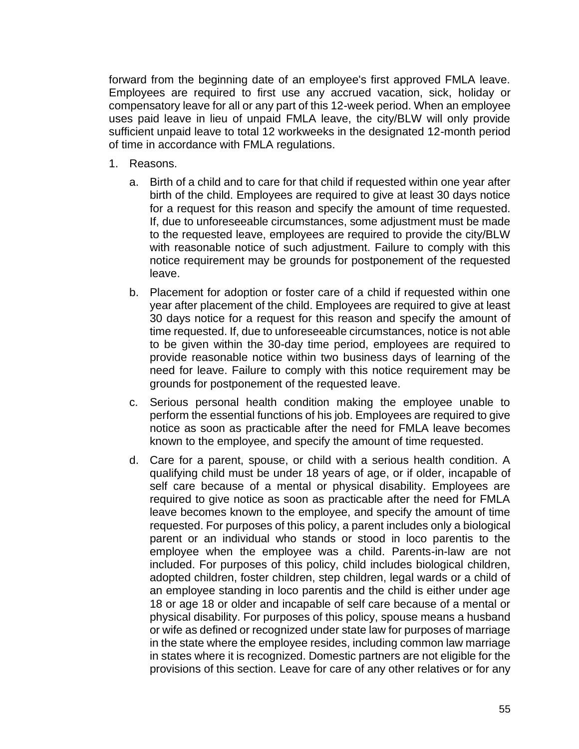forward from the beginning date of an employee's first approved FMLA leave. Employees are required to first use any accrued vacation, sick, holiday or compensatory leave for all or any part of this 12-week period. When an employee uses paid leave in lieu of unpaid FMLA leave, the city/BLW will only provide sufficient unpaid leave to total 12 workweeks in the designated 12-month period of time in accordance with FMLA regulations.

1. Reasons.

   a. Birth of a child and to care for that child if requested within one year after birth of the child. Employees are required to give at least 30 days notice for a request for this reason and specify the amount of time requested. If, due to unforeseeable circumstances, some adjustment must be made to the requested leave, employees are required to provide the city/BLW with reasonable notice of such adjustment. Failure to comply with this notice requirement may be grounds for postponement of the requested leave.

   b. Placement for adoption or foster care of a child if requested within one year after placement of the child. Employees are required to give at least 30 days notice for a request for this reason and specify the amount of time requested. If, due to unforeseeable circumstances, notice is not able to be given within the 30-day time period, employees are required to provide reasonable notice within two business days of learning of the need for leave. Failure to comply with this notice requirement may be grounds for postponement of the requested leave.

   c. Serious personal health condition making the employee unable to perform the essential functions of his job. Employees are required to give notice as soon as practicable after the need for FMLA leave becomes known to the employee, and specify the amount of time requested.

   d. Care for a parent, spouse, or child with a serious health condition. A qualifying child must be under 18 years of age, or if older, incapable of self care because of a mental or physical disability. Employees are required to give notice as soon as practicable after the need for FMLA leave becomes known to the employee, and specify the amount of time requested. For purposes of this policy, a parent includes only a biological parent or an individual who stands or stood in loco parentis to the employee when the employee was a child. Parents-in-law are not included. For purposes of this policy, child includes biological children, adopted children, foster children, step children, legal wards or a child of an employee standing in loco parentis and the child is either under age 18 or age 18 or older and incapable of self care because of a mental or physical disability. For purposes of this policy, spouse means a husband or wife as defined or recognized under state law for purposes of marriage in the state where the employee resides, including common law marriage in states where it is recognized. Domestic partners are not eligible for the provisions of this section. Leave for care of any other relatives or for any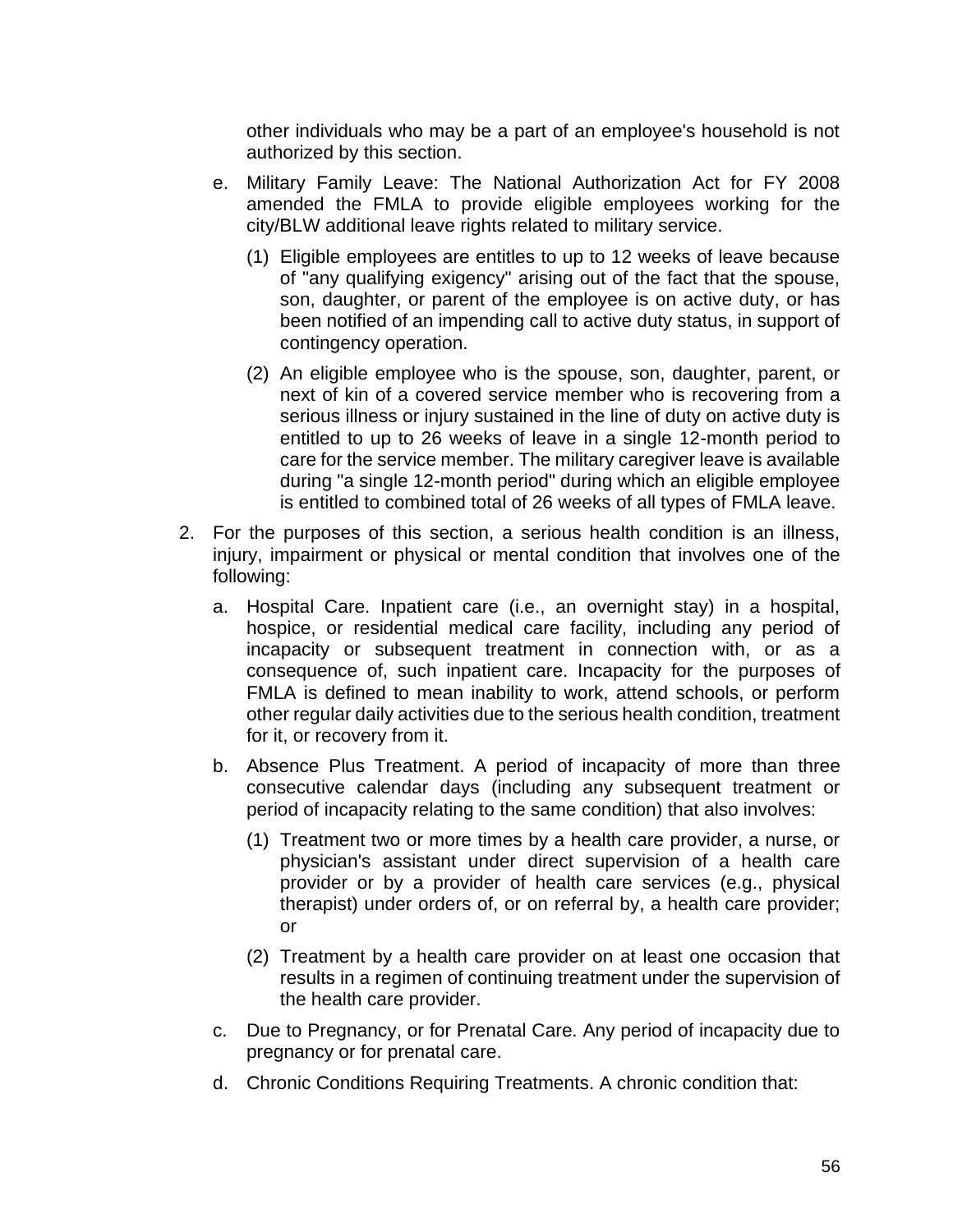other individuals who may be a part of an employee's household is not authorized by this section.

e. Military Family Leave: The National Authorization Act for FY 2008 amended the FMLA to provide eligible employees working for the city/BLW additional leave rights related to military service.

   (1) Eligible employees are entitles to up to 12 weeks of leave because of "any qualifying exigency" arising out of the fact that the spouse, son, daughter, or parent of the employee is on active duty, or has been notified of an impending call to active duty status, in support of contingency operation.

   (2) An eligible employee who is the spouse, son, daughter, parent, or next of kin of a covered service member who is recovering from a serious illness or injury sustained in the line of duty on active duty is entitled to up to 26 weeks of leave in a single 12-month period to care for the service member. The military caregiver leave is available during "a single 12-month period" during which an eligible employee is entitled to combined total of 26 weeks of all types of FMLA leave.

2. For the purposes of this section, a serious health condition is an illness, injury, impairment or physical or mental condition that involves one of the following:

   a. Hospital Care. Inpatient care (i.e., an overnight stay) in a hospital, hospice, or residential medical care facility, including any period of incapacity or subsequent treatment in connection with, or as a consequence of, such inpatient care. Incapacity for the purposes of FMLA is defined to mean inability to work, attend schools, or perform other regular daily activities due to the serious health condition, treatment for it, or recovery from it.

   b. Absence Plus Treatment. A period of incapacity of more than three consecutive calendar days (including any subsequent treatment or period of incapacity relating to the same condition) that also involves:

      (1) Treatment two or more times by a health care provider, a nurse, or physician's assistant under direct supervision of a health care provider or by a provider of health care services (e.g., physical therapist) under orders of, or on referral by, a health care provider; or

      (2) Treatment by a health care provider on at least one occasion that results in a regimen of continuing treatment under the supervision of the health care provider.

   c. Due to Pregnancy, or for Prenatal Care. Any period of incapacity due to pregnancy or for prenatal care.

   d. Chronic Conditions Requiring Treatments. A chronic condition that: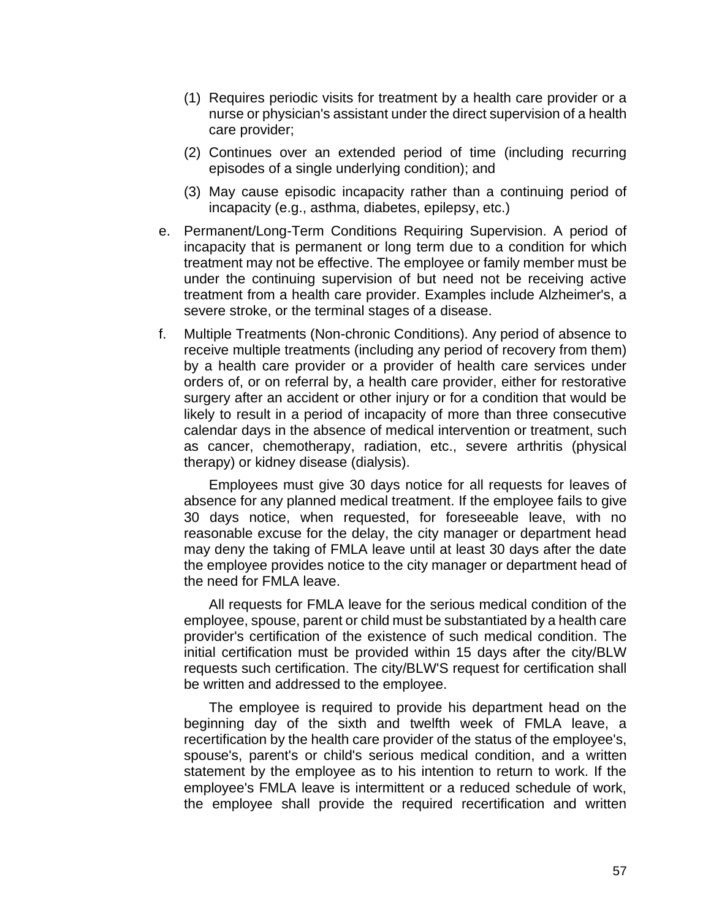(1) Requires periodic visits for treatment by a health care provider or a nurse or physician's assistant under the direct supervision of a health care provider;

(2) Continues over an extended period of time (including recurring episodes of a single underlying condition); and

(3) May cause episodic incapacity rather than a continuing period of incapacity (e.g., asthma, diabetes, epilepsy, etc.)

e. Permanent/Long-Term Conditions Requiring Supervision. A period of incapacity that is permanent or long term due to a condition for which treatment may not be effective. The employee or family member must be under the continuing supervision of but need not be receiving active treatment from a health care provider. Examples include Alzheimer's, a severe stroke, or the terminal stages of a disease.

f. Multiple Treatments (Non-chronic Conditions). Any period of absence to receive multiple treatments (including any period of recovery from them) by a health care provider or a provider of health care services under orders of, or on referral by, a health care provider, either for restorative surgery after an accident or other injury or for a condition that would be likely to result in a period of incapacity of more than three consecutive calendar days in the absence of medical intervention or treatment, such as cancer, chemotherapy, radiation, etc., severe arthritis (physical therapy) or kidney disease (dialysis).

Employees must give 30 days notice for all requests for leaves of absence for any planned medical treatment. If the employee fails to give 30 days notice, when requested, for foreseeable leave, with no reasonable excuse for the delay, the city manager or department head may deny the taking of FMLA leave until at least 30 days after the date the employee provides notice to the city manager or department head of the need for FMLA leave.

All requests for FMLA leave for the serious medical condition of the employee, spouse, parent or child must be substantiated by a health care provider's certification of the existence of such medical condition. The initial certification must be provided within 15 days after the city/BLW requests such certification. The city/BLW'S request for certification shall be written and addressed to the employee.

The employee is required to provide his department head on the beginning day of the sixth and twelfth week of FMLA leave, a recertification by the health care provider of the status of the employee's, spouse's, parent's or child's serious medical condition, and a written statement by the employee as to his intention to return to work. If the employee's FMLA leave is intermittent or a reduced schedule of work, the employee shall provide the required recertification and written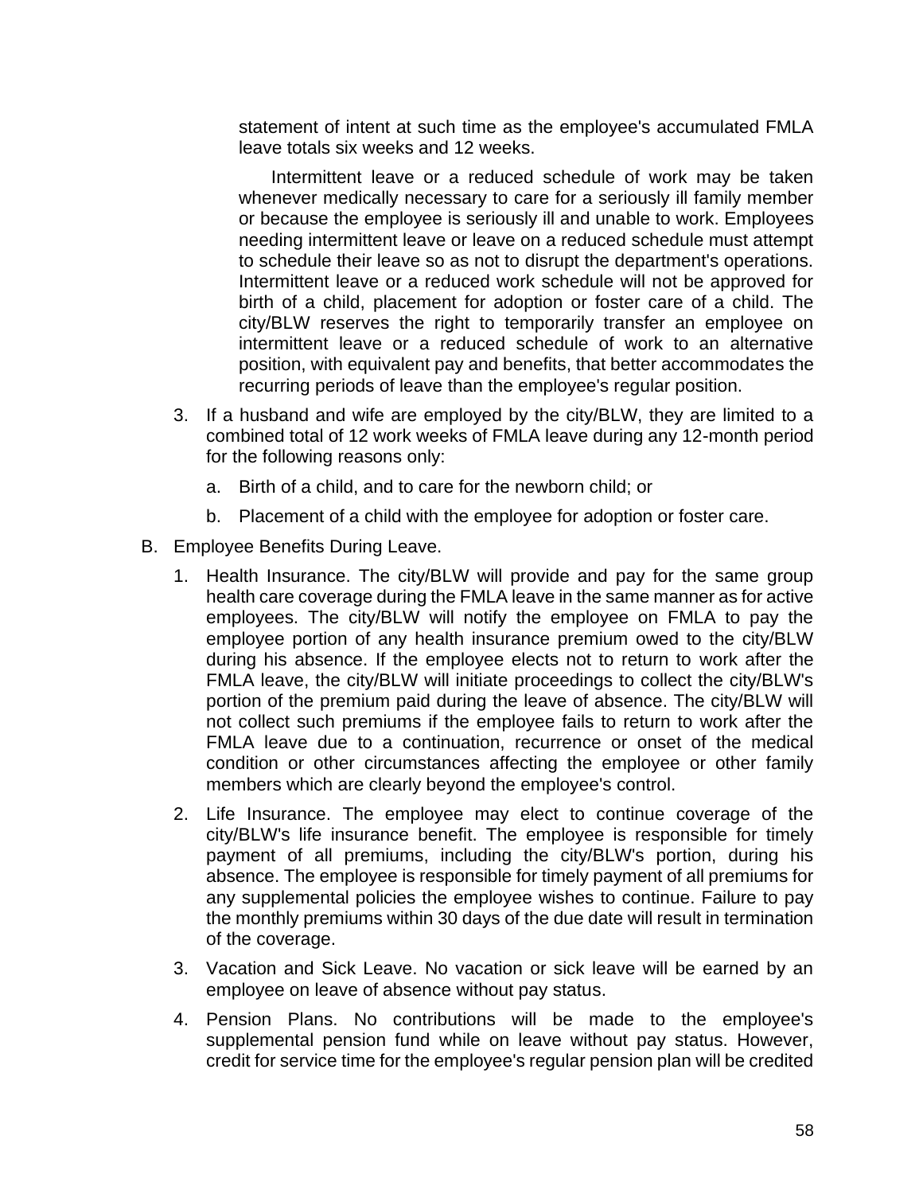statement of intent at such time as the employee's accumulated FMLA leave totals six weeks and 12 weeks.

Intermittent leave or a reduced schedule of work may be taken whenever medically necessary to care for a seriously ill family member or because the employee is seriously ill and unable to work. Employees needing intermittent leave or leave on a reduced schedule must attempt to schedule their leave so as not to disrupt the department's operations. Intermittent leave or a reduced work schedule will not be approved for birth of a child, placement for adoption or foster care of a child. The city/BLW reserves the right to temporarily transfer an employee on intermittent leave or a reduced schedule of work to an alternative position, with equivalent pay and benefits, that better accommodates the recurring periods of leave than the employee's regular position.

3. If a husband and wife are employed by the city/BLW, they are limited to a combined total of 12 work weeks of FMLA leave during any 12-month period for the following reasons only:

   a. Birth of a child, and to care for the newborn child; or

   b. Placement of a child with the employee for adoption or foster care.

B. Employee Benefits During Leave.

   1. Health Insurance. The city/BLW will provide and pay for the same group health care coverage during the FMLA leave in the same manner as for active employees. The city/BLW will notify the employee on FMLA to pay the employee portion of any health insurance premium owed to the city/BLW during his absence. If the employee elects not to return to work after the FMLA leave, the city/BLW will initiate proceedings to collect the city/BLW's portion of the premium paid during the leave of absence. The city/BLW will not collect such premiums if the employee fails to return to work after the FMLA leave due to a continuation, recurrence or onset of the medical condition or other circumstances affecting the employee or other family members which are clearly beyond the employee's control.

   2. Life Insurance. The employee may elect to continue coverage of the city/BLW's life insurance benefit. The employee is responsible for timely payment of all premiums, including the city/BLW's portion, during his absence. The employee is responsible for timely payment of all premiums for any supplemental policies the employee wishes to continue. Failure to pay the monthly premiums within 30 days of the due date will result in termination of the coverage.

   3. Vacation and Sick Leave. No vacation or sick leave will be earned by an employee on leave of absence without pay status.

   4. Pension Plans. No contributions will be made to the employee's supplemental pension fund while on leave without pay status. However, credit for service time for the employee's regular pension plan will be credited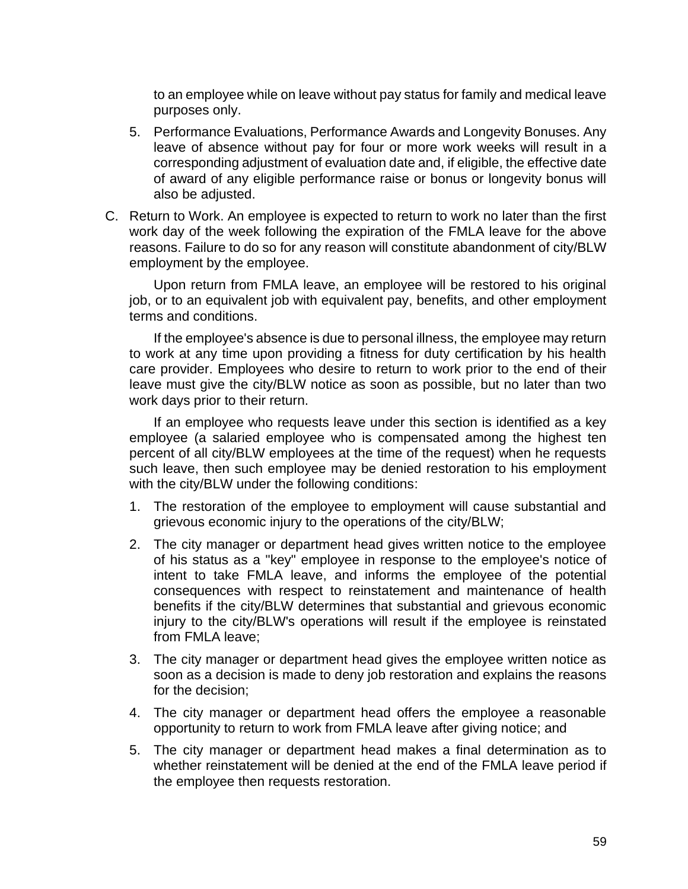to an employee while on leave without pay status for family and medical leave purposes only.

5. Performance Evaluations, Performance Awards and Longevity Bonuses. Any leave of absence without pay for four or more work weeks will result in a corresponding adjustment of evaluation date and, if eligible, the effective date of award of any eligible performance raise or bonus or longevity bonus will also be adjusted.

C. Return to Work. An employee is expected to return to work no later than the first work day of the week following the expiration of the FMLA leave for the above reasons. Failure to do so for any reason will constitute abandonment of city/BLW employment by the employee.

Upon return from FMLA leave, an employee will be restored to his original job, or to an equivalent job with equivalent pay, benefits, and other employment terms and conditions.

If the employee's absence is due to personal illness, the employee may return to work at any time upon providing a fitness for duty certification by his health care provider. Employees who desire to return to work prior to the end of their leave must give the city/BLW notice as soon as possible, but no later than two work days prior to their return.

If an employee who requests leave under this section is identified as a key employee (a salaried employee who is compensated among the highest ten percent of all city/BLW employees at the time of the request) when he requests such leave, then such employee may be denied restoration to his employment with the city/BLW under the following conditions:

1. The restoration of the employee to employment will cause substantial and grievous economic injury to the operations of the city/BLW;
2. The city manager or department head gives written notice to the employee of his status as a "key" employee in response to the employee's notice of intent to take FMLA leave, and informs the employee of the potential consequences with respect to reinstatement and maintenance of health benefits if the city/BLW determines that substantial and grievous economic injury to the city/BLW's operations will result if the employee is reinstated from FMLA leave;
3. The city manager or department head gives the employee written notice as soon as a decision is made to deny job restoration and explains the reasons for the decision;
4. The city manager or department head offers the employee a reasonable opportunity to return to work from FMLA leave after giving notice; and
5. The city manager or department head makes a final determination as to whether reinstatement will be denied at the end of the FMLA leave period if the employee then requests restoration.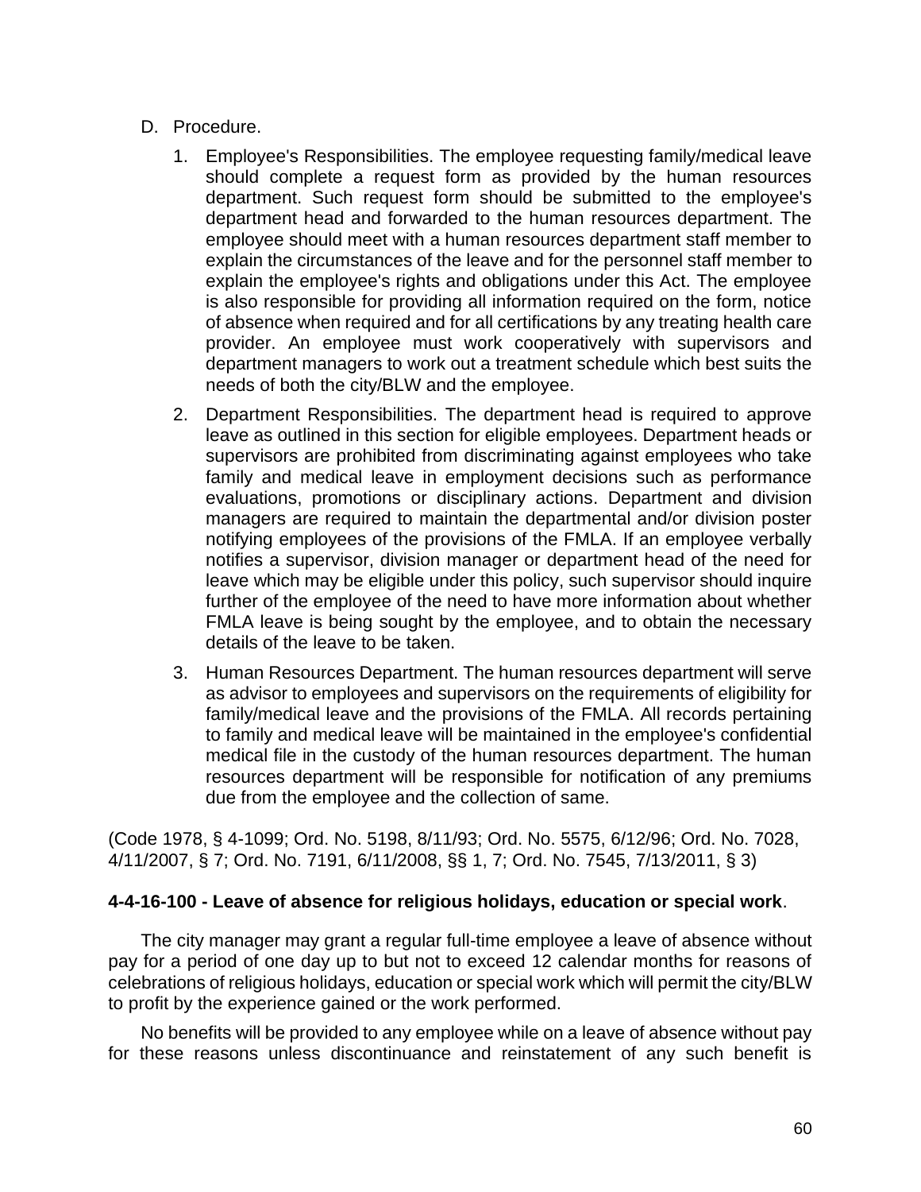D. Procedure.

   1. Employee's Responsibilities. The employee requesting family/medical leave should complete a request form as provided by the human resources department. Such request form should be submitted to the employee's department head and forwarded to the human resources department. The employee should meet with a human resources department staff member to explain the circumstances of the leave and for the personnel staff member to explain the employee's rights and obligations under this Act. The employee is also responsible for providing all information required on the form, notice of absence when required and for all certifications by any treating health care provider. An employee must work cooperatively with supervisors and department managers to work out a treatment schedule which best suits the needs of both the city/BLW and the employee.

   2. Department Responsibilities. The department head is required to approve leave as outlined in this section for eligible employees. Department heads or supervisors are prohibited from discriminating against employees who take family and medical leave in employment decisions such as performance evaluations, promotions or disciplinary actions. Department and division managers are required to maintain the departmental and/or division poster notifying employees of the provisions of the FMLA. If an employee verbally notifies a supervisor, division manager or department head of the need for leave which may be eligible under this policy, such supervisor should inquire further of the employee of the need to have more information about whether FMLA leave is being sought by the employee, and to obtain the necessary details of the leave to be taken.

   3. Human Resources Department. The human resources department will serve as advisor to employees and supervisors on the requirements of eligibility for family/medical leave and the provisions of the FMLA. All records pertaining to family and medical leave will be maintained in the employee's confidential medical file in the custody of the human resources department. The human resources department will be responsible for notification of any premiums due from the employee and the collection of same.

(Code 1978, § 4-1099; Ord. No. 5198, 8/11/93; Ord. No. 5575, 6/12/96; Ord. No. 7028, 4/11/2007, § 7; Ord. No. 7191, 6/11/2008, §§ 1, 7; Ord. No. 7545, 7/13/2011, § 3)

**4-4-16-100 - Leave of absence for religious holidays, education or special work**.

The city manager may grant a regular full-time employee a leave of absence without pay for a period of one day up to but not to exceed 12 calendar months for reasons of celebrations of religious holidays, education or special work which will permit the city/BLW to profit by the experience gained or the work performed.

No benefits will be provided to any employee while on a leave of absence without pay for these reasons unless discontinuance and reinstatement of any such benefit is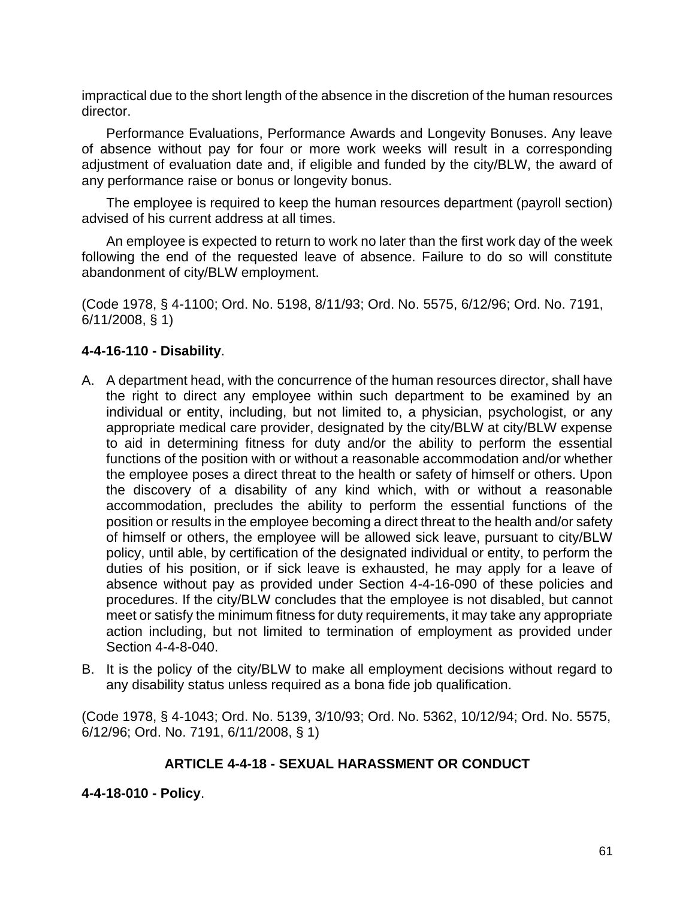impractical due to the short length of the absence in the discretion of the human resources director.

Performance Evaluations, Performance Awards and Longevity Bonuses. Any leave of absence without pay for four or more work weeks will result in a corresponding adjustment of evaluation date and, if eligible and funded by the city/BLW, the award of any performance raise or bonus or longevity bonus.

The employee is required to keep the human resources department (payroll section) advised of his current address at all times.

An employee is expected to return to work no later than the first work day of the week following the end of the requested leave of absence. Failure to do so will constitute abandonment of city/BLW employment.

(Code 1978, § 4-1100; Ord. No. 5198, 8/11/93; Ord. No. 5575, 6/12/96; Ord. No. 7191, 6/11/2008, § 1)

**4-4-16-110 - Disability**.

A. A department head, with the concurrence of the human resources director, shall have the right to direct any employee within such department to be examined by an individual or entity, including, but not limited to, a physician, psychologist, or any appropriate medical care provider, designated by the city/BLW at city/BLW expense to aid in determining fitness for duty and/or the ability to perform the essential functions of the position with or without a reasonable accommodation and/or whether the employee poses a direct threat to the health or safety of himself or others. Upon the discovery of a disability of any kind which, with or without a reasonable accommodation, precludes the ability to perform the essential functions of the position or results in the employee becoming a direct threat to the health and/or safety of himself or others, the employee will be allowed sick leave, pursuant to city/BLW policy, until able, by certification of the designated individual or entity, to perform the duties of his position, or if sick leave is exhausted, he may apply for a leave of absence without pay as provided under Section 4-4-16-090 of these policies and procedures. If the city/BLW concludes that the employee is not disabled, but cannot meet or satisfy the minimum fitness for duty requirements, it may take any appropriate action including, but not limited to termination of employment as provided under Section 4-4-8-040.

B. It is the policy of the city/BLW to make all employment decisions without regard to any disability status unless required as a bona fide job qualification.

(Code 1978, § 4-1043; Ord. No. 5139, 3/10/93; Ord. No. 5362, 10/12/94; Ord. No. 5575, 6/12/96; Ord. No. 7191, 6/11/2008, § 1)

## ARTICLE 4-4-18 - SEXUAL HARASSMENT OR CONDUCT

**4-4-18-010 - Policy**.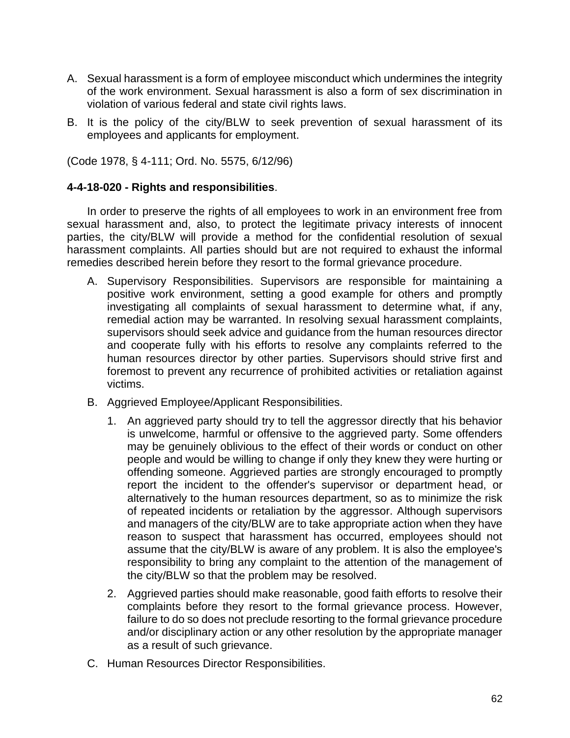A. Sexual harassment is a form of employee misconduct which undermines the integrity of the work environment. Sexual harassment is also a form of sex discrimination in violation of various federal and state civil rights laws.

B. It is the policy of the city/BLW to seek prevention of sexual harassment of its employees and applicants for employment.

(Code 1978, § 4-111; Ord. No. 5575, 6/12/96)

**4-4-18-020 - Rights and responsibilities**.

In order to preserve the rights of all employees to work in an environment free from sexual harassment and, also, to protect the legitimate privacy interests of innocent parties, the city/BLW will provide a method for the confidential resolution of sexual harassment complaints. All parties should but are not required to exhaust the informal remedies described herein before they resort to the formal grievance procedure.

A. Supervisory Responsibilities. Supervisors are responsible for maintaining a positive work environment, setting a good example for others and promptly investigating all complaints of sexual harassment to determine what, if any, remedial action may be warranted. In resolving sexual harassment complaints, supervisors should seek advice and guidance from the human resources director and cooperate fully with his efforts to resolve any complaints referred to the human resources director by other parties. Supervisors should strive first and foremost to prevent any recurrence of prohibited activities or retaliation against victims.

B. Aggrieved Employee/Applicant Responsibilities.

   1. An aggrieved party should try to tell the aggressor directly that his behavior is unwelcome, harmful or offensive to the aggrieved party. Some offenders may be genuinely oblivious to the effect of their words or conduct on other people and would be willing to change if only they knew they were hurting or offending someone. Aggrieved parties are strongly encouraged to promptly report the incident to the offender's supervisor or department head, or alternatively to the human resources department, so as to minimize the risk of repeated incidents or retaliation by the aggressor. Although supervisors and managers of the city/BLW are to take appropriate action when they have reason to suspect that harassment has occurred, employees should not assume that the city/BLW is aware of any problem. It is also the employee's responsibility to bring any complaint to the attention of the management of the city/BLW so that the problem may be resolved.

   2. Aggrieved parties should make reasonable, good faith efforts to resolve their complaints before they resort to the formal grievance process. However, failure to do so does not preclude resorting to the formal grievance procedure and/or disciplinary action or any other resolution by the appropriate manager as a result of such grievance.

C. Human Resources Director Responsibilities.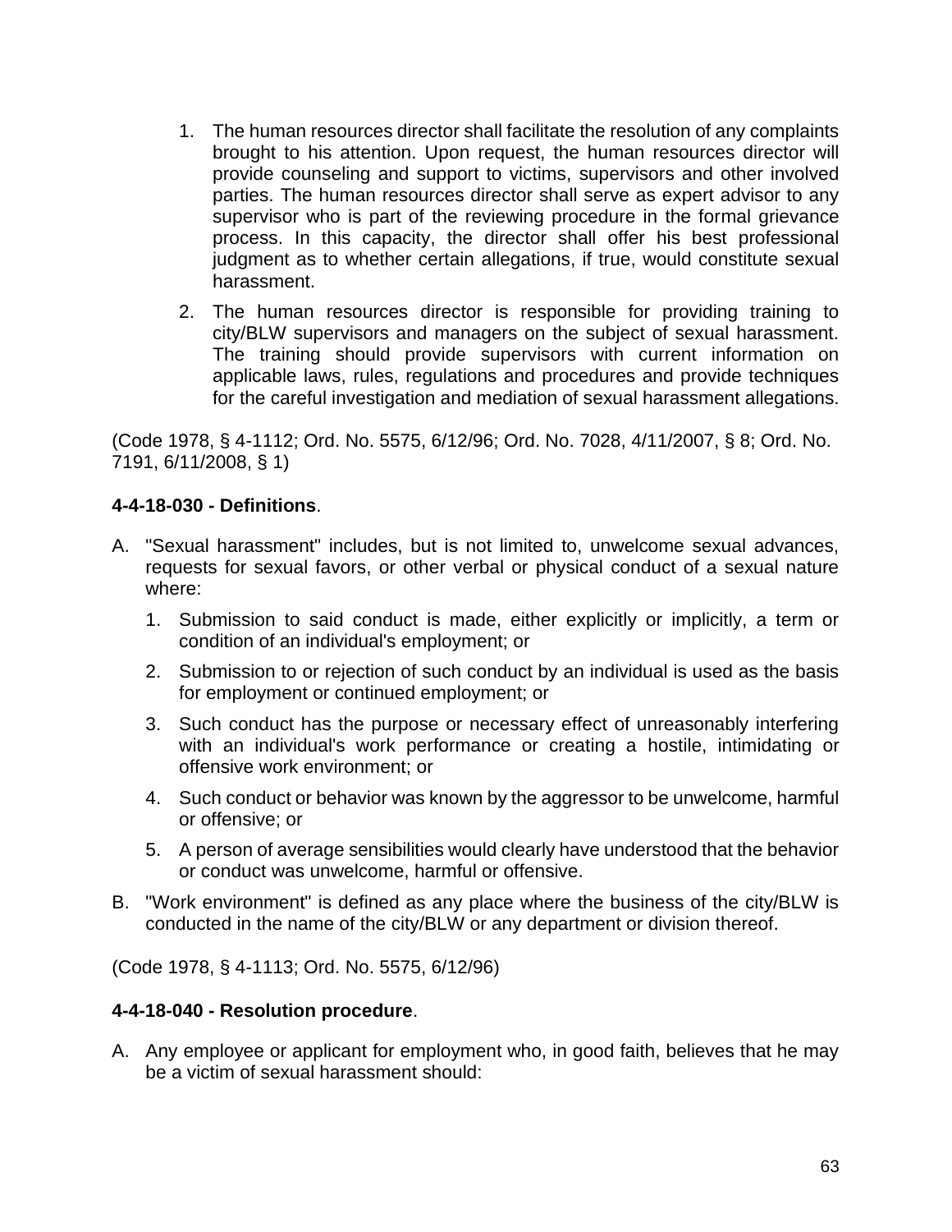1. The human resources director shall facilitate the resolution of any complaints brought to his attention. Upon request, the human resources director will provide counseling and support to victims, supervisors and other involved parties. The human resources director shall serve as expert advisor to any supervisor who is part of the reviewing procedure in the formal grievance process. In this capacity, the director shall offer his best professional judgment as to whether certain allegations, if true, would constitute sexual harassment.
2. The human resources director is responsible for providing training to city/BLW supervisors and managers on the subject of sexual harassment. The training should provide supervisors with current information on applicable laws, rules, regulations and procedures and provide techniques for the careful investigation and mediation of sexual harassment allegations.

(Code 1978, § 4-1112; Ord. No. 5575, 6/12/96; Ord. No. 7028, 4/11/2007, § 8; Ord. No. 7191, 6/11/2008, § 1)

**4-4-18-030 - Definitions**.

A. "Sexual harassment" includes, but is not limited to, unwelcome sexual advances, requests for sexual favors, or other verbal or physical conduct of a sexual nature where:
   1. Submission to said conduct is made, either explicitly or implicitly, a term or condition of an individual's employment; or
   2. Submission to or rejection of such conduct by an individual is used as the basis for employment or continued employment; or
   3. Such conduct has the purpose or necessary effect of unreasonably interfering with an individual's work performance or creating a hostile, intimidating or offensive work environment; or
   4. Such conduct or behavior was known by the aggressor to be unwelcome, harmful or offensive; or
   5. A person of average sensibilities would clearly have understood that the behavior or conduct was unwelcome, harmful or offensive.
B. "Work environment" is defined as any place where the business of the city/BLW is conducted in the name of the city/BLW or any department or division thereof.

(Code 1978, § 4-1113; Ord. No. 5575, 6/12/96)

**4-4-18-040 - Resolution procedure**.

A. Any employee or applicant for employment who, in good faith, believes that he may be a victim of sexual harassment should: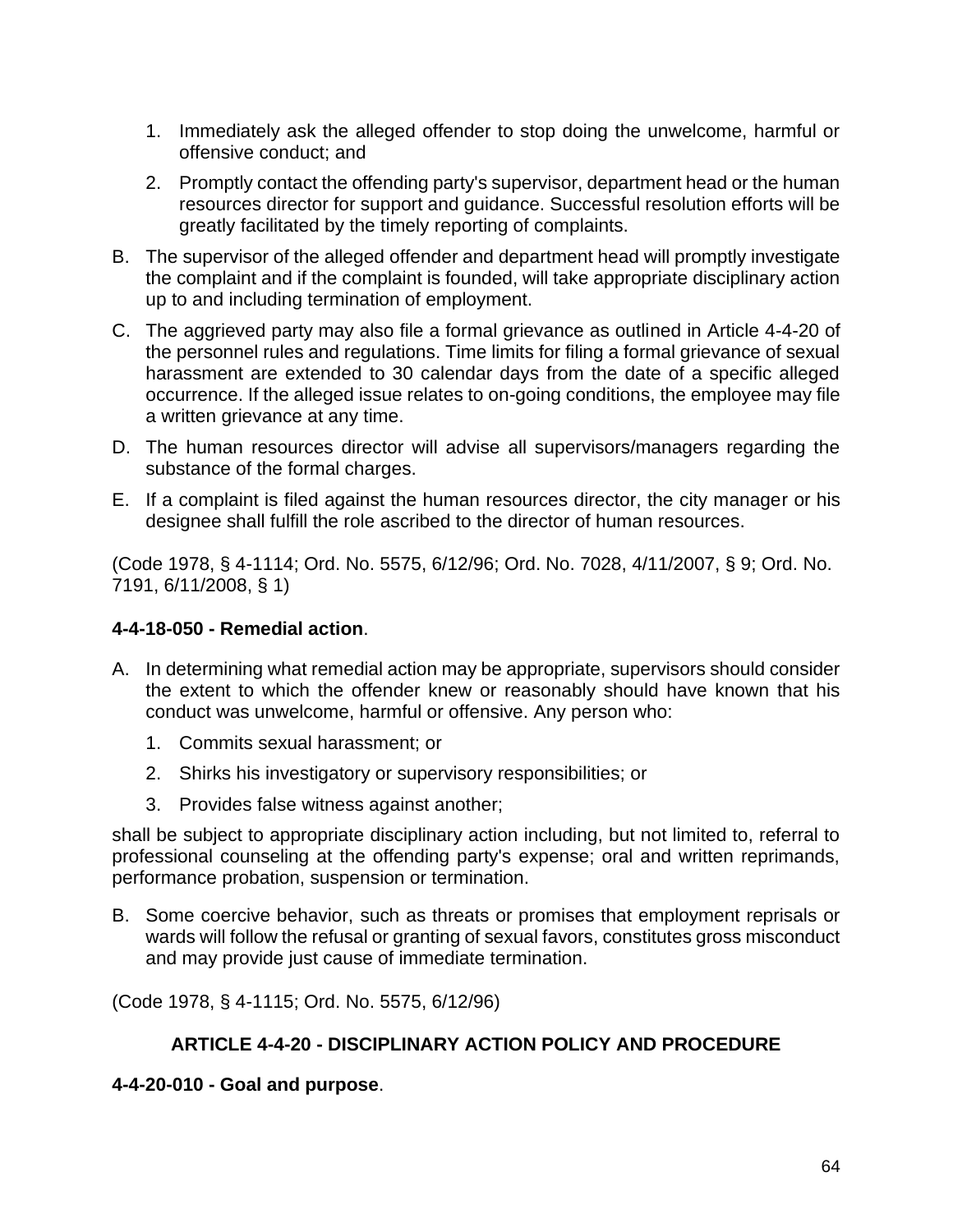1. Immediately ask the alleged offender to stop doing the unwelcome, harmful or offensive conduct; and
2. Promptly contact the offending party's supervisor, department head or the human resources director for support and guidance. Successful resolution efforts will be greatly facilitated by the timely reporting of complaints.

B. The supervisor of the alleged offender and department head will promptly investigate the complaint and if the complaint is founded, will take appropriate disciplinary action up to and including termination of employment.

C. The aggrieved party may also file a formal grievance as outlined in Article 4-4-20 of the personnel rules and regulations. Time limits for filing a formal grievance of sexual harassment are extended to 30 calendar days from the date of a specific alleged occurrence. If the alleged issue relates to on-going conditions, the employee may file a written grievance at any time.

D. The human resources director will advise all supervisors/managers regarding the substance of the formal charges.

E. If a complaint is filed against the human resources director, the city manager or his designee shall fulfill the role ascribed to the director of human resources.

(Code 1978, § 4-1114; Ord. No. 5575, 6/12/96; Ord. No. 7028, 4/11/2007, § 9; Ord. No. 7191, 6/11/2008, § 1)

**4-4-18-050 - Remedial action**.

A. In determining what remedial action may be appropriate, supervisors should consider the extent to which the offender knew or reasonably should have known that his conduct was unwelcome, harmful or offensive. Any person who:

   1. Commits sexual harassment; or
   2. Shirks his investigatory or supervisory responsibilities; or
   3. Provides false witness against another;

shall be subject to appropriate disciplinary action including, but not limited to, referral to professional counseling at the offending party's expense; oral and written reprimands, performance probation, suspension or termination.

B. Some coercive behavior, such as threats or promises that employment reprisals or wards will follow the refusal or granting of sexual favors, constitutes gross misconduct and may provide just cause of immediate termination.

(Code 1978, § 4-1115; Ord. No. 5575, 6/12/96)

## ARTICLE 4-4-20 - DISCIPLINARY ACTION POLICY AND PROCEDURE

**4-4-20-010 - Goal and purpose**.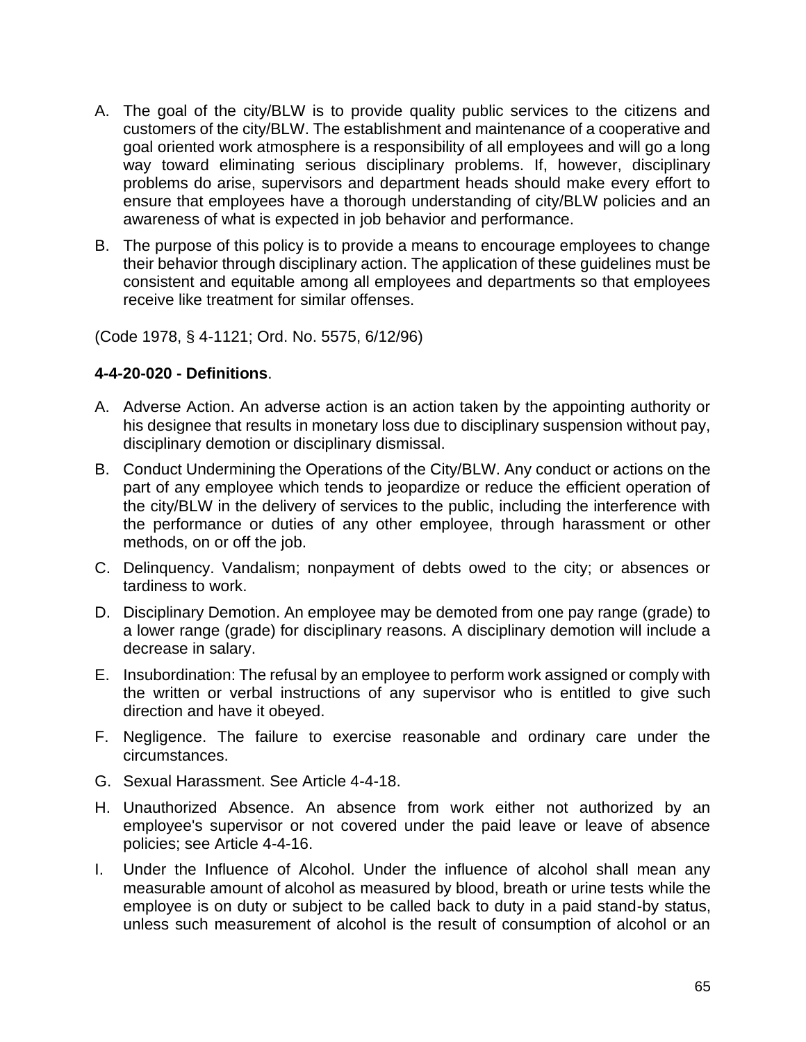A. The goal of the city/BLW is to provide quality public services to the citizens and customers of the city/BLW. The establishment and maintenance of a cooperative and goal oriented work atmosphere is a responsibility of all employees and will go a long way toward eliminating serious disciplinary problems. If, however, disciplinary problems do arise, supervisors and department heads should make every effort to ensure that employees have a thorough understanding of city/BLW policies and an awareness of what is expected in job behavior and performance.

B. The purpose of this policy is to provide a means to encourage employees to change their behavior through disciplinary action. The application of these guidelines must be consistent and equitable among all employees and departments so that employees receive like treatment for similar offenses.

(Code 1978, § 4-1121; Ord. No. 5575, 6/12/96)

**4-4-20-020 - Definitions**.

A. Adverse Action. An adverse action is an action taken by the appointing authority or his designee that results in monetary loss due to disciplinary suspension without pay, disciplinary demotion or disciplinary dismissal.

B. Conduct Undermining the Operations of the City/BLW. Any conduct or actions on the part of any employee which tends to jeopardize or reduce the efficient operation of the city/BLW in the delivery of services to the public, including the interference with the performance or duties of any other employee, through harassment or other methods, on or off the job.

C. Delinquency. Vandalism; nonpayment of debts owed to the city; or absences or tardiness to work.

D. Disciplinary Demotion. An employee may be demoted from one pay range (grade) to a lower range (grade) for disciplinary reasons. A disciplinary demotion will include a decrease in salary.

E. Insubordination: The refusal by an employee to perform work assigned or comply with the written or verbal instructions of any supervisor who is entitled to give such direction and have it obeyed.

F. Negligence. The failure to exercise reasonable and ordinary care under the circumstances.

G. Sexual Harassment. See Article 4-4-18.

H. Unauthorized Absence. An absence from work either not authorized by an employee's supervisor or not covered under the paid leave or leave of absence policies; see Article 4-4-16.

I. Under the Influence of Alcohol. Under the influence of alcohol shall mean any measurable amount of alcohol as measured by blood, breath or urine tests while the employee is on duty or subject to be called back to duty in a paid stand-by status, unless such measurement of alcohol is the result of consumption of alcohol or an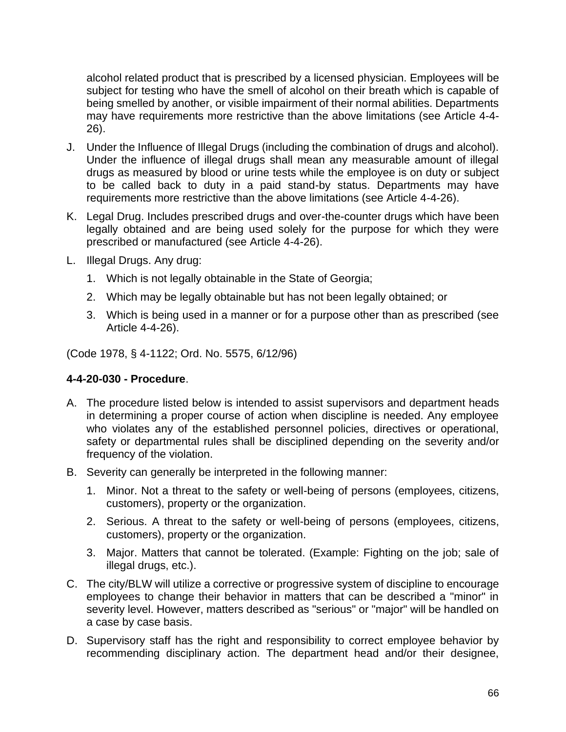alcohol related product that is prescribed by a licensed physician. Employees will be subject for testing who have the smell of alcohol on their breath which is capable of being smelled by another, or visible impairment of their normal abilities. Departments may have requirements more restrictive than the above limitations (see Article 4-4-26).

J. Under the Influence of Illegal Drugs (including the combination of drugs and alcohol). Under the influence of illegal drugs shall mean any measurable amount of illegal drugs as measured by blood or urine tests while the employee is on duty or subject to be called back to duty in a paid stand-by status. Departments may have requirements more restrictive than the above limitations (see Article 4-4-26).

K. Legal Drug. Includes prescribed drugs and over-the-counter drugs which have been legally obtained and are being used solely for the purpose for which they were prescribed or manufactured (see Article 4-4-26).

L. Illegal Drugs. Any drug:

   1. Which is not legally obtainable in the State of Georgia;

   2. Which may be legally obtainable but has not been legally obtained; or

   3. Which is being used in a manner or for a purpose other than as prescribed (see Article 4-4-26).

(Code 1978, § 4-1122; Ord. No. 5575, 6/12/96)

**4-4-20-030 - Procedure**.

A. The procedure listed below is intended to assist supervisors and department heads in determining a proper course of action when discipline is needed. Any employee who violates any of the established personnel policies, directives or operational, safety or departmental rules shall be disciplined depending on the severity and/or frequency of the violation.

B. Severity can generally be interpreted in the following manner:

   1. Minor. Not a threat to the safety or well-being of persons (employees, citizens, customers), property or the organization.

   2. Serious. A threat to the safety or well-being of persons (employees, citizens, customers), property or the organization.

   3. Major. Matters that cannot be tolerated. (Example: Fighting on the job; sale of illegal drugs, etc.).

C. The city/BLW will utilize a corrective or progressive system of discipline to encourage employees to change their behavior in matters that can be described a "minor" in severity level. However, matters described as "serious" or "major" will be handled on a case by case basis.

D. Supervisory staff has the right and responsibility to correct employee behavior by recommending disciplinary action. The department head and/or their designee,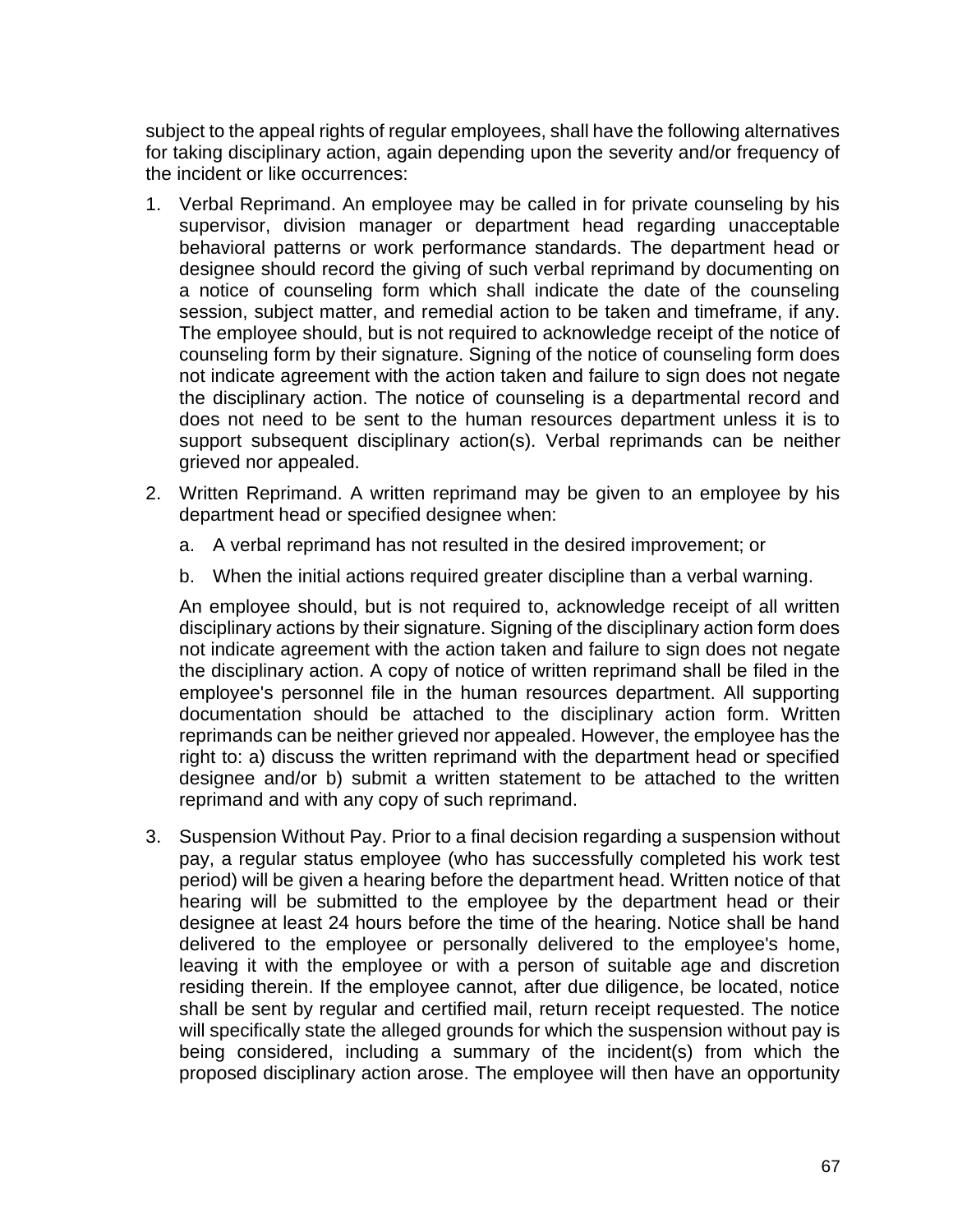subject to the appeal rights of regular employees, shall have the following alternatives for taking disciplinary action, again depending upon the severity and/or frequency of the incident or like occurrences:

1. Verbal Reprimand. An employee may be called in for private counseling by his supervisor, division manager or department head regarding unacceptable behavioral patterns or work performance standards. The department head or designee should record the giving of such verbal reprimand by documenting on a notice of counseling form which shall indicate the date of the counseling session, subject matter, and remedial action to be taken and timeframe, if any. The employee should, but is not required to acknowledge receipt of the notice of counseling form by their signature. Signing of the notice of counseling form does not indicate agreement with the action taken and failure to sign does not negate the disciplinary action. The notice of counseling is a departmental record and does not need to be sent to the human resources department unless it is to support subsequent disciplinary action(s). Verbal reprimands can be neither grieved nor appealed.

2. Written Reprimand. A written reprimand may be given to an employee by his department head or specified designee when:

   a. A verbal reprimand has not resulted in the desired improvement; or

   b. When the initial actions required greater discipline than a verbal warning.

   An employee should, but is not required to, acknowledge receipt of all written disciplinary actions by their signature. Signing of the disciplinary action form does not indicate agreement with the action taken and failure to sign does not negate the disciplinary action. A copy of notice of written reprimand shall be filed in the employee's personnel file in the human resources department. All supporting documentation should be attached to the disciplinary action form. Written reprimands can be neither grieved nor appealed. However, the employee has the right to: a) discuss the written reprimand with the department head or specified designee and/or b) submit a written statement to be attached to the written reprimand and with any copy of such reprimand.

3. Suspension Without Pay. Prior to a final decision regarding a suspension without pay, a regular status employee (who has successfully completed his work test period) will be given a hearing before the department head. Written notice of that hearing will be submitted to the employee by the department head or their designee at least 24 hours before the time of the hearing. Notice shall be hand delivered to the employee or personally delivered to the employee's home, leaving it with the employee or with a person of suitable age and discretion residing therein. If the employee cannot, after due diligence, be located, notice shall be sent by regular and certified mail, return receipt requested. The notice will specifically state the alleged grounds for which the suspension without pay is being considered, including a summary of the incident(s) from which the proposed disciplinary action arose. The employee will then have an opportunity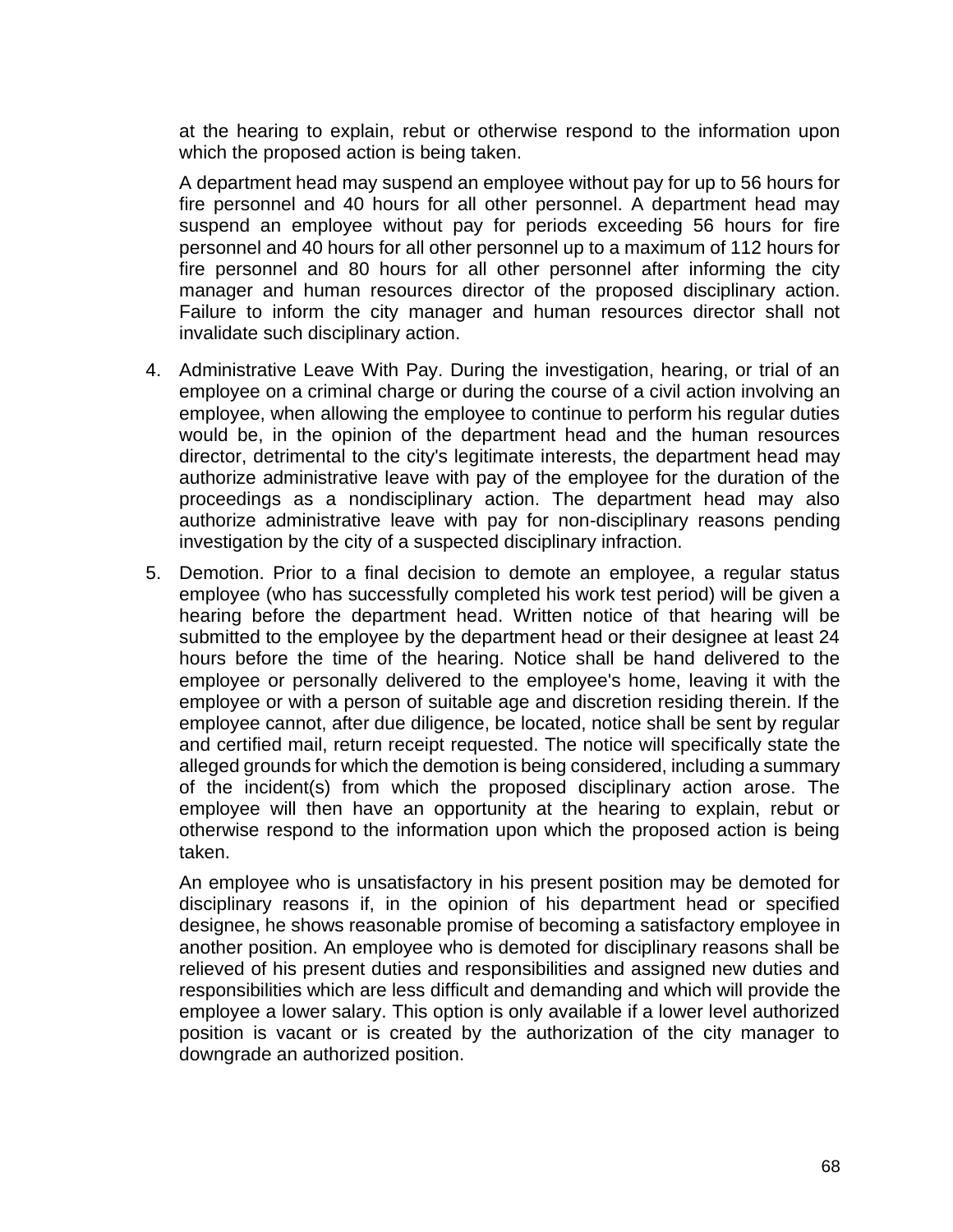at the hearing to explain, rebut or otherwise respond to the information upon which the proposed action is being taken.

A department head may suspend an employee without pay for up to 56 hours for fire personnel and 40 hours for all other personnel. A department head may suspend an employee without pay for periods exceeding 56 hours for fire personnel and 40 hours for all other personnel up to a maximum of 112 hours for fire personnel and 80 hours for all other personnel after informing the city manager and human resources director of the proposed disciplinary action. Failure to inform the city manager and human resources director shall not invalidate such disciplinary action.

4. Administrative Leave With Pay. During the investigation, hearing, or trial of an employee on a criminal charge or during the course of a civil action involving an employee, when allowing the employee to continue to perform his regular duties would be, in the opinion of the department head and the human resources director, detrimental to the city's legitimate interests, the department head may authorize administrative leave with pay of the employee for the duration of the proceedings as a nondisciplinary action. The department head may also authorize administrative leave with pay for non-disciplinary reasons pending investigation by the city of a suspected disciplinary infraction.

5. Demotion. Prior to a final decision to demote an employee, a regular status employee (who has successfully completed his work test period) will be given a hearing before the department head. Written notice of that hearing will be submitted to the employee by the department head or their designee at least 24 hours before the time of the hearing. Notice shall be hand delivered to the employee or personally delivered to the employee's home, leaving it with the employee or with a person of suitable age and discretion residing therein. If the employee cannot, after due diligence, be located, notice shall be sent by regular and certified mail, return receipt requested. The notice will specifically state the alleged grounds for which the demotion is being considered, including a summary of the incident(s) from which the proposed disciplinary action arose. The employee will then have an opportunity at the hearing to explain, rebut or otherwise respond to the information upon which the proposed action is being taken.

   An employee who is unsatisfactory in his present position may be demoted for disciplinary reasons if, in the opinion of his department head or specified designee, he shows reasonable promise of becoming a satisfactory employee in another position. An employee who is demoted for disciplinary reasons shall be relieved of his present duties and responsibilities and assigned new duties and responsibilities which are less difficult and demanding and which will provide the employee a lower salary. This option is only available if a lower level authorized position is vacant or is created by the authorization of the city manager to downgrade an authorized position.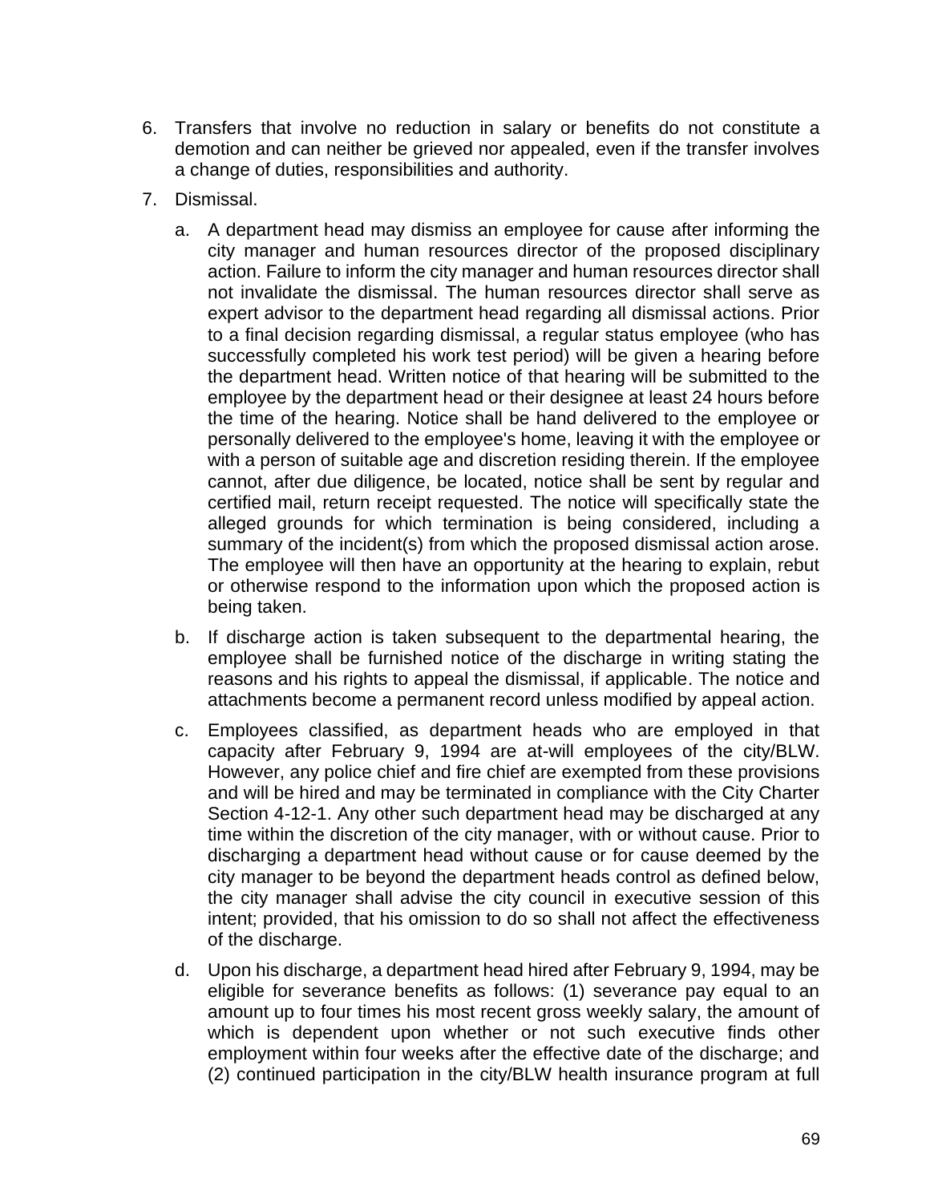6. Transfers that involve no reduction in salary or benefits do not constitute a demotion and can neither be grieved nor appealed, even if the transfer involves a change of duties, responsibilities and authority.
7. Dismissal.
   a. A department head may dismiss an employee for cause after informing the city manager and human resources director of the proposed disciplinary action. Failure to inform the city manager and human resources director shall not invalidate the dismissal. The human resources director shall serve as expert advisor to the department head regarding all dismissal actions. Prior to a final decision regarding dismissal, a regular status employee (who has successfully completed his work test period) will be given a hearing before the department head. Written notice of that hearing will be submitted to the employee by the department head or their designee at least 24 hours before the time of the hearing. Notice shall be hand delivered to the employee or personally delivered to the employee's home, leaving it with the employee or with a person of suitable age and discretion residing therein. If the employee cannot, after due diligence, be located, notice shall be sent by regular and certified mail, return receipt requested. The notice will specifically state the alleged grounds for which termination is being considered, including a summary of the incident(s) from which the proposed dismissal action arose. The employee will then have an opportunity at the hearing to explain, rebut or otherwise respond to the information upon which the proposed action is being taken.
   b. If discharge action is taken subsequent to the departmental hearing, the employee shall be furnished notice of the discharge in writing stating the reasons and his rights to appeal the dismissal, if applicable. The notice and attachments become a permanent record unless modified by appeal action.
   c. Employees classified, as department heads who are employed in that capacity after February 9, 1994 are at-will employees of the city/BLW. However, any police chief and fire chief are exempted from these provisions and will be hired and may be terminated in compliance with the City Charter Section 4-12-1. Any other such department head may be discharged at any time within the discretion of the city manager, with or without cause. Prior to discharging a department head without cause or for cause deemed by the city manager to be beyond the department heads control as defined below, the city manager shall advise the city council in executive session of this intent; provided, that his omission to do so shall not affect the effectiveness of the discharge.
   d. Upon his discharge, a department head hired after February 9, 1994, may be eligible for severance benefits as follows: (1) severance pay equal to an amount up to four times his most recent gross weekly salary, the amount of which is dependent upon whether or not such executive finds other employment within four weeks after the effective date of the discharge; and (2) continued participation in the city/BLW health insurance program at full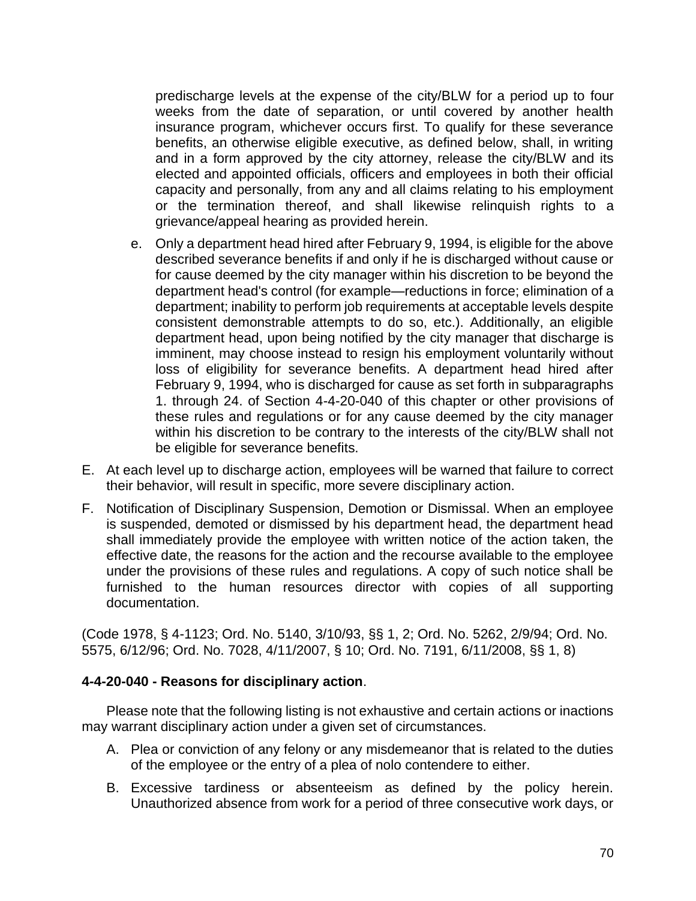predischarge levels at the expense of the city/BLW for a period up to four weeks from the date of separation, or until covered by another health insurance program, whichever occurs first. To qualify for these severance benefits, an otherwise eligible executive, as defined below, shall, in writing and in a form approved by the city attorney, release the city/BLW and its elected and appointed officials, officers and employees in both their official capacity and personally, from any and all claims relating to his employment or the termination thereof, and shall likewise relinquish rights to a grievance/appeal hearing as provided herein.

e. Only a department head hired after February 9, 1994, is eligible for the above described severance benefits if and only if he is discharged without cause or for cause deemed by the city manager within his discretion to be beyond the department head's control (for example—reductions in force; elimination of a department; inability to perform job requirements at acceptable levels despite consistent demonstrable attempts to do so, etc.). Additionally, an eligible department head, upon being notified by the city manager that discharge is imminent, may choose instead to resign his employment voluntarily without loss of eligibility for severance benefits. A department head hired after February 9, 1994, who is discharged for cause as set forth in subparagraphs 1. through 24. of Section 4-4-20-040 of this chapter or other provisions of these rules and regulations or for any cause deemed by the city manager within his discretion to be contrary to the interests of the city/BLW shall not be eligible for severance benefits.

E. At each level up to discharge action, employees will be warned that failure to correct their behavior, will result in specific, more severe disciplinary action.

F. Notification of Disciplinary Suspension, Demotion or Dismissal. When an employee is suspended, demoted or dismissed by his department head, the department head shall immediately provide the employee with written notice of the action taken, the effective date, the reasons for the action and the recourse available to the employee under the provisions of these rules and regulations. A copy of such notice shall be furnished to the human resources director with copies of all supporting documentation.

(Code 1978, § 4-1123; Ord. No. 5140, 3/10/93, §§ 1, 2; Ord. No. 5262, 2/9/94; Ord. No. 5575, 6/12/96; Ord. No. 7028, 4/11/2007, § 10; Ord. No. 7191, 6/11/2008, §§ 1, 8)

**4-4-20-040 - Reasons for disciplinary action**.

Please note that the following listing is not exhaustive and certain actions or inactions may warrant disciplinary action under a given set of circumstances.

A. Plea or conviction of any felony or any misdemeanor that is related to the duties of the employee or the entry of a plea of nolo contendere to either.

B. Excessive tardiness or absenteeism as defined by the policy herein. Unauthorized absence from work for a period of three consecutive work days, or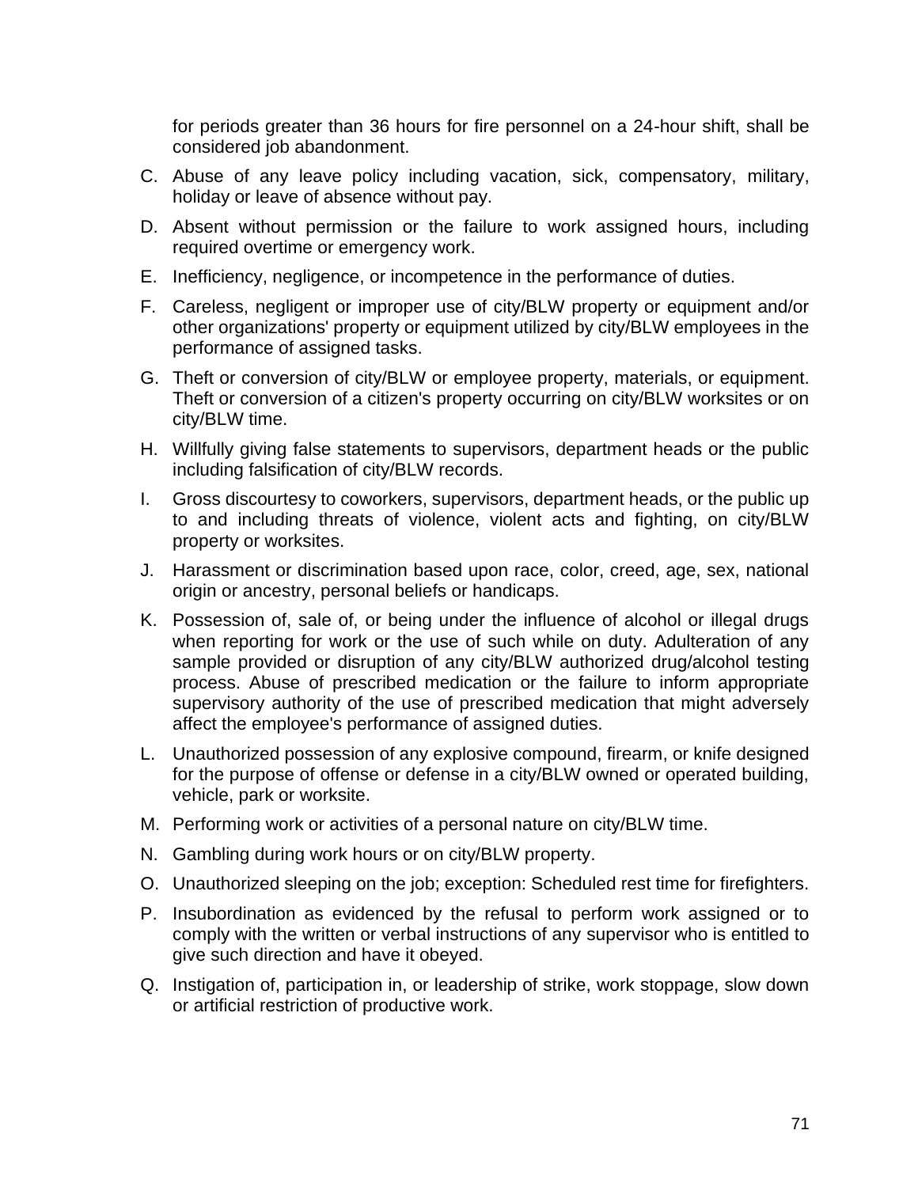for periods greater than 36 hours for fire personnel on a 24-hour shift, shall be considered job abandonment.

C. Abuse of any leave policy including vacation, sick, compensatory, military, holiday or leave of absence without pay.

D. Absent without permission or the failure to work assigned hours, including required overtime or emergency work.

E. Inefficiency, negligence, or incompetence in the performance of duties.

F. Careless, negligent or improper use of city/BLW property or equipment and/or other organizations' property or equipment utilized by city/BLW employees in the performance of assigned tasks.

G. Theft or conversion of city/BLW or employee property, materials, or equipment. Theft or conversion of a citizen's property occurring on city/BLW worksites or on city/BLW time.

H. Willfully giving false statements to supervisors, department heads or the public including falsification of city/BLW records.

I. Gross discourtesy to coworkers, supervisors, department heads, or the public up to and including threats of violence, violent acts and fighting, on city/BLW property or worksites.

J. Harassment or discrimination based upon race, color, creed, age, sex, national origin or ancestry, personal beliefs or handicaps.

K. Possession of, sale of, or being under the influence of alcohol or illegal drugs when reporting for work or the use of such while on duty. Adulteration of any sample provided or disruption of any city/BLW authorized drug/alcohol testing process. Abuse of prescribed medication or the failure to inform appropriate supervisory authority of the use of prescribed medication that might adversely affect the employee's performance of assigned duties.

L. Unauthorized possession of any explosive compound, firearm, or knife designed for the purpose of offense or defense in a city/BLW owned or operated building, vehicle, park or worksite.

M. Performing work or activities of a personal nature on city/BLW time.

N. Gambling during work hours or on city/BLW property.

O. Unauthorized sleeping on the job; exception: Scheduled rest time for firefighters.

P. Insubordination as evidenced by the refusal to perform work assigned or to comply with the written or verbal instructions of any supervisor who is entitled to give such direction and have it obeyed.

Q. Instigation of, participation in, or leadership of strike, work stoppage, slow down or artificial restriction of productive work.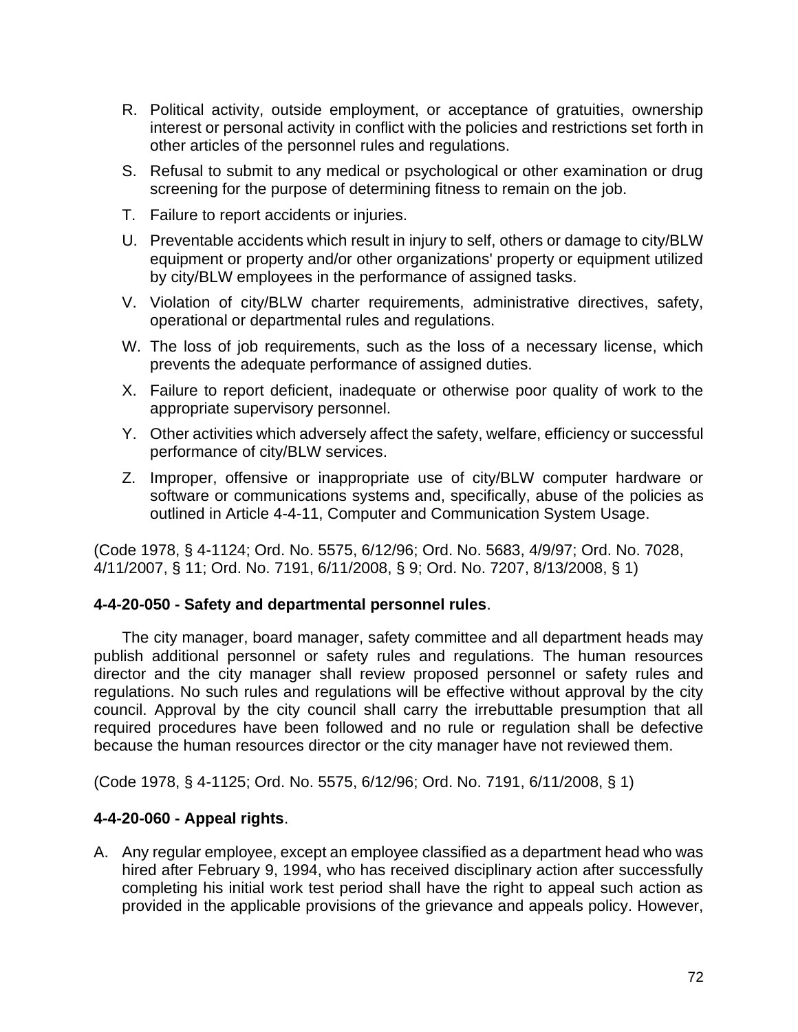R. Political activity, outside employment, or acceptance of gratuities, ownership interest or personal activity in conflict with the policies and restrictions set forth in other articles of the personnel rules and regulations.

S. Refusal to submit to any medical or psychological or other examination or drug screening for the purpose of determining fitness to remain on the job.

T. Failure to report accidents or injuries.

U. Preventable accidents which result in injury to self, others or damage to city/BLW equipment or property and/or other organizations' property or equipment utilized by city/BLW employees in the performance of assigned tasks.

V. Violation of city/BLW charter requirements, administrative directives, safety, operational or departmental rules and regulations.

W. The loss of job requirements, such as the loss of a necessary license, which prevents the adequate performance of assigned duties.

X. Failure to report deficient, inadequate or otherwise poor quality of work to the appropriate supervisory personnel.

Y. Other activities which adversely affect the safety, welfare, efficiency or successful performance of city/BLW services.

Z. Improper, offensive or inappropriate use of city/BLW computer hardware or software or communications systems and, specifically, abuse of the policies as outlined in Article 4-4-11, Computer and Communication System Usage.

(Code 1978, § 4-1124; Ord. No. 5575, 6/12/96; Ord. No. 5683, 4/9/97; Ord. No. 7028, 4/11/2007, § 11; Ord. No. 7191, 6/11/2008, § 9; Ord. No. 7207, 8/13/2008, § 1)

**4-4-20-050 - Safety and departmental personnel rules**.

The city manager, board manager, safety committee and all department heads may publish additional personnel or safety rules and regulations. The human resources director and the city manager shall review proposed personnel or safety rules and regulations. No such rules and regulations will be effective without approval by the city council. Approval by the city council shall carry the irrebuttable presumption that all required procedures have been followed and no rule or regulation shall be defective because the human resources director or the city manager have not reviewed them.

(Code 1978, § 4-1125; Ord. No. 5575, 6/12/96; Ord. No. 7191, 6/11/2008, § 1)

**4-4-20-060 - Appeal rights**.

A. Any regular employee, except an employee classified as a department head who was hired after February 9, 1994, who has received disciplinary action after successfully completing his initial work test period shall have the right to appeal such action as provided in the applicable provisions of the grievance and appeals policy. However,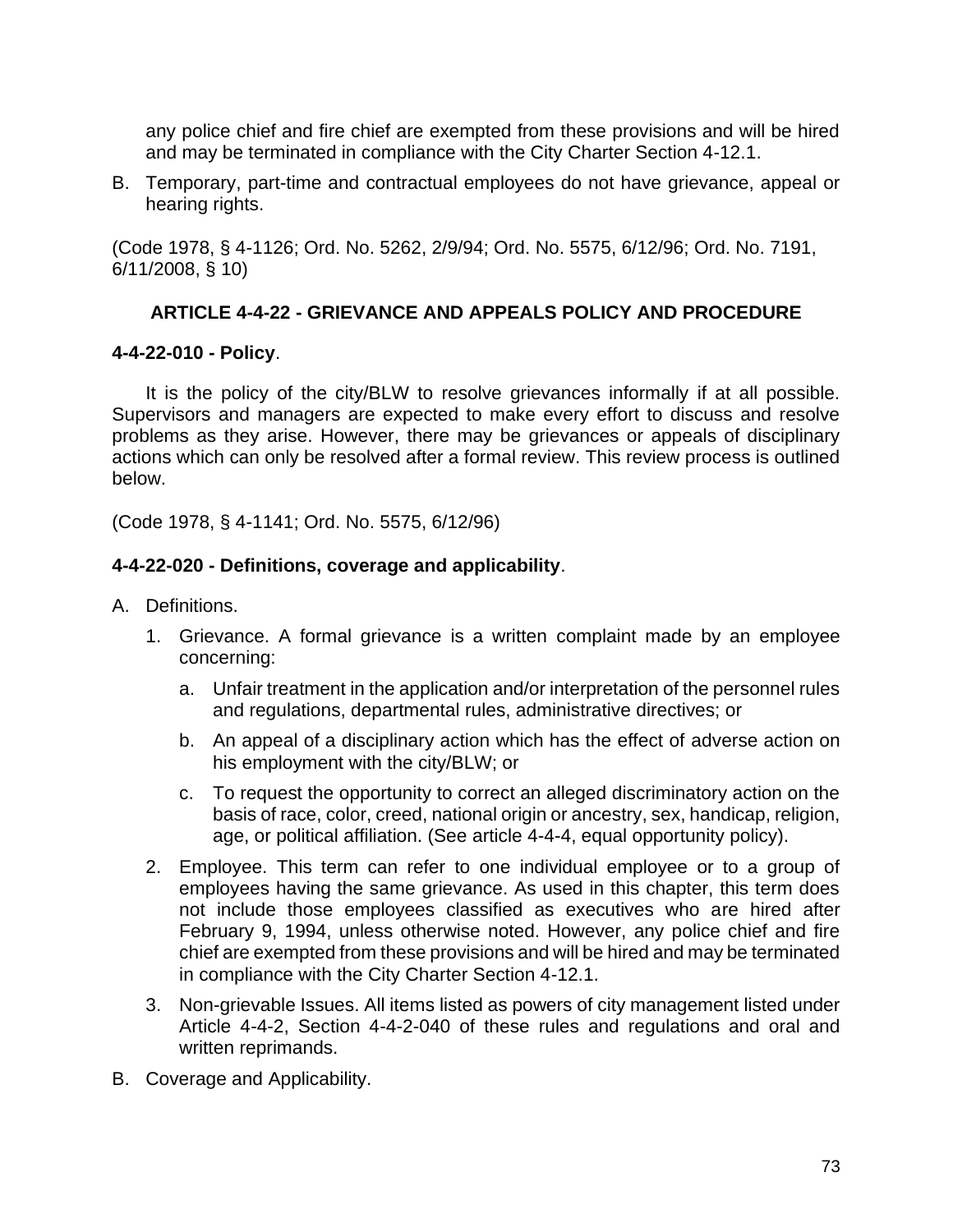any police chief and fire chief are exempted from these provisions and will be hired and may be terminated in compliance with the City Charter Section 4-12.1.

B. Temporary, part-time and contractual employees do not have grievance, appeal or hearing rights.

(Code 1978, § 4-1126; Ord. No. 5262, 2/9/94; Ord. No. 5575, 6/12/96; Ord. No. 7191, 6/11/2008, § 10)

## ARTICLE 4-4-22 - GRIEVANCE AND APPEALS POLICY AND PROCEDURE

### 4-4-22-010 - Policy.

It is the policy of the city/BLW to resolve grievances informally if at all possible. Supervisors and managers are expected to make every effort to discuss and resolve problems as they arise. However, there may be grievances or appeals of disciplinary actions which can only be resolved after a formal review. This review process is outlined below.

(Code 1978, § 4-1141; Ord. No. 5575, 6/12/96)

### 4-4-22-020 - Definitions, coverage and applicability.

A. Definitions.

   1. Grievance. A formal grievance is a written complaint made by an employee concerning:

      a. Unfair treatment in the application and/or interpretation of the personnel rules and regulations, departmental rules, administrative directives; or

      b. An appeal of a disciplinary action which has the effect of adverse action on his employment with the city/BLW; or

      c. To request the opportunity to correct an alleged discriminatory action on the basis of race, color, creed, national origin or ancestry, sex, handicap, religion, age, or political affiliation. (See article 4-4-4, equal opportunity policy).

   2. Employee. This term can refer to one individual employee or to a group of employees having the same grievance. As used in this chapter, this term does not include those employees classified as executives who are hired after February 9, 1994, unless otherwise noted. However, any police chief and fire chief are exempted from these provisions and will be hired and may be terminated in compliance with the City Charter Section 4-12.1.

   3. Non-grievable Issues. All items listed as powers of city management listed under Article 4-4-2, Section 4-4-2-040 of these rules and regulations and oral and written reprimands.

B. Coverage and Applicability.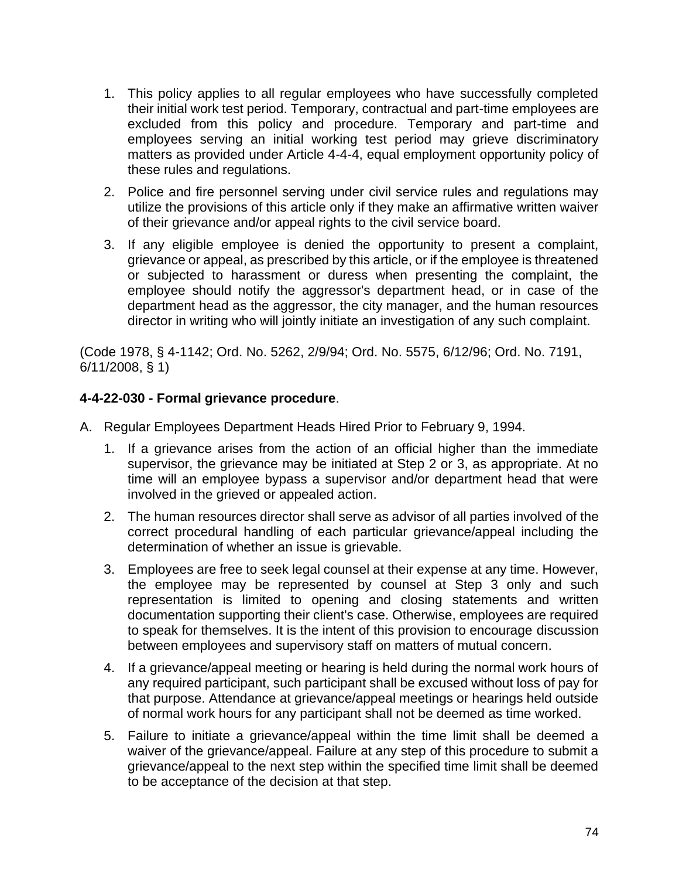1. This policy applies to all regular employees who have successfully completed their initial work test period. Temporary, contractual and part-time employees are excluded from this policy and procedure. Temporary and part-time and employees serving an initial working test period may grieve discriminatory matters as provided under Article 4-4-4, equal employment opportunity policy of these rules and regulations.
2. Police and fire personnel serving under civil service rules and regulations may utilize the provisions of this article only if they make an affirmative written waiver of their grievance and/or appeal rights to the civil service board.
3. If any eligible employee is denied the opportunity to present a complaint, grievance or appeal, as prescribed by this article, or if the employee is threatened or subjected to harassment or duress when presenting the complaint, the employee should notify the aggressor's department head, or in case of the department head as the aggressor, the city manager, and the human resources director in writing who will jointly initiate an investigation of any such complaint.

(Code 1978, § 4-1142; Ord. No. 5262, 2/9/94; Ord. No. 5575, 6/12/96; Ord. No. 7191, 6/11/2008, § 1)

**4-4-22-030 - Formal grievance procedure**.

A. Regular Employees Department Heads Hired Prior to February 9, 1994.
   1. If a grievance arises from the action of an official higher than the immediate supervisor, the grievance may be initiated at Step 2 or 3, as appropriate. At no time will an employee bypass a supervisor and/or department head that were involved in the grieved or appealed action.
   2. The human resources director shall serve as advisor of all parties involved of the correct procedural handling of each particular grievance/appeal including the determination of whether an issue is grievable.
   3. Employees are free to seek legal counsel at their expense at any time. However, the employee may be represented by counsel at Step 3 only and such representation is limited to opening and closing statements and written documentation supporting their client's case. Otherwise, employees are required to speak for themselves. It is the intent of this provision to encourage discussion between employees and supervisory staff on matters of mutual concern.
   4. If a grievance/appeal meeting or hearing is held during the normal work hours of any required participant, such participant shall be excused without loss of pay for that purpose. Attendance at grievance/appeal meetings or hearings held outside of normal work hours for any participant shall not be deemed as time worked.
   5. Failure to initiate a grievance/appeal within the time limit shall be deemed a waiver of the grievance/appeal. Failure at any step of this procedure to submit a grievance/appeal to the next step within the specified time limit shall be deemed to be acceptance of the decision at that step.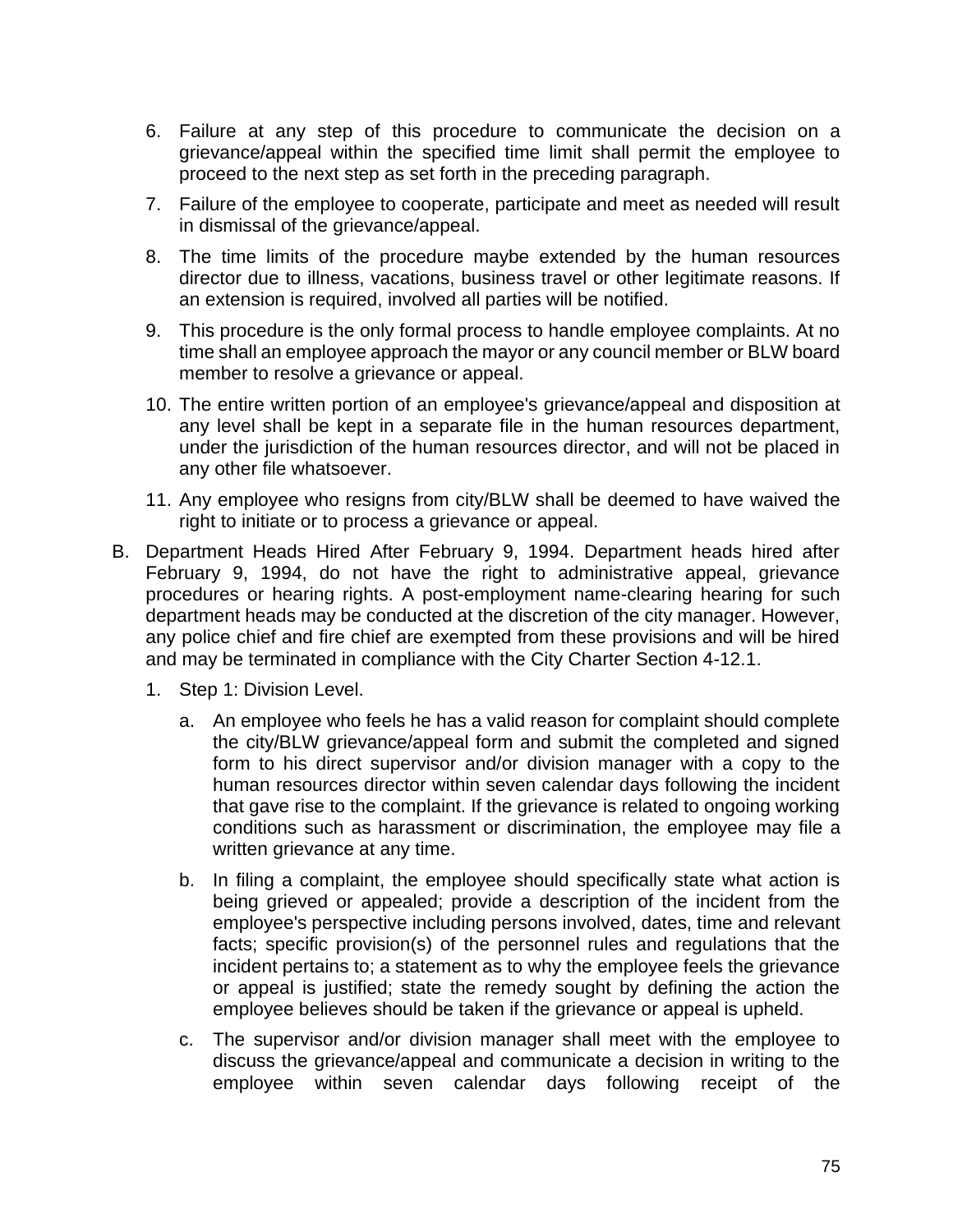6. Failure at any step of this procedure to communicate the decision on a grievance/appeal within the specified time limit shall permit the employee to proceed to the next step as set forth in the preceding paragraph.
7. Failure of the employee to cooperate, participate and meet as needed will result in dismissal of the grievance/appeal.
8. The time limits of the procedure maybe extended by the human resources director due to illness, vacations, business travel or other legitimate reasons. If an extension is required, involved all parties will be notified.
9. This procedure is the only formal process to handle employee complaints. At no time shall an employee approach the mayor or any council member or BLW board member to resolve a grievance or appeal.
10. The entire written portion of an employee's grievance/appeal and disposition at any level shall be kept in a separate file in the human resources department, under the jurisdiction of the human resources director, and will not be placed in any other file whatsoever.
11. Any employee who resigns from city/BLW shall be deemed to have waived the right to initiate or to process a grievance or appeal.

B. Department Heads Hired After February 9, 1994. Department heads hired after February 9, 1994, do not have the right to administrative appeal, grievance procedures or hearing rights. A post-employment name-clearing hearing for such department heads may be conducted at the discretion of the city manager. However, any police chief and fire chief are exempted from these provisions and will be hired and may be terminated in compliance with the City Charter Section 4-12.1.

1. Step 1: Division Level.
   a. An employee who feels he has a valid reason for complaint should complete the city/BLW grievance/appeal form and submit the completed and signed form to his direct supervisor and/or division manager with a copy to the human resources director within seven calendar days following the incident that gave rise to the complaint. If the grievance is related to ongoing working conditions such as harassment or discrimination, the employee may file a written grievance at any time.
   b. In filing a complaint, the employee should specifically state what action is being grieved or appealed; provide a description of the incident from the employee's perspective including persons involved, dates, time and relevant facts; specific provision(s) of the personnel rules and regulations that the incident pertains to; a statement as to why the employee feels the grievance or appeal is justified; state the remedy sought by defining the action the employee believes should be taken if the grievance or appeal is upheld.
   c. The supervisor and/or division manager shall meet with the employee to discuss the grievance/appeal and communicate a decision in writing to the employee within seven calendar days following receipt of the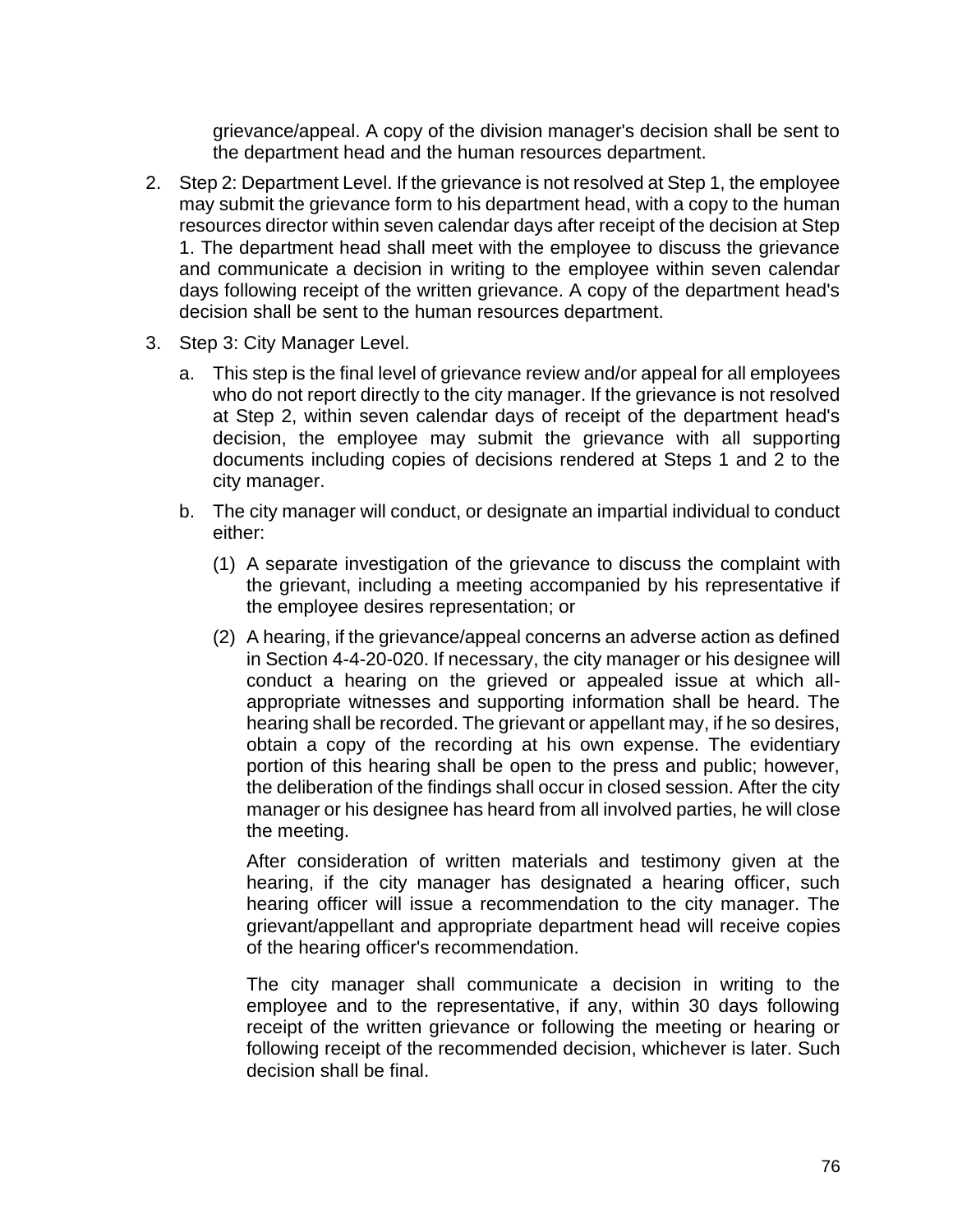grievance/appeal. A copy of the division manager's decision shall be sent to the department head and the human resources department.

2. Step 2: Department Level. If the grievance is not resolved at Step 1, the employee may submit the grievance form to his department head, with a copy to the human resources director within seven calendar days after receipt of the decision at Step 1. The department head shall meet with the employee to discuss the grievance and communicate a decision in writing to the employee within seven calendar days following receipt of the written grievance. A copy of the department head's decision shall be sent to the human resources department.

3. Step 3: City Manager Level.

    a. This step is the final level of grievance review and/or appeal for all employees who do not report directly to the city manager. If the grievance is not resolved at Step 2, within seven calendar days of receipt of the department head's decision, the employee may submit the grievance with all supporting documents including copies of decisions rendered at Steps 1 and 2 to the city manager.

    b. The city manager will conduct, or designate an impartial individual to conduct either:

        (1) A separate investigation of the grievance to discuss the complaint with the grievant, including a meeting accompanied by his representative if the employee desires representation; or

        (2) A hearing, if the grievance/appeal concerns an adverse action as defined in Section 4-4-20-020. If necessary, the city manager or his designee will conduct a hearing on the grieved or appealed issue at which all-appropriate witnesses and supporting information shall be heard. The hearing shall be recorded. The grievant or appellant may, if he so desires, obtain a copy of the recording at his own expense. The evidentiary portion of this hearing shall be open to the press and public; however, the deliberation of the findings shall occur in closed session. After the city manager or his designee has heard from all involved parties, he will close the meeting.

        After consideration of written materials and testimony given at the hearing, if the city manager has designated a hearing officer, such hearing officer will issue a recommendation to the city manager. The grievant/appellant and appropriate department head will receive copies of the hearing officer's recommendation.

        The city manager shall communicate a decision in writing to the employee and to the representative, if any, within 30 days following receipt of the written grievance or following the meeting or hearing or following receipt of the recommended decision, whichever is later. Such decision shall be final.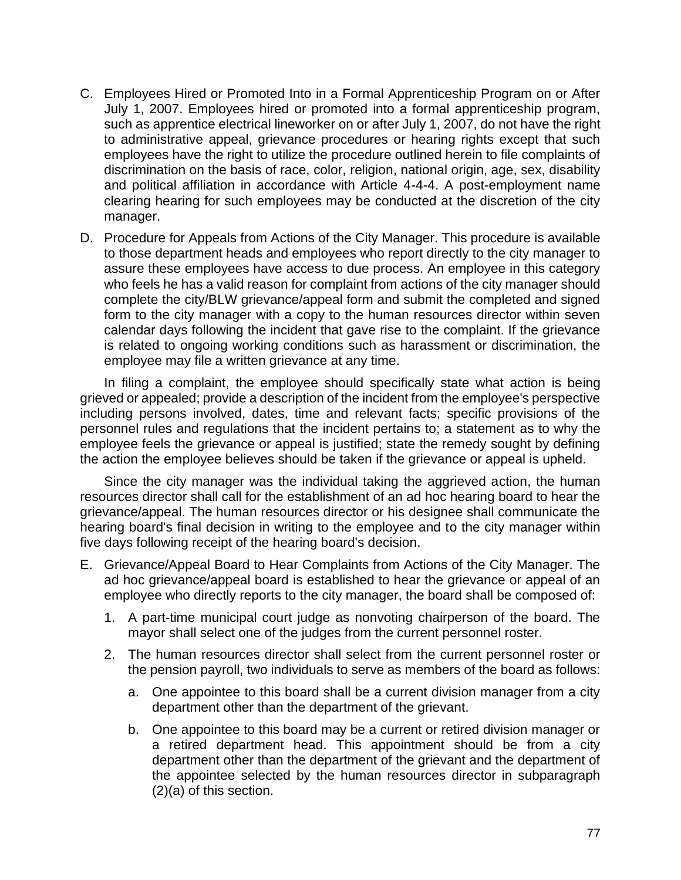C. Employees Hired or Promoted Into in a Formal Apprenticeship Program on or After July 1, 2007. Employees hired or promoted into a formal apprenticeship program, such as apprentice electrical lineworker on or after July 1, 2007, do not have the right to administrative appeal, grievance procedures or hearing rights except that such employees have the right to utilize the procedure outlined herein to file complaints of discrimination on the basis of race, color, religion, national origin, age, sex, disability and political affiliation in accordance with Article 4-4-4. A post-employment name clearing hearing for such employees may be conducted at the discretion of the city manager.

D. Procedure for Appeals from Actions of the City Manager. This procedure is available to those department heads and employees who report directly to the city manager to assure these employees have access to due process. An employee in this category who feels he has a valid reason for complaint from actions of the city manager should complete the city/BLW grievance/appeal form and submit the completed and signed form to the city manager with a copy to the human resources director within seven calendar days following the incident that gave rise to the complaint. If the grievance is related to ongoing working conditions such as harassment or discrimination, the employee may file a written grievance at any time.

In filing a complaint, the employee should specifically state what action is being grieved or appealed; provide a description of the incident from the employee's perspective including persons involved, dates, time and relevant facts; specific provisions of the personnel rules and regulations that the incident pertains to; a statement as to why the employee feels the grievance or appeal is justified; state the remedy sought by defining the action the employee believes should be taken if the grievance or appeal is upheld.

Since the city manager was the individual taking the aggrieved action, the human resources director shall call for the establishment of an ad hoc hearing board to hear the grievance/appeal. The human resources director or his designee shall communicate the hearing board's final decision in writing to the employee and to the city manager within five days following receipt of the hearing board's decision.

E. Grievance/Appeal Board to Hear Complaints from Actions of the City Manager. The ad hoc grievance/appeal board is established to hear the grievance or appeal of an employee who directly reports to the city manager, the board shall be composed of:

   1. A part-time municipal court judge as nonvoting chairperson of the board. The mayor shall select one of the judges from the current personnel roster.

   2. The human resources director shall select from the current personnel roster or the pension payroll, two individuals to serve as members of the board as follows:

      a. One appointee to this board shall be a current division manager from a city department other than the department of the grievant.

      b. One appointee to this board may be a current or retired division manager or a retired department head. This appointment should be from a city department other than the department of the grievant and the department of the appointee selected by the human resources director in subparagraph (2)(a) of this section.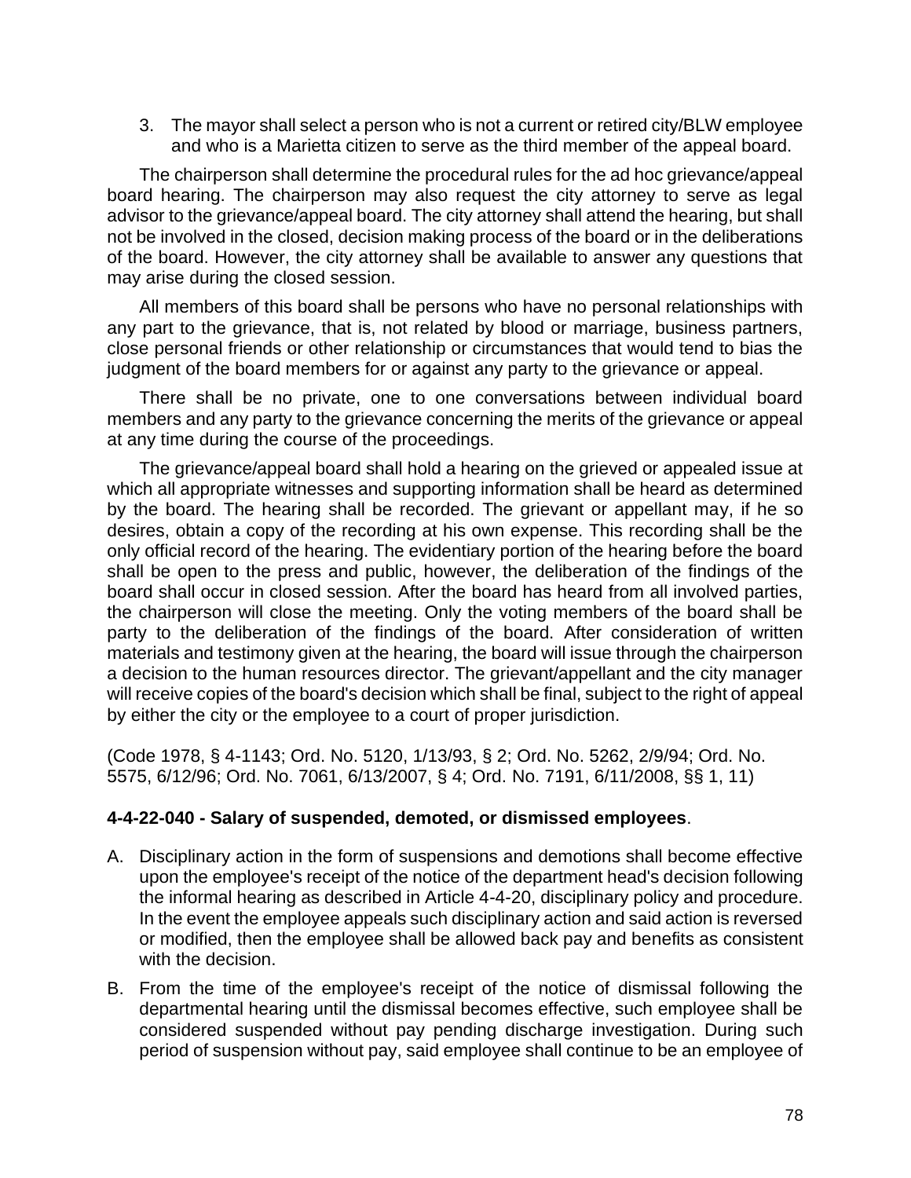3. The mayor shall select a person who is not a current or retired city/BLW employee and who is a Marietta citizen to serve as the third member of the appeal board.

The chairperson shall determine the procedural rules for the ad hoc grievance/appeal board hearing. The chairperson may also request the city attorney to serve as legal advisor to the grievance/appeal board. The city attorney shall attend the hearing, but shall not be involved in the closed, decision making process of the board or in the deliberations of the board. However, the city attorney shall be available to answer any questions that may arise during the closed session.

All members of this board shall be persons who have no personal relationships with any part to the grievance, that is, not related by blood or marriage, business partners, close personal friends or other relationship or circumstances that would tend to bias the judgment of the board members for or against any party to the grievance or appeal.

There shall be no private, one to one conversations between individual board members and any party to the grievance concerning the merits of the grievance or appeal at any time during the course of the proceedings.

The grievance/appeal board shall hold a hearing on the grieved or appealed issue at which all appropriate witnesses and supporting information shall be heard as determined by the board. The hearing shall be recorded. The grievant or appellant may, if he so desires, obtain a copy of the recording at his own expense. This recording shall be the only official record of the hearing. The evidentiary portion of the hearing before the board shall be open to the press and public, however, the deliberation of the findings of the board shall occur in closed session. After the board has heard from all involved parties, the chairperson will close the meeting. Only the voting members of the board shall be party to the deliberation of the findings of the board. After consideration of written materials and testimony given at the hearing, the board will issue through the chairperson a decision to the human resources director. The grievant/appellant and the city manager will receive copies of the board's decision which shall be final, subject to the right of appeal by either the city or the employee to a court of proper jurisdiction.

(Code 1978, § 4-1143; Ord. No. 5120, 1/13/93, § 2; Ord. No. 5262, 2/9/94; Ord. No. 5575, 6/12/96; Ord. No. 7061, 6/13/2007, § 4; Ord. No. 7191, 6/11/2008, §§ 1, 11)

**4-4-22-040 - Salary of suspended, demoted, or dismissed employees**.

A. Disciplinary action in the form of suspensions and demotions shall become effective upon the employee's receipt of the notice of the department head's decision following the informal hearing as described in Article 4-4-20, disciplinary policy and procedure. In the event the employee appeals such disciplinary action and said action is reversed or modified, then the employee shall be allowed back pay and benefits as consistent with the decision.

B. From the time of the employee's receipt of the notice of dismissal following the departmental hearing until the dismissal becomes effective, such employee shall be considered suspended without pay pending discharge investigation. During such period of suspension without pay, said employee shall continue to be an employee of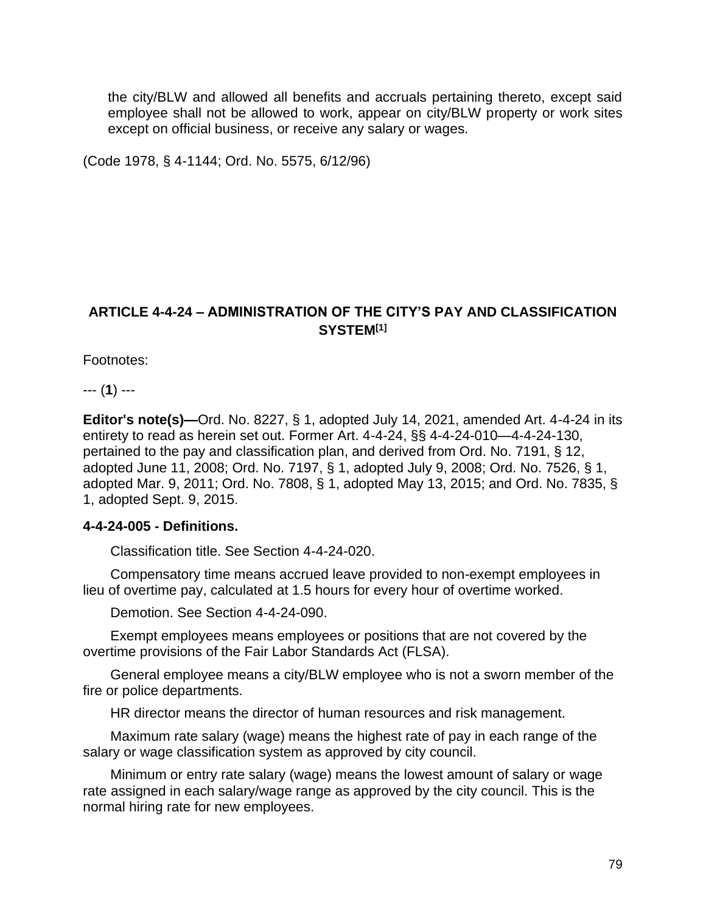the city/BLW and allowed all benefits and accruals pertaining thereto, except said employee shall not be allowed to work, appear on city/BLW property or work sites except on official business, or receive any salary or wages.

(Code 1978, § 4-1144; Ord. No. 5575, 6/12/96)

## ARTICLE 4-4-24 – ADMINISTRATION OF THE CITY'S PAY AND CLASSIFICATION SYSTEM[1]

Footnotes:

--- (**1**) ---

**Editor's note(s)—**Ord. No. 8227, § 1, adopted July 14, 2021, amended Art. 4-4-24 in its entirety to read as herein set out. Former Art. 4-4-24, §§ 4-4-24-010—4-4-24-130, pertained to the pay and classification plan, and derived from Ord. No. 7191, § 12, adopted June 11, 2008; Ord. No. 7197, § 1, adopted July 9, 2008; Ord. No. 7526, § 1, adopted Mar. 9, 2011; Ord. No. 7808, § 1, adopted May 13, 2015; and Ord. No. 7835, § 1, adopted Sept. 9, 2015.

**4-4-24-005 - Definitions.**

Classification title. See Section 4-4-24-020.

Compensatory time means accrued leave provided to non-exempt employees in lieu of overtime pay, calculated at 1.5 hours for every hour of overtime worked.

Demotion. See Section 4-4-24-090.

Exempt employees means employees or positions that are not covered by the overtime provisions of the Fair Labor Standards Act (FLSA).

General employee means a city/BLW employee who is not a sworn member of the fire or police departments.

HR director means the director of human resources and risk management.

Maximum rate salary (wage) means the highest rate of pay in each range of the salary or wage classification system as approved by city council.

Minimum or entry rate salary (wage) means the lowest amount of salary or wage rate assigned in each salary/wage range as approved by the city council. This is the normal hiring rate for new employees.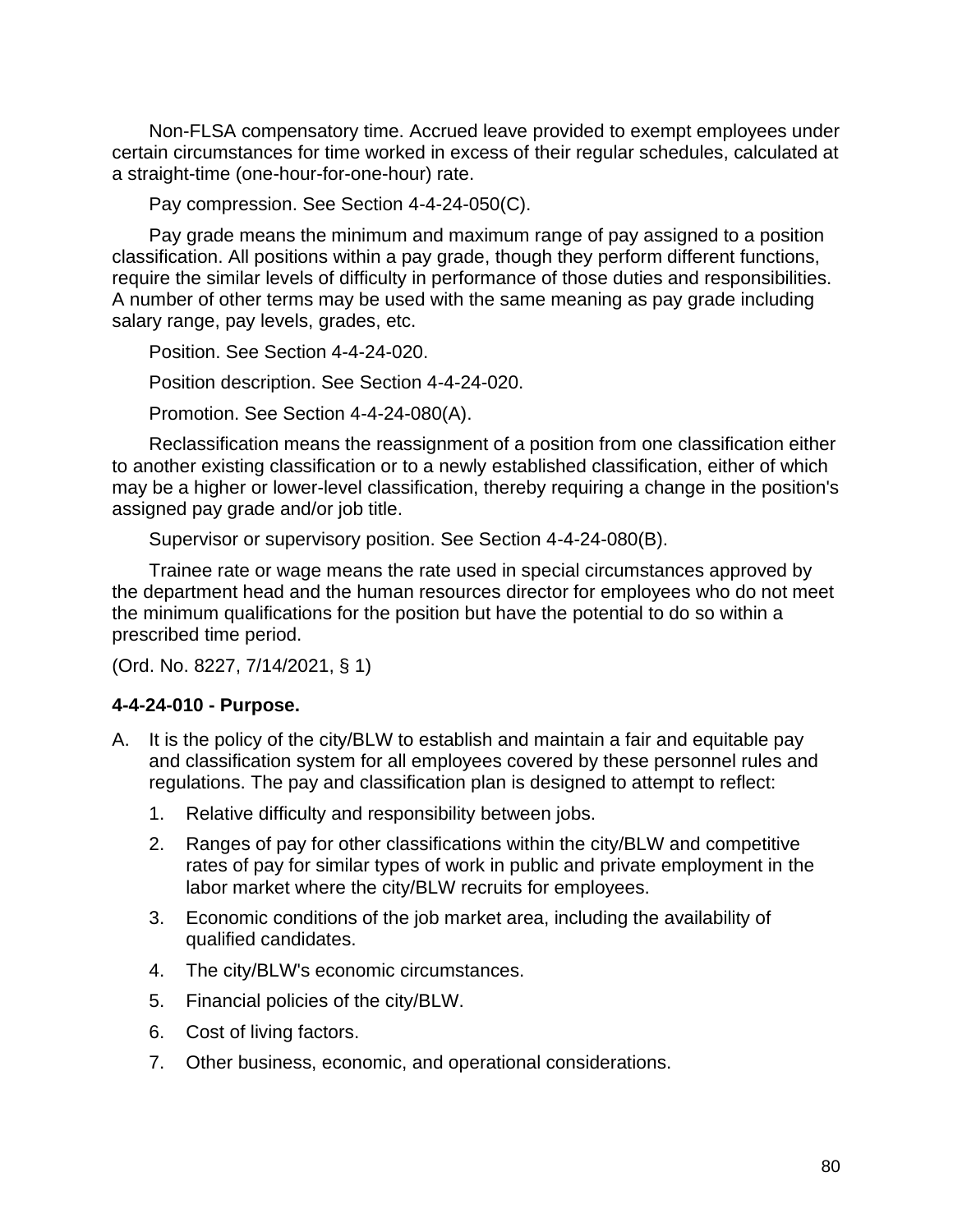Non-FLSA compensatory time. Accrued leave provided to exempt employees under certain circumstances for time worked in excess of their regular schedules, calculated at a straight-time (one-hour-for-one-hour) rate.

Pay compression. See Section 4-4-24-050(C).

Pay grade means the minimum and maximum range of pay assigned to a position classification. All positions within a pay grade, though they perform different functions, require the similar levels of difficulty in performance of those duties and responsibilities. A number of other terms may be used with the same meaning as pay grade including salary range, pay levels, grades, etc.

Position. See Section 4-4-24-020.

Position description. See Section 4-4-24-020.

Promotion. See Section 4-4-24-080(A).

Reclassification means the reassignment of a position from one classification either to another existing classification or to a newly established classification, either of which may be a higher or lower-level classification, thereby requiring a change in the position's assigned pay grade and/or job title.

Supervisor or supervisory position. See Section 4-4-24-080(B).

Trainee rate or wage means the rate used in special circumstances approved by the department head and the human resources director for employees who do not meet the minimum qualifications for the position but have the potential to do so within a prescribed time period.

(Ord. No. 8227, 7/14/2021, § 1)

**4-4-24-010 - Purpose.**

A. It is the policy of the city/BLW to establish and maintain a fair and equitable pay and classification system for all employees covered by these personnel rules and regulations. The pay and classification plan is designed to attempt to reflect:

   1. Relative difficulty and responsibility between jobs.

   2. Ranges of pay for other classifications within the city/BLW and competitive rates of pay for similar types of work in public and private employment in the labor market where the city/BLW recruits for employees.

   3. Economic conditions of the job market area, including the availability of qualified candidates.

   4. The city/BLW's economic circumstances.

   5. Financial policies of the city/BLW.

   6. Cost of living factors.

   7. Other business, economic, and operational considerations.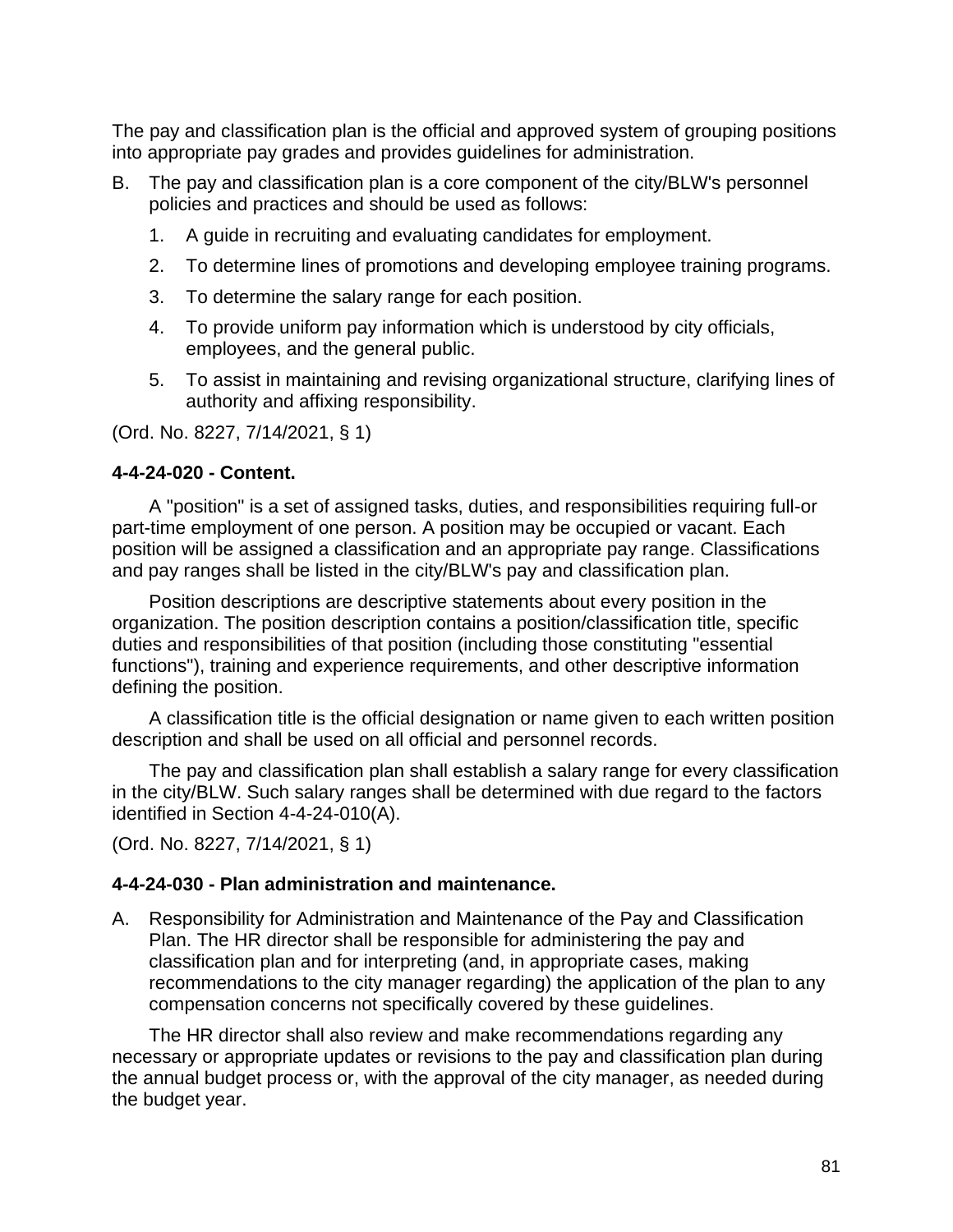The pay and classification plan is the official and approved system of grouping positions into appropriate pay grades and provides guidelines for administration.

B. The pay and classification plan is a core component of the city/BLW's personnel policies and practices and should be used as follows:

    1. A guide in recruiting and evaluating candidates for employment.

    2. To determine lines of promotions and developing employee training programs.

    3. To determine the salary range for each position.

    4. To provide uniform pay information which is understood by city officials, employees, and the general public.

    5. To assist in maintaining and revising organizational structure, clarifying lines of authority and affixing responsibility.

(Ord. No. 8227, 7/14/2021, § 1)

**4-4-24-020 - Content.**

A "position" is a set of assigned tasks, duties, and responsibilities requiring full-or part-time employment of one person. A position may be occupied or vacant. Each position will be assigned a classification and an appropriate pay range. Classifications and pay ranges shall be listed in the city/BLW's pay and classification plan.

Position descriptions are descriptive statements about every position in the organization. The position description contains a position/classification title, specific duties and responsibilities of that position (including those constituting "essential functions"), training and experience requirements, and other descriptive information defining the position.

A classification title is the official designation or name given to each written position description and shall be used on all official and personnel records.

The pay and classification plan shall establish a salary range for every classification in the city/BLW. Such salary ranges shall be determined with due regard to the factors identified in Section 4-4-24-010(A).

(Ord. No. 8227, 7/14/2021, § 1)

**4-4-24-030 - Plan administration and maintenance.**

A. Responsibility for Administration and Maintenance of the Pay and Classification Plan. The HR director shall be responsible for administering the pay and classification plan and for interpreting (and, in appropriate cases, making recommendations to the city manager regarding) the application of the plan to any compensation concerns not specifically covered by these guidelines.

The HR director shall also review and make recommendations regarding any necessary or appropriate updates or revisions to the pay and classification plan during the annual budget process or, with the approval of the city manager, as needed during the budget year.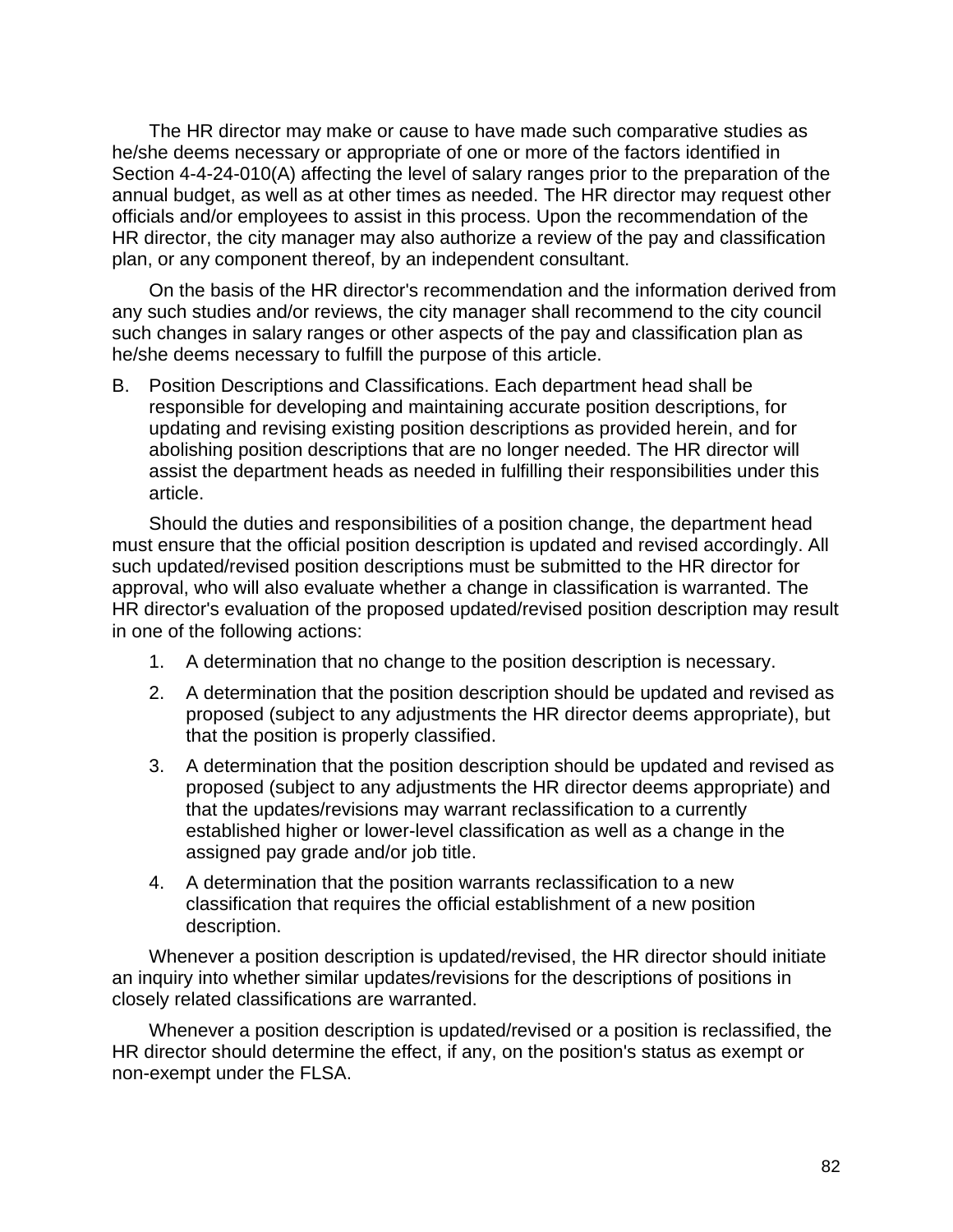The HR director may make or cause to have made such comparative studies as he/she deems necessary or appropriate of one or more of the factors identified in Section 4-4-24-010(A) affecting the level of salary ranges prior to the preparation of the annual budget, as well as at other times as needed. The HR director may request other officials and/or employees to assist in this process. Upon the recommendation of the HR director, the city manager may also authorize a review of the pay and classification plan, or any component thereof, by an independent consultant.

On the basis of the HR director's recommendation and the information derived from any such studies and/or reviews, the city manager shall recommend to the city council such changes in salary ranges or other aspects of the pay and classification plan as he/she deems necessary to fulfill the purpose of this article.

B. Position Descriptions and Classifications. Each department head shall be responsible for developing and maintaining accurate position descriptions, for updating and revising existing position descriptions as provided herein, and for abolishing position descriptions that are no longer needed. The HR director will assist the department heads as needed in fulfilling their responsibilities under this article.

Should the duties and responsibilities of a position change, the department head must ensure that the official position description is updated and revised accordingly. All such updated/revised position descriptions must be submitted to the HR director for approval, who will also evaluate whether a change in classification is warranted. The HR director's evaluation of the proposed updated/revised position description may result in one of the following actions:

1. A determination that no change to the position description is necessary.
2. A determination that the position description should be updated and revised as proposed (subject to any adjustments the HR director deems appropriate), but that the position is properly classified.
3. A determination that the position description should be updated and revised as proposed (subject to any adjustments the HR director deems appropriate) and that the updates/revisions may warrant reclassification to a currently established higher or lower-level classification as well as a change in the assigned pay grade and/or job title.
4. A determination that the position warrants reclassification to a new classification that requires the official establishment of a new position description.

Whenever a position description is updated/revised, the HR director should initiate an inquiry into whether similar updates/revisions for the descriptions of positions in closely related classifications are warranted.

Whenever a position description is updated/revised or a position is reclassified, the HR director should determine the effect, if any, on the position's status as exempt or non-exempt under the FLSA.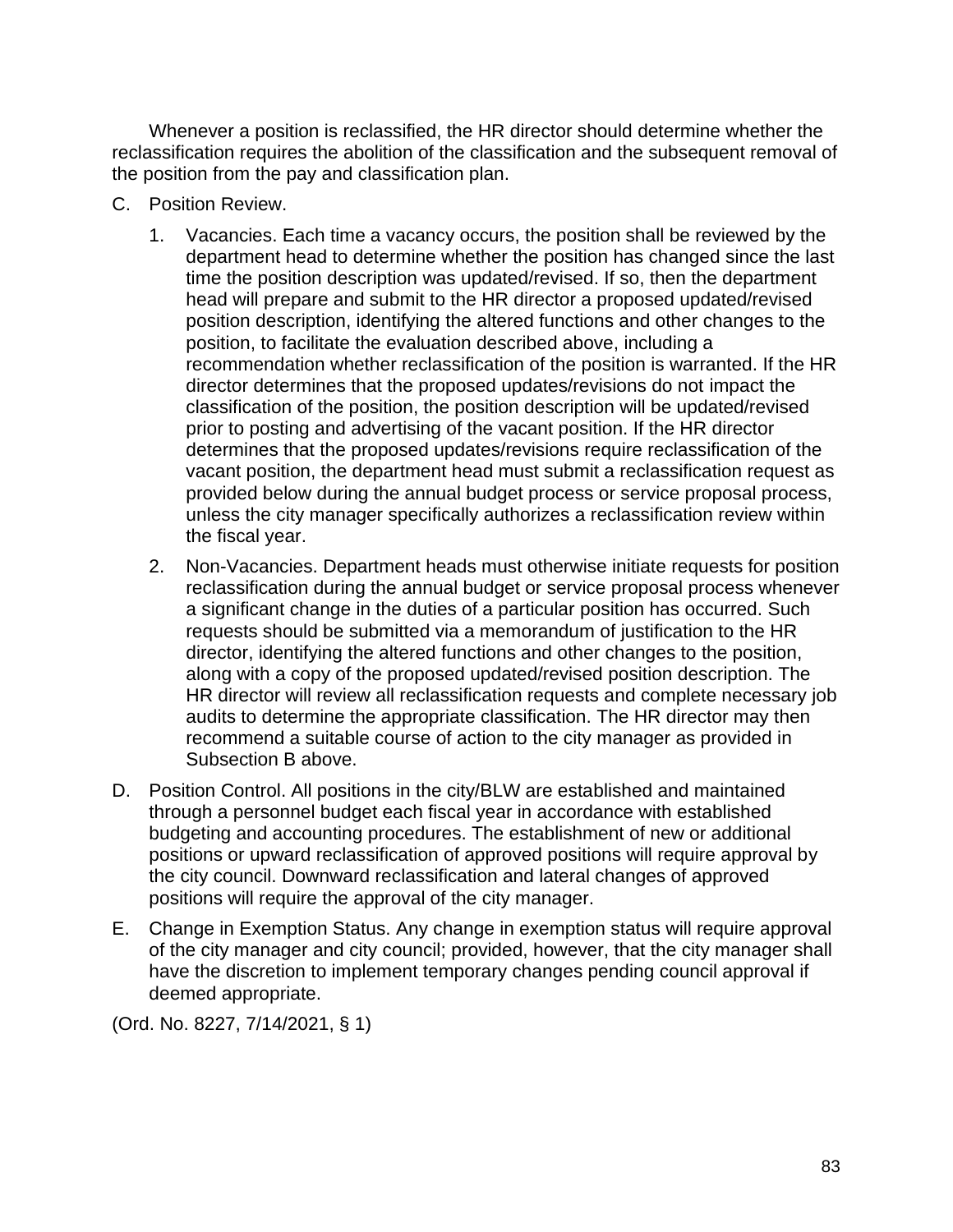Whenever a position is reclassified, the HR director should determine whether the reclassification requires the abolition of the classification and the subsequent removal of the position from the pay and classification plan.

C. Position Review.

   1. Vacancies. Each time a vacancy occurs, the position shall be reviewed by the department head to determine whether the position has changed since the last time the position description was updated/revised. If so, then the department head will prepare and submit to the HR director a proposed updated/revised position description, identifying the altered functions and other changes to the position, to facilitate the evaluation described above, including a recommendation whether reclassification of the position is warranted. If the HR director determines that the proposed updates/revisions do not impact the classification of the position, the position description will be updated/revised prior to posting and advertising of the vacant position. If the HR director determines that the proposed updates/revisions require reclassification of the vacant position, the department head must submit a reclassification request as provided below during the annual budget process or service proposal process, unless the city manager specifically authorizes a reclassification review within the fiscal year.

   2. Non-Vacancies. Department heads must otherwise initiate requests for position reclassification during the annual budget or service proposal process whenever a significant change in the duties of a particular position has occurred. Such requests should be submitted via a memorandum of justification to the HR director, identifying the altered functions and other changes to the position, along with a copy of the proposed updated/revised position description. The HR director will review all reclassification requests and complete necessary job audits to determine the appropriate classification. The HR director may then recommend a suitable course of action to the city manager as provided in Subsection B above.

D. Position Control. All positions in the city/BLW are established and maintained through a personnel budget each fiscal year in accordance with established budgeting and accounting procedures. The establishment of new or additional positions or upward reclassification of approved positions will require approval by the city council. Downward reclassification and lateral changes of approved positions will require the approval of the city manager.

E. Change in Exemption Status. Any change in exemption status will require approval of the city manager and city council; provided, however, that the city manager shall have the discretion to implement temporary changes pending council approval if deemed appropriate.

(Ord. No. 8227, 7/14/2021, § 1)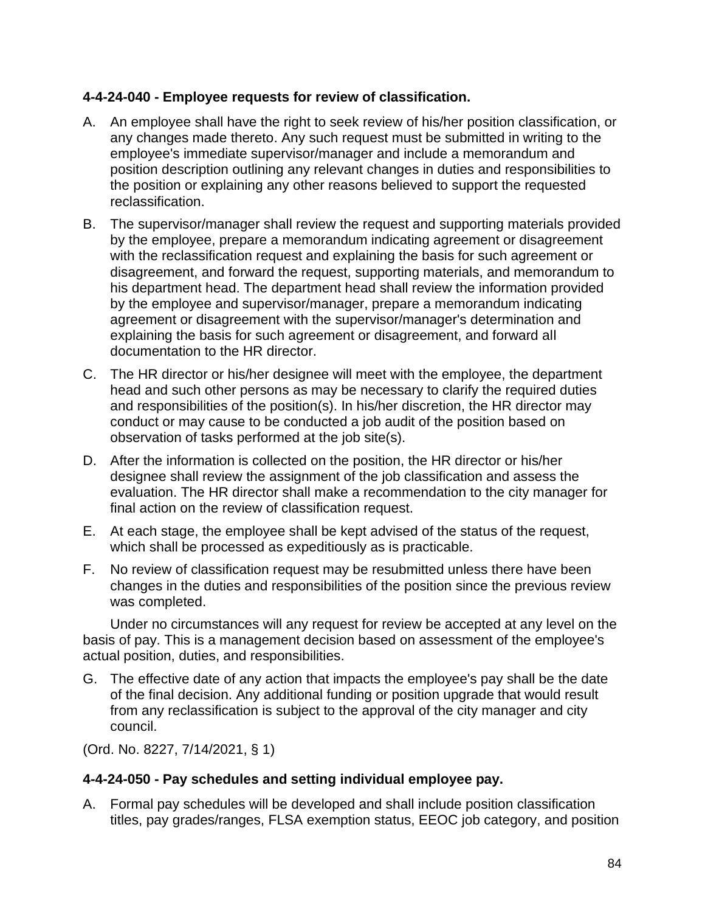**4-4-24-040 - Employee requests for review of classification.**

A. An employee shall have the right to seek review of his/her position classification, or any changes made thereto. Any such request must be submitted in writing to the employee's immediate supervisor/manager and include a memorandum and position description outlining any relevant changes in duties and responsibilities to the position or explaining any other reasons believed to support the requested reclassification.

B. The supervisor/manager shall review the request and supporting materials provided by the employee, prepare a memorandum indicating agreement or disagreement with the reclassification request and explaining the basis for such agreement or disagreement, and forward the request, supporting materials, and memorandum to his department head. The department head shall review the information provided by the employee and supervisor/manager, prepare a memorandum indicating agreement or disagreement with the supervisor/manager's determination and explaining the basis for such agreement or disagreement, and forward all documentation to the HR director.

C. The HR director or his/her designee will meet with the employee, the department head and such other persons as may be necessary to clarify the required duties and responsibilities of the position(s). In his/her discretion, the HR director may conduct or may cause to be conducted a job audit of the position based on observation of tasks performed at the job site(s).

D. After the information is collected on the position, the HR director or his/her designee shall review the assignment of the job classification and assess the evaluation. The HR director shall make a recommendation to the city manager for final action on the review of classification request.

E. At each stage, the employee shall be kept advised of the status of the request, which shall be processed as expeditiously as is practicable.

F. No review of classification request may be resubmitted unless there have been changes in the duties and responsibilities of the position since the previous review was completed.

Under no circumstances will any request for review be accepted at any level on the basis of pay. This is a management decision based on assessment of the employee's actual position, duties, and responsibilities.

G. The effective date of any action that impacts the employee's pay shall be the date of the final decision. Any additional funding or position upgrade that would result from any reclassification is subject to the approval of the city manager and city council.

(Ord. No. 8227, 7/14/2021, § 1)

**4-4-24-050 - Pay schedules and setting individual employee pay.**

A. Formal pay schedules will be developed and shall include position classification titles, pay grades/ranges, FLSA exemption status, EEOC job category, and position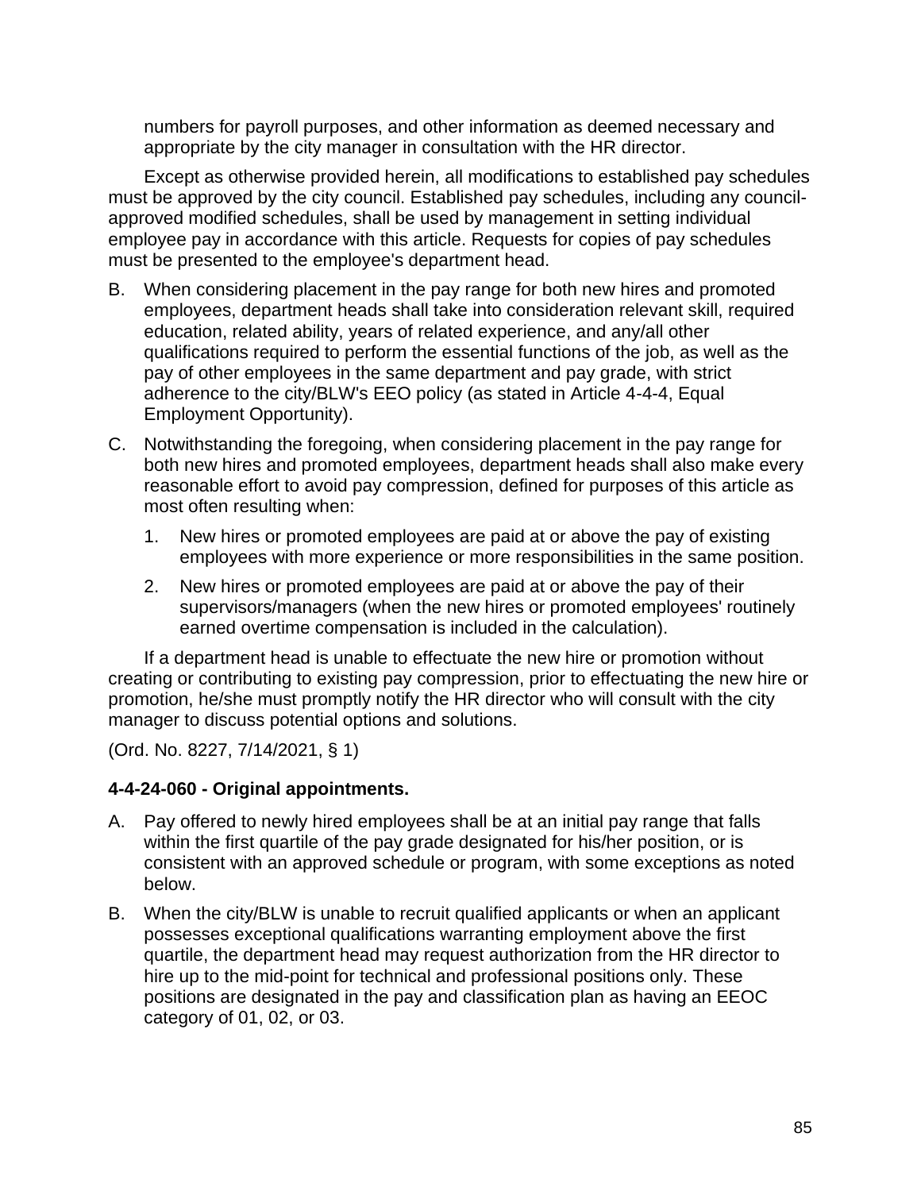numbers for payroll purposes, and other information as deemed necessary and appropriate by the city manager in consultation with the HR director.

Except as otherwise provided herein, all modifications to established pay schedules must be approved by the city council. Established pay schedules, including any council-approved modified schedules, shall be used by management in setting individual employee pay in accordance with this article. Requests for copies of pay schedules must be presented to the employee's department head.

B. When considering placement in the pay range for both new hires and promoted employees, department heads shall take into consideration relevant skill, required education, related ability, years of related experience, and any/all other qualifications required to perform the essential functions of the job, as well as the pay of other employees in the same department and pay grade, with strict adherence to the city/BLW's EEO policy (as stated in Article 4-4-4, Equal Employment Opportunity).

C. Notwithstanding the foregoing, when considering placement in the pay range for both new hires and promoted employees, department heads shall also make every reasonable effort to avoid pay compression, defined for purposes of this article as most often resulting when:

   1. New hires or promoted employees are paid at or above the pay of existing employees with more experience or more responsibilities in the same position.

   2. New hires or promoted employees are paid at or above the pay of their supervisors/managers (when the new hires or promoted employees' routinely earned overtime compensation is included in the calculation).

If a department head is unable to effectuate the new hire or promotion without creating or contributing to existing pay compression, prior to effectuating the new hire or promotion, he/she must promptly notify the HR director who will consult with the city manager to discuss potential options and solutions.

(Ord. No. 8227, 7/14/2021, § 1)

**4-4-24-060 - Original appointments.**

A. Pay offered to newly hired employees shall be at an initial pay range that falls within the first quartile of the pay grade designated for his/her position, or is consistent with an approved schedule or program, with some exceptions as noted below.

B. When the city/BLW is unable to recruit qualified applicants or when an applicant possesses exceptional qualifications warranting employment above the first quartile, the department head may request authorization from the HR director to hire up to the mid-point for technical and professional positions only. These positions are designated in the pay and classification plan as having an EEOC category of 01, 02, or 03.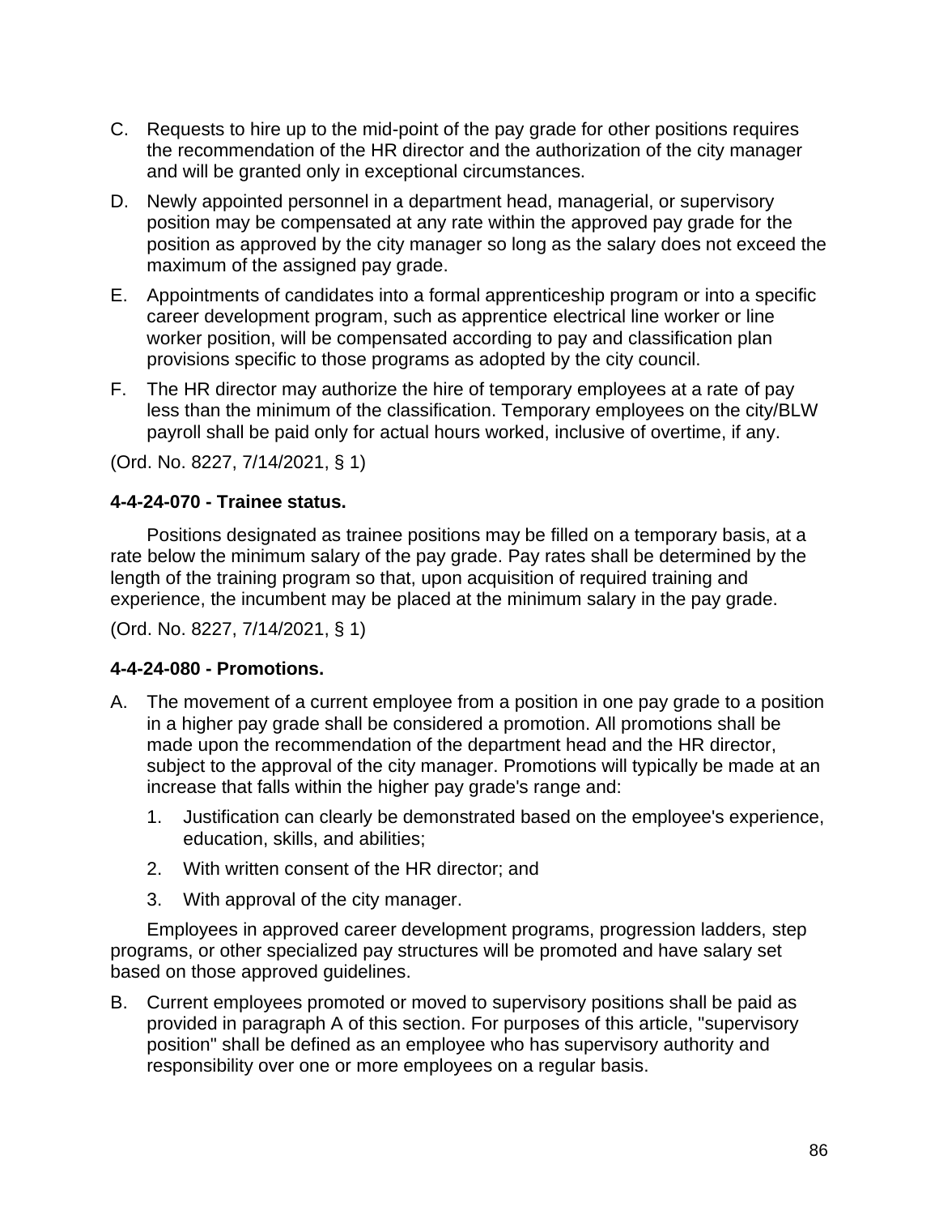C. Requests to hire up to the mid-point of the pay grade for other positions requires the recommendation of the HR director and the authorization of the city manager and will be granted only in exceptional circumstances.

D. Newly appointed personnel in a department head, managerial, or supervisory position may be compensated at any rate within the approved pay grade for the position as approved by the city manager so long as the salary does not exceed the maximum of the assigned pay grade.

E. Appointments of candidates into a formal apprenticeship program or into a specific career development program, such as apprentice electrical line worker or line worker position, will be compensated according to pay and classification plan provisions specific to those programs as adopted by the city council.

F. The HR director may authorize the hire of temporary employees at a rate of pay less than the minimum of the classification. Temporary employees on the city/BLW payroll shall be paid only for actual hours worked, inclusive of overtime, if any.

(Ord. No. 8227, 7/14/2021, § 1)

**4-4-24-070 - Trainee status.**

Positions designated as trainee positions may be filled on a temporary basis, at a rate below the minimum salary of the pay grade. Pay rates shall be determined by the length of the training program so that, upon acquisition of required training and experience, the incumbent may be placed at the minimum salary in the pay grade.

(Ord. No. 8227, 7/14/2021, § 1)

**4-4-24-080 - Promotions.**

A. The movement of a current employee from a position in one pay grade to a position in a higher pay grade shall be considered a promotion. All promotions shall be made upon the recommendation of the department head and the HR director, subject to the approval of the city manager. Promotions will typically be made at an increase that falls within the higher pay grade's range and:

   1. Justification can clearly be demonstrated based on the employee's experience, education, skills, and abilities;

   2. With written consent of the HR director; and

   3. With approval of the city manager.

Employees in approved career development programs, progression ladders, step programs, or other specialized pay structures will be promoted and have salary set based on those approved guidelines.

B. Current employees promoted or moved to supervisory positions shall be paid as provided in paragraph A of this section. For purposes of this article, "supervisory position" shall be defined as an employee who has supervisory authority and responsibility over one or more employees on a regular basis.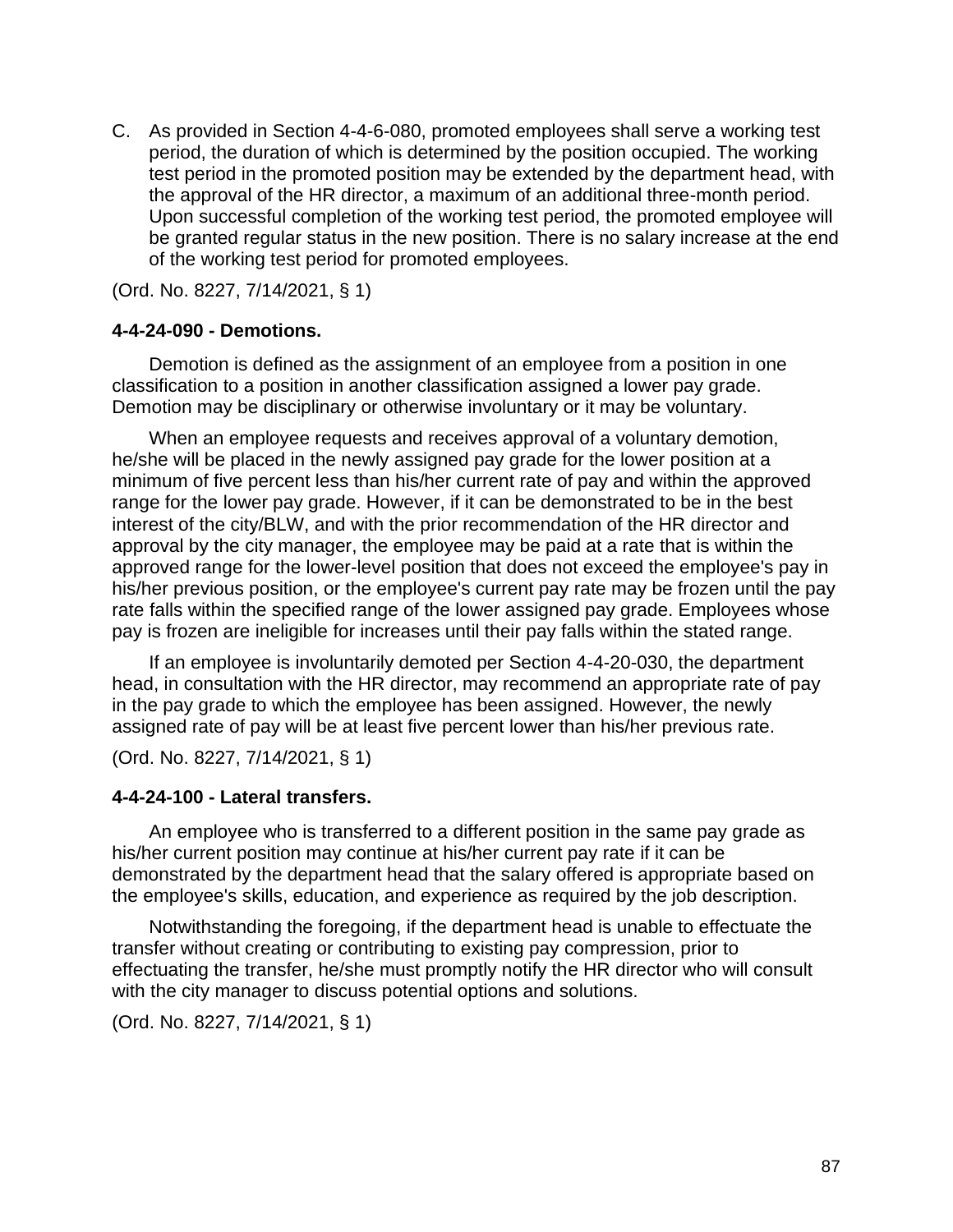C. As provided in Section 4-4-6-080, promoted employees shall serve a working test period, the duration of which is determined by the position occupied. The working test period in the promoted position may be extended by the department head, with the approval of the HR director, a maximum of an additional three-month period. Upon successful completion of the working test period, the promoted employee will be granted regular status in the new position. There is no salary increase at the end of the working test period for promoted employees.

(Ord. No. 8227, 7/14/2021, § 1)

**4-4-24-090 - Demotions.**

Demotion is defined as the assignment of an employee from a position in one classification to a position in another classification assigned a lower pay grade. Demotion may be disciplinary or otherwise involuntary or it may be voluntary.

When an employee requests and receives approval of a voluntary demotion, he/she will be placed in the newly assigned pay grade for the lower position at a minimum of five percent less than his/her current rate of pay and within the approved range for the lower pay grade. However, if it can be demonstrated to be in the best interest of the city/BLW, and with the prior recommendation of the HR director and approval by the city manager, the employee may be paid at a rate that is within the approved range for the lower-level position that does not exceed the employee's pay in his/her previous position, or the employee's current pay rate may be frozen until the pay rate falls within the specified range of the lower assigned pay grade. Employees whose pay is frozen are ineligible for increases until their pay falls within the stated range.

If an employee is involuntarily demoted per Section 4-4-20-030, the department head, in consultation with the HR director, may recommend an appropriate rate of pay in the pay grade to which the employee has been assigned. However, the newly assigned rate of pay will be at least five percent lower than his/her previous rate.

(Ord. No. 8227, 7/14/2021, § 1)

**4-4-24-100 - Lateral transfers.**

An employee who is transferred to a different position in the same pay grade as his/her current position may continue at his/her current pay rate if it can be demonstrated by the department head that the salary offered is appropriate based on the employee's skills, education, and experience as required by the job description.

Notwithstanding the foregoing, if the department head is unable to effectuate the transfer without creating or contributing to existing pay compression, prior to effectuating the transfer, he/she must promptly notify the HR director who will consult with the city manager to discuss potential options and solutions.

(Ord. No. 8227, 7/14/2021, § 1)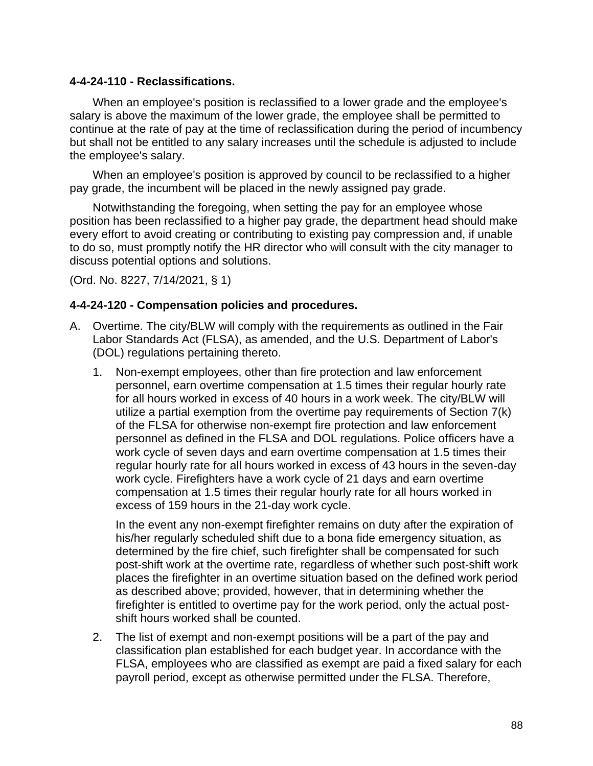**4-4-24-110 - Reclassifications.**

When an employee's position is reclassified to a lower grade and the employee's salary is above the maximum of the lower grade, the employee shall be permitted to continue at the rate of pay at the time of reclassification during the period of incumbency but shall not be entitled to any salary increases until the schedule is adjusted to include the employee's salary.

When an employee's position is approved by council to be reclassified to a higher pay grade, the incumbent will be placed in the newly assigned pay grade.

Notwithstanding the foregoing, when setting the pay for an employee whose position has been reclassified to a higher pay grade, the department head should make every effort to avoid creating or contributing to existing pay compression and, if unable to do so, must promptly notify the HR director who will consult with the city manager to discuss potential options and solutions.

(Ord. No. 8227, 7/14/2021, § 1)

**4-4-24-120 - Compensation policies and procedures.**

A. Overtime. The city/BLW will comply with the requirements as outlined in the Fair Labor Standards Act (FLSA), as amended, and the U.S. Department of Labor's (DOL) regulations pertaining thereto.

   1. Non-exempt employees, other than fire protection and law enforcement personnel, earn overtime compensation at 1.5 times their regular hourly rate for all hours worked in excess of 40 hours in a work week. The city/BLW will utilize a partial exemption from the overtime pay requirements of Section 7(k) of the FLSA for otherwise non-exempt fire protection and law enforcement personnel as defined in the FLSA and DOL regulations. Police officers have a work cycle of seven days and earn overtime compensation at 1.5 times their regular hourly rate for all hours worked in excess of 43 hours in the seven-day work cycle. Firefighters have a work cycle of 21 days and earn overtime compensation at 1.5 times their regular hourly rate for all hours worked in excess of 159 hours in the 21-day work cycle.

      In the event any non-exempt firefighter remains on duty after the expiration of his/her regularly scheduled shift due to a bona fide emergency situation, as determined by the fire chief, such firefighter shall be compensated for such post-shift work at the overtime rate, regardless of whether such post-shift work places the firefighter in an overtime situation based on the defined work period as described above; provided, however, that in determining whether the firefighter is entitled to overtime pay for the work period, only the actual post-shift hours worked shall be counted.

   2. The list of exempt and non-exempt positions will be a part of the pay and classification plan established for each budget year. In accordance with the FLSA, employees who are classified as exempt are paid a fixed salary for each payroll period, except as otherwise permitted under the FLSA. Therefore,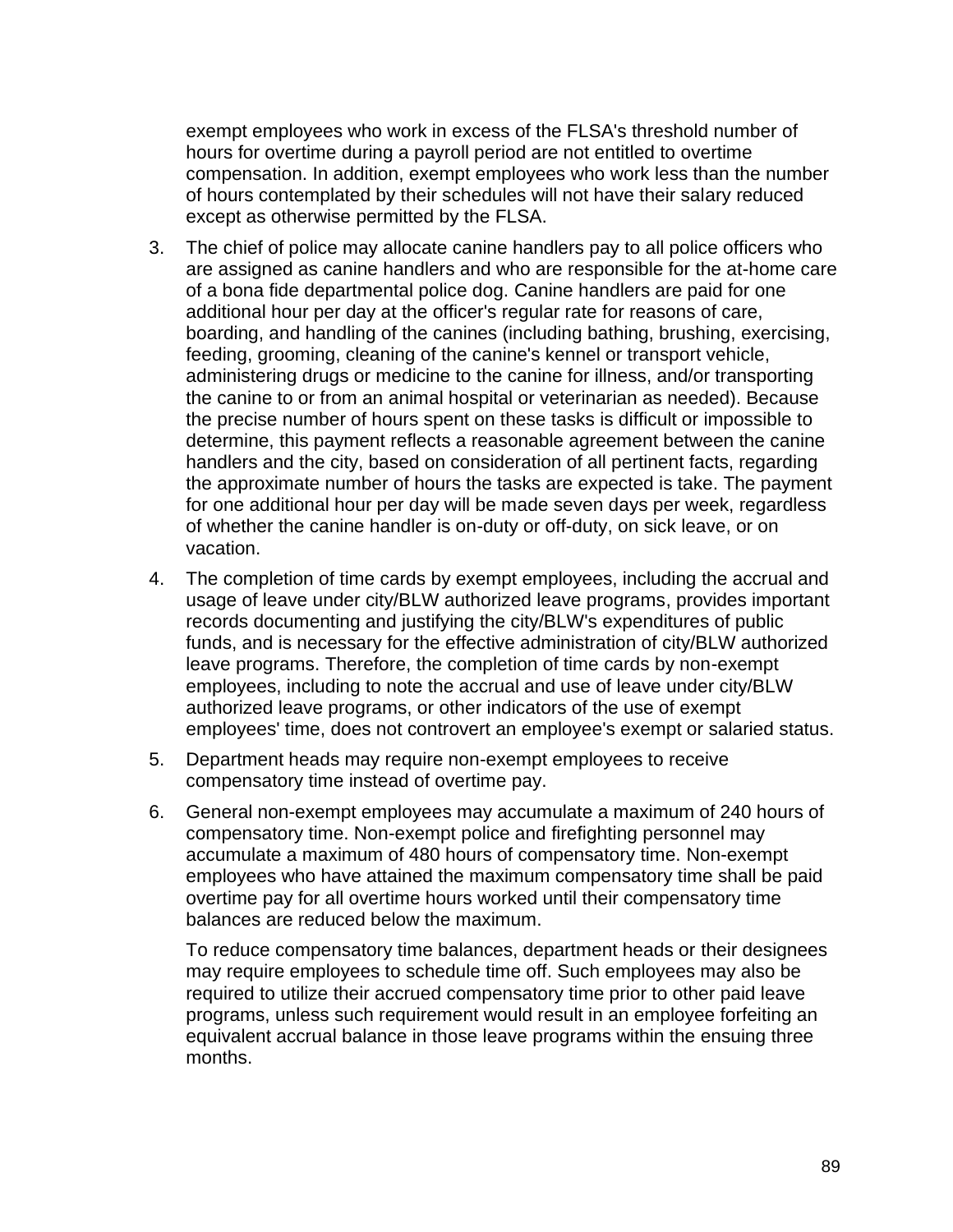exempt employees who work in excess of the FLSA's threshold number of hours for overtime during a payroll period are not entitled to overtime compensation. In addition, exempt employees who work less than the number of hours contemplated by their schedules will not have their salary reduced except as otherwise permitted by the FLSA.

3. The chief of police may allocate canine handlers pay to all police officers who are assigned as canine handlers and who are responsible for the at-home care of a bona fide departmental police dog. Canine handlers are paid for one additional hour per day at the officer's regular rate for reasons of care, boarding, and handling of the canines (including bathing, brushing, exercising, feeding, grooming, cleaning of the canine's kennel or transport vehicle, administering drugs or medicine to the canine for illness, and/or transporting the canine to or from an animal hospital or veterinarian as needed). Because the precise number of hours spent on these tasks is difficult or impossible to determine, this payment reflects a reasonable agreement between the canine handlers and the city, based on consideration of all pertinent facts, regarding the approximate number of hours the tasks are expected is take. The payment for one additional hour per day will be made seven days per week, regardless of whether the canine handler is on-duty or off-duty, on sick leave, or on vacation.

4. The completion of time cards by exempt employees, including the accrual and usage of leave under city/BLW authorized leave programs, provides important records documenting and justifying the city/BLW's expenditures of public funds, and is necessary for the effective administration of city/BLW authorized leave programs. Therefore, the completion of time cards by non-exempt employees, including to note the accrual and use of leave under city/BLW authorized leave programs, or other indicators of the use of exempt employees' time, does not controvert an employee's exempt or salaried status.

5. Department heads may require non-exempt employees to receive compensatory time instead of overtime pay.

6. General non-exempt employees may accumulate a maximum of 240 hours of compensatory time. Non-exempt police and firefighting personnel may accumulate a maximum of 480 hours of compensatory time. Non-exempt employees who have attained the maximum compensatory time shall be paid overtime pay for all overtime hours worked until their compensatory time balances are reduced below the maximum.

   To reduce compensatory time balances, department heads or their designees may require employees to schedule time off. Such employees may also be required to utilize their accrued compensatory time prior to other paid leave programs, unless such requirement would result in an employee forfeiting an equivalent accrual balance in those leave programs within the ensuing three months.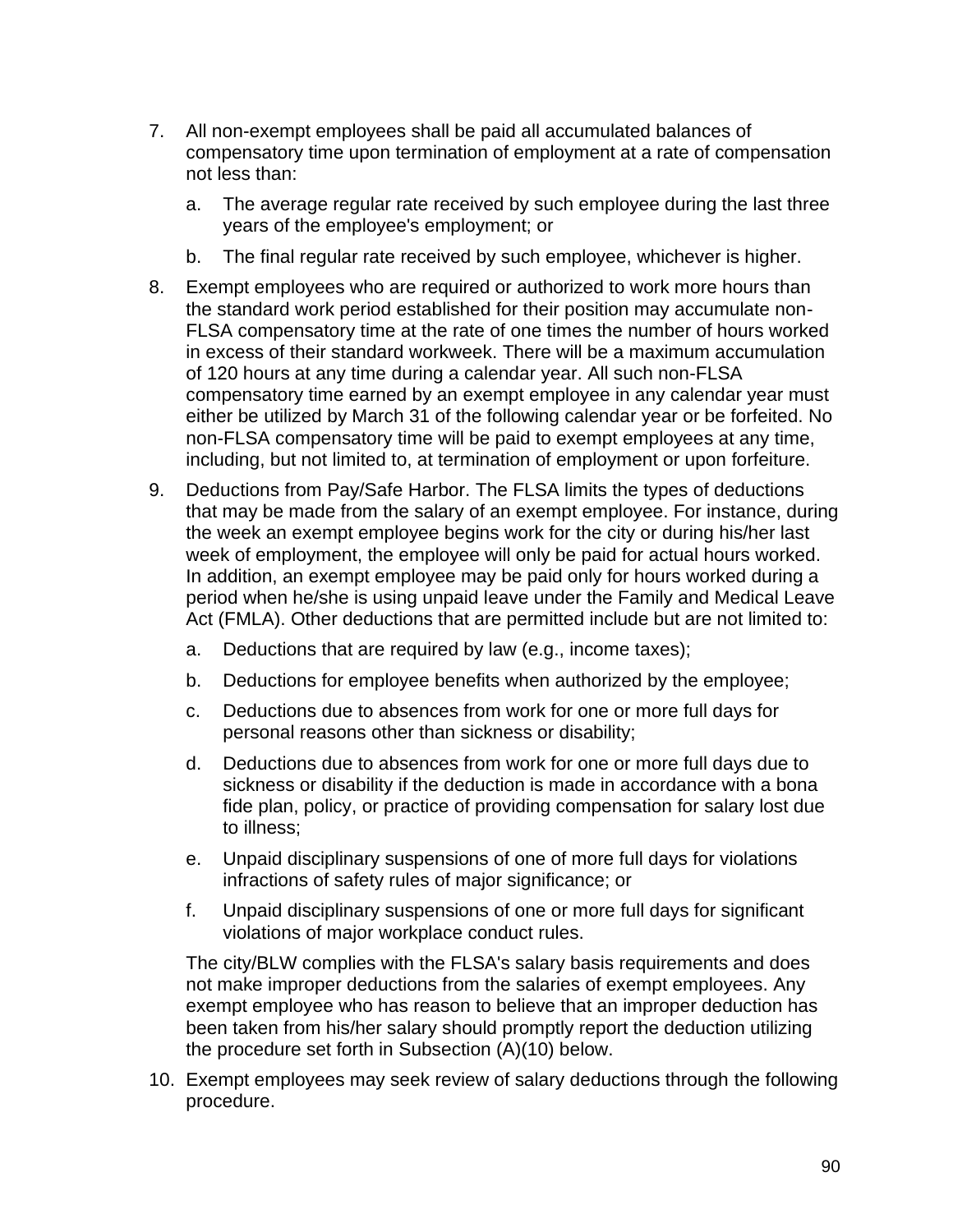7. All non-exempt employees shall be paid all accumulated balances of compensatory time upon termination of employment at a rate of compensation not less than:

   a. The average regular rate received by such employee during the last three years of the employee's employment; or

   b. The final regular rate received by such employee, whichever is higher.

8. Exempt employees who are required or authorized to work more hours than the standard work period established for their position may accumulate non-FLSA compensatory time at the rate of one times the number of hours worked in excess of their standard workweek. There will be a maximum accumulation of 120 hours at any time during a calendar year. All such non-FLSA compensatory time earned by an exempt employee in any calendar year must either be utilized by March 31 of the following calendar year or be forfeited. No non-FLSA compensatory time will be paid to exempt employees at any time, including, but not limited to, at termination of employment or upon forfeiture.

9. Deductions from Pay/Safe Harbor. The FLSA limits the types of deductions that may be made from the salary of an exempt employee. For instance, during the week an exempt employee begins work for the city or during his/her last week of employment, the employee will only be paid for actual hours worked. In addition, an exempt employee may be paid only for hours worked during a period when he/she is using unpaid leave under the Family and Medical Leave Act (FMLA). Other deductions that are permitted include but are not limited to:

   a. Deductions that are required by law (e.g., income taxes);

   b. Deductions for employee benefits when authorized by the employee;

   c. Deductions due to absences from work for one or more full days for personal reasons other than sickness or disability;

   d. Deductions due to absences from work for one or more full days due to sickness or disability if the deduction is made in accordance with a bona fide plan, policy, or practice of providing compensation for salary lost due to illness;

   e. Unpaid disciplinary suspensions of one of more full days for violations infractions of safety rules of major significance; or

   f. Unpaid disciplinary suspensions of one or more full days for significant violations of major workplace conduct rules.

   The city/BLW complies with the FLSA's salary basis requirements and does not make improper deductions from the salaries of exempt employees. Any exempt employee who has reason to believe that an improper deduction has been taken from his/her salary should promptly report the deduction utilizing the procedure set forth in Subsection (A)(10) below.

10. Exempt employees may seek review of salary deductions through the following procedure.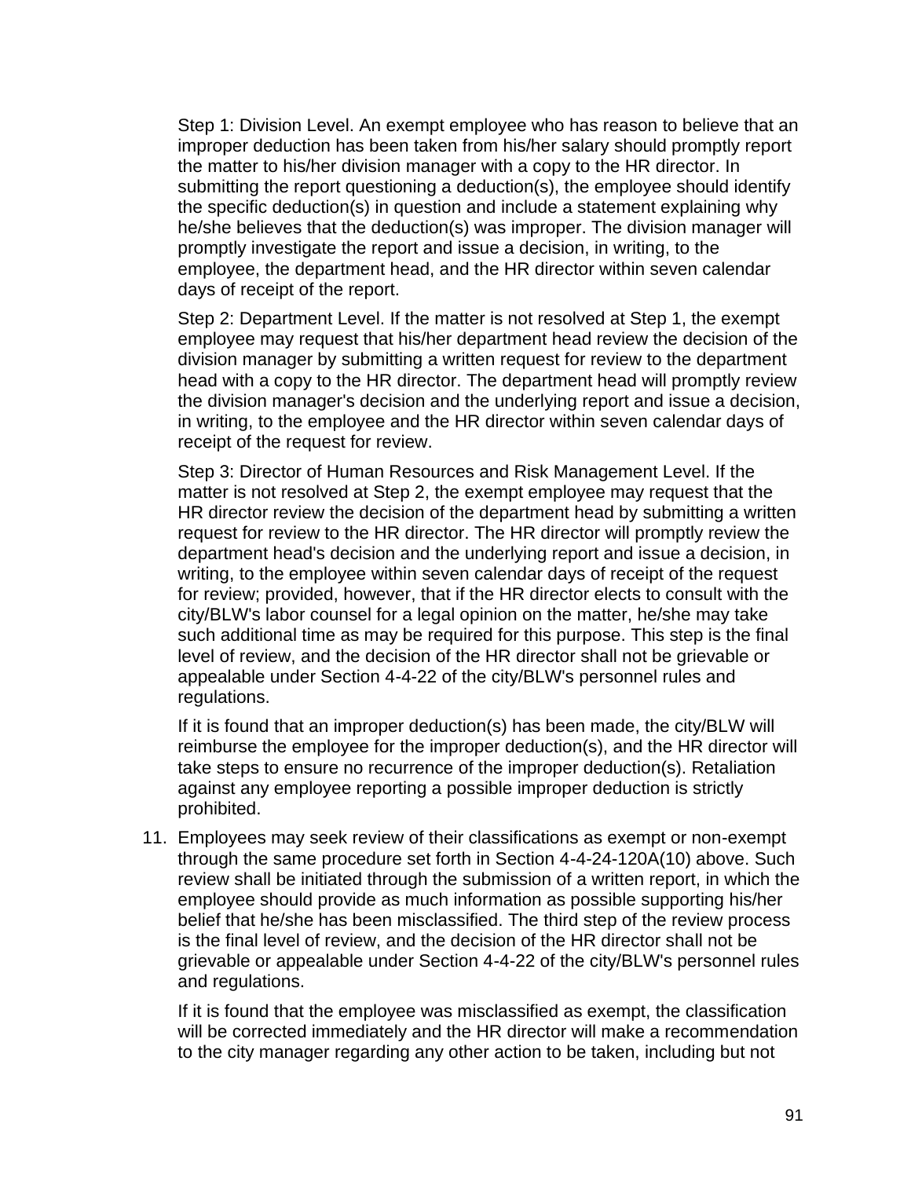Step 1: Division Level. An exempt employee who has reason to believe that an improper deduction has been taken from his/her salary should promptly report the matter to his/her division manager with a copy to the HR director. In submitting the report questioning a deduction(s), the employee should identify the specific deduction(s) in question and include a statement explaining why he/she believes that the deduction(s) was improper. The division manager will promptly investigate the report and issue a decision, in writing, to the employee, the department head, and the HR director within seven calendar days of receipt of the report.

Step 2: Department Level. If the matter is not resolved at Step 1, the exempt employee may request that his/her department head review the decision of the division manager by submitting a written request for review to the department head with a copy to the HR director. The department head will promptly review the division manager's decision and the underlying report and issue a decision, in writing, to the employee and the HR director within seven calendar days of receipt of the request for review.

Step 3: Director of Human Resources and Risk Management Level. If the matter is not resolved at Step 2, the exempt employee may request that the HR director review the decision of the department head by submitting a written request for review to the HR director. The HR director will promptly review the department head's decision and the underlying report and issue a decision, in writing, to the employee within seven calendar days of receipt of the request for review; provided, however, that if the HR director elects to consult with the city/BLW's labor counsel for a legal opinion on the matter, he/she may take such additional time as may be required for this purpose. This step is the final level of review, and the decision of the HR director shall not be grievable or appealable under Section 4-4-22 of the city/BLW's personnel rules and regulations.

If it is found that an improper deduction(s) has been made, the city/BLW will reimburse the employee for the improper deduction(s), and the HR director will take steps to ensure no recurrence of the improper deduction(s). Retaliation against any employee reporting a possible improper deduction is strictly prohibited.

11. Employees may seek review of their classifications as exempt or non-exempt through the same procedure set forth in Section 4-4-24-120A(10) above. Such review shall be initiated through the submission of a written report, in which the employee should provide as much information as possible supporting his/her belief that he/she has been misclassified. The third step of the review process is the final level of review, and the decision of the HR director shall not be grievable or appealable under Section 4-4-22 of the city/BLW's personnel rules and regulations.

    If it is found that the employee was misclassified as exempt, the classification will be corrected immediately and the HR director will make a recommendation to the city manager regarding any other action to be taken, including but not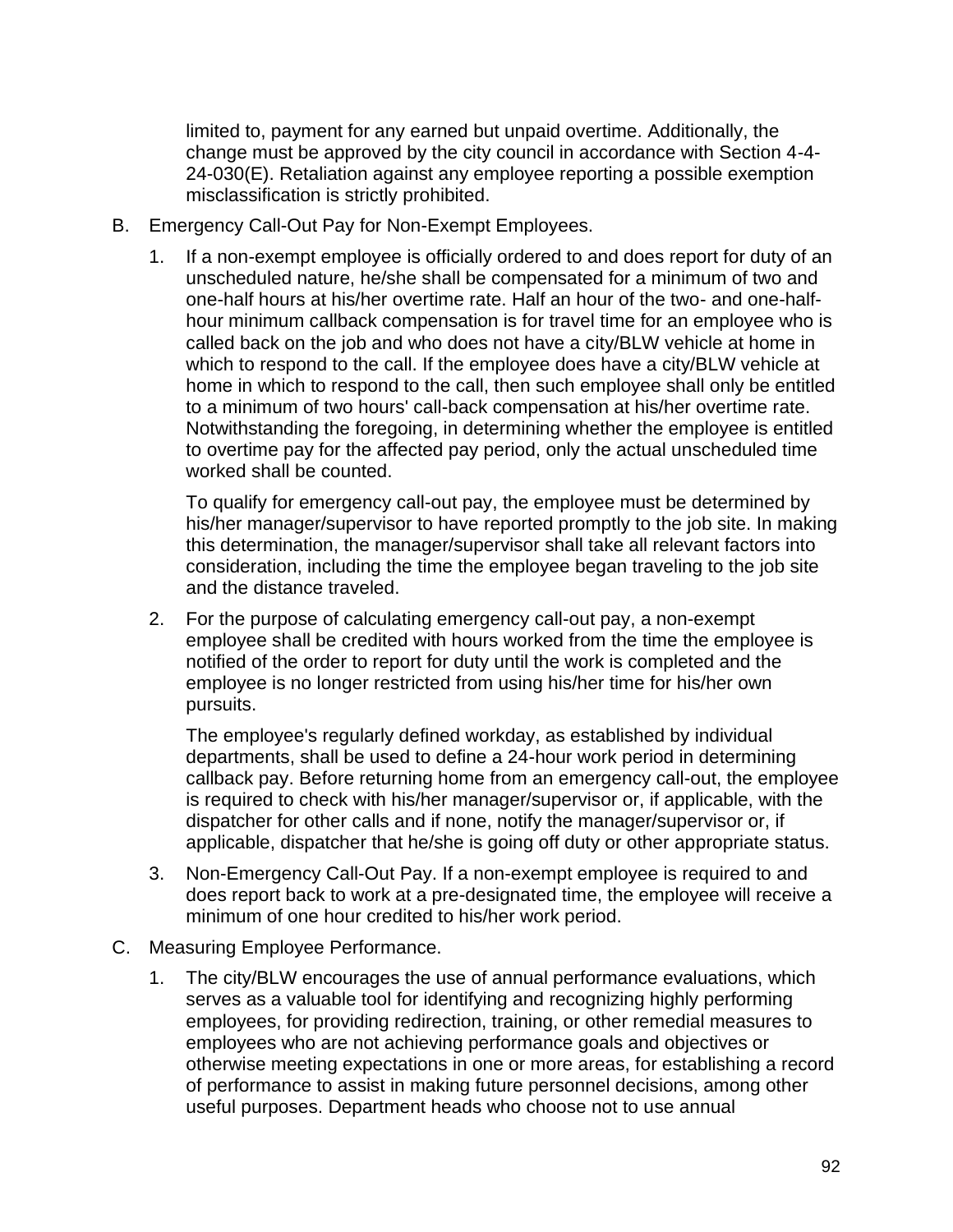limited to, payment for any earned but unpaid overtime. Additionally, the change must be approved by the city council in accordance with Section 4-4-24-030(E). Retaliation against any employee reporting a possible exemption misclassification is strictly prohibited.

B. Emergency Call-Out Pay for Non-Exempt Employees.

1. If a non-exempt employee is officially ordered to and does report for duty of an unscheduled nature, he/she shall be compensated for a minimum of two and one-half hours at his/her overtime rate. Half an hour of the two- and one-half-hour minimum callback compensation is for travel time for an employee who is called back on the job and who does not have a city/BLW vehicle at home in which to respond to the call. If the employee does have a city/BLW vehicle at home in which to respond to the call, then such employee shall only be entitled to a minimum of two hours' call-back compensation at his/her overtime rate. Notwithstanding the foregoing, in determining whether the employee is entitled to overtime pay for the affected pay period, only the actual unscheduled time worked shall be counted.

   To qualify for emergency call-out pay, the employee must be determined by his/her manager/supervisor to have reported promptly to the job site. In making this determination, the manager/supervisor shall take all relevant factors into consideration, including the time the employee began traveling to the job site and the distance traveled.

2. For the purpose of calculating emergency call-out pay, a non-exempt employee shall be credited with hours worked from the time the employee is notified of the order to report for duty until the work is completed and the employee is no longer restricted from using his/her time for his/her own pursuits.

   The employee's regularly defined workday, as established by individual departments, shall be used to define a 24-hour work period in determining callback pay. Before returning home from an emergency call-out, the employee is required to check with his/her manager/supervisor or, if applicable, with the dispatcher for other calls and if none, notify the manager/supervisor or, if applicable, dispatcher that he/she is going off duty or other appropriate status.

3. Non-Emergency Call-Out Pay. If a non-exempt employee is required to and does report back to work at a pre-designated time, the employee will receive a minimum of one hour credited to his/her work period.

C. Measuring Employee Performance.

1. The city/BLW encourages the use of annual performance evaluations, which serves as a valuable tool for identifying and recognizing highly performing employees, for providing redirection, training, or other remedial measures to employees who are not achieving performance goals and objectives or otherwise meeting expectations in one or more areas, for establishing a record of performance to assist in making future personnel decisions, among other useful purposes. Department heads who choose not to use annual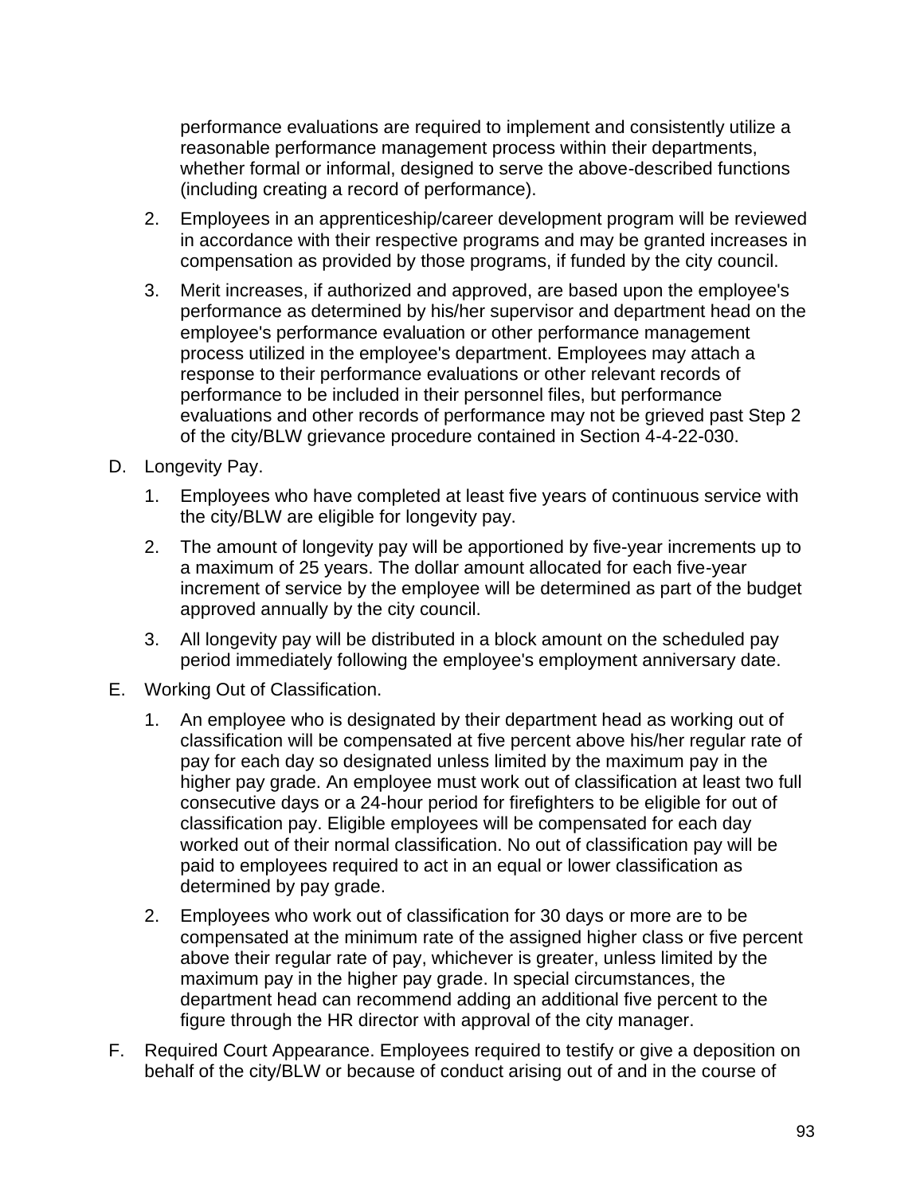performance evaluations are required to implement and consistently utilize a reasonable performance management process within their departments, whether formal or informal, designed to serve the above-described functions (including creating a record of performance).

2. Employees in an apprenticeship/career development program will be reviewed in accordance with their respective programs and may be granted increases in compensation as provided by those programs, if funded by the city council.

3. Merit increases, if authorized and approved, are based upon the employee's performance as determined by his/her supervisor and department head on the employee's performance evaluation or other performance management process utilized in the employee's department. Employees may attach a response to their performance evaluations or other relevant records of performance to be included in their personnel files, but performance evaluations and other records of performance may not be grieved past Step 2 of the city/BLW grievance procedure contained in Section 4-4-22-030.

D. Longevity Pay.

1. Employees who have completed at least five years of continuous service with the city/BLW are eligible for longevity pay.

2. The amount of longevity pay will be apportioned by five-year increments up to a maximum of 25 years. The dollar amount allocated for each five-year increment of service by the employee will be determined as part of the budget approved annually by the city council.

3. All longevity pay will be distributed in a block amount on the scheduled pay period immediately following the employee's employment anniversary date.

E. Working Out of Classification.

1. An employee who is designated by their department head as working out of classification will be compensated at five percent above his/her regular rate of pay for each day so designated unless limited by the maximum pay in the higher pay grade. An employee must work out of classification at least two full consecutive days or a 24-hour period for firefighters to be eligible for out of classification pay. Eligible employees will be compensated for each day worked out of their normal classification. No out of classification pay will be paid to employees required to act in an equal or lower classification as determined by pay grade.

2. Employees who work out of classification for 30 days or more are to be compensated at the minimum rate of the assigned higher class or five percent above their regular rate of pay, whichever is greater, unless limited by the maximum pay in the higher pay grade. In special circumstances, the department head can recommend adding an additional five percent to the figure through the HR director with approval of the city manager.

F. Required Court Appearance. Employees required to testify or give a deposition on behalf of the city/BLW or because of conduct arising out of and in the course of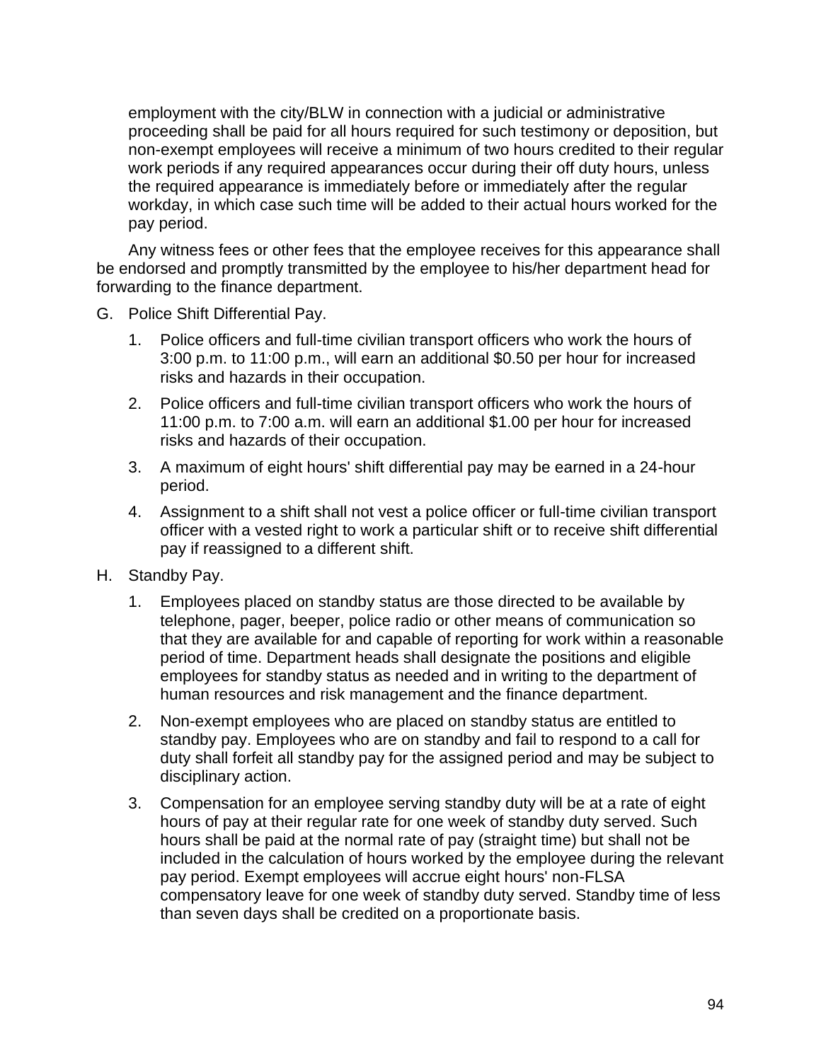employment with the city/BLW in connection with a judicial or administrative proceeding shall be paid for all hours required for such testimony or deposition, but non-exempt employees will receive a minimum of two hours credited to their regular work periods if any required appearances occur during their off duty hours, unless the required appearance is immediately before or immediately after the regular workday, in which case such time will be added to their actual hours worked for the pay period.

Any witness fees or other fees that the employee receives for this appearance shall be endorsed and promptly transmitted by the employee to his/her department head for forwarding to the finance department.

G. Police Shift Differential Pay.

1. Police officers and full-time civilian transport officers who work the hours of 3:00 p.m. to 11:00 p.m., will earn an additional $0.50 per hour for increased risks and hazards in their occupation.
2. Police officers and full-time civilian transport officers who work the hours of 11:00 p.m. to 7:00 a.m. will earn an additional $1.00 per hour for increased risks and hazards of their occupation.
3. A maximum of eight hours' shift differential pay may be earned in a 24-hour period.
4. Assignment to a shift shall not vest a police officer or full-time civilian transport officer with a vested right to work a particular shift or to receive shift differential pay if reassigned to a different shift.

H. Standby Pay.

1. Employees placed on standby status are those directed to be available by telephone, pager, beeper, police radio or other means of communication so that they are available for and capable of reporting for work within a reasonable period of time. Department heads shall designate the positions and eligible employees for standby status as needed and in writing to the department of human resources and risk management and the finance department.
2. Non-exempt employees who are placed on standby status are entitled to standby pay. Employees who are on standby and fail to respond to a call for duty shall forfeit all standby pay for the assigned period and may be subject to disciplinary action.
3. Compensation for an employee serving standby duty will be at a rate of eight hours of pay at their regular rate for one week of standby duty served. Such hours shall be paid at the normal rate of pay (straight time) but shall not be included in the calculation of hours worked by the employee during the relevant pay period. Exempt employees will accrue eight hours' non-FLSA compensatory leave for one week of standby duty served. Standby time of less than seven days shall be credited on a proportionate basis.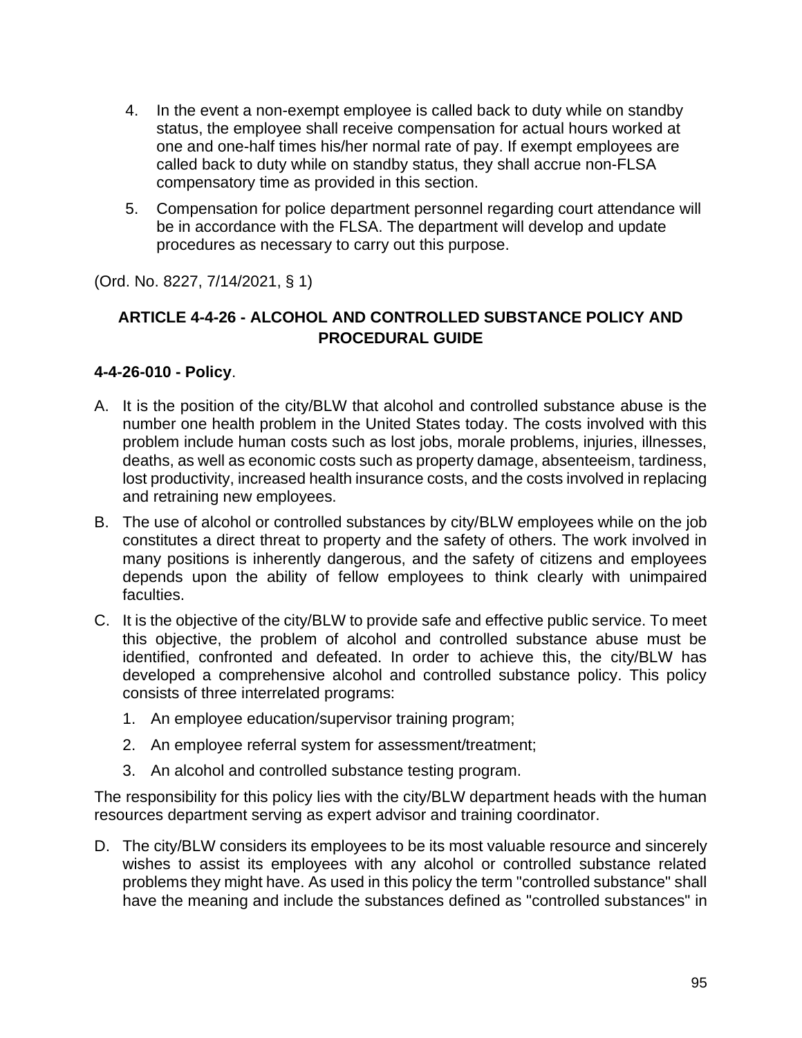4. In the event a non-exempt employee is called back to duty while on standby status, the employee shall receive compensation for actual hours worked at one and one-half times his/her normal rate of pay. If exempt employees are called back to duty while on standby status, they shall accrue non-FLSA compensatory time as provided in this section.

5. Compensation for police department personnel regarding court attendance will be in accordance with the FLSA. The department will develop and update procedures as necessary to carry out this purpose.

(Ord. No. 8227, 7/14/2021, § 1)

## ARTICLE 4-4-26 - ALCOHOL AND CONTROLLED SUBSTANCE POLICY AND PROCEDURAL GUIDE

### 4-4-26-010 - Policy.

A. It is the position of the city/BLW that alcohol and controlled substance abuse is the number one health problem in the United States today. The costs involved with this problem include human costs such as lost jobs, morale problems, injuries, illnesses, deaths, as well as economic costs such as property damage, absenteeism, tardiness, lost productivity, increased health insurance costs, and the costs involved in replacing and retraining new employees.

B. The use of alcohol or controlled substances by city/BLW employees while on the job constitutes a direct threat to property and the safety of others. The work involved in many positions is inherently dangerous, and the safety of citizens and employees depends upon the ability of fellow employees to think clearly with unimpaired faculties.

C. It is the objective of the city/BLW to provide safe and effective public service. To meet this objective, the problem of alcohol and controlled substance abuse must be identified, confronted and defeated. In order to achieve this, the city/BLW has developed a comprehensive alcohol and controlled substance policy. This policy consists of three interrelated programs:

   1. An employee education/supervisor training program;

   2. An employee referral system for assessment/treatment;

   3. An alcohol and controlled substance testing program.

The responsibility for this policy lies with the city/BLW department heads with the human resources department serving as expert advisor and training coordinator.

D. The city/BLW considers its employees to be its most valuable resource and sincerely wishes to assist its employees with any alcohol or controlled substance related problems they might have. As used in this policy the term "controlled substance" shall have the meaning and include the substances defined as "controlled substances" in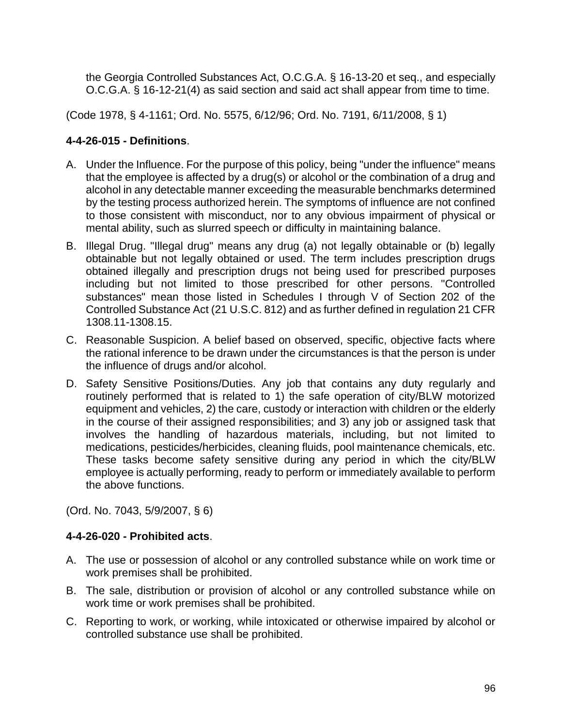the Georgia Controlled Substances Act, O.C.G.A. § 16-13-20 et seq., and especially O.C.G.A. § 16-12-21(4) as said section and said act shall appear from time to time.

(Code 1978, § 4-1161; Ord. No. 5575, 6/12/96; Ord. No. 7191, 6/11/2008, § 1)

**4-4-26-015 - Definitions**.

A. Under the Influence. For the purpose of this policy, being "under the influence" means that the employee is affected by a drug(s) or alcohol or the combination of a drug and alcohol in any detectable manner exceeding the measurable benchmarks determined by the testing process authorized herein. The symptoms of influence are not confined to those consistent with misconduct, nor to any obvious impairment of physical or mental ability, such as slurred speech or difficulty in maintaining balance.

B. Illegal Drug. "Illegal drug" means any drug (a) not legally obtainable or (b) legally obtainable but not legally obtained or used. The term includes prescription drugs obtained illegally and prescription drugs not being used for prescribed purposes including but not limited to those prescribed for other persons. "Controlled substances" mean those listed in Schedules I through V of Section 202 of the Controlled Substance Act (21 U.S.C. 812) and as further defined in regulation 21 CFR 1308.11-1308.15.

C. Reasonable Suspicion. A belief based on observed, specific, objective facts where the rational inference to be drawn under the circumstances is that the person is under the influence of drugs and/or alcohol.

D. Safety Sensitive Positions/Duties. Any job that contains any duty regularly and routinely performed that is related to 1) the safe operation of city/BLW motorized equipment and vehicles, 2) the care, custody or interaction with children or the elderly in the course of their assigned responsibilities; and 3) any job or assigned task that involves the handling of hazardous materials, including, but not limited to medications, pesticides/herbicides, cleaning fluids, pool maintenance chemicals, etc. These tasks become safety sensitive during any period in which the city/BLW employee is actually performing, ready to perform or immediately available to perform the above functions.

(Ord. No. 7043, 5/9/2007, § 6)

**4-4-26-020 - Prohibited acts**.

A. The use or possession of alcohol or any controlled substance while on work time or work premises shall be prohibited.

B. The sale, distribution or provision of alcohol or any controlled substance while on work time or work premises shall be prohibited.

C. Reporting to work, or working, while intoxicated or otherwise impaired by alcohol or controlled substance use shall be prohibited.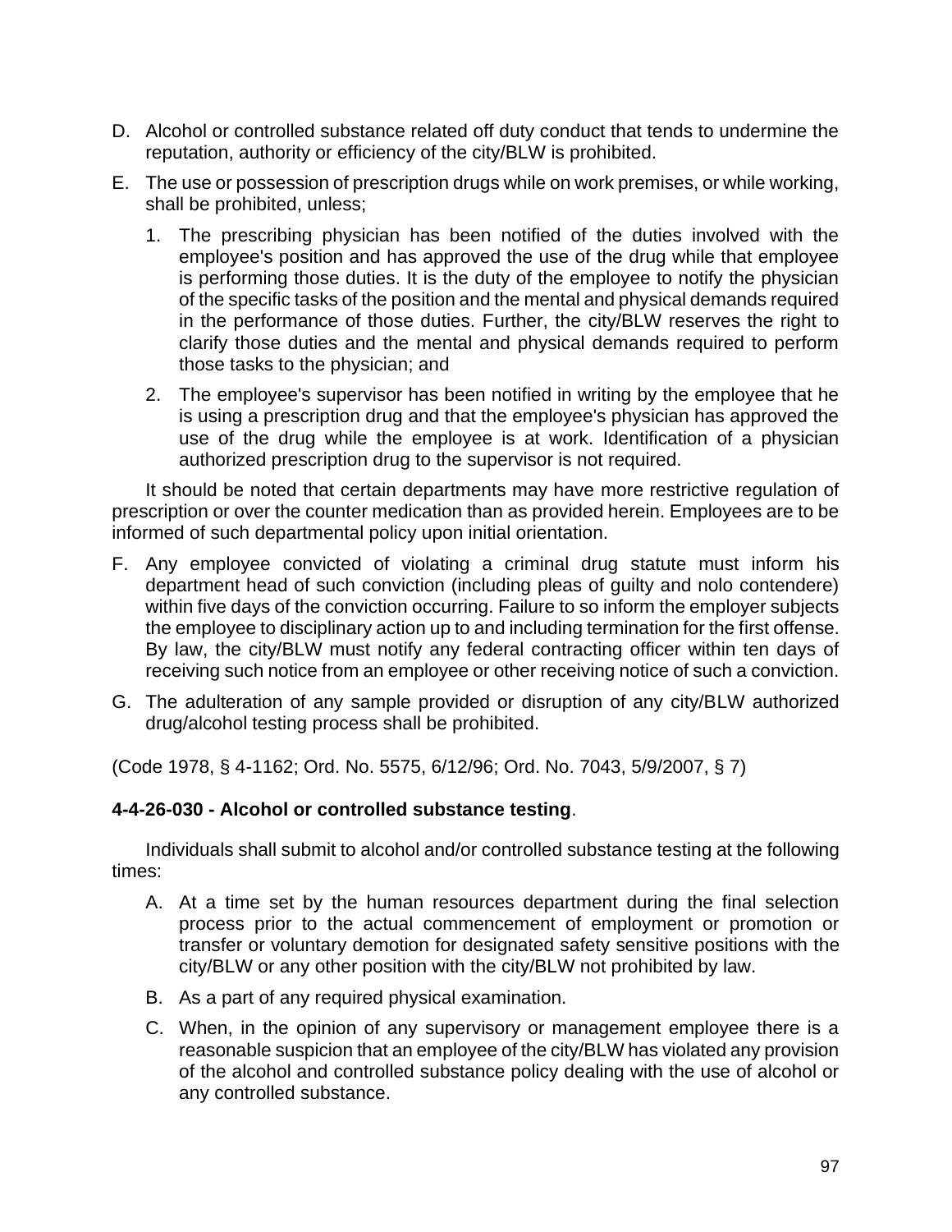D. Alcohol or controlled substance related off duty conduct that tends to undermine the reputation, authority or efficiency of the city/BLW is prohibited.

E. The use or possession of prescription drugs while on work premises, or while working, shall be prohibited, unless;

   1. The prescribing physician has been notified of the duties involved with the employee's position and has approved the use of the drug while that employee is performing those duties. It is the duty of the employee to notify the physician of the specific tasks of the position and the mental and physical demands required in the performance of those duties. Further, the city/BLW reserves the right to clarify those duties and the mental and physical demands required to perform those tasks to the physician; and

   2. The employee's supervisor has been notified in writing by the employee that he is using a prescription drug and that the employee's physician has approved the use of the drug while the employee is at work. Identification of a physician authorized prescription drug to the supervisor is not required.

It should be noted that certain departments may have more restrictive regulation of prescription or over the counter medication than as provided herein. Employees are to be informed of such departmental policy upon initial orientation.

F. Any employee convicted of violating a criminal drug statute must inform his department head of such conviction (including pleas of guilty and nolo contendere) within five days of the conviction occurring. Failure to so inform the employer subjects the employee to disciplinary action up to and including termination for the first offense. By law, the city/BLW must notify any federal contracting officer within ten days of receiving such notice from an employee or other receiving notice of such a conviction.

G. The adulteration of any sample provided or disruption of any city/BLW authorized drug/alcohol testing process shall be prohibited.

(Code 1978, § 4-1162; Ord. No. 5575, 6/12/96; Ord. No. 7043, 5/9/2007, § 7)

**4-4-26-030 - Alcohol or controlled substance testing**.

Individuals shall submit to alcohol and/or controlled substance testing at the following times:

A. At a time set by the human resources department during the final selection process prior to the actual commencement of employment or promotion or transfer or voluntary demotion for designated safety sensitive positions with the city/BLW or any other position with the city/BLW not prohibited by law.

B. As a part of any required physical examination.

C. When, in the opinion of any supervisory or management employee there is a reasonable suspicion that an employee of the city/BLW has violated any provision of the alcohol and controlled substance policy dealing with the use of alcohol or any controlled substance.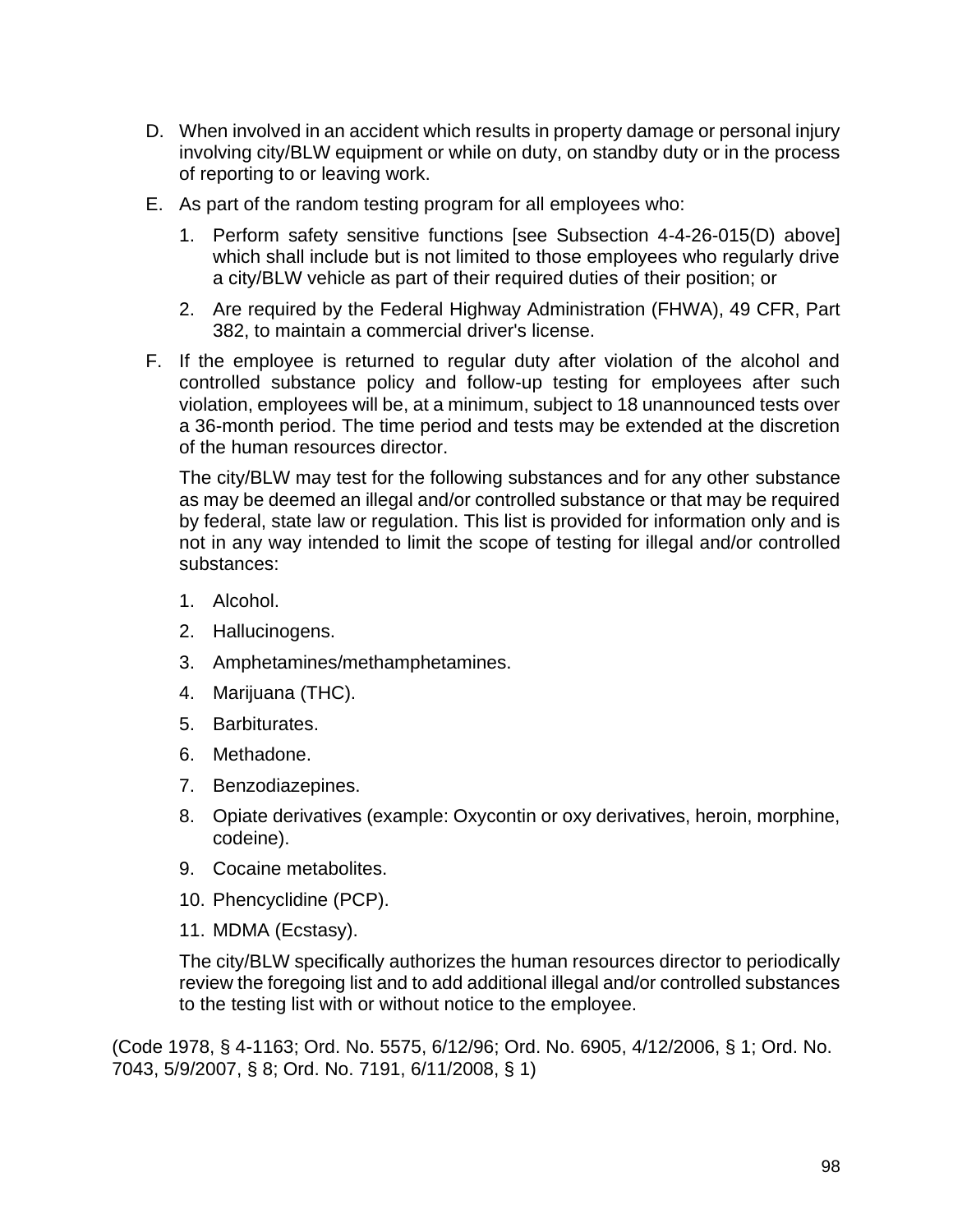D. When involved in an accident which results in property damage or personal injury involving city/BLW equipment or while on duty, on standby duty or in the process of reporting to or leaving work.

E. As part of the random testing program for all employees who:

   1. Perform safety sensitive functions [see Subsection 4-4-26-015(D) above] which shall include but is not limited to those employees who regularly drive a city/BLW vehicle as part of their required duties of their position; or

   2. Are required by the Federal Highway Administration (FHWA), 49 CFR, Part 382, to maintain a commercial driver's license.

F. If the employee is returned to regular duty after violation of the alcohol and controlled substance policy and follow-up testing for employees after such violation, employees will be, at a minimum, subject to 18 unannounced tests over a 36-month period. The time period and tests may be extended at the discretion of the human resources director.

   The city/BLW may test for the following substances and for any other substance as may be deemed an illegal and/or controlled substance or that may be required by federal, state law or regulation. This list is provided for information only and is not in any way intended to limit the scope of testing for illegal and/or controlled substances:

   1. Alcohol.
   2. Hallucinogens.
   3. Amphetamines/methamphetamines.
   4. Marijuana (THC).
   5. Barbiturates.
   6. Methadone.
   7. Benzodiazepines.
   8. Opiate derivatives (example: Oxycontin or oxy derivatives, heroin, morphine, codeine).
   9. Cocaine metabolites.
   10. Phencyclidine (PCP).
   11. MDMA (Ecstasy).

   The city/BLW specifically authorizes the human resources director to periodically review the foregoing list and to add additional illegal and/or controlled substances to the testing list with or without notice to the employee.

(Code 1978, § 4-1163; Ord. No. 5575, 6/12/96; Ord. No. 6905, 4/12/2006, § 1; Ord. No. 7043, 5/9/2007, § 8; Ord. No. 7191, 6/11/2008, § 1)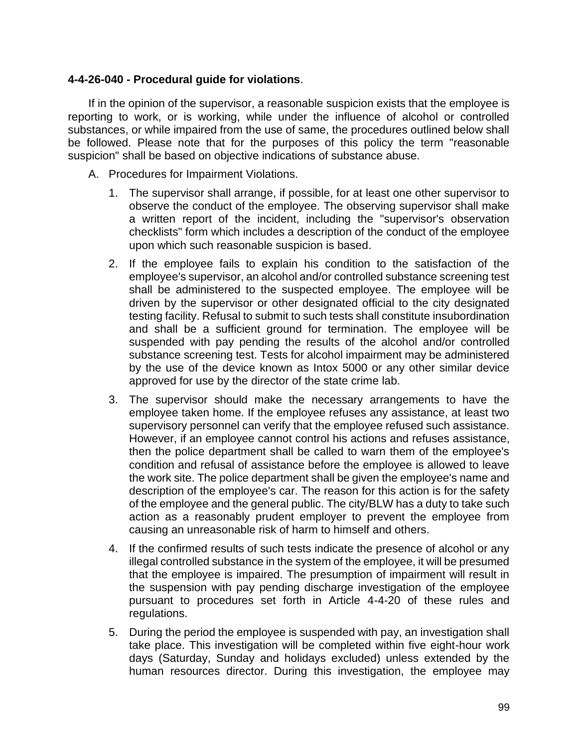**4-4-26-040 - Procedural guide for violations**.

If in the opinion of the supervisor, a reasonable suspicion exists that the employee is reporting to work, or is working, while under the influence of alcohol or controlled substances, or while impaired from the use of same, the procedures outlined below shall be followed. Please note that for the purposes of this policy the term "reasonable suspicion" shall be based on objective indications of substance abuse.

A. Procedures for Impairment Violations.

   1. The supervisor shall arrange, if possible, for at least one other supervisor to observe the conduct of the employee. The observing supervisor shall make a written report of the incident, including the "supervisor's observation checklists" form which includes a description of the conduct of the employee upon which such reasonable suspicion is based.

   2. If the employee fails to explain his condition to the satisfaction of the employee's supervisor, an alcohol and/or controlled substance screening test shall be administered to the suspected employee. The employee will be driven by the supervisor or other designated official to the city designated testing facility. Refusal to submit to such tests shall constitute insubordination and shall be a sufficient ground for termination. The employee will be suspended with pay pending the results of the alcohol and/or controlled substance screening test. Tests for alcohol impairment may be administered by the use of the device known as Intox 5000 or any other similar device approved for use by the director of the state crime lab.

   3. The supervisor should make the necessary arrangements to have the employee taken home. If the employee refuses any assistance, at least two supervisory personnel can verify that the employee refused such assistance. However, if an employee cannot control his actions and refuses assistance, then the police department shall be called to warn them of the employee's condition and refusal of assistance before the employee is allowed to leave the work site. The police department shall be given the employee's name and description of the employee's car. The reason for this action is for the safety of the employee and the general public. The city/BLW has a duty to take such action as a reasonably prudent employer to prevent the employee from causing an unreasonable risk of harm to himself and others.

   4. If the confirmed results of such tests indicate the presence of alcohol or any illegal controlled substance in the system of the employee, it will be presumed that the employee is impaired. The presumption of impairment will result in the suspension with pay pending discharge investigation of the employee pursuant to procedures set forth in Article 4-4-20 of these rules and regulations.

   5. During the period the employee is suspended with pay, an investigation shall take place. This investigation will be completed within five eight-hour work days (Saturday, Sunday and holidays excluded) unless extended by the human resources director. During this investigation, the employee may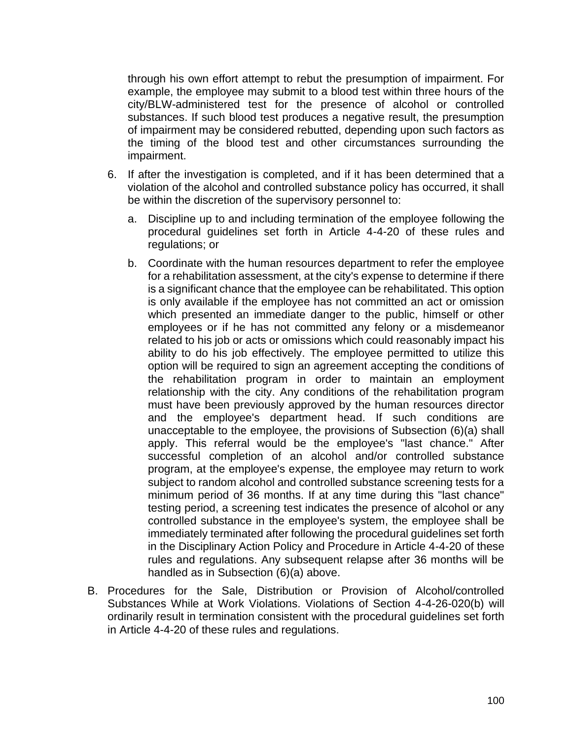through his own effort attempt to rebut the presumption of impairment. For example, the employee may submit to a blood test within three hours of the city/BLW-administered test for the presence of alcohol or controlled substances. If such blood test produces a negative result, the presumption of impairment may be considered rebutted, depending upon such factors as the timing of the blood test and other circumstances surrounding the impairment.

6. If after the investigation is completed, and if it has been determined that a violation of the alcohol and controlled substance policy has occurred, it shall be within the discretion of the supervisory personnel to:

   a. Discipline up to and including termination of the employee following the procedural guidelines set forth in Article 4-4-20 of these rules and regulations; or

   b. Coordinate with the human resources department to refer the employee for a rehabilitation assessment, at the city's expense to determine if there is a significant chance that the employee can be rehabilitated. This option is only available if the employee has not committed an act or omission which presented an immediate danger to the public, himself or other employees or if he has not committed any felony or a misdemeanor related to his job or acts or omissions which could reasonably impact his ability to do his job effectively. The employee permitted to utilize this option will be required to sign an agreement accepting the conditions of the rehabilitation program in order to maintain an employment relationship with the city. Any conditions of the rehabilitation program must have been previously approved by the human resources director and the employee's department head. If such conditions are unacceptable to the employee, the provisions of Subsection (6)(a) shall apply. This referral would be the employee's "last chance." After successful completion of an alcohol and/or controlled substance program, at the employee's expense, the employee may return to work subject to random alcohol and controlled substance screening tests for a minimum period of 36 months. If at any time during this "last chance" testing period, a screening test indicates the presence of alcohol or any controlled substance in the employee's system, the employee shall be immediately terminated after following the procedural guidelines set forth in the Disciplinary Action Policy and Procedure in Article 4-4-20 of these rules and regulations. Any subsequent relapse after 36 months will be handled as in Subsection (6)(a) above.

B. Procedures for the Sale, Distribution or Provision of Alcohol/controlled Substances While at Work Violations. Violations of Section 4-4-26-020(b) will ordinarily result in termination consistent with the procedural guidelines set forth in Article 4-4-20 of these rules and regulations.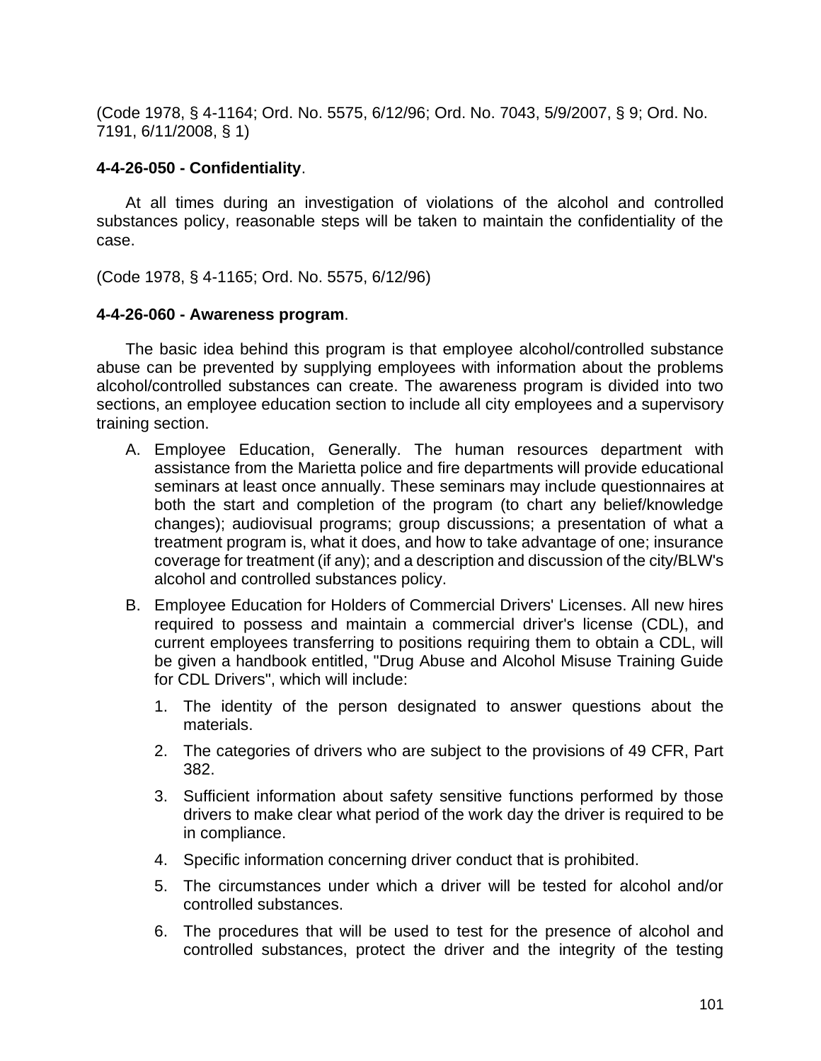(Code 1978, § 4-1164; Ord. No. 5575, 6/12/96; Ord. No. 7043, 5/9/2007, § 9; Ord. No. 7191, 6/11/2008, § 1)

**4-4-26-050 - Confidentiality**.

At all times during an investigation of violations of the alcohol and controlled substances policy, reasonable steps will be taken to maintain the confidentiality of the case.

(Code 1978, § 4-1165; Ord. No. 5575, 6/12/96)

**4-4-26-060 - Awareness program**.

The basic idea behind this program is that employee alcohol/controlled substance abuse can be prevented by supplying employees with information about the problems alcohol/controlled substances can create. The awareness program is divided into two sections, an employee education section to include all city employees and a supervisory training section.

A. Employee Education, Generally. The human resources department with assistance from the Marietta police and fire departments will provide educational seminars at least once annually. These seminars may include questionnaires at both the start and completion of the program (to chart any belief/knowledge changes); audiovisual programs; group discussions; a presentation of what a treatment program is, what it does, and how to take advantage of one; insurance coverage for treatment (if any); and a description and discussion of the city/BLW's alcohol and controlled substances policy.

B. Employee Education for Holders of Commercial Drivers' Licenses. All new hires required to possess and maintain a commercial driver's license (CDL), and current employees transferring to positions requiring them to obtain a CDL, will be given a handbook entitled, "Drug Abuse and Alcohol Misuse Training Guide for CDL Drivers", which will include:

   1. The identity of the person designated to answer questions about the materials.

   2. The categories of drivers who are subject to the provisions of 49 CFR, Part 382.

   3. Sufficient information about safety sensitive functions performed by those drivers to make clear what period of the work day the driver is required to be in compliance.

   4. Specific information concerning driver conduct that is prohibited.

   5. The circumstances under which a driver will be tested for alcohol and/or controlled substances.

   6. The procedures that will be used to test for the presence of alcohol and controlled substances, protect the driver and the integrity of the testing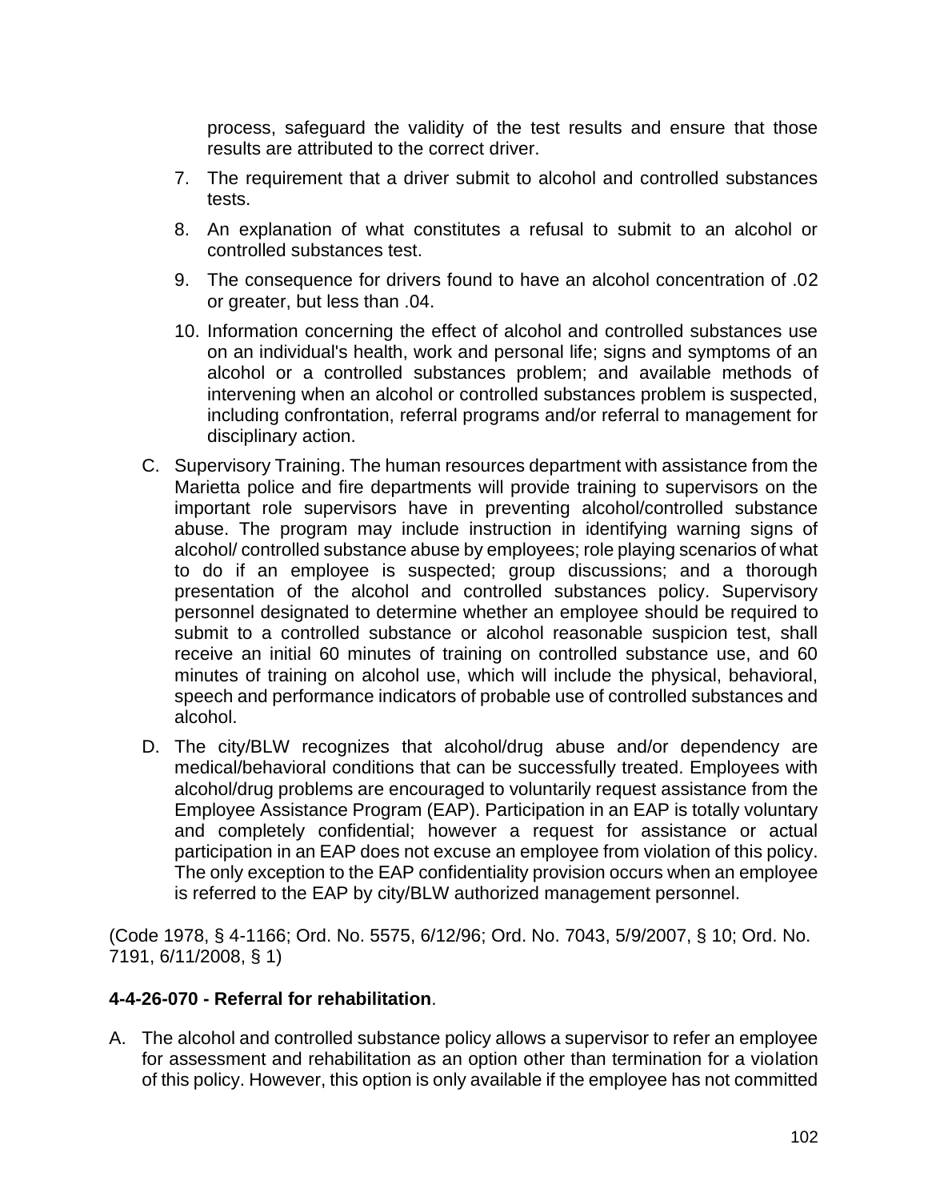process, safeguard the validity of the test results and ensure that those results are attributed to the correct driver.

7. The requirement that a driver submit to alcohol and controlled substances tests.
8. An explanation of what constitutes a refusal to submit to an alcohol or controlled substances test.
9. The consequence for drivers found to have an alcohol concentration of .02 or greater, but less than .04.
10. Information concerning the effect of alcohol and controlled substances use on an individual's health, work and personal life; signs and symptoms of an alcohol or a controlled substances problem; and available methods of intervening when an alcohol or controlled substances problem is suspected, including confrontation, referral programs and/or referral to management for disciplinary action.

C. Supervisory Training. The human resources department with assistance from the Marietta police and fire departments will provide training to supervisors on the important role supervisors have in preventing alcohol/controlled substance abuse. The program may include instruction in identifying warning signs of alcohol/ controlled substance abuse by employees; role playing scenarios of what to do if an employee is suspected; group discussions; and a thorough presentation of the alcohol and controlled substances policy. Supervisory personnel designated to determine whether an employee should be required to submit to a controlled substance or alcohol reasonable suspicion test, shall receive an initial 60 minutes of training on controlled substance use, and 60 minutes of training on alcohol use, which will include the physical, behavioral, speech and performance indicators of probable use of controlled substances and alcohol.

D. The city/BLW recognizes that alcohol/drug abuse and/or dependency are medical/behavioral conditions that can be successfully treated. Employees with alcohol/drug problems are encouraged to voluntarily request assistance from the Employee Assistance Program (EAP). Participation in an EAP is totally voluntary and completely confidential; however a request for assistance or actual participation in an EAP does not excuse an employee from violation of this policy. The only exception to the EAP confidentiality provision occurs when an employee is referred to the EAP by city/BLW authorized management personnel.

(Code 1978, § 4-1166; Ord. No. 5575, 6/12/96; Ord. No. 7043, 5/9/2007, § 10; Ord. No. 7191, 6/11/2008, § 1)

**4-4-26-070 - Referral for rehabilitation**.

A. The alcohol and controlled substance policy allows a supervisor to refer an employee for assessment and rehabilitation as an option other than termination for a violation of this policy. However, this option is only available if the employee has not committed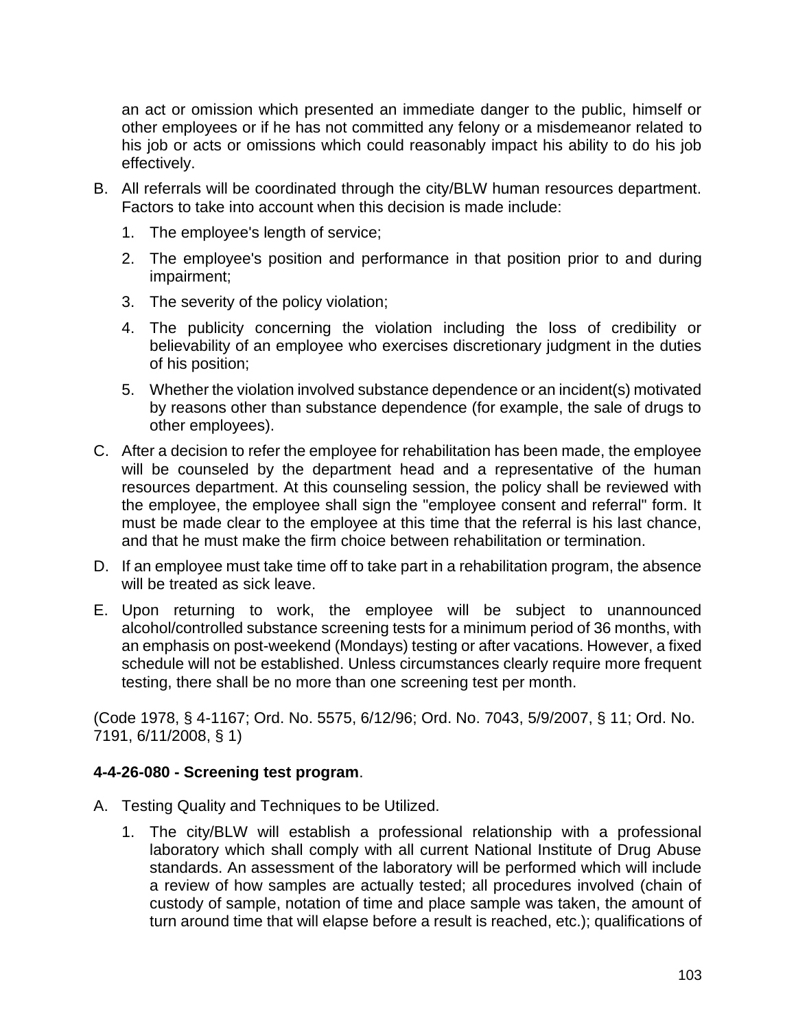an act or omission which presented an immediate danger to the public, himself or other employees or if he has not committed any felony or a misdemeanor related to his job or acts or omissions which could reasonably impact his ability to do his job effectively.

B. All referrals will be coordinated through the city/BLW human resources department. Factors to take into account when this decision is made include:

   1. The employee's length of service;

   2. The employee's position and performance in that position prior to and during impairment;

   3. The severity of the policy violation;

   4. The publicity concerning the violation including the loss of credibility or believability of an employee who exercises discretionary judgment in the duties of his position;

   5. Whether the violation involved substance dependence or an incident(s) motivated by reasons other than substance dependence (for example, the sale of drugs to other employees).

C. After a decision to refer the employee for rehabilitation has been made, the employee will be counseled by the department head and a representative of the human resources department. At this counseling session, the policy shall be reviewed with the employee, the employee shall sign the "employee consent and referral" form. It must be made clear to the employee at this time that the referral is his last chance, and that he must make the firm choice between rehabilitation or termination.

D. If an employee must take time off to take part in a rehabilitation program, the absence will be treated as sick leave.

E. Upon returning to work, the employee will be subject to unannounced alcohol/controlled substance screening tests for a minimum period of 36 months, with an emphasis on post-weekend (Mondays) testing or after vacations. However, a fixed schedule will not be established. Unless circumstances clearly require more frequent testing, there shall be no more than one screening test per month.

(Code 1978, § 4-1167; Ord. No. 5575, 6/12/96; Ord. No. 7043, 5/9/2007, § 11; Ord. No. 7191, 6/11/2008, § 1)

**4-4-26-080 - Screening test program**.

A. Testing Quality and Techniques to be Utilized.

   1. The city/BLW will establish a professional relationship with a professional laboratory which shall comply with all current National Institute of Drug Abuse standards. An assessment of the laboratory will be performed which will include a review of how samples are actually tested; all procedures involved (chain of custody of sample, notation of time and place sample was taken, the amount of turn around time that will elapse before a result is reached, etc.); qualifications of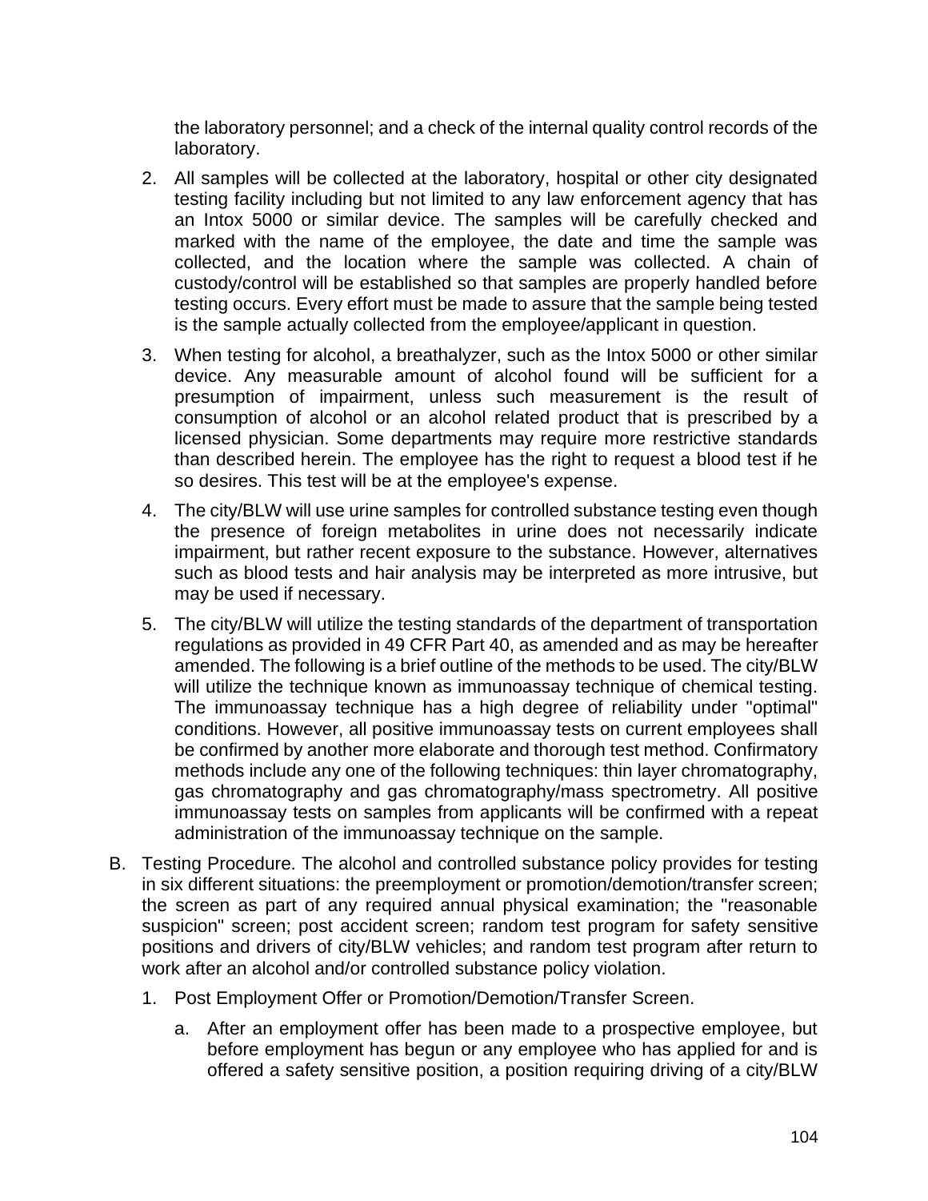the laboratory personnel; and a check of the internal quality control records of the laboratory.

2. All samples will be collected at the laboratory, hospital or other city designated testing facility including but not limited to any law enforcement agency that has an Intox 5000 or similar device. The samples will be carefully checked and marked with the name of the employee, the date and time the sample was collected, and the location where the sample was collected. A chain of custody/control will be established so that samples are properly handled before testing occurs. Every effort must be made to assure that the sample being tested is the sample actually collected from the employee/applicant in question.

3. When testing for alcohol, a breathalyzer, such as the Intox 5000 or other similar device. Any measurable amount of alcohol found will be sufficient for a presumption of impairment, unless such measurement is the result of consumption of alcohol or an alcohol related product that is prescribed by a licensed physician. Some departments may require more restrictive standards than described herein. The employee has the right to request a blood test if he so desires. This test will be at the employee's expense.

4. The city/BLW will use urine samples for controlled substance testing even though the presence of foreign metabolites in urine does not necessarily indicate impairment, but rather recent exposure to the substance. However, alternatives such as blood tests and hair analysis may be interpreted as more intrusive, but may be used if necessary.

5. The city/BLW will utilize the testing standards of the department of transportation regulations as provided in 49 CFR Part 40, as amended and as may be hereafter amended. The following is a brief outline of the methods to be used. The city/BLW will utilize the technique known as immunoassay technique of chemical testing. The immunoassay technique has a high degree of reliability under "optimal" conditions. However, all positive immunoassay tests on current employees shall be confirmed by another more elaborate and thorough test method. Confirmatory methods include any one of the following techniques: thin layer chromatography, gas chromatography and gas chromatography/mass spectrometry. All positive immunoassay tests on samples from applicants will be confirmed with a repeat administration of the immunoassay technique on the sample.

B. Testing Procedure. The alcohol and controlled substance policy provides for testing in six different situations: the preemployment or promotion/demotion/transfer screen; the screen as part of any required annual physical examination; the "reasonable suspicion" screen; post accident screen; random test program for safety sensitive positions and drivers of city/BLW vehicles; and random test program after return to work after an alcohol and/or controlled substance policy violation.

   1. Post Employment Offer or Promotion/Demotion/Transfer Screen.

      a. After an employment offer has been made to a prospective employee, but before employment has begun or any employee who has applied for and is offered a safety sensitive position, a position requiring driving of a city/BLW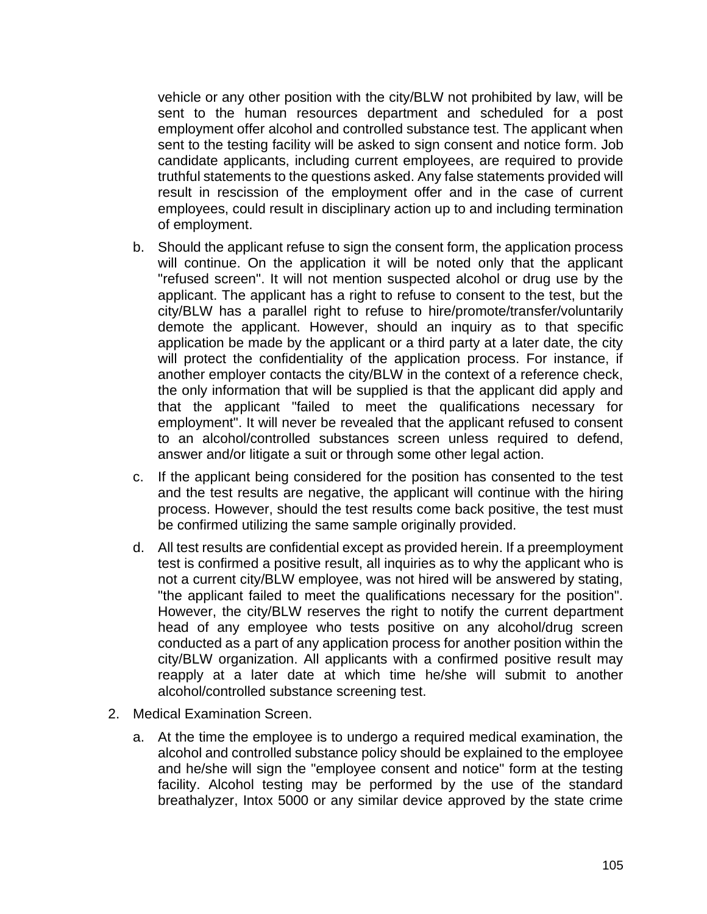vehicle or any other position with the city/BLW not prohibited by law, will be sent to the human resources department and scheduled for a post employment offer alcohol and controlled substance test. The applicant when sent to the testing facility will be asked to sign consent and notice form. Job candidate applicants, including current employees, are required to provide truthful statements to the questions asked. Any false statements provided will result in rescission of the employment offer and in the case of current employees, could result in disciplinary action up to and including termination of employment.

b. Should the applicant refuse to sign the consent form, the application process will continue. On the application it will be noted only that the applicant "refused screen". It will not mention suspected alcohol or drug use by the applicant. The applicant has a right to refuse to consent to the test, but the city/BLW has a parallel right to refuse to hire/promote/transfer/voluntarily demote the applicant. However, should an inquiry as to that specific application be made by the applicant or a third party at a later date, the city will protect the confidentiality of the application process. For instance, if another employer contacts the city/BLW in the context of a reference check, the only information that will be supplied is that the applicant did apply and that the applicant "failed to meet the qualifications necessary for employment". It will never be revealed that the applicant refused to consent to an alcohol/controlled substances screen unless required to defend, answer and/or litigate a suit or through some other legal action.

c. If the applicant being considered for the position has consented to the test and the test results are negative, the applicant will continue with the hiring process. However, should the test results come back positive, the test must be confirmed utilizing the same sample originally provided.

d. All test results are confidential except as provided herein. If a preemployment test is confirmed a positive result, all inquiries as to why the applicant who is not a current city/BLW employee, was not hired will be answered by stating, "the applicant failed to meet the qualifications necessary for the position". However, the city/BLW reserves the right to notify the current department head of any employee who tests positive on any alcohol/drug screen conducted as a part of any application process for another position within the city/BLW organization. All applicants with a confirmed positive result may reapply at a later date at which time he/she will submit to another alcohol/controlled substance screening test.

2. Medical Examination Screen.

   a. At the time the employee is to undergo a required medical examination, the alcohol and controlled substance policy should be explained to the employee and he/she will sign the "employee consent and notice" form at the testing facility. Alcohol testing may be performed by the use of the standard breathalyzer, Intox 5000 or any similar device approved by the state crime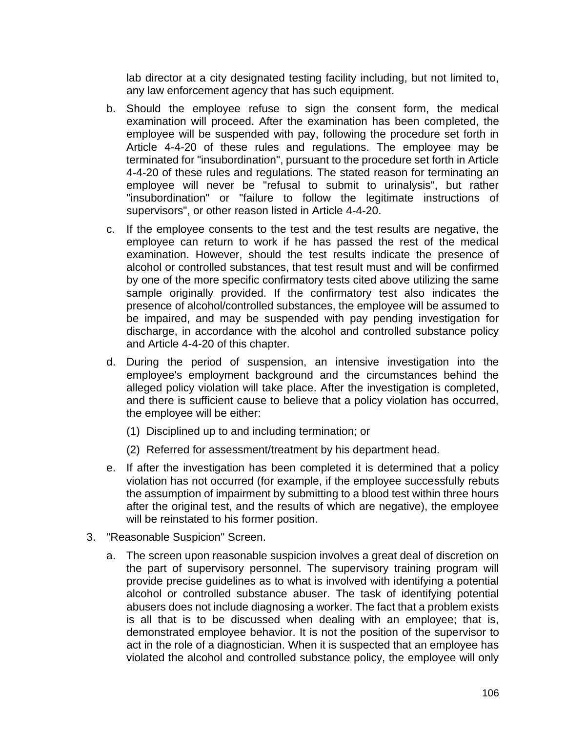lab director at a city designated testing facility including, but not limited to, any law enforcement agency that has such equipment.

b. Should the employee refuse to sign the consent form, the medical examination will proceed. After the examination has been completed, the employee will be suspended with pay, following the procedure set forth in Article 4-4-20 of these rules and regulations. The employee may be terminated for "insubordination", pursuant to the procedure set forth in Article 4-4-20 of these rules and regulations. The stated reason for terminating an employee will never be "refusal to submit to urinalysis", but rather "insubordination" or "failure to follow the legitimate instructions of supervisors", or other reason listed in Article 4-4-20.

c. If the employee consents to the test and the test results are negative, the employee can return to work if he has passed the rest of the medical examination. However, should the test results indicate the presence of alcohol or controlled substances, that test result must and will be confirmed by one of the more specific confirmatory tests cited above utilizing the same sample originally provided. If the confirmatory test also indicates the presence of alcohol/controlled substances, the employee will be assumed to be impaired, and may be suspended with pay pending investigation for discharge, in accordance with the alcohol and controlled substance policy and Article 4-4-20 of this chapter.

d. During the period of suspension, an intensive investigation into the employee's employment background and the circumstances behind the alleged policy violation will take place. After the investigation is completed, and there is sufficient cause to believe that a policy violation has occurred, the employee will be either:

   (1) Disciplined up to and including termination; or

   (2) Referred for assessment/treatment by his department head.

e. If after the investigation has been completed it is determined that a policy violation has not occurred (for example, if the employee successfully rebuts the assumption of impairment by submitting to a blood test within three hours after the original test, and the results of which are negative), the employee will be reinstated to his former position.

3. "Reasonable Suspicion" Screen.

   a. The screen upon reasonable suspicion involves a great deal of discretion on the part of supervisory personnel. The supervisory training program will provide precise guidelines as to what is involved with identifying a potential alcohol or controlled substance abuser. The task of identifying potential abusers does not include diagnosing a worker. The fact that a problem exists is all that is to be discussed when dealing with an employee; that is, demonstrated employee behavior. It is not the position of the supervisor to act in the role of a diagnostician. When it is suspected that an employee has violated the alcohol and controlled substance policy, the employee will only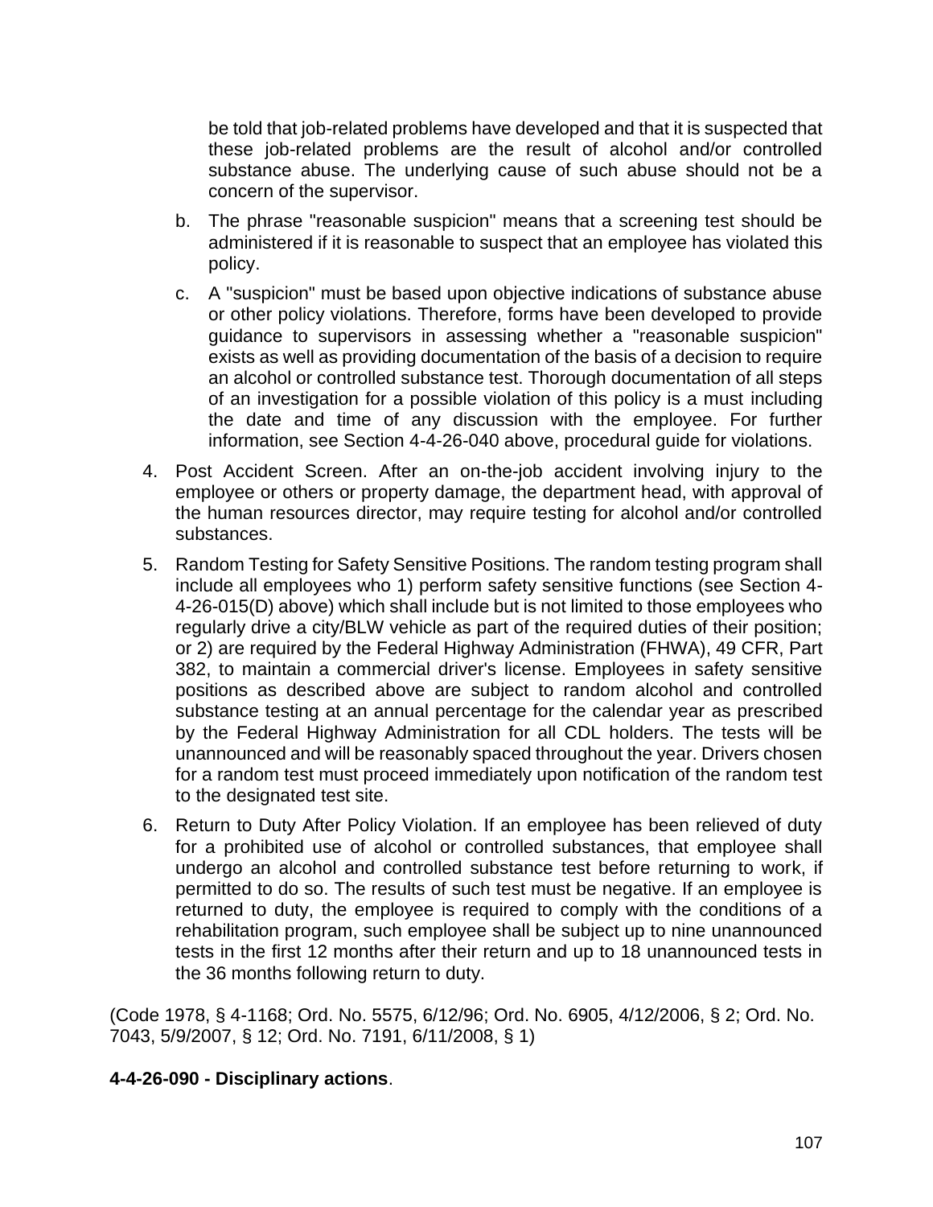be told that job-related problems have developed and that it is suspected that these job-related problems are the result of alcohol and/or controlled substance abuse. The underlying cause of such abuse should not be a concern of the supervisor.

b. The phrase "reasonable suspicion" means that a screening test should be administered if it is reasonable to suspect that an employee has violated this policy.

c. A "suspicion" must be based upon objective indications of substance abuse or other policy violations. Therefore, forms have been developed to provide guidance to supervisors in assessing whether a "reasonable suspicion" exists as well as providing documentation of the basis of a decision to require an alcohol or controlled substance test. Thorough documentation of all steps of an investigation for a possible violation of this policy is a must including the date and time of any discussion with the employee. For further information, see Section 4-4-26-040 above, procedural guide for violations.

4. Post Accident Screen. After an on-the-job accident involving injury to the employee or others or property damage, the department head, with approval of the human resources director, may require testing for alcohol and/or controlled substances.

5. Random Testing for Safety Sensitive Positions. The random testing program shall include all employees who 1) perform safety sensitive functions (see Section 4-4-26-015(D) above) which shall include but is not limited to those employees who regularly drive a city/BLW vehicle as part of the required duties of their position; or 2) are required by the Federal Highway Administration (FHWA), 49 CFR, Part 382, to maintain a commercial driver's license. Employees in safety sensitive positions as described above are subject to random alcohol and controlled substance testing at an annual percentage for the calendar year as prescribed by the Federal Highway Administration for all CDL holders. The tests will be unannounced and will be reasonably spaced throughout the year. Drivers chosen for a random test must proceed immediately upon notification of the random test to the designated test site.

6. Return to Duty After Policy Violation. If an employee has been relieved of duty for a prohibited use of alcohol or controlled substances, that employee shall undergo an alcohol and controlled substance test before returning to work, if permitted to do so. The results of such test must be negative. If an employee is returned to duty, the employee is required to comply with the conditions of a rehabilitation program, such employee shall be subject up to nine unannounced tests in the first 12 months after their return and up to 18 unannounced tests in the 36 months following return to duty.

(Code 1978, § 4-1168; Ord. No. 5575, 6/12/96; Ord. No. 6905, 4/12/2006, § 2; Ord. No. 7043, 5/9/2007, § 12; Ord. No. 7191, 6/11/2008, § 1)

**4-4-26-090 - Disciplinary actions**.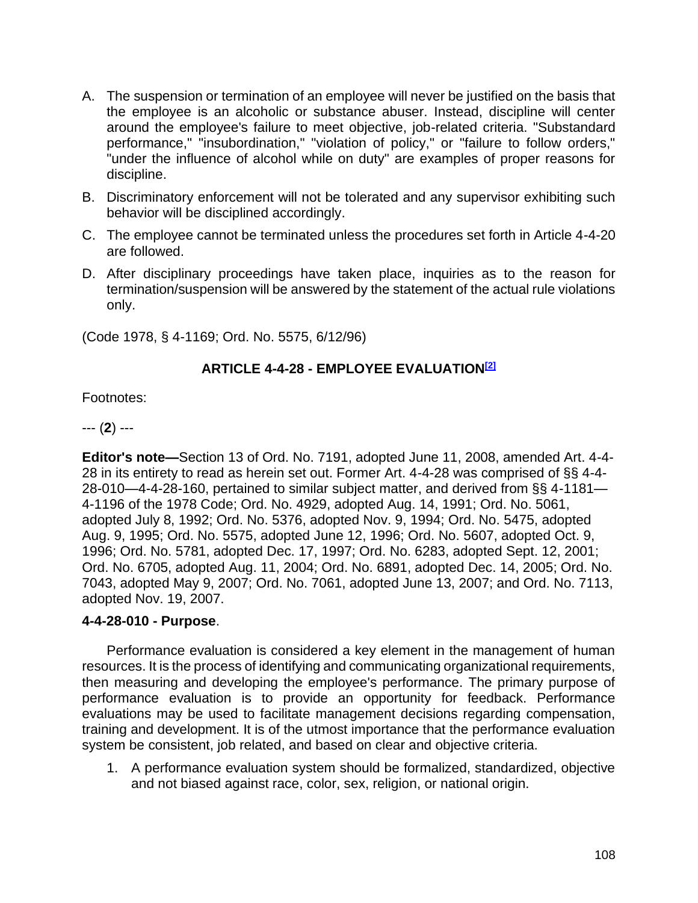A. The suspension or termination of an employee will never be justified on the basis that the employee is an alcoholic or substance abuser. Instead, discipline will center around the employee's failure to meet objective, job-related criteria. "Substandard performance," "insubordination," "violation of policy," or "failure to follow orders," "under the influence of alcohol while on duty" are examples of proper reasons for discipline.

B. Discriminatory enforcement will not be tolerated and any supervisor exhibiting such behavior will be disciplined accordingly.

C. The employee cannot be terminated unless the procedures set forth in Article 4-4-20 are followed.

D. After disciplinary proceedings have taken place, inquiries as to the reason for termination/suspension will be answered by the statement of the actual rule violations only.

(Code 1978, § 4-1169; Ord. No. 5575, 6/12/96)

## ARTICLE 4-4-28 - EMPLOYEE EVALUATION[2]

Footnotes:

--- (**2**) ---

**Editor's note—**Section 13 of Ord. No. 7191, adopted June 11, 2008, amended Art. 4-4-28 in its entirety to read as herein set out. Former Art. 4-4-28 was comprised of §§ 4-4-28-010—4-4-28-160, pertained to similar subject matter, and derived from §§ 4-1181—4-1196 of the 1978 Code; Ord. No. 4929, adopted Aug. 14, 1991; Ord. No. 5061, adopted July 8, 1992; Ord. No. 5376, adopted Nov. 9, 1994; Ord. No. 5475, adopted Aug. 9, 1995; Ord. No. 5575, adopted June 12, 1996; Ord. No. 5607, adopted Oct. 9, 1996; Ord. No. 5781, adopted Dec. 17, 1997; Ord. No. 6283, adopted Sept. 12, 2001; Ord. No. 6705, adopted Aug. 11, 2004; Ord. No. 6891, adopted Dec. 14, 2005; Ord. No. 7043, adopted May 9, 2007; Ord. No. 7061, adopted June 13, 2007; and Ord. No. 7113, adopted Nov. 19, 2007.

**4-4-28-010 - Purpose**.

Performance evaluation is considered a key element in the management of human resources. It is the process of identifying and communicating organizational requirements, then measuring and developing the employee's performance. The primary purpose of performance evaluation is to provide an opportunity for feedback. Performance evaluations may be used to facilitate management decisions regarding compensation, training and development. It is of the utmost importance that the performance evaluation system be consistent, job related, and based on clear and objective criteria.

1. A performance evaluation system should be formalized, standardized, objective and not biased against race, color, sex, religion, or national origin.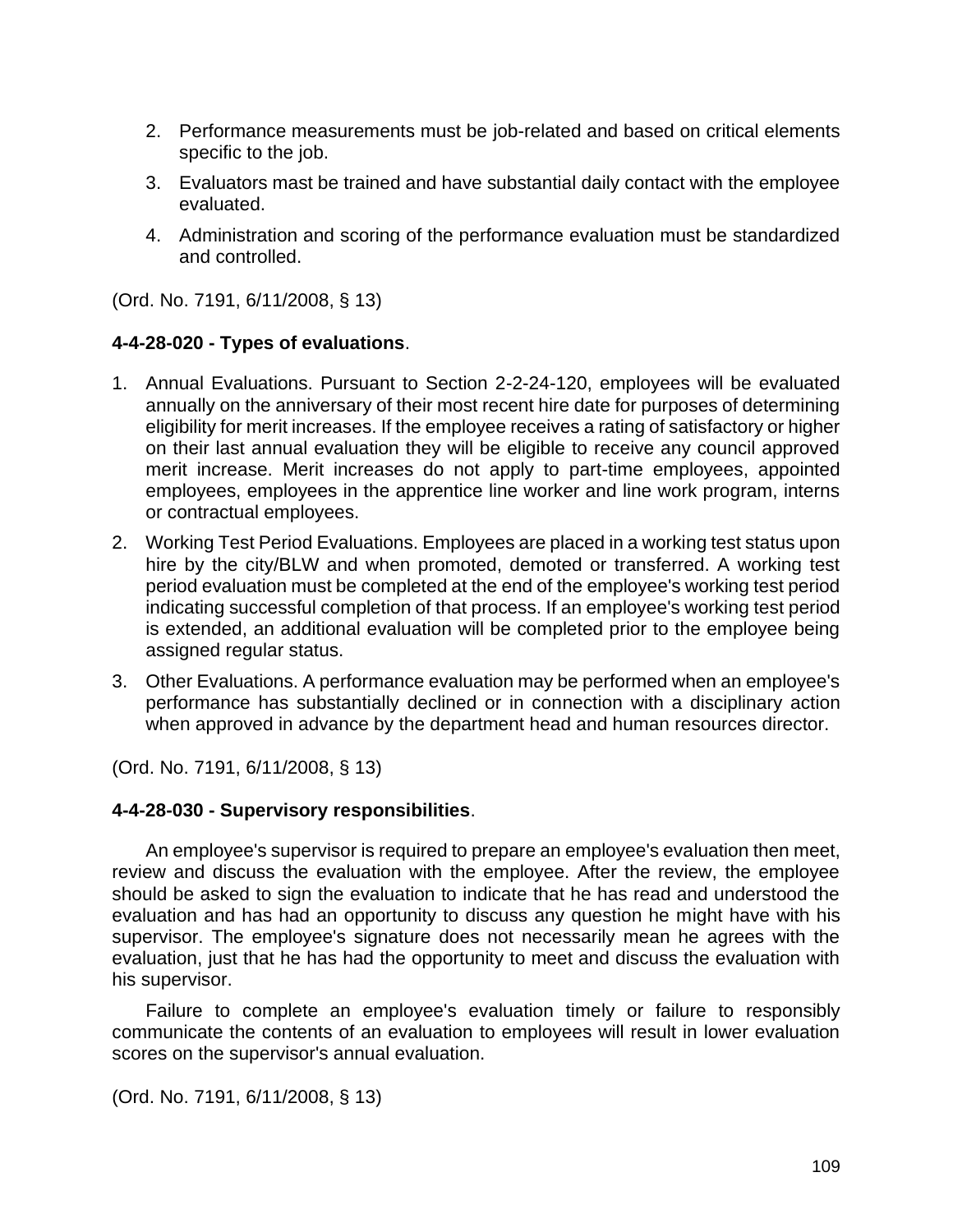2. Performance measurements must be job-related and based on critical elements specific to the job.
3. Evaluators mast be trained and have substantial daily contact with the employee evaluated.
4. Administration and scoring of the performance evaluation must be standardized and controlled.

(Ord. No. 7191, 6/11/2008, § 13)

**4-4-28-020 - Types of evaluations**.

1. Annual Evaluations. Pursuant to Section 2-2-24-120, employees will be evaluated annually on the anniversary of their most recent hire date for purposes of determining eligibility for merit increases. If the employee receives a rating of satisfactory or higher on their last annual evaluation they will be eligible to receive any council approved merit increase. Merit increases do not apply to part-time employees, appointed employees, employees in the apprentice line worker and line work program, interns or contractual employees.
2. Working Test Period Evaluations. Employees are placed in a working test status upon hire by the city/BLW and when promoted, demoted or transferred. A working test period evaluation must be completed at the end of the employee's working test period indicating successful completion of that process. If an employee's working test period is extended, an additional evaluation will be completed prior to the employee being assigned regular status.
3. Other Evaluations. A performance evaluation may be performed when an employee's performance has substantially declined or in connection with a disciplinary action when approved in advance by the department head and human resources director.

(Ord. No. 7191, 6/11/2008, § 13)

**4-4-28-030 - Supervisory responsibilities**.

An employee's supervisor is required to prepare an employee's evaluation then meet, review and discuss the evaluation with the employee. After the review, the employee should be asked to sign the evaluation to indicate that he has read and understood the evaluation and has had an opportunity to discuss any question he might have with his supervisor. The employee's signature does not necessarily mean he agrees with the evaluation, just that he has had the opportunity to meet and discuss the evaluation with his supervisor.

Failure to complete an employee's evaluation timely or failure to responsibly communicate the contents of an evaluation to employees will result in lower evaluation scores on the supervisor's annual evaluation.

(Ord. No. 7191, 6/11/2008, § 13)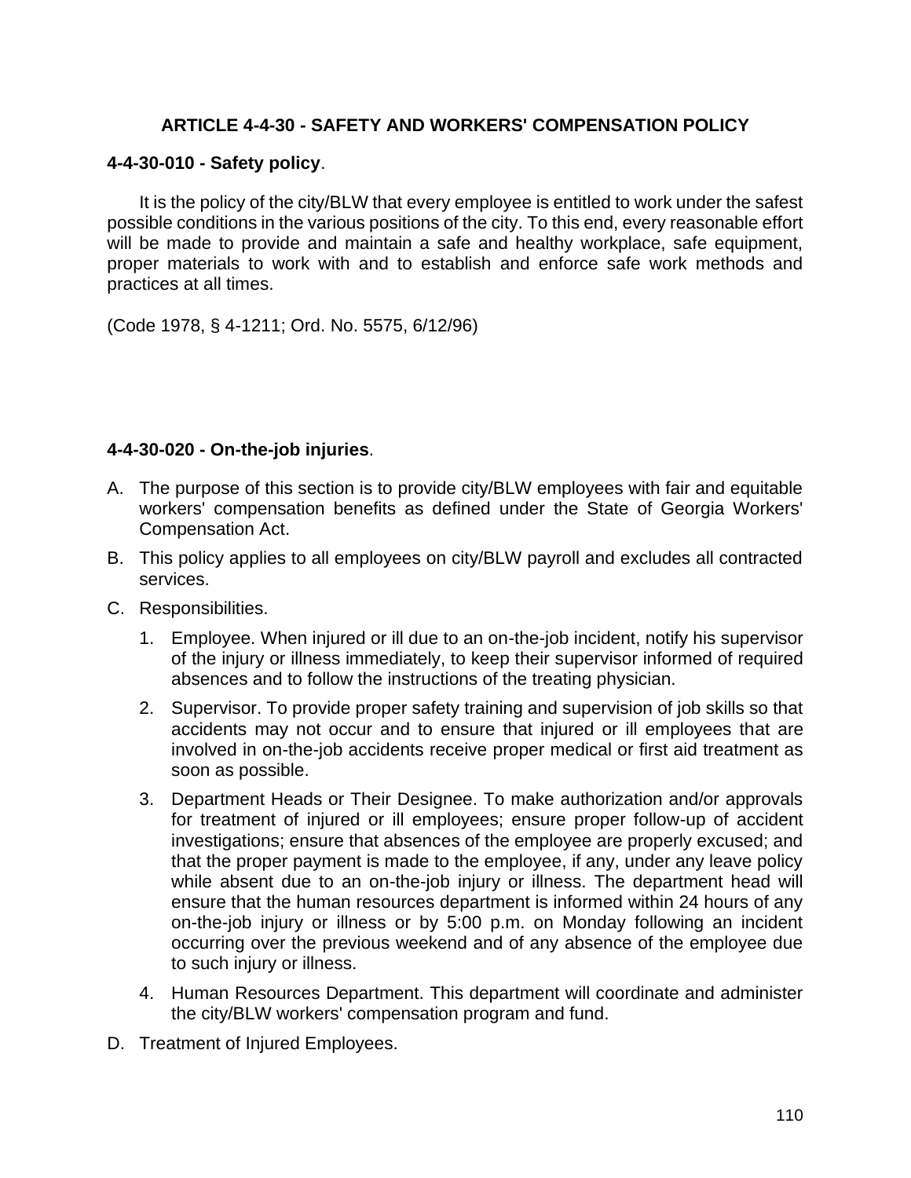## ARTICLE 4-4-30 - SAFETY AND WORKERS' COMPENSATION POLICY

### 4-4-30-010 - Safety policy.

It is the policy of the city/BLW that every employee is entitled to work under the safest possible conditions in the various positions of the city. To this end, every reasonable effort will be made to provide and maintain a safe and healthy workplace, safe equipment, proper materials to work with and to establish and enforce safe work methods and practices at all times.

(Code 1978, § 4-1211; Ord. No. 5575, 6/12/96)

### 4-4-30-020 - On-the-job injuries.

A. The purpose of this section is to provide city/BLW employees with fair and equitable workers' compensation benefits as defined under the State of Georgia Workers' Compensation Act.

B. This policy applies to all employees on city/BLW payroll and excludes all contracted services.

C. Responsibilities.

   1. Employee. When injured or ill due to an on-the-job incident, notify his supervisor of the injury or illness immediately, to keep their supervisor informed of required absences and to follow the instructions of the treating physician.

   2. Supervisor. To provide proper safety training and supervision of job skills so that accidents may not occur and to ensure that injured or ill employees that are involved in on-the-job accidents receive proper medical or first aid treatment as soon as possible.

   3. Department Heads or Their Designee. To make authorization and/or approvals for treatment of injured or ill employees; ensure proper follow-up of accident investigations; ensure that absences of the employee are properly excused; and that the proper payment is made to the employee, if any, under any leave policy while absent due to an on-the-job injury or illness. The department head will ensure that the human resources department is informed within 24 hours of any on-the-job injury or illness or by 5:00 p.m. on Monday following an incident occurring over the previous weekend and of any absence of the employee due to such injury or illness.

   4. Human Resources Department. This department will coordinate and administer the city/BLW workers' compensation program and fund.

D. Treatment of Injured Employees.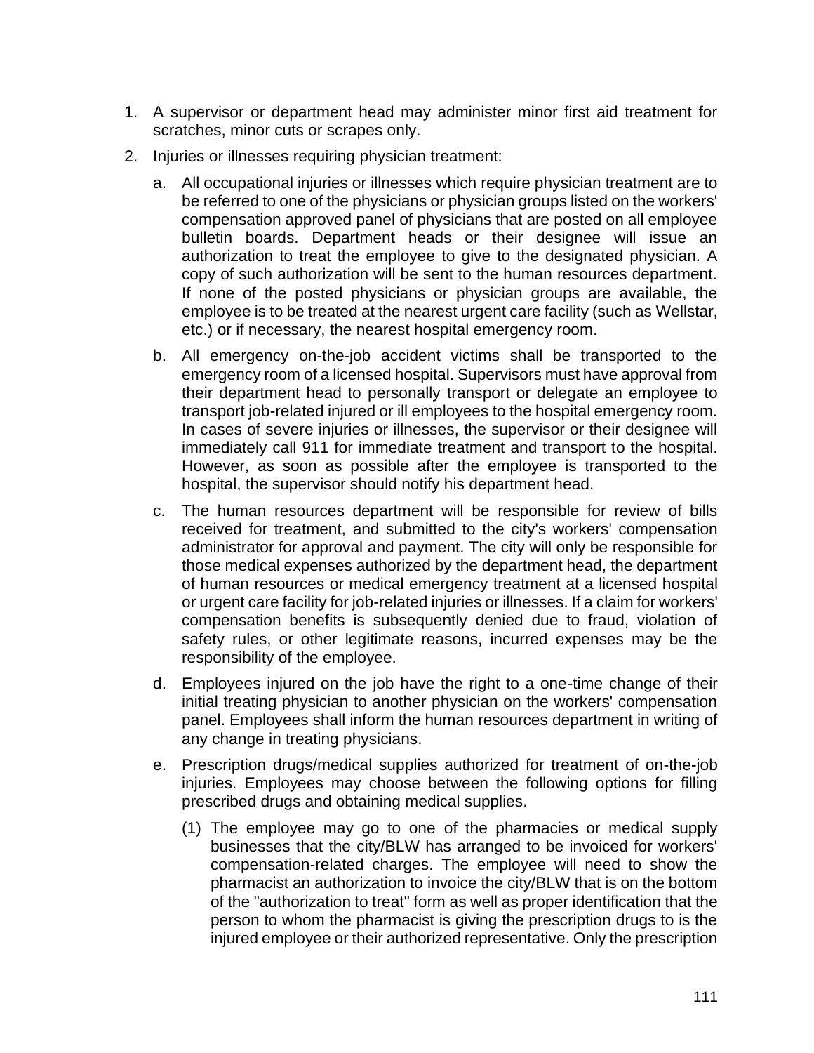1. A supervisor or department head may administer minor first aid treatment for scratches, minor cuts or scrapes only.
2. Injuries or illnesses requiring physician treatment:
   a. All occupational injuries or illnesses which require physician treatment are to be referred to one of the physicians or physician groups listed on the workers' compensation approved panel of physicians that are posted on all employee bulletin boards. Department heads or their designee will issue an authorization to treat the employee to give to the designated physician. A copy of such authorization will be sent to the human resources department. If none of the posted physicians or physician groups are available, the employee is to be treated at the nearest urgent care facility (such as Wellstar, etc.) or if necessary, the nearest hospital emergency room.
   b. All emergency on-the-job accident victims shall be transported to the emergency room of a licensed hospital. Supervisors must have approval from their department head to personally transport or delegate an employee to transport job-related injured or ill employees to the hospital emergency room. In cases of severe injuries or illnesses, the supervisor or their designee will immediately call 911 for immediate treatment and transport to the hospital. However, as soon as possible after the employee is transported to the hospital, the supervisor should notify his department head.
   c. The human resources department will be responsible for review of bills received for treatment, and submitted to the city's workers' compensation administrator for approval and payment. The city will only be responsible for those medical expenses authorized by the department head, the department of human resources or medical emergency treatment at a licensed hospital or urgent care facility for job-related injuries or illnesses. If a claim for workers' compensation benefits is subsequently denied due to fraud, violation of safety rules, or other legitimate reasons, incurred expenses may be the responsibility of the employee.
   d. Employees injured on the job have the right to a one-time change of their initial treating physician to another physician on the workers' compensation panel. Employees shall inform the human resources department in writing of any change in treating physicians.
   e. Prescription drugs/medical supplies authorized for treatment of on-the-job injuries. Employees may choose between the following options for filling prescribed drugs and obtaining medical supplies.
      (1) The employee may go to one of the pharmacies or medical supply businesses that the city/BLW has arranged to be invoiced for workers' compensation-related charges. The employee will need to show the pharmacist an authorization to invoice the city/BLW that is on the bottom of the "authorization to treat" form as well as proper identification that the person to whom the pharmacist is giving the prescription drugs to is the injured employee or their authorized representative. Only the prescription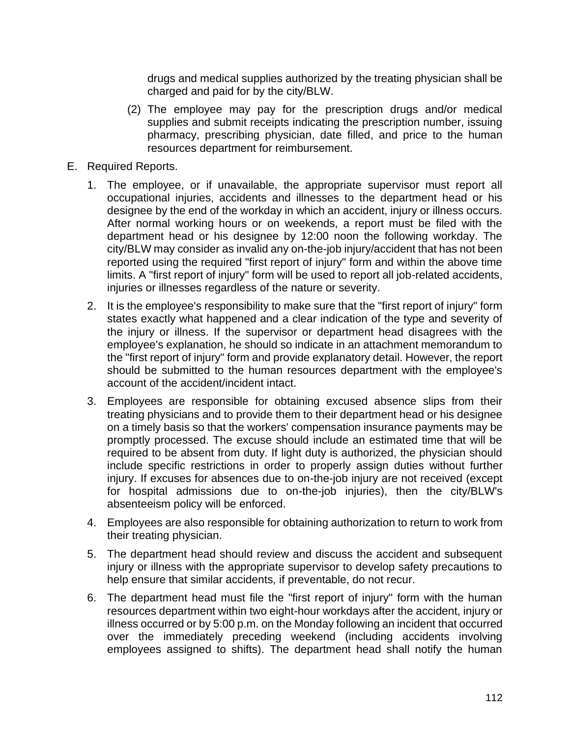drugs and medical supplies authorized by the treating physician shall be charged and paid for by the city/BLW.

(2) The employee may pay for the prescription drugs and/or medical supplies and submit receipts indicating the prescription number, issuing pharmacy, prescribing physician, date filled, and price to the human resources department for reimbursement.

E. Required Reports.

1. The employee, or if unavailable, the appropriate supervisor must report all occupational injuries, accidents and illnesses to the department head or his designee by the end of the workday in which an accident, injury or illness occurs. After normal working hours or on weekends, a report must be filed with the department head or his designee by 12:00 noon the following workday. The city/BLW may consider as invalid any on-the-job injury/accident that has not been reported using the required "first report of injury" form and within the above time limits. A "first report of injury" form will be used to report all job-related accidents, injuries or illnesses regardless of the nature or severity.

2. It is the employee's responsibility to make sure that the "first report of injury" form states exactly what happened and a clear indication of the type and severity of the injury or illness. If the supervisor or department head disagrees with the employee's explanation, he should so indicate in an attachment memorandum to the "first report of injury" form and provide explanatory detail. However, the report should be submitted to the human resources department with the employee's account of the accident/incident intact.

3. Employees are responsible for obtaining excused absence slips from their treating physicians and to provide them to their department head or his designee on a timely basis so that the workers' compensation insurance payments may be promptly processed. The excuse should include an estimated time that will be required to be absent from duty. If light duty is authorized, the physician should include specific restrictions in order to properly assign duties without further injury. If excuses for absences due to on-the-job injury are not received (except for hospital admissions due to on-the-job injuries), then the city/BLW's absenteeism policy will be enforced.

4. Employees are also responsible for obtaining authorization to return to work from their treating physician.

5. The department head should review and discuss the accident and subsequent injury or illness with the appropriate supervisor to develop safety precautions to help ensure that similar accidents, if preventable, do not recur.

6. The department head must file the "first report of injury" form with the human resources department within two eight-hour workdays after the accident, injury or illness occurred or by 5:00 p.m. on the Monday following an incident that occurred over the immediately preceding weekend (including accidents involving employees assigned to shifts). The department head shall notify the human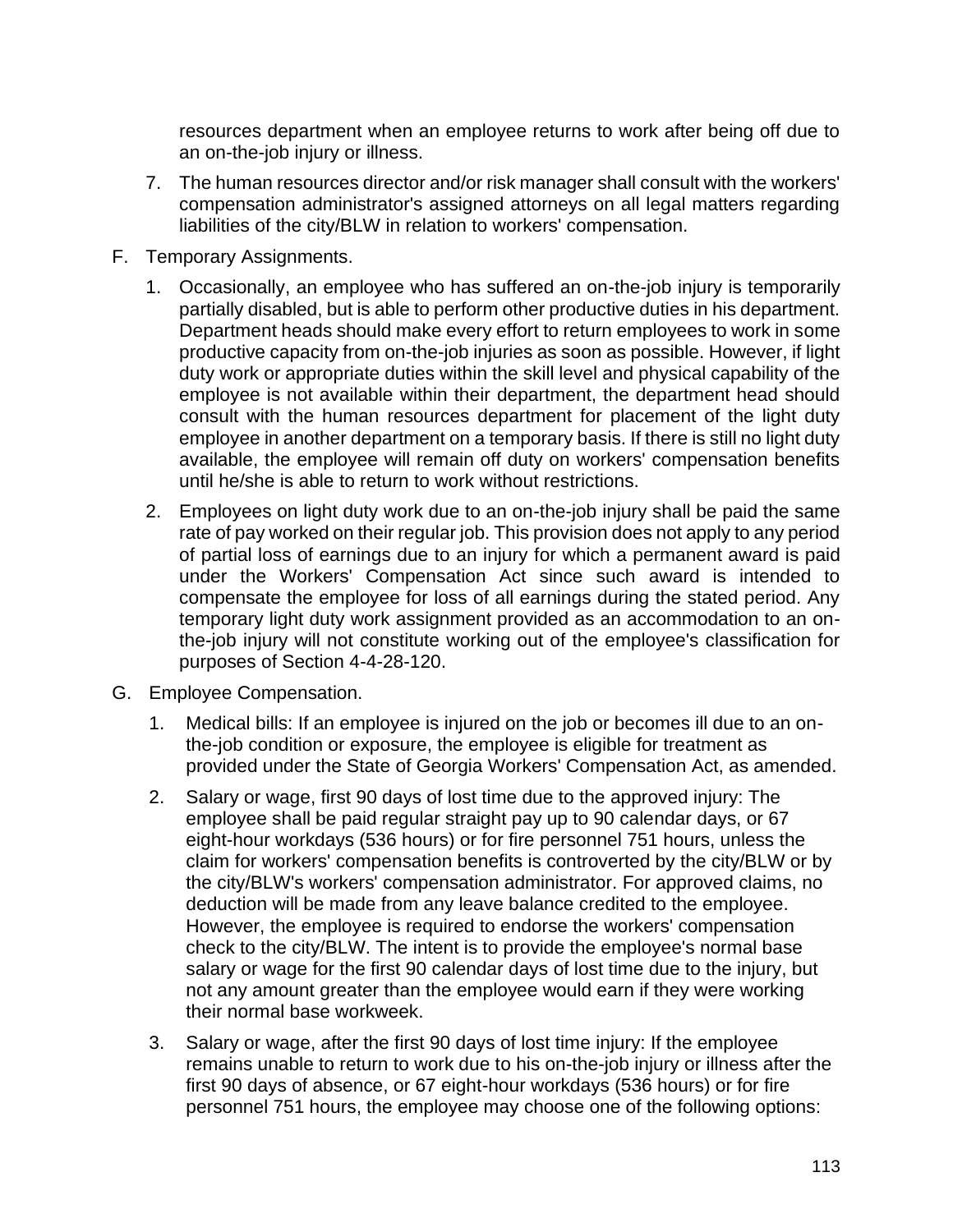resources department when an employee returns to work after being off due to an on-the-job injury or illness.

7. The human resources director and/or risk manager shall consult with the workers' compensation administrator's assigned attorneys on all legal matters regarding liabilities of the city/BLW in relation to workers' compensation.

F. Temporary Assignments.

   1. Occasionally, an employee who has suffered an on-the-job injury is temporarily partially disabled, but is able to perform other productive duties in his department. Department heads should make every effort to return employees to work in some productive capacity from on-the-job injuries as soon as possible. However, if light duty work or appropriate duties within the skill level and physical capability of the employee is not available within their department, the department head should consult with the human resources department for placement of the light duty employee in another department on a temporary basis. If there is still no light duty available, the employee will remain off duty on workers' compensation benefits until he/she is able to return to work without restrictions.

   2. Employees on light duty work due to an on-the-job injury shall be paid the same rate of pay worked on their regular job. This provision does not apply to any period of partial loss of earnings due to an injury for which a permanent award is paid under the Workers' Compensation Act since such award is intended to compensate the employee for loss of all earnings during the stated period. Any temporary light duty work assignment provided as an accommodation to an on-the-job injury will not constitute working out of the employee's classification for purposes of Section 4-4-28-120.

G. Employee Compensation.

   1. Medical bills: If an employee is injured on the job or becomes ill due to an on-the-job condition or exposure, the employee is eligible for treatment as provided under the State of Georgia Workers' Compensation Act, as amended.

   2. Salary or wage, first 90 days of lost time due to the approved injury: The employee shall be paid regular straight pay up to 90 calendar days, or 67 eight-hour workdays (536 hours) or for fire personnel 751 hours, unless the claim for workers' compensation benefits is controverted by the city/BLW or by the city/BLW's workers' compensation administrator. For approved claims, no deduction will be made from any leave balance credited to the employee. However, the employee is required to endorse the workers' compensation check to the city/BLW. The intent is to provide the employee's normal base salary or wage for the first 90 calendar days of lost time due to the injury, but not any amount greater than the employee would earn if they were working their normal base workweek.

   3. Salary or wage, after the first 90 days of lost time injury: If the employee remains unable to return to work due to his on-the-job injury or illness after the first 90 days of absence, or 67 eight-hour workdays (536 hours) or for fire personnel 751 hours, the employee may choose one of the following options: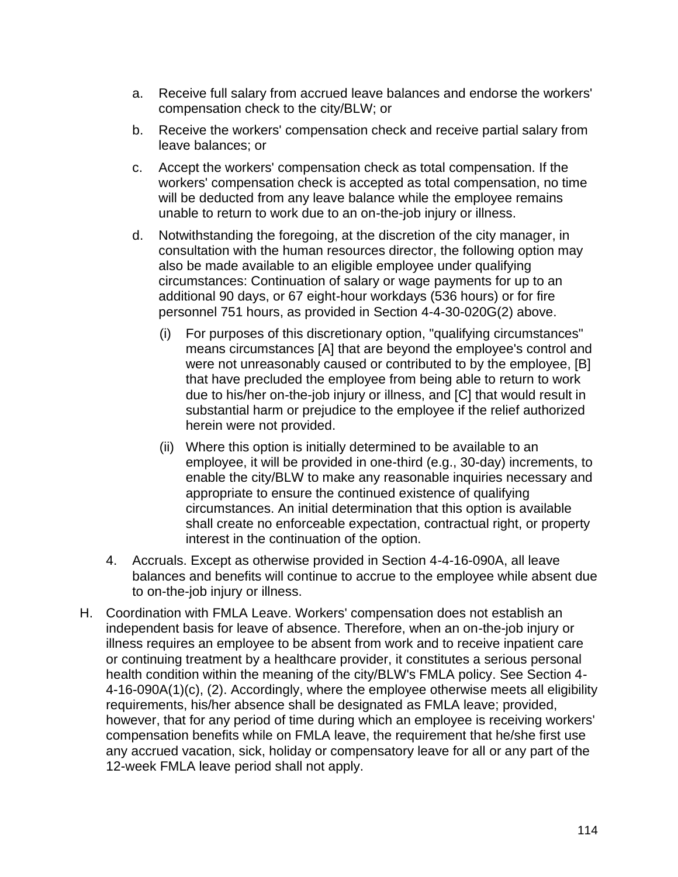a. Receive full salary from accrued leave balances and endorse the workers' compensation check to the city/BLW; or

b. Receive the workers' compensation check and receive partial salary from leave balances; or

c. Accept the workers' compensation check as total compensation. If the workers' compensation check is accepted as total compensation, no time will be deducted from any leave balance while the employee remains unable to return to work due to an on-the-job injury or illness.

d. Notwithstanding the foregoing, at the discretion of the city manager, in consultation with the human resources director, the following option may also be made available to an eligible employee under qualifying circumstances: Continuation of salary or wage payments for up to an additional 90 days, or 67 eight-hour workdays (536 hours) or for fire personnel 751 hours, as provided in Section 4-4-30-020G(2) above.

   (i) For purposes of this discretionary option, "qualifying circumstances" means circumstances [A] that are beyond the employee's control and were not unreasonably caused or contributed to by the employee, [B] that have precluded the employee from being able to return to work due to his/her on-the-job injury or illness, and [C] that would result in substantial harm or prejudice to the employee if the relief authorized herein were not provided.

   (ii) Where this option is initially determined to be available to an employee, it will be provided in one-third (e.g., 30-day) increments, to enable the city/BLW to make any reasonable inquiries necessary and appropriate to ensure the continued existence of qualifying circumstances. An initial determination that this option is available shall create no enforceable expectation, contractual right, or property interest in the continuation of the option.

4. Accruals. Except as otherwise provided in Section 4-4-16-090A, all leave balances and benefits will continue to accrue to the employee while absent due to on-the-job injury or illness.

H. Coordination with FMLA Leave. Workers' compensation does not establish an independent basis for leave of absence. Therefore, when an on-the-job injury or illness requires an employee to be absent from work and to receive inpatient care or continuing treatment by a healthcare provider, it constitutes a serious personal health condition within the meaning of the city/BLW's FMLA policy. See Section 4-4-16-090A(1)(c), (2). Accordingly, where the employee otherwise meets all eligibility requirements, his/her absence shall be designated as FMLA leave; provided, however, that for any period of time during which an employee is receiving workers' compensation benefits while on FMLA leave, the requirement that he/she first use any accrued vacation, sick, holiday or compensatory leave for all or any part of the 12-week FMLA leave period shall not apply.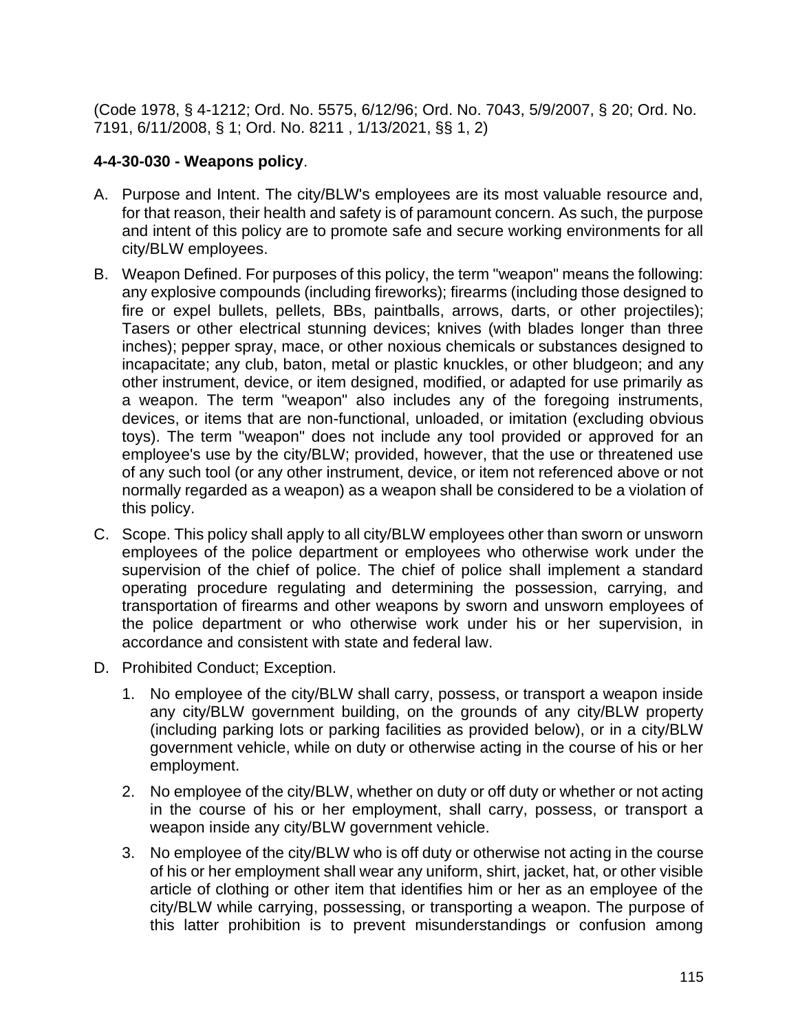(Code 1978, § 4-1212; Ord. No. 5575, 6/12/96; Ord. No. 7043, 5/9/2007, § 20; Ord. No. 7191, 6/11/2008, § 1; Ord. No. 8211 , 1/13/2021, §§ 1, 2)

**4-4-30-030 - Weapons policy**.

A. Purpose and Intent. The city/BLW's employees are its most valuable resource and, for that reason, their health and safety is of paramount concern. As such, the purpose and intent of this policy are to promote safe and secure working environments for all city/BLW employees.

B. Weapon Defined. For purposes of this policy, the term "weapon" means the following: any explosive compounds (including fireworks); firearms (including those designed to fire or expel bullets, pellets, BBs, paintballs, arrows, darts, or other projectiles); Tasers or other electrical stunning devices; knives (with blades longer than three inches); pepper spray, mace, or other noxious chemicals or substances designed to incapacitate; any club, baton, metal or plastic knuckles, or other bludgeon; and any other instrument, device, or item designed, modified, or adapted for use primarily as a weapon. The term "weapon" also includes any of the foregoing instruments, devices, or items that are non-functional, unloaded, or imitation (excluding obvious toys). The term "weapon" does not include any tool provided or approved for an employee's use by the city/BLW; provided, however, that the use or threatened use of any such tool (or any other instrument, device, or item not referenced above or not normally regarded as a weapon) as a weapon shall be considered to be a violation of this policy.

C. Scope. This policy shall apply to all city/BLW employees other than sworn or unsworn employees of the police department or employees who otherwise work under the supervision of the chief of police. The chief of police shall implement a standard operating procedure regulating and determining the possession, carrying, and transportation of firearms and other weapons by sworn and unsworn employees of the police department or who otherwise work under his or her supervision, in accordance and consistent with state and federal law.

D. Prohibited Conduct; Exception.

   1. No employee of the city/BLW shall carry, possess, or transport a weapon inside any city/BLW government building, on the grounds of any city/BLW property (including parking lots or parking facilities as provided below), or in a city/BLW government vehicle, while on duty or otherwise acting in the course of his or her employment.

   2. No employee of the city/BLW, whether on duty or off duty or whether or not acting in the course of his or her employment, shall carry, possess, or transport a weapon inside any city/BLW government vehicle.

   3. No employee of the city/BLW who is off duty or otherwise not acting in the course of his or her employment shall wear any uniform, shirt, jacket, hat, or other visible article of clothing or other item that identifies him or her as an employee of the city/BLW while carrying, possessing, or transporting a weapon. The purpose of this latter prohibition is to prevent misunderstandings or confusion among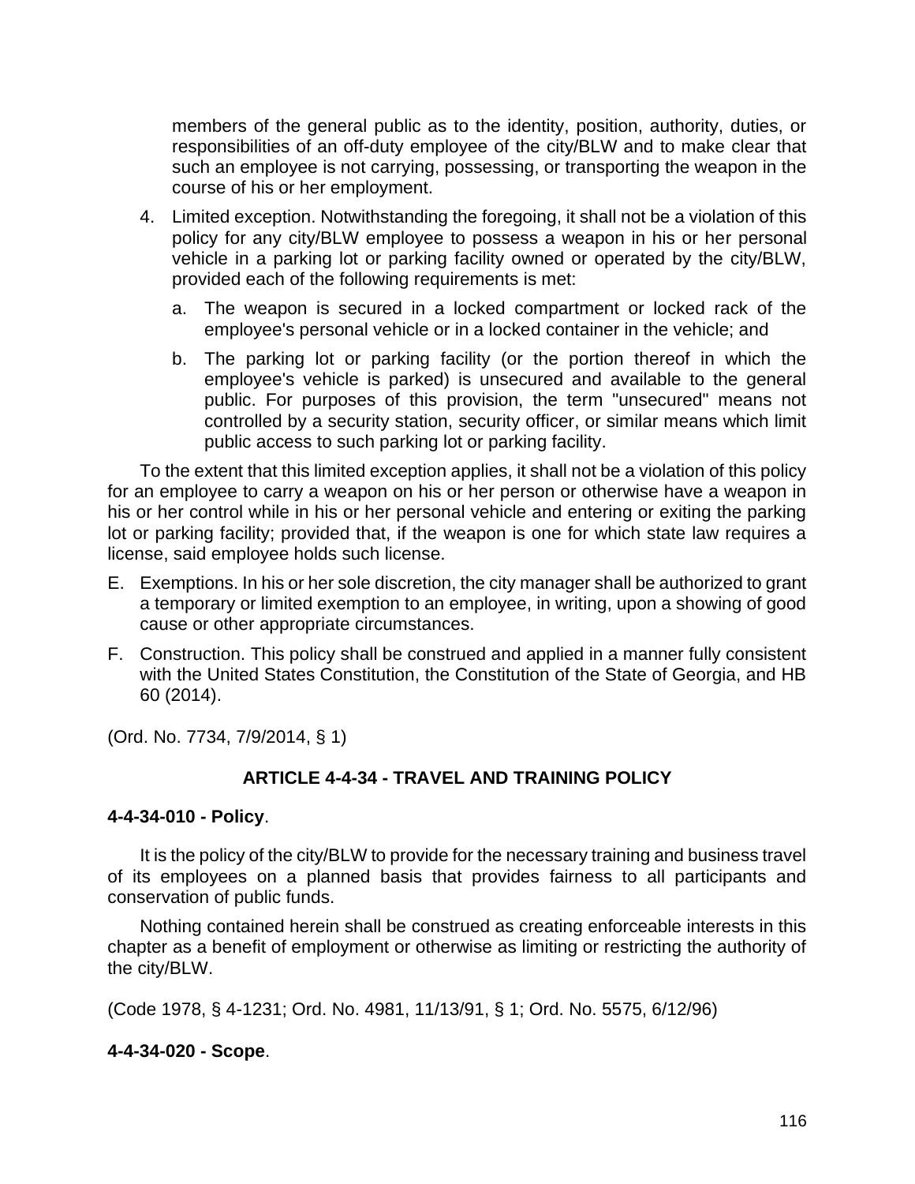members of the general public as to the identity, position, authority, duties, or responsibilities of an off-duty employee of the city/BLW and to make clear that such an employee is not carrying, possessing, or transporting the weapon in the course of his or her employment.

4. Limited exception. Notwithstanding the foregoing, it shall not be a violation of this policy for any city/BLW employee to possess a weapon in his or her personal vehicle in a parking lot or parking facility owned or operated by the city/BLW, provided each of the following requirements is met:

   a. The weapon is secured in a locked compartment or locked rack of the employee's personal vehicle or in a locked container in the vehicle; and

   b. The parking lot or parking facility (or the portion thereof in which the employee's vehicle is parked) is unsecured and available to the general public. For purposes of this provision, the term "unsecured" means not controlled by a security station, security officer, or similar means which limit public access to such parking lot or parking facility.

To the extent that this limited exception applies, it shall not be a violation of this policy for an employee to carry a weapon on his or her person or otherwise have a weapon in his or her control while in his or her personal vehicle and entering or exiting the parking lot or parking facility; provided that, if the weapon is one for which state law requires a license, said employee holds such license.

E. Exemptions. In his or her sole discretion, the city manager shall be authorized to grant a temporary or limited exemption to an employee, in writing, upon a showing of good cause or other appropriate circumstances.

F. Construction. This policy shall be construed and applied in a manner fully consistent with the United States Constitution, the Constitution of the State of Georgia, and HB 60 (2014).

(Ord. No. 7734, 7/9/2014, § 1)

## ARTICLE 4-4-34 - TRAVEL AND TRAINING POLICY

**4-4-34-010 - Policy**.

It is the policy of the city/BLW to provide for the necessary training and business travel of its employees on a planned basis that provides fairness to all participants and conservation of public funds.

Nothing contained herein shall be construed as creating enforceable interests in this chapter as a benefit of employment or otherwise as limiting or restricting the authority of the city/BLW.

(Code 1978, § 4-1231; Ord. No. 4981, 11/13/91, § 1; Ord. No. 5575, 6/12/96)

**4-4-34-020 - Scope**.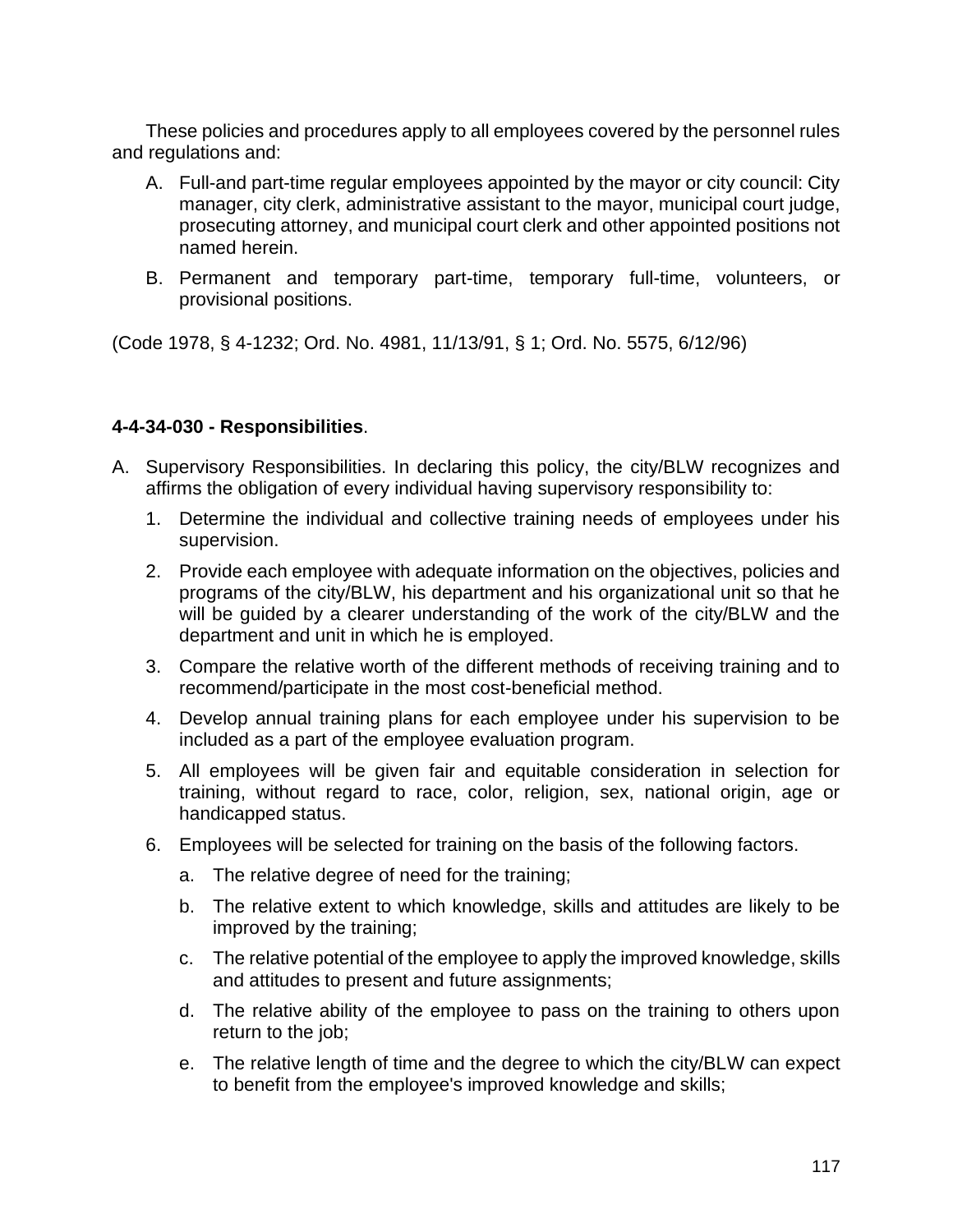These policies and procedures apply to all employees covered by the personnel rules and regulations and:

A. Full-and part-time regular employees appointed by the mayor or city council: City manager, city clerk, administrative assistant to the mayor, municipal court judge, prosecuting attorney, and municipal court clerk and other appointed positions not named herein.

B. Permanent and temporary part-time, temporary full-time, volunteers, or provisional positions.

(Code 1978, § 4-1232; Ord. No. 4981, 11/13/91, § 1; Ord. No. 5575, 6/12/96)

**4-4-34-030 - Responsibilities**.

A. Supervisory Responsibilities. In declaring this policy, the city/BLW recognizes and affirms the obligation of every individual having supervisory responsibility to:

   1. Determine the individual and collective training needs of employees under his supervision.

   2. Provide each employee with adequate information on the objectives, policies and programs of the city/BLW, his department and his organizational unit so that he will be guided by a clearer understanding of the work of the city/BLW and the department and unit in which he is employed.

   3. Compare the relative worth of the different methods of receiving training and to recommend/participate in the most cost-beneficial method.

   4. Develop annual training plans for each employee under his supervision to be included as a part of the employee evaluation program.

   5. All employees will be given fair and equitable consideration in selection for training, without regard to race, color, religion, sex, national origin, age or handicapped status.

   6. Employees will be selected for training on the basis of the following factors.

      a. The relative degree of need for the training;

      b. The relative extent to which knowledge, skills and attitudes are likely to be improved by the training;

      c. The relative potential of the employee to apply the improved knowledge, skills and attitudes to present and future assignments;

      d. The relative ability of the employee to pass on the training to others upon return to the job;

      e. The relative length of time and the degree to which the city/BLW can expect to benefit from the employee's improved knowledge and skills;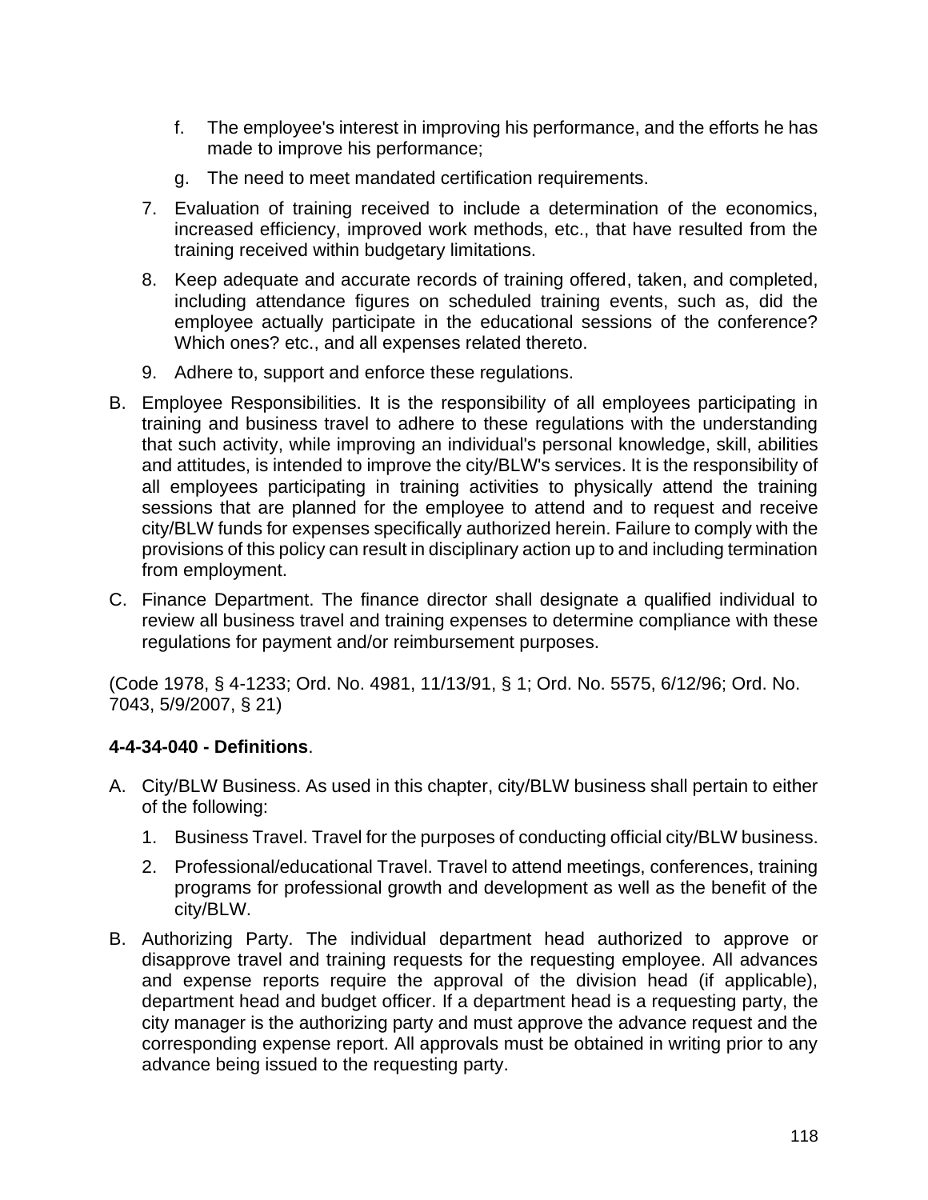f. The employee's interest in improving his performance, and the efforts he has made to improve his performance;

   g. The need to meet mandated certification requirements.

7. Evaluation of training received to include a determination of the economics, increased efficiency, improved work methods, etc., that have resulted from the training received within budgetary limitations.

8. Keep adequate and accurate records of training offered, taken, and completed, including attendance figures on scheduled training events, such as, did the employee actually participate in the educational sessions of the conference? Which ones? etc., and all expenses related thereto.

9. Adhere to, support and enforce these regulations.

B. Employee Responsibilities. It is the responsibility of all employees participating in training and business travel to adhere to these regulations with the understanding that such activity, while improving an individual's personal knowledge, skill, abilities and attitudes, is intended to improve the city/BLW's services. It is the responsibility of all employees participating in training activities to physically attend the training sessions that are planned for the employee to attend and to request and receive city/BLW funds for expenses specifically authorized herein. Failure to comply with the provisions of this policy can result in disciplinary action up to and including termination from employment.

C. Finance Department. The finance director shall designate a qualified individual to review all business travel and training expenses to determine compliance with these regulations for payment and/or reimbursement purposes.

(Code 1978, § 4-1233; Ord. No. 4981, 11/13/91, § 1; Ord. No. 5575, 6/12/96; Ord. No. 7043, 5/9/2007, § 21)

**4-4-34-040 - Definitions**.

A. City/BLW Business. As used in this chapter, city/BLW business shall pertain to either of the following:

   1. Business Travel. Travel for the purposes of conducting official city/BLW business.

   2. Professional/educational Travel. Travel to attend meetings, conferences, training programs for professional growth and development as well as the benefit of the city/BLW.

B. Authorizing Party. The individual department head authorized to approve or disapprove travel and training requests for the requesting employee. All advances and expense reports require the approval of the division head (if applicable), department head and budget officer. If a department head is a requesting party, the city manager is the authorizing party and must approve the advance request and the corresponding expense report. All approvals must be obtained in writing prior to any advance being issued to the requesting party.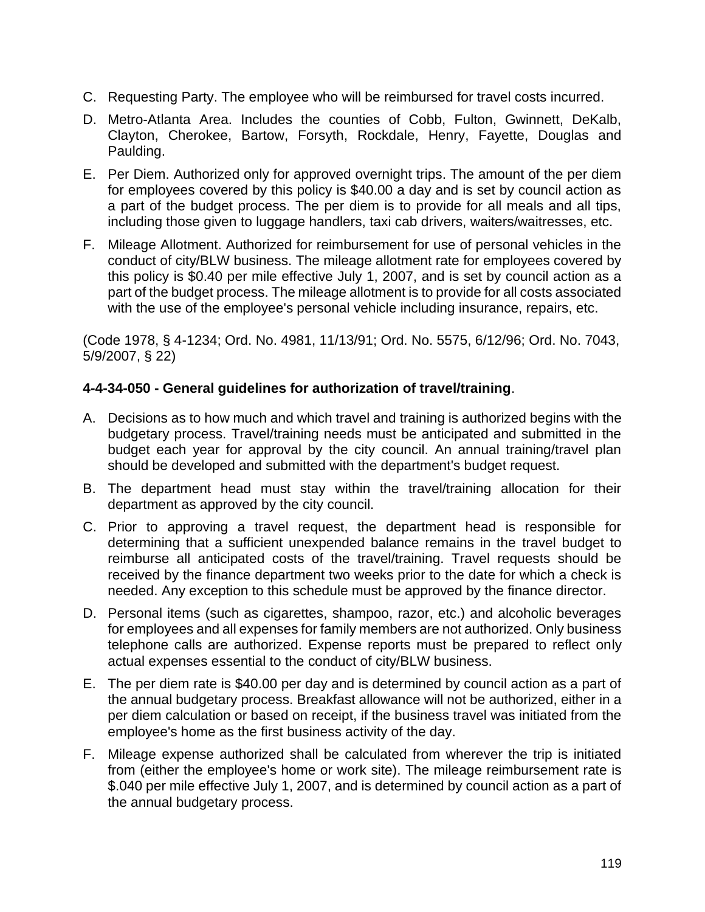C. Requesting Party. The employee who will be reimbursed for travel costs incurred.

D. Metro-Atlanta Area. Includes the counties of Cobb, Fulton, Gwinnett, DeKalb, Clayton, Cherokee, Bartow, Forsyth, Rockdale, Henry, Fayette, Douglas and Paulding.

E. Per Diem. Authorized only for approved overnight trips. The amount of the per diem for employees covered by this policy is $40.00 a day and is set by council action as a part of the budget process. The per diem is to provide for all meals and all tips, including those given to luggage handlers, taxi cab drivers, waiters/waitresses, etc.

F. Mileage Allotment. Authorized for reimbursement for use of personal vehicles in the conduct of city/BLW business. The mileage allotment rate for employees covered by this policy is $0.40 per mile effective July 1, 2007, and is set by council action as a part of the budget process. The mileage allotment is to provide for all costs associated with the use of the employee's personal vehicle including insurance, repairs, etc.

(Code 1978, § 4-1234; Ord. No. 4981, 11/13/91; Ord. No. 5575, 6/12/96; Ord. No. 7043, 5/9/2007, § 22)

**4-4-34-050 - General guidelines for authorization of travel/training**.

A. Decisions as to how much and which travel and training is authorized begins with the budgetary process. Travel/training needs must be anticipated and submitted in the budget each year for approval by the city council. An annual training/travel plan should be developed and submitted with the department's budget request.

B. The department head must stay within the travel/training allocation for their department as approved by the city council.

C. Prior to approving a travel request, the department head is responsible for determining that a sufficient unexpended balance remains in the travel budget to reimburse all anticipated costs of the travel/training. Travel requests should be received by the finance department two weeks prior to the date for which a check is needed. Any exception to this schedule must be approved by the finance director.

D. Personal items (such as cigarettes, shampoo, razor, etc.) and alcoholic beverages for employees and all expenses for family members are not authorized. Only business telephone calls are authorized. Expense reports must be prepared to reflect only actual expenses essential to the conduct of city/BLW business.

E. The per diem rate is $40.00 per day and is determined by council action as a part of the annual budgetary process. Breakfast allowance will not be authorized, either in a per diem calculation or based on receipt, if the business travel was initiated from the employee's home as the first business activity of the day.

F. Mileage expense authorized shall be calculated from wherever the trip is initiated from (either the employee's home or work site). The mileage reimbursement rate is $.040 per mile effective July 1, 2007, and is determined by council action as a part of the annual budgetary process.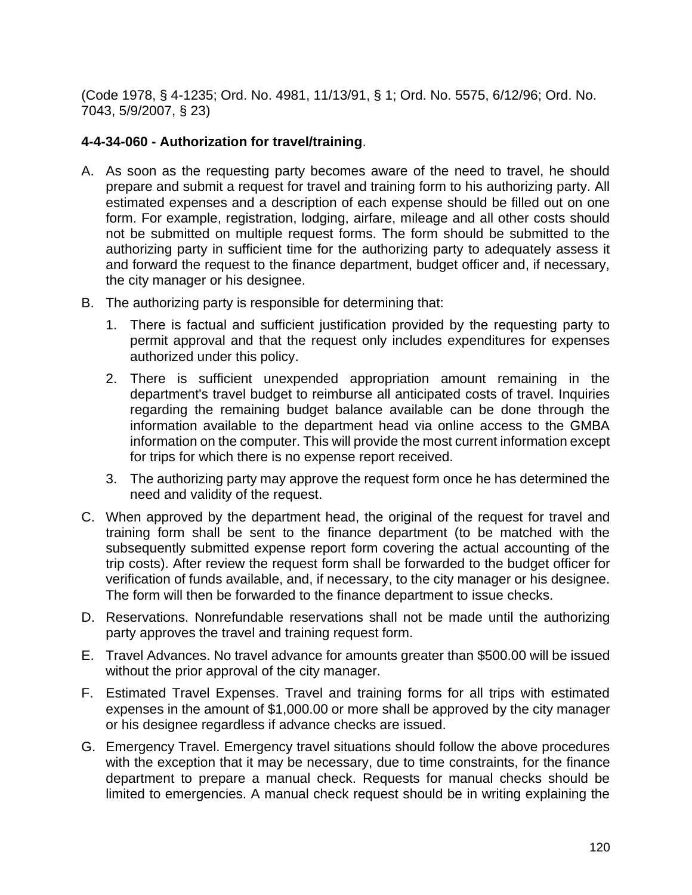(Code 1978, § 4-1235; Ord. No. 4981, 11/13/91, § 1; Ord. No. 5575, 6/12/96; Ord. No. 7043, 5/9/2007, § 23)

**4-4-34-060 - Authorization for travel/training**.

A. As soon as the requesting party becomes aware of the need to travel, he should prepare and submit a request for travel and training form to his authorizing party. All estimated expenses and a description of each expense should be filled out on one form. For example, registration, lodging, airfare, mileage and all other costs should not be submitted on multiple request forms. The form should be submitted to the authorizing party in sufficient time for the authorizing party to adequately assess it and forward the request to the finance department, budget officer and, if necessary, the city manager or his designee.

B. The authorizing party is responsible for determining that:

   1. There is factual and sufficient justification provided by the requesting party to permit approval and that the request only includes expenditures for expenses authorized under this policy.

   2. There is sufficient unexpended appropriation amount remaining in the department's travel budget to reimburse all anticipated costs of travel. Inquiries regarding the remaining budget balance available can be done through the information available to the department head via online access to the GMBA information on the computer. This will provide the most current information except for trips for which there is no expense report received.

   3. The authorizing party may approve the request form once he has determined the need and validity of the request.

C. When approved by the department head, the original of the request for travel and training form shall be sent to the finance department (to be matched with the subsequently submitted expense report form covering the actual accounting of the trip costs). After review the request form shall be forwarded to the budget officer for verification of funds available, and, if necessary, to the city manager or his designee. The form will then be forwarded to the finance department to issue checks.

D. Reservations. Nonrefundable reservations shall not be made until the authorizing party approves the travel and training request form.

E. Travel Advances. No travel advance for amounts greater than $500.00 will be issued without the prior approval of the city manager.

F. Estimated Travel Expenses. Travel and training forms for all trips with estimated expenses in the amount of $1,000.00 or more shall be approved by the city manager or his designee regardless if advance checks are issued.

G. Emergency Travel. Emergency travel situations should follow the above procedures with the exception that it may be necessary, due to time constraints, for the finance department to prepare a manual check. Requests for manual checks should be limited to emergencies. A manual check request should be in writing explaining the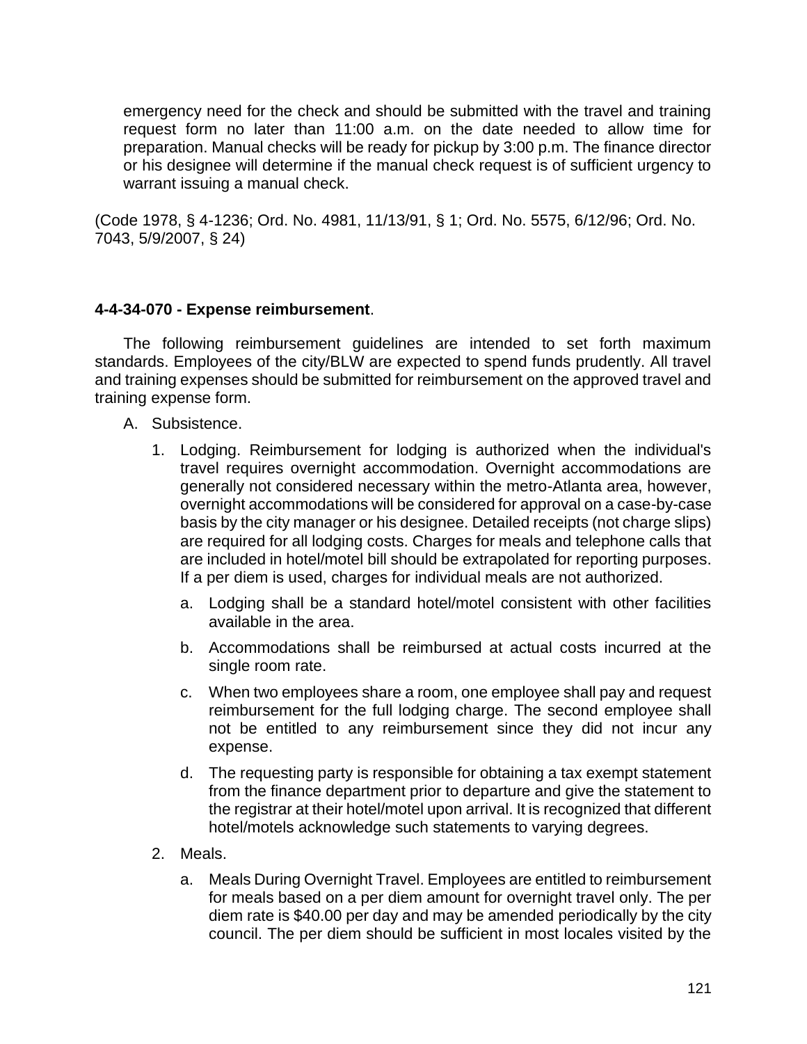emergency need for the check and should be submitted with the travel and training request form no later than 11:00 a.m. on the date needed to allow time for preparation. Manual checks will be ready for pickup by 3:00 p.m. The finance director or his designee will determine if the manual check request is of sufficient urgency to warrant issuing a manual check.

(Code 1978, § 4-1236; Ord. No. 4981, 11/13/91, § 1; Ord. No. 5575, 6/12/96; Ord. No. 7043, 5/9/2007, § 24)

**4-4-34-070 - Expense reimbursement**.

The following reimbursement guidelines are intended to set forth maximum standards. Employees of the city/BLW are expected to spend funds prudently. All travel and training expenses should be submitted for reimbursement on the approved travel and training expense form.

A. Subsistence.

1. Lodging. Reimbursement for lodging is authorized when the individual's travel requires overnight accommodation. Overnight accommodations are generally not considered necessary within the metro-Atlanta area, however, overnight accommodations will be considered for approval on a case-by-case basis by the city manager or his designee. Detailed receipts (not charge slips) are required for all lodging costs. Charges for meals and telephone calls that are included in hotel/motel bill should be extrapolated for reporting purposes. If a per diem is used, charges for individual meals are not authorized.

   a. Lodging shall be a standard hotel/motel consistent with other facilities available in the area.

   b. Accommodations shall be reimbursed at actual costs incurred at the single room rate.

   c. When two employees share a room, one employee shall pay and request reimbursement for the full lodging charge. The second employee shall not be entitled to any reimbursement since they did not incur any expense.

   d. The requesting party is responsible for obtaining a tax exempt statement from the finance department prior to departure and give the statement to the registrar at their hotel/motel upon arrival. It is recognized that different hotel/motels acknowledge such statements to varying degrees.

2. Meals.

   a. Meals During Overnight Travel. Employees are entitled to reimbursement for meals based on a per diem amount for overnight travel only. The per diem rate is $40.00 per day and may be amended periodically by the city council. The per diem should be sufficient in most locales visited by the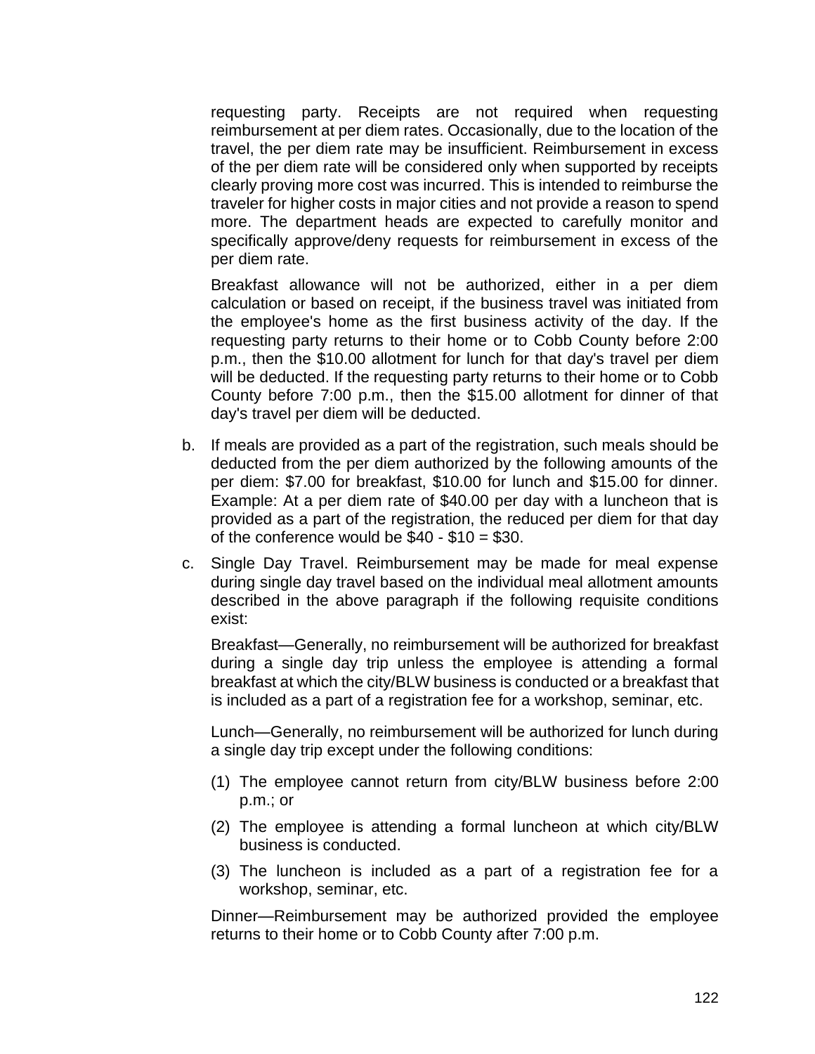requesting party. Receipts are not required when requesting reimbursement at per diem rates. Occasionally, due to the location of the travel, the per diem rate may be insufficient. Reimbursement in excess of the per diem rate will be considered only when supported by receipts clearly proving more cost was incurred. This is intended to reimburse the traveler for higher costs in major cities and not provide a reason to spend more. The department heads are expected to carefully monitor and specifically approve/deny requests for reimbursement in excess of the per diem rate.

Breakfast allowance will not be authorized, either in a per diem calculation or based on receipt, if the business travel was initiated from the employee's home as the first business activity of the day. If the requesting party returns to their home or to Cobb County before 2:00 p.m., then the $10.00 allotment for lunch for that day's travel per diem will be deducted. If the requesting party returns to their home or to Cobb County before 7:00 p.m., then the $15.00 allotment for dinner of that day's travel per diem will be deducted.

b. If meals are provided as a part of the registration, such meals should be deducted from the per diem authorized by the following amounts of the per diem: $7.00 for breakfast, $10.00 for lunch and $15.00 for dinner. Example: At a per diem rate of $40.00 per day with a luncheon that is provided as a part of the registration, the reduced per diem for that day of the conference would be $40 - $10 = $30.

c. Single Day Travel. Reimbursement may be made for meal expense during single day travel based on the individual meal allotment amounts described in the above paragraph if the following requisite conditions exist:

Breakfast—Generally, no reimbursement will be authorized for breakfast during a single day trip unless the employee is attending a formal breakfast at which the city/BLW business is conducted or a breakfast that is included as a part of a registration fee for a workshop, seminar, etc.

Lunch—Generally, no reimbursement will be authorized for lunch during a single day trip except under the following conditions:

(1) The employee cannot return from city/BLW business before 2:00 p.m.; or

(2) The employee is attending a formal luncheon at which city/BLW business is conducted.

(3) The luncheon is included as a part of a registration fee for a workshop, seminar, etc.

Dinner—Reimbursement may be authorized provided the employee returns to their home or to Cobb County after 7:00 p.m.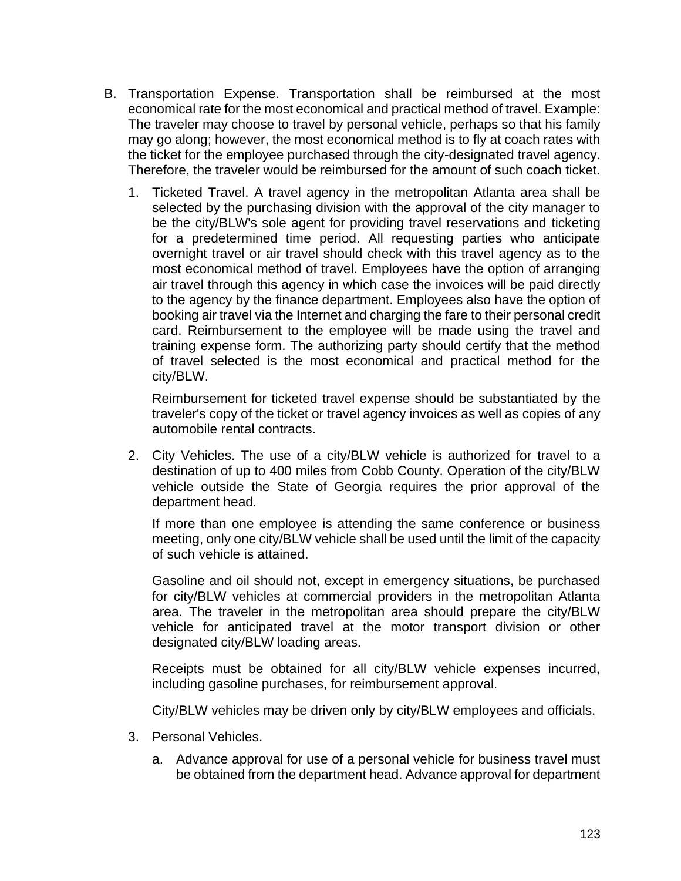B. Transportation Expense. Transportation shall be reimbursed at the most economical rate for the most economical and practical method of travel. Example: The traveler may choose to travel by personal vehicle, perhaps so that his family may go along; however, the most economical method is to fly at coach rates with the ticket for the employee purchased through the city-designated travel agency. Therefore, the traveler would be reimbursed for the amount of such coach ticket.

1. Ticketed Travel. A travel agency in the metropolitan Atlanta area shall be selected by the purchasing division with the approval of the city manager to be the city/BLW's sole agent for providing travel reservations and ticketing for a predetermined time period. All requesting parties who anticipate overnight travel or air travel should check with this travel agency as to the most economical method of travel. Employees have the option of arranging air travel through this agency in which case the invoices will be paid directly to the agency by the finance department. Employees also have the option of booking air travel via the Internet and charging the fare to their personal credit card. Reimbursement to the employee will be made using the travel and training expense form. The authorizing party should certify that the method of travel selected is the most economical and practical method for the city/BLW.

   Reimbursement for ticketed travel expense should be substantiated by the traveler's copy of the ticket or travel agency invoices as well as copies of any automobile rental contracts.

2. City Vehicles. The use of a city/BLW vehicle is authorized for travel to a destination of up to 400 miles from Cobb County. Operation of the city/BLW vehicle outside the State of Georgia requires the prior approval of the department head.

   If more than one employee is attending the same conference or business meeting, only one city/BLW vehicle shall be used until the limit of the capacity of such vehicle is attained.

   Gasoline and oil should not, except in emergency situations, be purchased for city/BLW vehicles at commercial providers in the metropolitan Atlanta area. The traveler in the metropolitan area should prepare the city/BLW vehicle for anticipated travel at the motor transport division or other designated city/BLW loading areas.

   Receipts must be obtained for all city/BLW vehicle expenses incurred, including gasoline purchases, for reimbursement approval.

   City/BLW vehicles may be driven only by city/BLW employees and officials.

3. Personal Vehicles.

   a. Advance approval for use of a personal vehicle for business travel must be obtained from the department head. Advance approval for department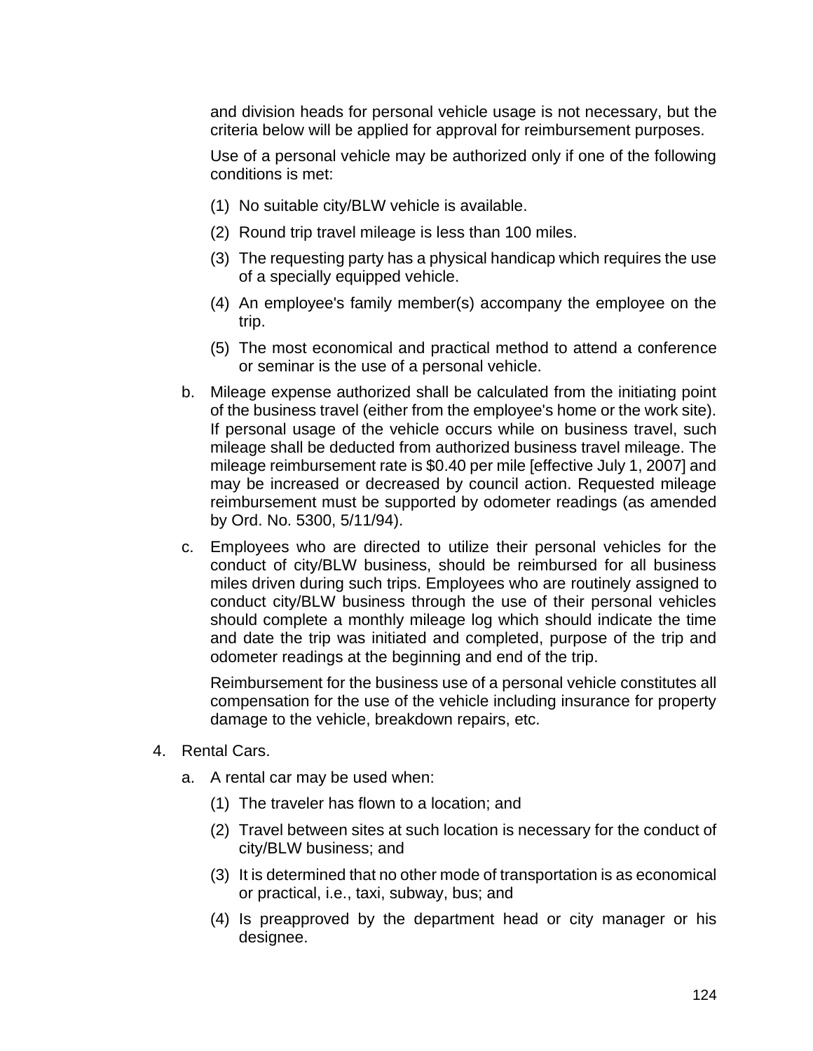and division heads for personal vehicle usage is not necessary, but the criteria below will be applied for approval for reimbursement purposes.

Use of a personal vehicle may be authorized only if one of the following conditions is met:

(1) No suitable city/BLW vehicle is available.

(2) Round trip travel mileage is less than 100 miles.

(3) The requesting party has a physical handicap which requires the use of a specially equipped vehicle.

(4) An employee's family member(s) accompany the employee on the trip.

(5) The most economical and practical method to attend a conference or seminar is the use of a personal vehicle.

b. Mileage expense authorized shall be calculated from the initiating point of the business travel (either from the employee's home or the work site). If personal usage of the vehicle occurs while on business travel, such mileage shall be deducted from authorized business travel mileage. The mileage reimbursement rate is $0.40 per mile [effective July 1, 2007] and may be increased or decreased by council action. Requested mileage reimbursement must be supported by odometer readings (as amended by Ord. No. 5300, 5/11/94).

c. Employees who are directed to utilize their personal vehicles for the conduct of city/BLW business, should be reimbursed for all business miles driven during such trips. Employees who are routinely assigned to conduct city/BLW business through the use of their personal vehicles should complete a monthly mileage log which should indicate the time and date the trip was initiated and completed, purpose of the trip and odometer readings at the beginning and end of the trip.

Reimbursement for the business use of a personal vehicle constitutes all compensation for the use of the vehicle including insurance for property damage to the vehicle, breakdown repairs, etc.

4. Rental Cars.

a. A rental car may be used when:

(1) The traveler has flown to a location; and

(2) Travel between sites at such location is necessary for the conduct of city/BLW business; and

(3) It is determined that no other mode of transportation is as economical or practical, i.e., taxi, subway, bus; and

(4) Is preapproved by the department head or city manager or his designee.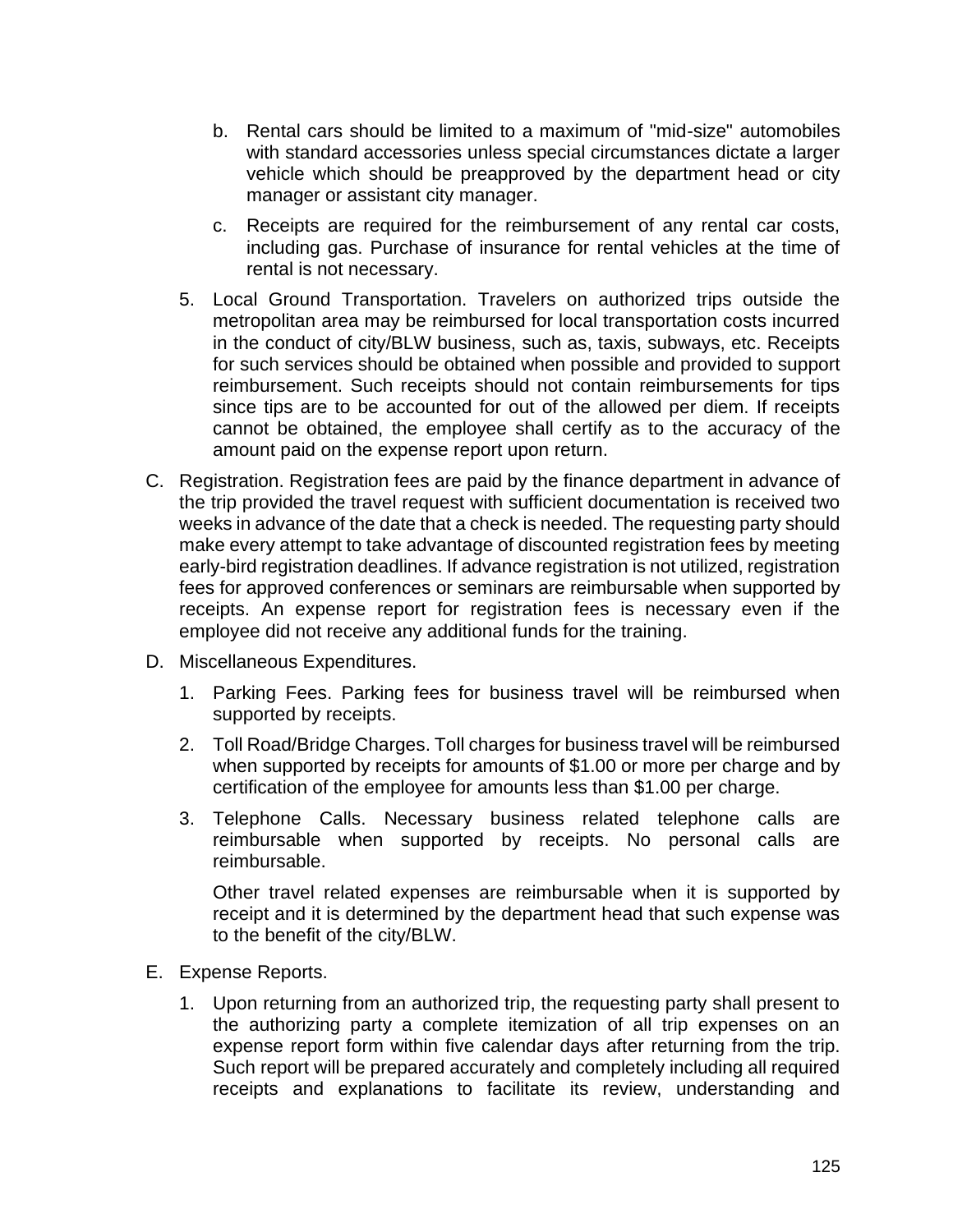b. Rental cars should be limited to a maximum of "mid-size" automobiles with standard accessories unless special circumstances dictate a larger vehicle which should be preapproved by the department head or city manager or assistant city manager.

c. Receipts are required for the reimbursement of any rental car costs, including gas. Purchase of insurance for rental vehicles at the time of rental is not necessary.

5. Local Ground Transportation. Travelers on authorized trips outside the metropolitan area may be reimbursed for local transportation costs incurred in the conduct of city/BLW business, such as, taxis, subways, etc. Receipts for such services should be obtained when possible and provided to support reimbursement. Such receipts should not contain reimbursements for tips since tips are to be accounted for out of the allowed per diem. If receipts cannot be obtained, the employee shall certify as to the accuracy of the amount paid on the expense report upon return.

C. Registration. Registration fees are paid by the finance department in advance of the trip provided the travel request with sufficient documentation is received two weeks in advance of the date that a check is needed. The requesting party should make every attempt to take advantage of discounted registration fees by meeting early-bird registration deadlines. If advance registration is not utilized, registration fees for approved conferences or seminars are reimbursable when supported by receipts. An expense report for registration fees is necessary even if the employee did not receive any additional funds for the training.

D. Miscellaneous Expenditures.

1. Parking Fees. Parking fees for business travel will be reimbursed when supported by receipts.

2. Toll Road/Bridge Charges. Toll charges for business travel will be reimbursed when supported by receipts for amounts of $1.00 or more per charge and by certification of the employee for amounts less than $1.00 per charge.

3. Telephone Calls. Necessary business related telephone calls are reimbursable when supported by receipts. No personal calls are reimbursable.

   Other travel related expenses are reimbursable when it is supported by receipt and it is determined by the department head that such expense was to the benefit of the city/BLW.

E. Expense Reports.

1. Upon returning from an authorized trip, the requesting party shall present to the authorizing party a complete itemization of all trip expenses on an expense report form within five calendar days after returning from the trip. Such report will be prepared accurately and completely including all required receipts and explanations to facilitate its review, understanding and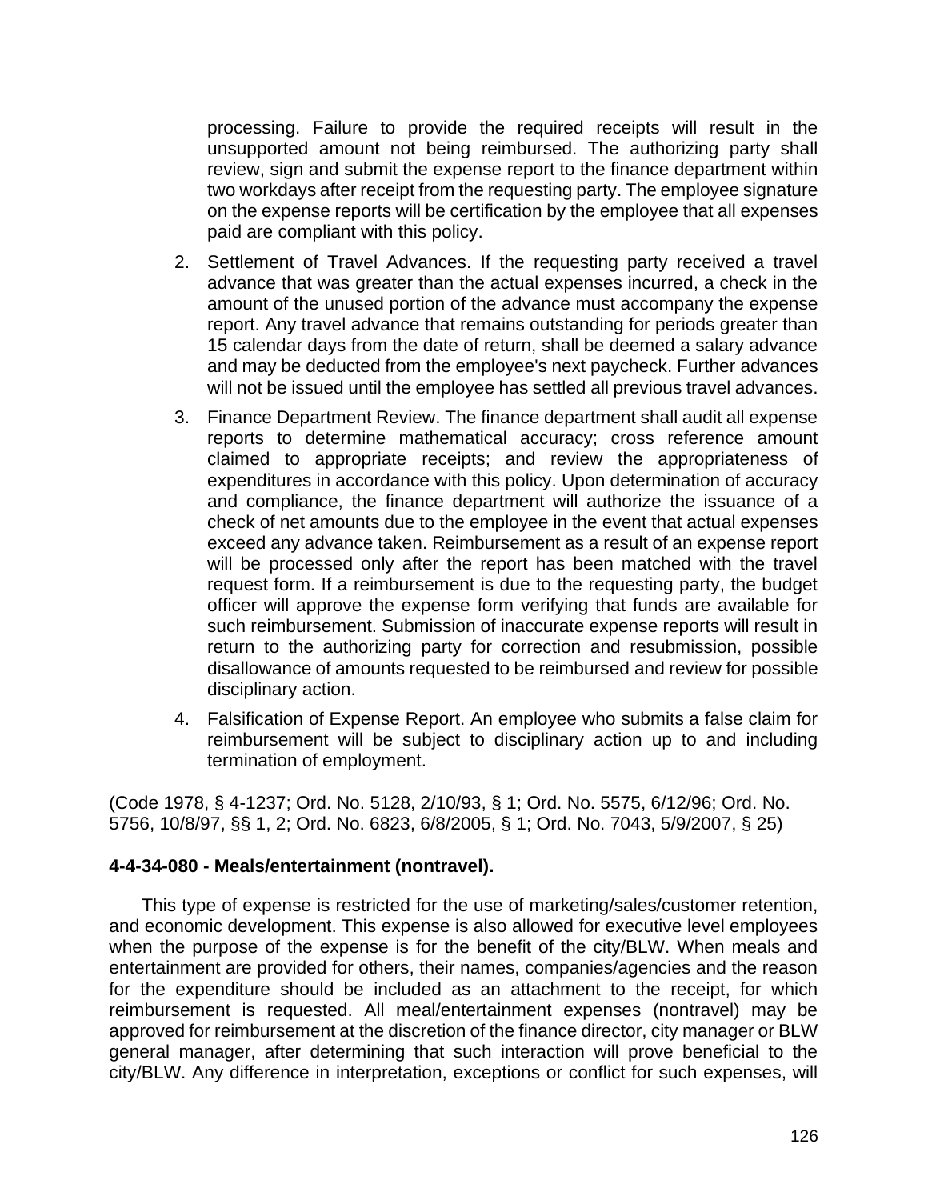processing. Failure to provide the required receipts will result in the unsupported amount not being reimbursed. The authorizing party shall review, sign and submit the expense report to the finance department within two workdays after receipt from the requesting party. The employee signature on the expense reports will be certification by the employee that all expenses paid are compliant with this policy.

2. Settlement of Travel Advances. If the requesting party received a travel advance that was greater than the actual expenses incurred, a check in the amount of the unused portion of the advance must accompany the expense report. Any travel advance that remains outstanding for periods greater than 15 calendar days from the date of return, shall be deemed a salary advance and may be deducted from the employee's next paycheck. Further advances will not be issued until the employee has settled all previous travel advances.
3. Finance Department Review. The finance department shall audit all expense reports to determine mathematical accuracy; cross reference amount claimed to appropriate receipts; and review the appropriateness of expenditures in accordance with this policy. Upon determination of accuracy and compliance, the finance department will authorize the issuance of a check of net amounts due to the employee in the event that actual expenses exceed any advance taken. Reimbursement as a result of an expense report will be processed only after the report has been matched with the travel request form. If a reimbursement is due to the requesting party, the budget officer will approve the expense form verifying that funds are available for such reimbursement. Submission of inaccurate expense reports will result in return to the authorizing party for correction and resubmission, possible disallowance of amounts requested to be reimbursed and review for possible disciplinary action.
4. Falsification of Expense Report. An employee who submits a false claim for reimbursement will be subject to disciplinary action up to and including termination of employment.

(Code 1978, § 4-1237; Ord. No. 5128, 2/10/93, § 1; Ord. No. 5575, 6/12/96; Ord. No. 5756, 10/8/97, §§ 1, 2; Ord. No. 6823, 6/8/2005, § 1; Ord. No. 7043, 5/9/2007, § 25)

**4-4-34-080 - Meals/entertainment (nontravel).**

This type of expense is restricted for the use of marketing/sales/customer retention, and economic development. This expense is also allowed for executive level employees when the purpose of the expense is for the benefit of the city/BLW. When meals and entertainment are provided for others, their names, companies/agencies and the reason for the expenditure should be included as an attachment to the receipt, for which reimbursement is requested. All meal/entertainment expenses (nontravel) may be approved for reimbursement at the discretion of the finance director, city manager or BLW general manager, after determining that such interaction will prove beneficial to the city/BLW. Any difference in interpretation, exceptions or conflict for such expenses, will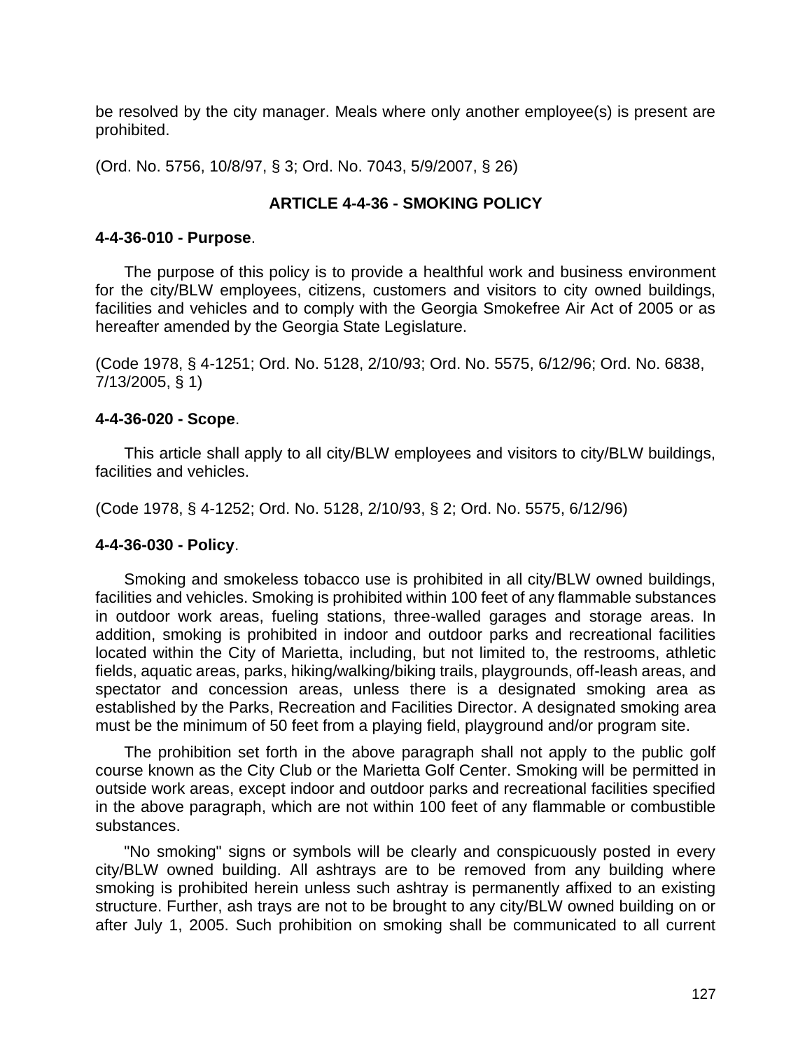be resolved by the city manager. Meals where only another employee(s) is present are prohibited.

(Ord. No. 5756, 10/8/97, § 3; Ord. No. 7043, 5/9/2007, § 26)

## ARTICLE 4-4-36 - SMOKING POLICY

**4-4-36-010 - Purpose**.

The purpose of this policy is to provide a healthful work and business environment for the city/BLW employees, citizens, customers and visitors to city owned buildings, facilities and vehicles and to comply with the Georgia Smokefree Air Act of 2005 or as hereafter amended by the Georgia State Legislature.

(Code 1978, § 4-1251; Ord. No. 5128, 2/10/93; Ord. No. 5575, 6/12/96; Ord. No. 6838, 7/13/2005, § 1)

**4-4-36-020 - Scope**.

This article shall apply to all city/BLW employees and visitors to city/BLW buildings, facilities and vehicles.

(Code 1978, § 4-1252; Ord. No. 5128, 2/10/93, § 2; Ord. No. 5575, 6/12/96)

**4-4-36-030 - Policy**.

Smoking and smokeless tobacco use is prohibited in all city/BLW owned buildings, facilities and vehicles. Smoking is prohibited within 100 feet of any flammable substances in outdoor work areas, fueling stations, three-walled garages and storage areas. In addition, smoking is prohibited in indoor and outdoor parks and recreational facilities located within the City of Marietta, including, but not limited to, the restrooms, athletic fields, aquatic areas, parks, hiking/walking/biking trails, playgrounds, off-leash areas, and spectator and concession areas, unless there is a designated smoking area as established by the Parks, Recreation and Facilities Director. A designated smoking area must be the minimum of 50 feet from a playing field, playground and/or program site.

The prohibition set forth in the above paragraph shall not apply to the public golf course known as the City Club or the Marietta Golf Center. Smoking will be permitted in outside work areas, except indoor and outdoor parks and recreational facilities specified in the above paragraph, which are not within 100 feet of any flammable or combustible substances.

"No smoking" signs or symbols will be clearly and conspicuously posted in every city/BLW owned building. All ashtrays are to be removed from any building where smoking is prohibited herein unless such ashtray is permanently affixed to an existing structure. Further, ash trays are not to be brought to any city/BLW owned building on or after July 1, 2005. Such prohibition on smoking shall be communicated to all current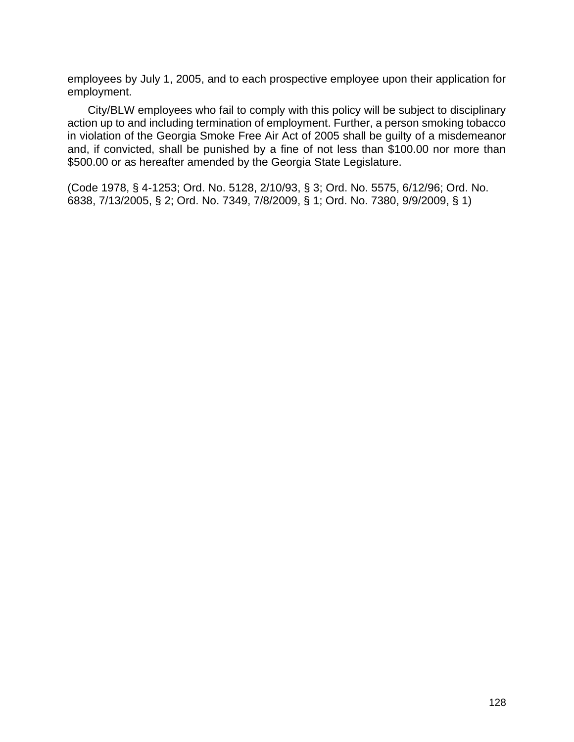employees by July 1, 2005, and to each prospective employee upon their application for employment.

City/BLW employees who fail to comply with this policy will be subject to disciplinary action up to and including termination of employment. Further, a person smoking tobacco in violation of the Georgia Smoke Free Air Act of 2005 shall be guilty of a misdemeanor and, if convicted, shall be punished by a fine of not less than $100.00 nor more than $500.00 or as hereafter amended by the Georgia State Legislature.

(Code 1978, § 4-1253; Ord. No. 5128, 2/10/93, § 3; Ord. No. 5575, 6/12/96; Ord. No. 6838, 7/13/2005, § 2; Ord. No. 7349, 7/8/2009, § 1; Ord. No. 7380, 9/9/2009, § 1)